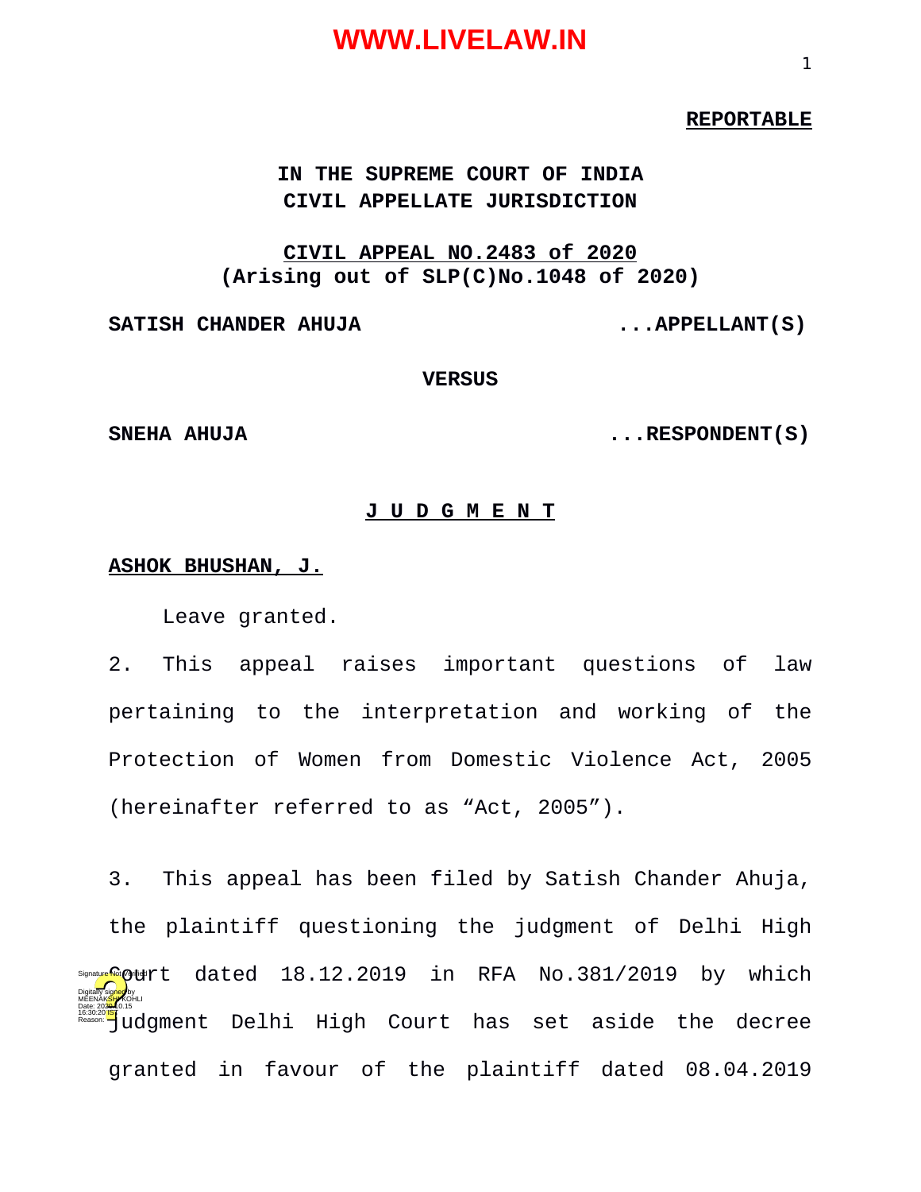**REPORTABLE**

**IN THE SUPREME COURT OF INDIA**
**CIVIL APPELLATE JURISDICTION**

**CIVIL APPEAL NO.2483 of 2020**
**(Arising out of SLP(C)No.1048 of 2020)**

**SATISH CHANDER AHUJA ...APPELLANT(S)**

**VERSUS**

**SNEHA AHUJA ...RESPONDENT(S)**

**J U D G M E N T**

**ASHOK BHUSHAN, J.**

Leave granted.

2. This appeal raises important questions of law pertaining to the interpretation and working of the Protection of Women from Domestic Violence Act, 2005 (hereinafter referred to as "Act, 2005").

3. This appeal has been filed by Satish Chander Ahuja, the plaintiff questioning the judgment of Delhi High Court dated 18.12.2019 in RFA No.381/2019 by which judgment Delhi High Court has set aside the decree granted in favour of the plaintiff dated 08.04.2019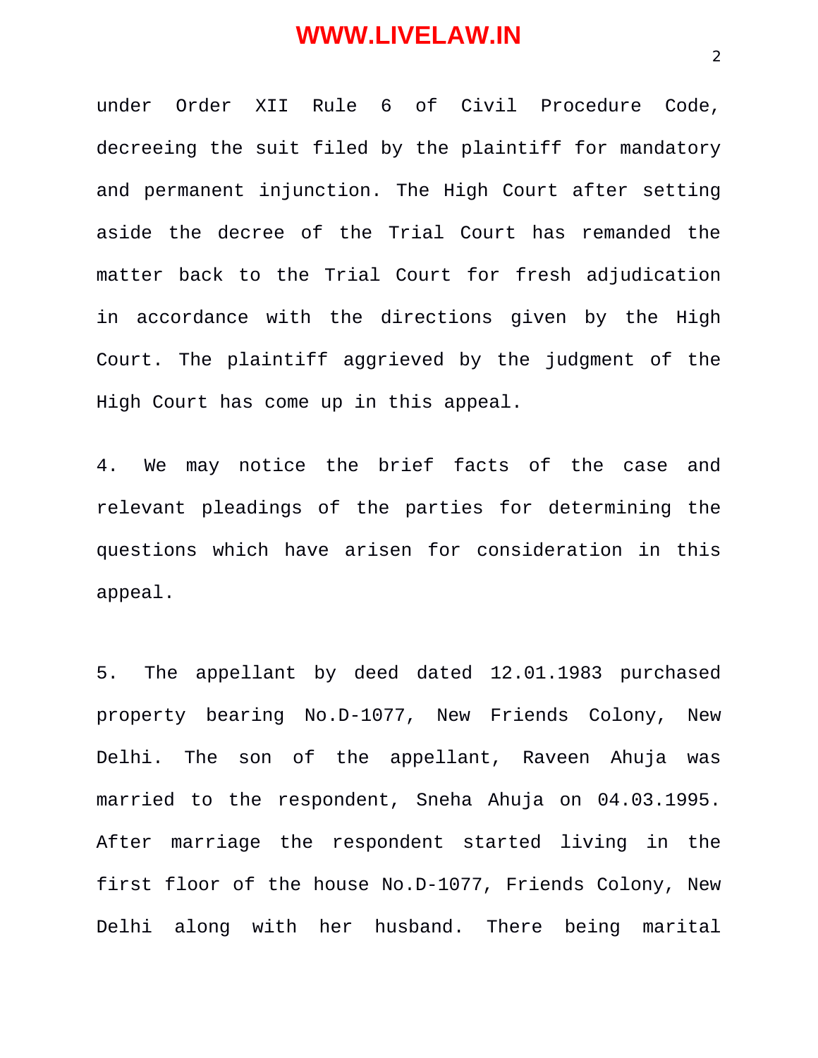under Order XII Rule 6 of Civil Procedure Code, decreeing the suit filed by the plaintiff for mandatory and permanent injunction. The High Court after setting aside the decree of the Trial Court has remanded the matter back to the Trial Court for fresh adjudication in accordance with the directions given by the High Court. The plaintiff aggrieved by the judgment of the High Court has come up in this appeal.

4. We may notice the brief facts of the case and relevant pleadings of the parties for determining the questions which have arisen for consideration in this appeal.

5. The appellant by deed dated 12.01.1983 purchased property bearing No.D-1077, New Friends Colony, New Delhi. The son of the appellant, Raveen Ahuja was married to the respondent, Sneha Ahuja on 04.03.1995. After marriage the respondent started living in the first floor of the house No.D-1077, Friends Colony, New Delhi along with her husband. There being marital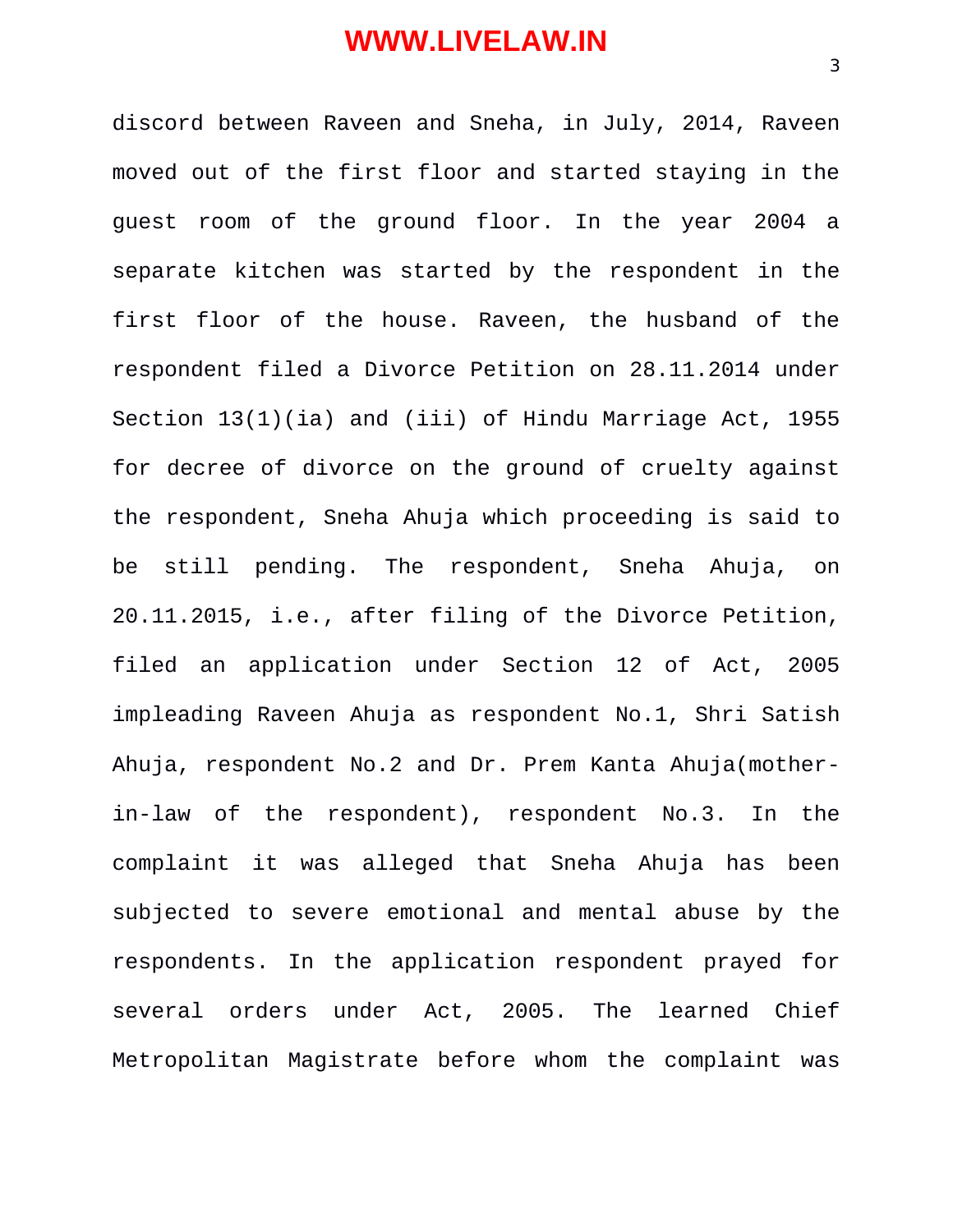discord between Raveen and Sneha, in July, 2014, Raveen moved out of the first floor and started staying in the guest room of the ground floor. In the year 2004 a separate kitchen was started by the respondent in the first floor of the house. Raveen, the husband of the respondent filed a Divorce Petition on 28.11.2014 under Section 13(1)(ia) and (iii) of Hindu Marriage Act, 1955 for decree of divorce on the ground of cruelty against the respondent, Sneha Ahuja which proceeding is said to be still pending. The respondent, Sneha Ahuja, on 20.11.2015, i.e., after filing of the Divorce Petition, filed an application under Section 12 of Act, 2005 impleading Raveen Ahuja as respondent No.1, Shri Satish Ahuja, respondent No.2 and Dr. Prem Kanta Ahuja(mother-in-law of the respondent), respondent No.3. In the complaint it was alleged that Sneha Ahuja has been subjected to severe emotional and mental abuse by the respondents. In the application respondent prayed for several orders under Act, 2005. The learned Chief Metropolitan Magistrate before whom the complaint was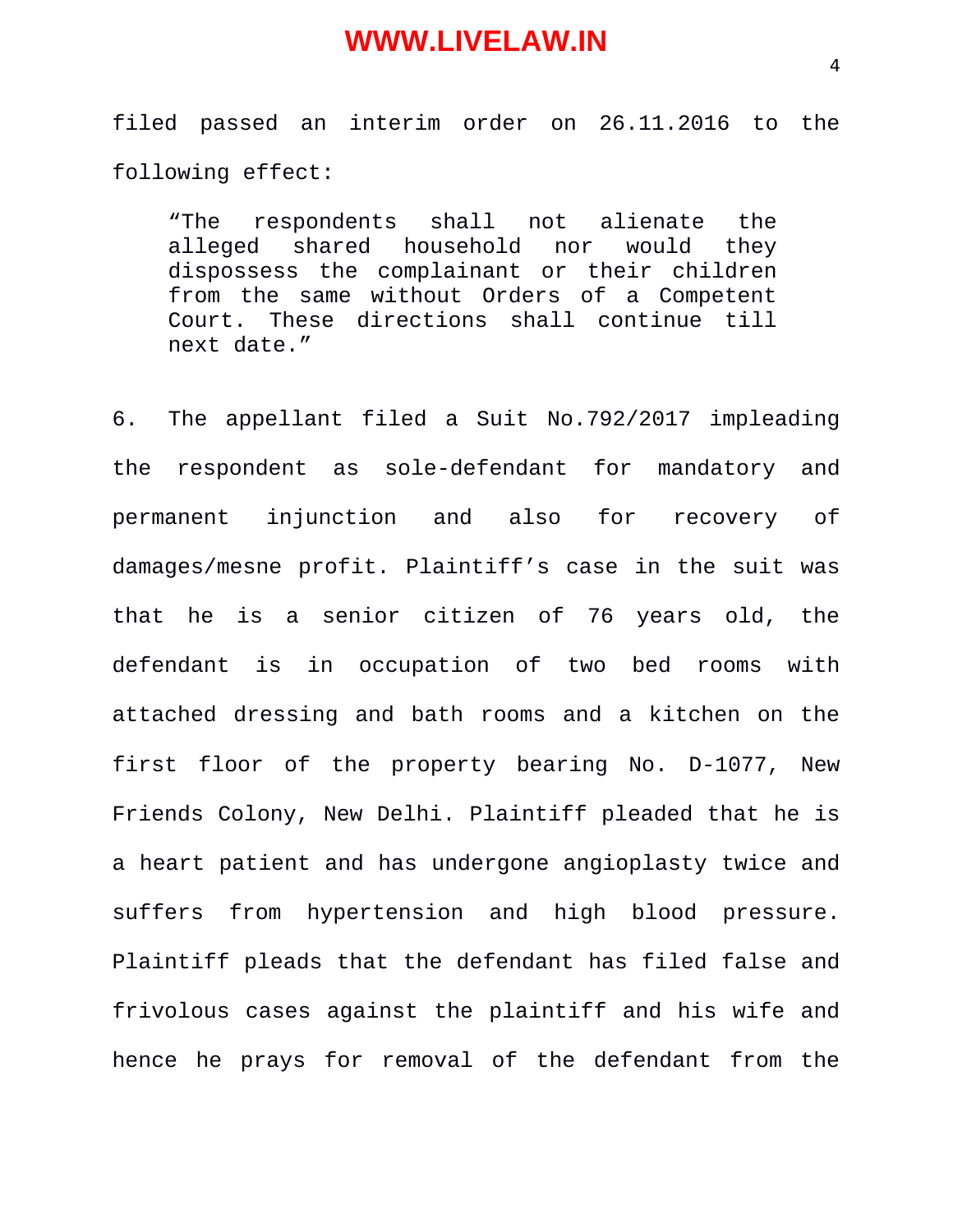filed passed an interim order on 26.11.2016 to the following effect:

> "The respondents shall not alienate the alleged shared household nor would they dispossess the complainant or their children from the same without Orders of a Competent Court. These directions shall continue till next date."

6. The appellant filed a Suit No.792/2017 impleading the respondent as sole-defendant for mandatory and permanent injunction and also for recovery of damages/mesne profit. Plaintiff's case in the suit was that he is a senior citizen of 76 years old, the defendant is in occupation of two bed rooms with attached dressing and bath rooms and a kitchen on the first floor of the property bearing No. D-1077, New Friends Colony, New Delhi. Plaintiff pleaded that he is a heart patient and has undergone angioplasty twice and suffers from hypertension and high blood pressure. Plaintiff pleads that the defendant has filed false and frivolous cases against the plaintiff and his wife and hence he prays for removal of the defendant from the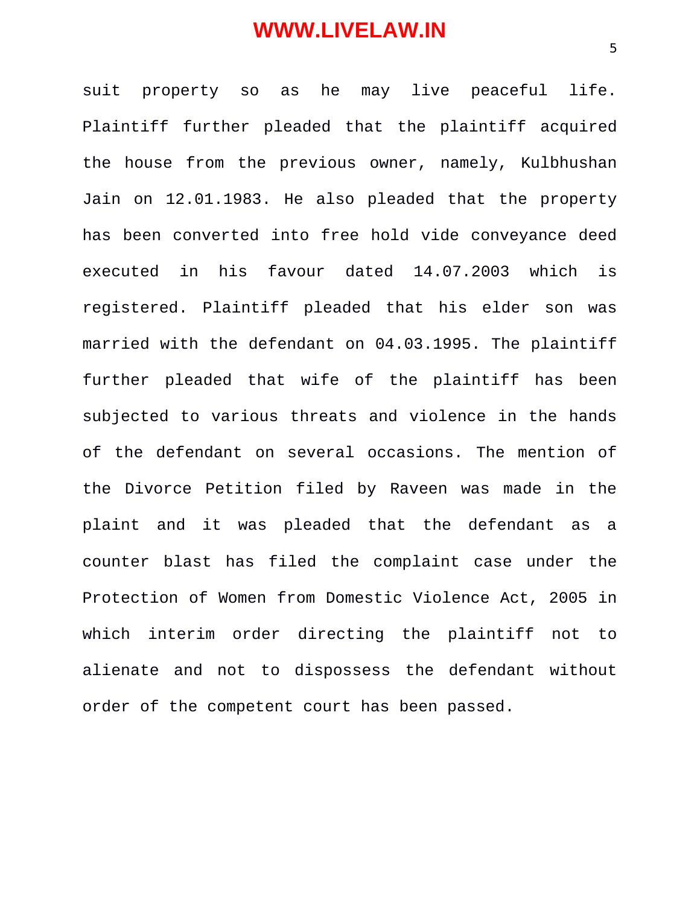suit property so as he may live peaceful life. Plaintiff further pleaded that the plaintiff acquired the house from the previous owner, namely, Kulbhushan Jain on 12.01.1983. He also pleaded that the property has been converted into free hold vide conveyance deed executed in his favour dated 14.07.2003 which is registered. Plaintiff pleaded that his elder son was married with the defendant on 04.03.1995. The plaintiff further pleaded that wife of the plaintiff has been subjected to various threats and violence in the hands of the defendant on several occasions. The mention of the Divorce Petition filed by Raveen was made in the plaint and it was pleaded that the defendant as a counter blast has filed the complaint case under the Protection of Women from Domestic Violence Act, 2005 in which interim order directing the plaintiff not to alienate and not to dispossess the defendant without order of the competent court has been passed.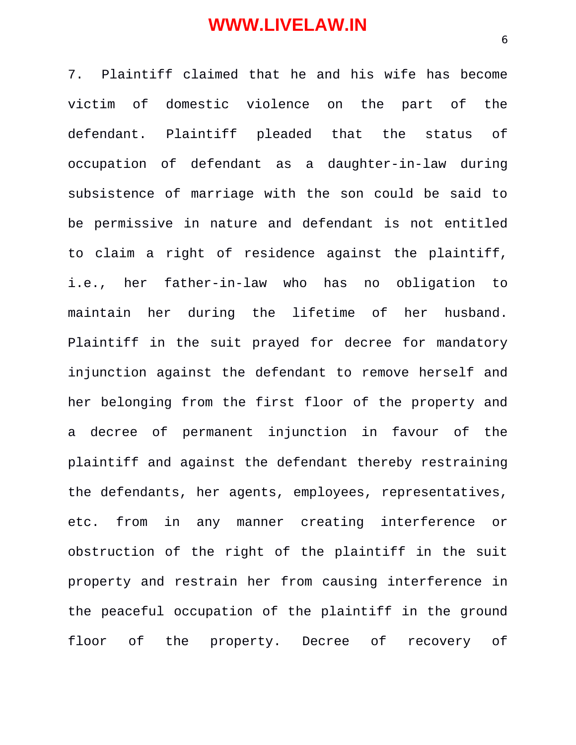7. Plaintiff claimed that he and his wife has become victim of domestic violence on the part of the defendant. Plaintiff pleaded that the status of occupation of defendant as a daughter-in-law during subsistence of marriage with the son could be said to be permissive in nature and defendant is not entitled to claim a right of residence against the plaintiff, i.e., her father-in-law who has no obligation to maintain her during the lifetime of her husband. Plaintiff in the suit prayed for decree for mandatory injunction against the defendant to remove herself and her belonging from the first floor of the property and a decree of permanent injunction in favour of the plaintiff and against the defendant thereby restraining the defendants, her agents, employees, representatives, etc. from in any manner creating interference or obstruction of the right of the plaintiff in the suit property and restrain her from causing interference in the peaceful occupation of the plaintiff in the ground floor of the property. Decree of recovery of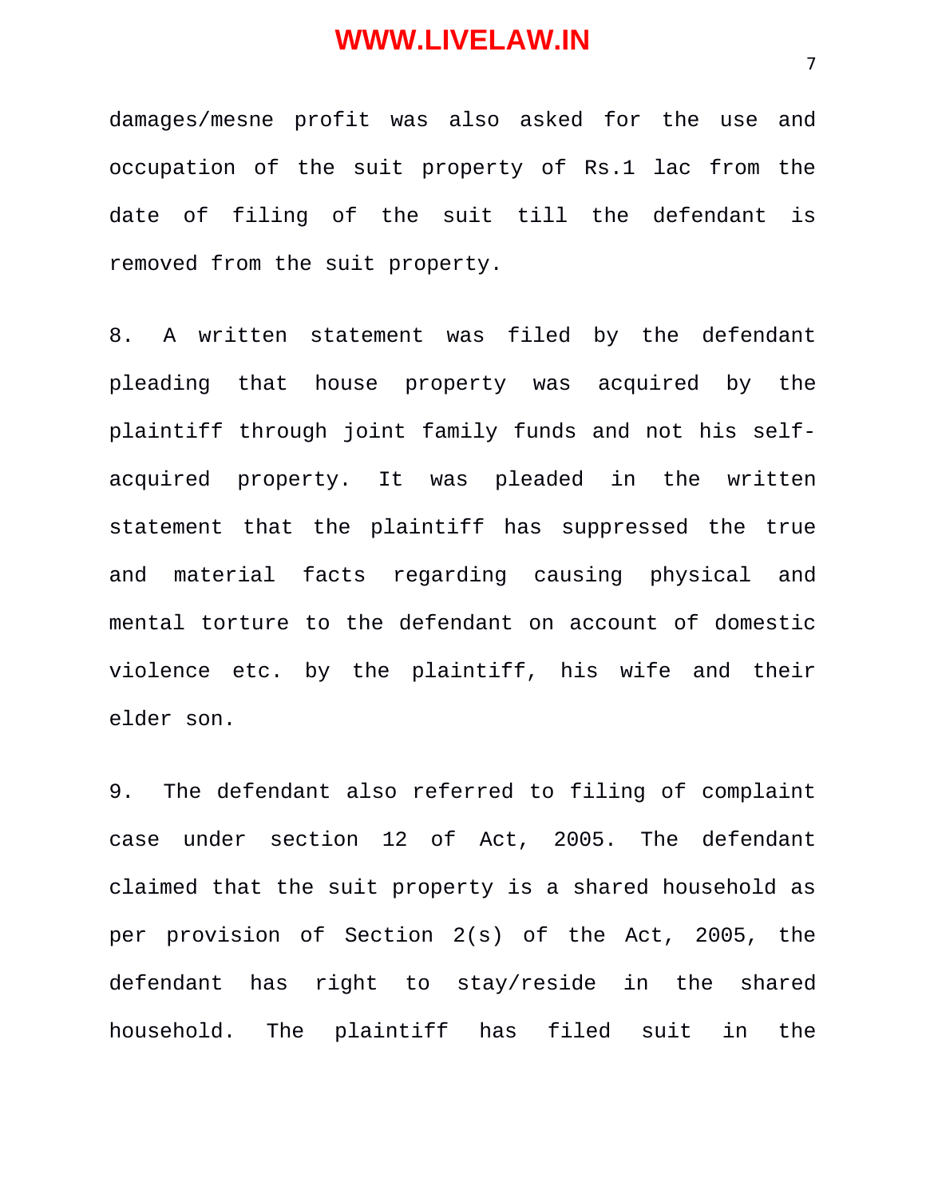damages/mesne profit was also asked for the use and occupation of the suit property of Rs.1 lac from the date of filing of the suit till the defendant is removed from the suit property.

8. A written statement was filed by the defendant pleading that house property was acquired by the plaintiff through joint family funds and not his self-acquired property. It was pleaded in the written statement that the plaintiff has suppressed the true and material facts regarding causing physical and mental torture to the defendant on account of domestic violence etc. by the plaintiff, his wife and their elder son.

9. The defendant also referred to filing of complaint case under section 12 of Act, 2005. The defendant claimed that the suit property is a shared household as per provision of Section 2(s) of the Act, 2005, the defendant has right to stay/reside in the shared household. The plaintiff has filed suit in the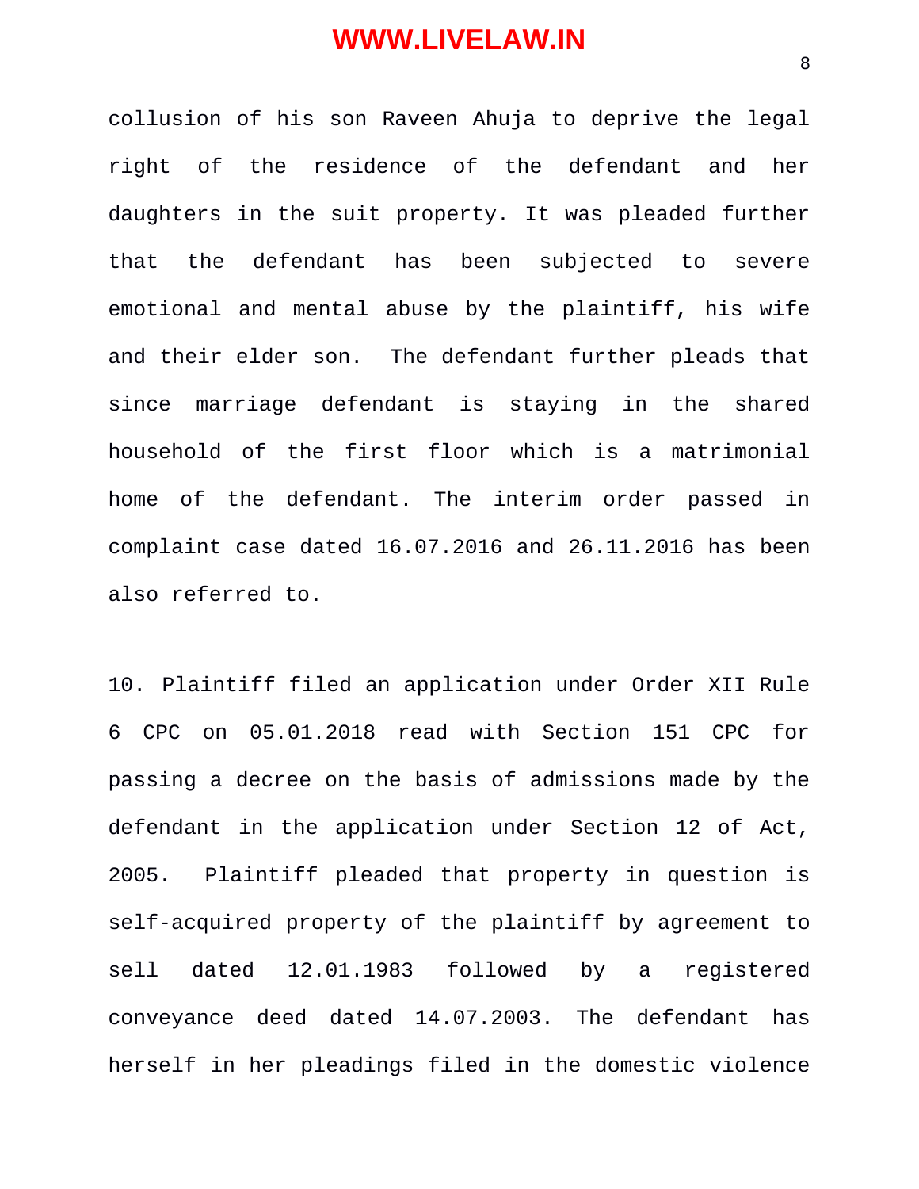collusion of his son Raveen Ahuja to deprive the legal right of the residence of the defendant and her daughters in the suit property. It was pleaded further that the defendant has been subjected to severe emotional and mental abuse by the plaintiff, his wife and their elder son. The defendant further pleads that since marriage defendant is staying in the shared household of the first floor which is a matrimonial home of the defendant. The interim order passed in complaint case dated 16.07.2016 and 26.11.2016 has been also referred to.

10. Plaintiff filed an application under Order XII Rule 6 CPC on 05.01.2018 read with Section 151 CPC for passing a decree on the basis of admissions made by the defendant in the application under Section 12 of Act, 2005. Plaintiff pleaded that property in question is self-acquired property of the plaintiff by agreement to sell dated 12.01.1983 followed by a registered conveyance deed dated 14.07.2003. The defendant has herself in her pleadings filed in the domestic violence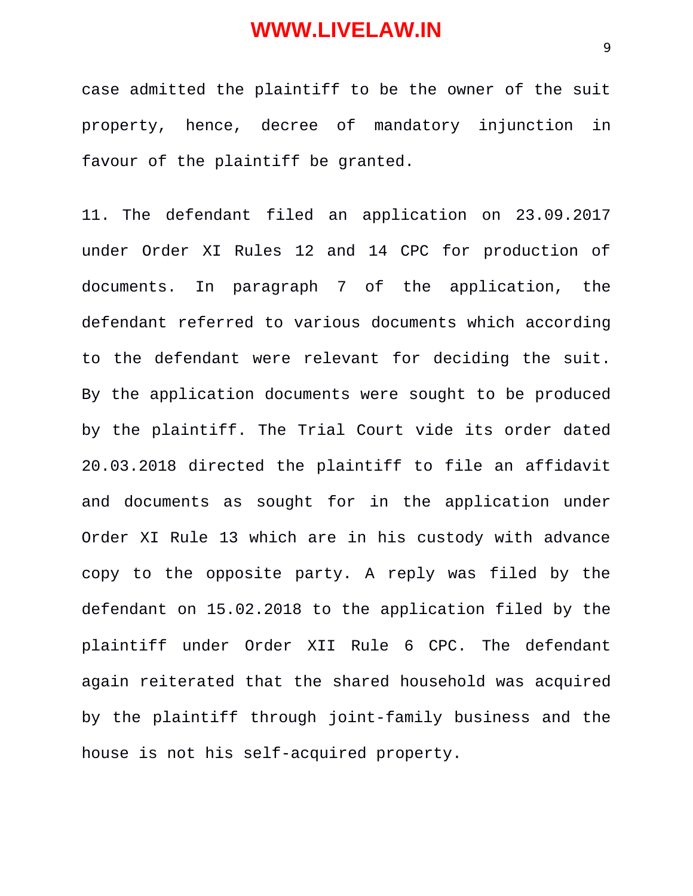case admitted the plaintiff to be the owner of the suit property, hence, decree of mandatory injunction in favour of the plaintiff be granted.

11. The defendant filed an application on 23.09.2017 under Order XI Rules 12 and 14 CPC for production of documents. In paragraph 7 of the application, the defendant referred to various documents which according to the defendant were relevant for deciding the suit. By the application documents were sought to be produced by the plaintiff. The Trial Court vide its order dated 20.03.2018 directed the plaintiff to file an affidavit and documents as sought for in the application under Order XI Rule 13 which are in his custody with advance copy to the opposite party. A reply was filed by the defendant on 15.02.2018 to the application filed by the plaintiff under Order XII Rule 6 CPC. The defendant again reiterated that the shared household was acquired by the plaintiff through joint-family business and the house is not his self-acquired property.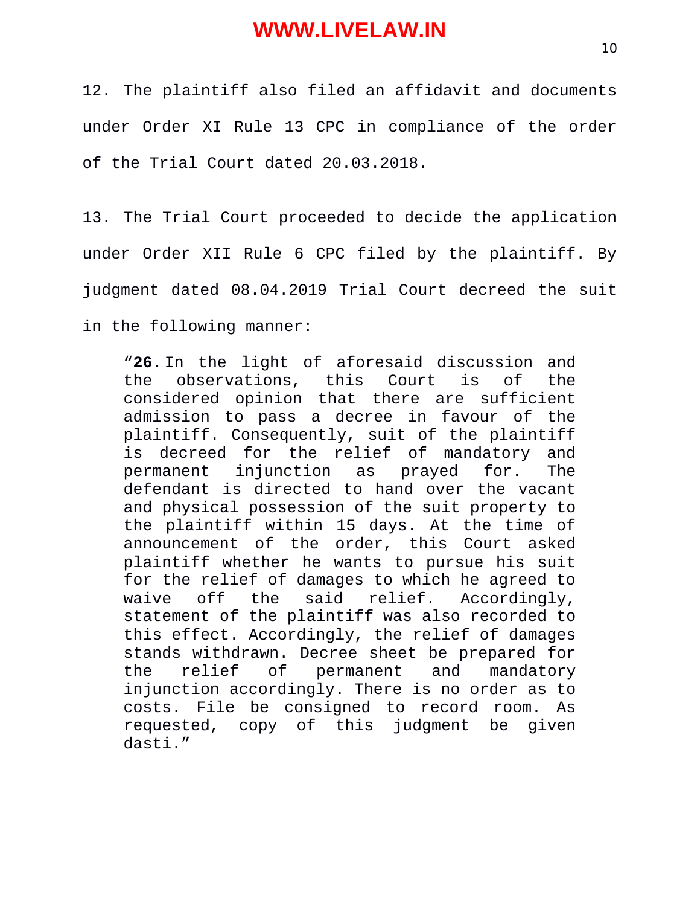12. The plaintiff also filed an affidavit and documents under Order XI Rule 13 CPC in compliance of the order of the Trial Court dated 20.03.2018.

13. The Trial Court proceeded to decide the application under Order XII Rule 6 CPC filed by the plaintiff. By judgment dated 08.04.2019 Trial Court decreed the suit in the following manner:

> "**26.** In the light of aforesaid discussion and the observations, this Court is of the considered opinion that there are sufficient admission to pass a decree in favour of the plaintiff. Consequently, suit of the plaintiff is decreed for the relief of mandatory and permanent injunction as prayed for. The defendant is directed to hand over the vacant and physical possession of the suit property to the plaintiff within 15 days. At the time of announcement of the order, this Court asked plaintiff whether he wants to pursue his suit for the relief of damages to which he agreed to waive off the said relief. Accordingly, statement of the plaintiff was also recorded to this effect. Accordingly, the relief of damages stands withdrawn. Decree sheet be prepared for the relief of permanent and mandatory injunction accordingly. There is no order as to costs. File be consigned to record room. As requested, copy of this judgment be given dasti."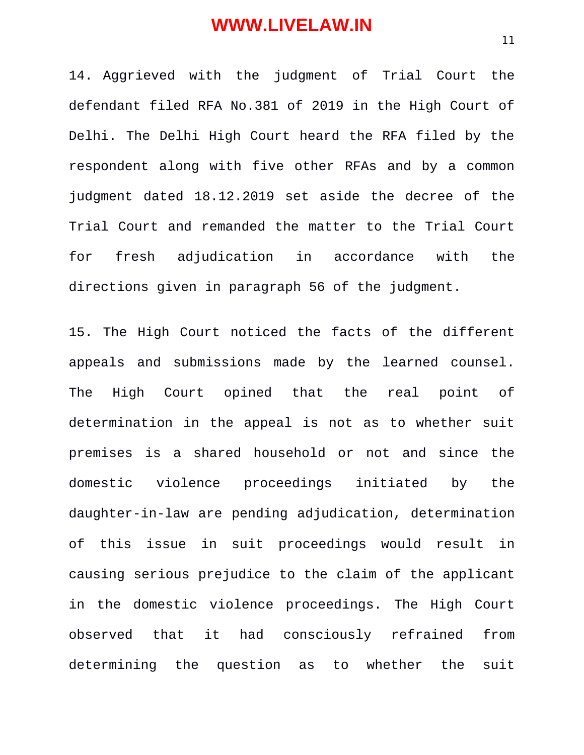14. Aggrieved with the judgment of Trial Court the defendant filed RFA No.381 of 2019 in the High Court of Delhi. The Delhi High Court heard the RFA filed by the respondent along with five other RFAs and by a common judgment dated 18.12.2019 set aside the decree of the Trial Court and remanded the matter to the Trial Court for fresh adjudication in accordance with the directions given in paragraph 56 of the judgment.

15. The High Court noticed the facts of the different appeals and submissions made by the learned counsel. The High Court opined that the real point of determination in the appeal is not as to whether suit premises is a shared household or not and since the domestic violence proceedings initiated by the daughter-in-law are pending adjudication, determination of this issue in suit proceedings would result in causing serious prejudice to the claim of the applicant in the domestic violence proceedings. The High Court observed that it had consciously refrained from determining the question as to whether the suit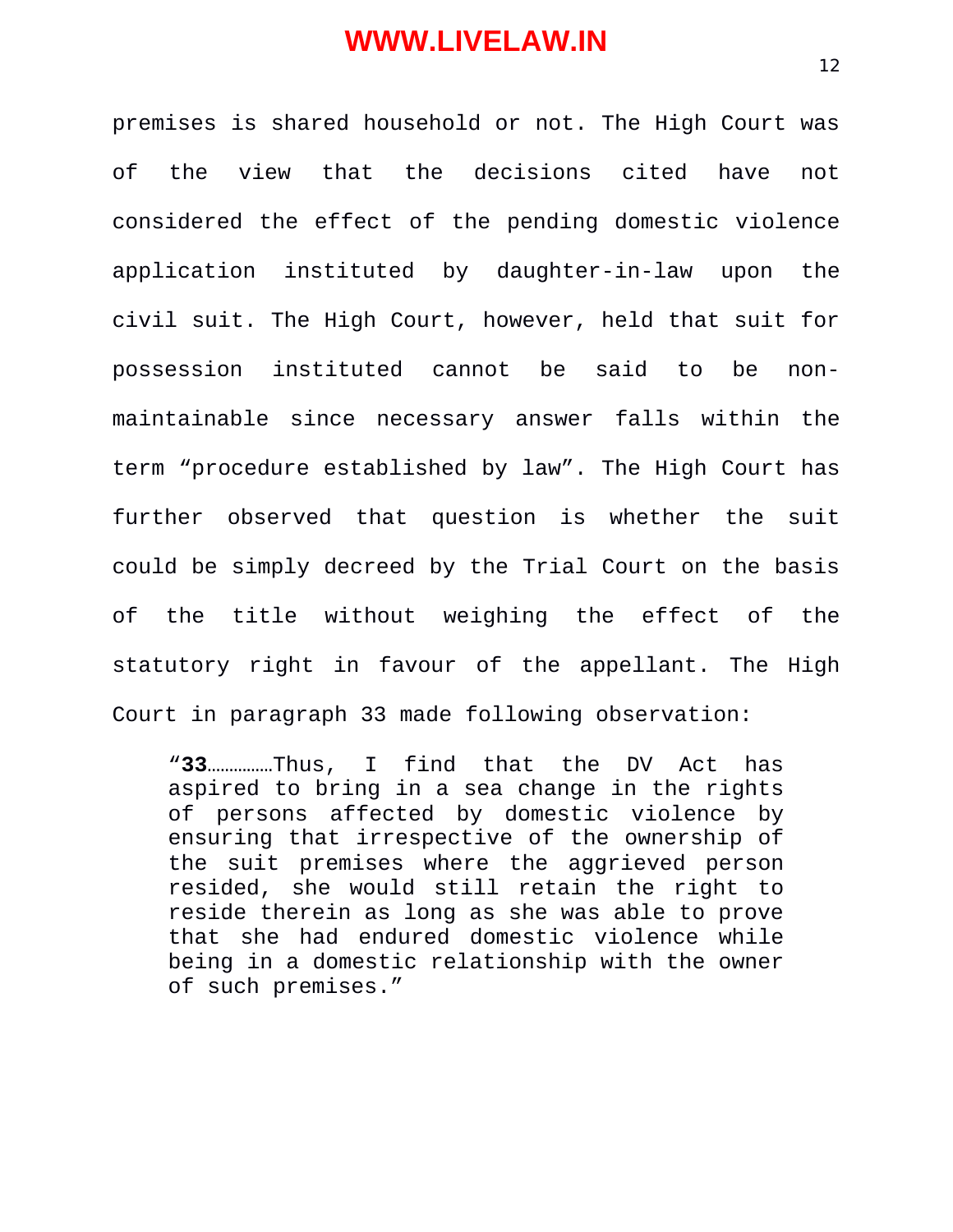premises is shared household or not. The High Court was of the view that the decisions cited have not considered the effect of the pending domestic violence application instituted by daughter-in-law upon the civil suit. The High Court, however, held that suit for possession instituted cannot be said to be non-maintainable since necessary answer falls within the term “procedure established by law”. The High Court has further observed that question is whether the suit could be simply decreed by the Trial Court on the basis of the title without weighing the effect of the statutory right in favour of the appellant. The High Court in paragraph 33 made following observation:

> “**33**……………Thus, I find that the DV Act has aspired to bring in a sea change in the rights of persons affected by domestic violence by ensuring that irrespective of the ownership of the suit premises where the aggrieved person resided, she would still retain the right to reside therein as long as she was able to prove that she had endured domestic violence while being in a domestic relationship with the owner of such premises.”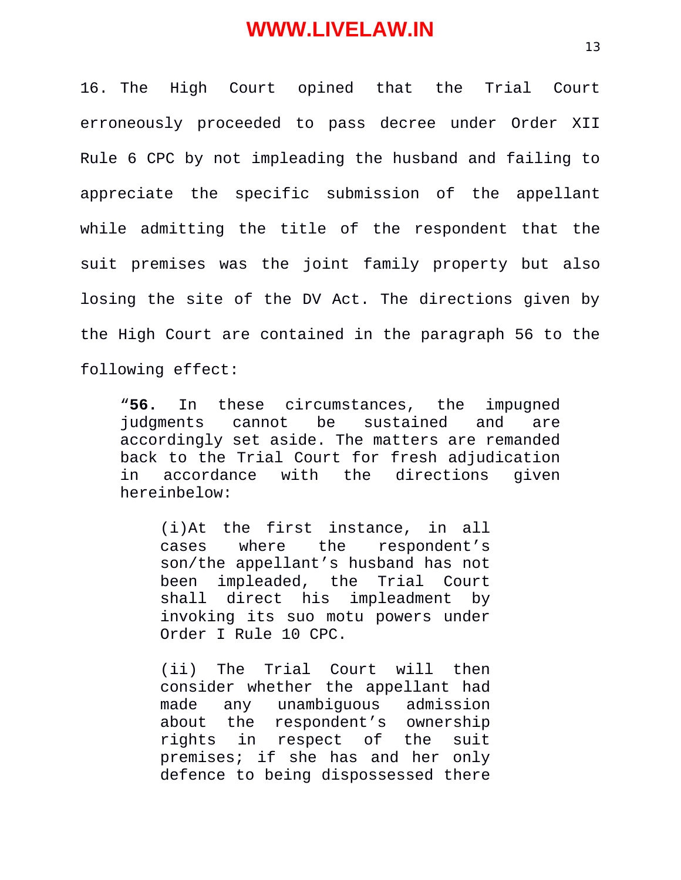16. The High Court opined that the Trial Court erroneously proceeded to pass decree under Order XII Rule 6 CPC by not impleading the husband and failing to appreciate the specific submission of the appellant while admitting the title of the respondent that the suit premises was the joint family property but also losing the site of the DV Act. The directions given by the High Court are contained in the paragraph 56 to the following effect:

> "**56.** In these circumstances, the impugned judgments cannot be sustained and are accordingly set aside. The matters are remanded back to the Trial Court for fresh adjudication in accordance with the directions given hereinbelow:
>
> > (i)At the first instance, in all cases where the respondent's son/the appellant's husband has not been impleaded, the Trial Court shall direct his impleadment by invoking its suo motu powers under Order I Rule 10 CPC.
> >
> > (ii) The Trial Court will then consider whether the appellant had made any unambiguous admission about the respondent's ownership rights in respect of the suit premises; if she has and her only defence to being dispossessed there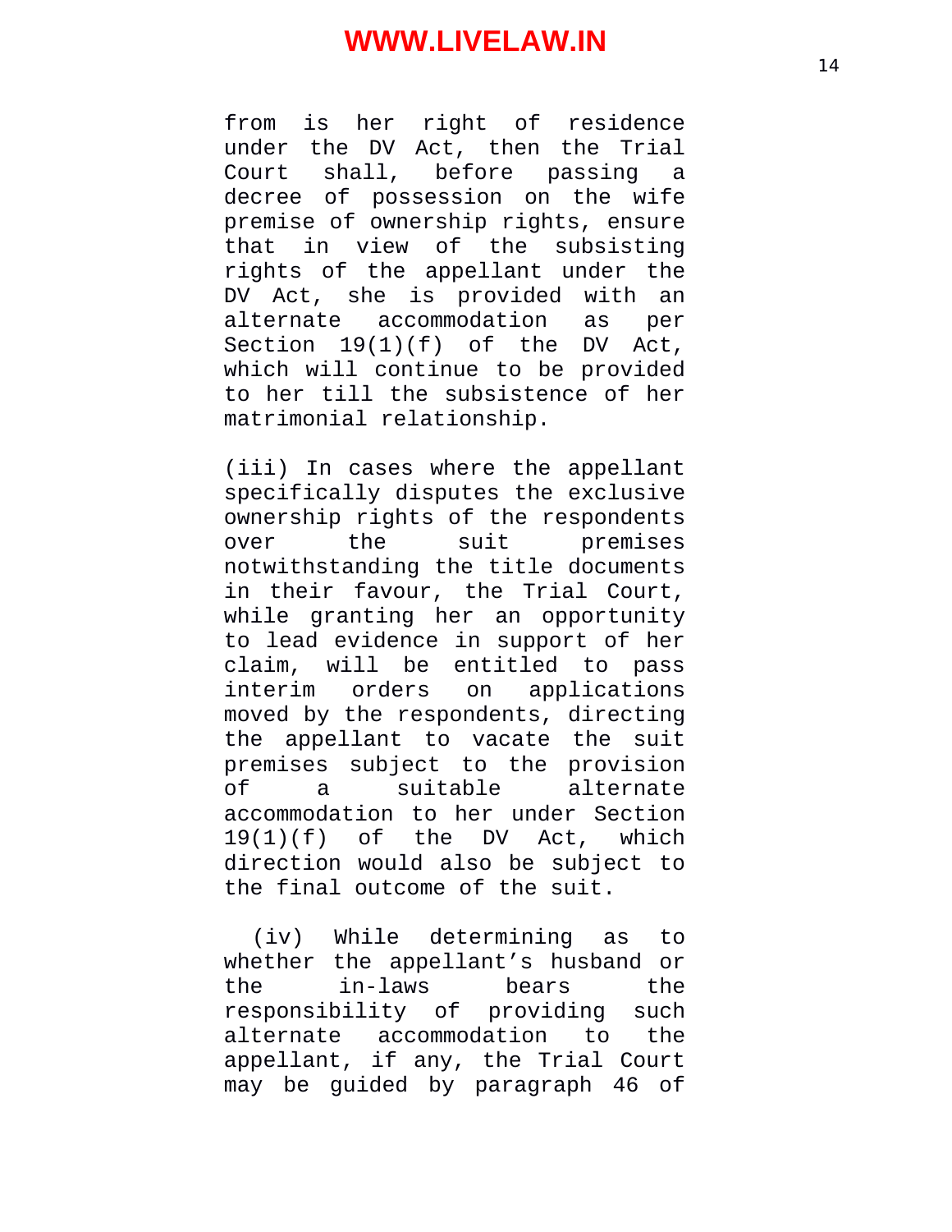from is her right of residence under the DV Act, then the Trial Court shall, before passing a decree of possession on the wife premise of ownership rights, ensure that in view of the subsisting rights of the appellant under the DV Act, she is provided with an alternate accommodation as per Section 19(1)(f) of the DV Act, which will continue to be provided to her till the subsistence of her matrimonial relationship.

(iii) In cases where the appellant specifically disputes the exclusive ownership rights of the respondents over the suit premises notwithstanding the title documents in their favour, the Trial Court, while granting her an opportunity to lead evidence in support of her claim, will be entitled to pass interim orders on applications moved by the respondents, directing the appellant to vacate the suit premises subject to the provision of a suitable alternate accommodation to her under Section 19(1)(f) of the DV Act, which direction would also be subject to the final outcome of the suit.

(iv) While determining as to whether the appellant's husband or the in-laws bears the responsibility of providing such alternate accommodation to the appellant, if any, the Trial Court may be guided by paragraph 46 of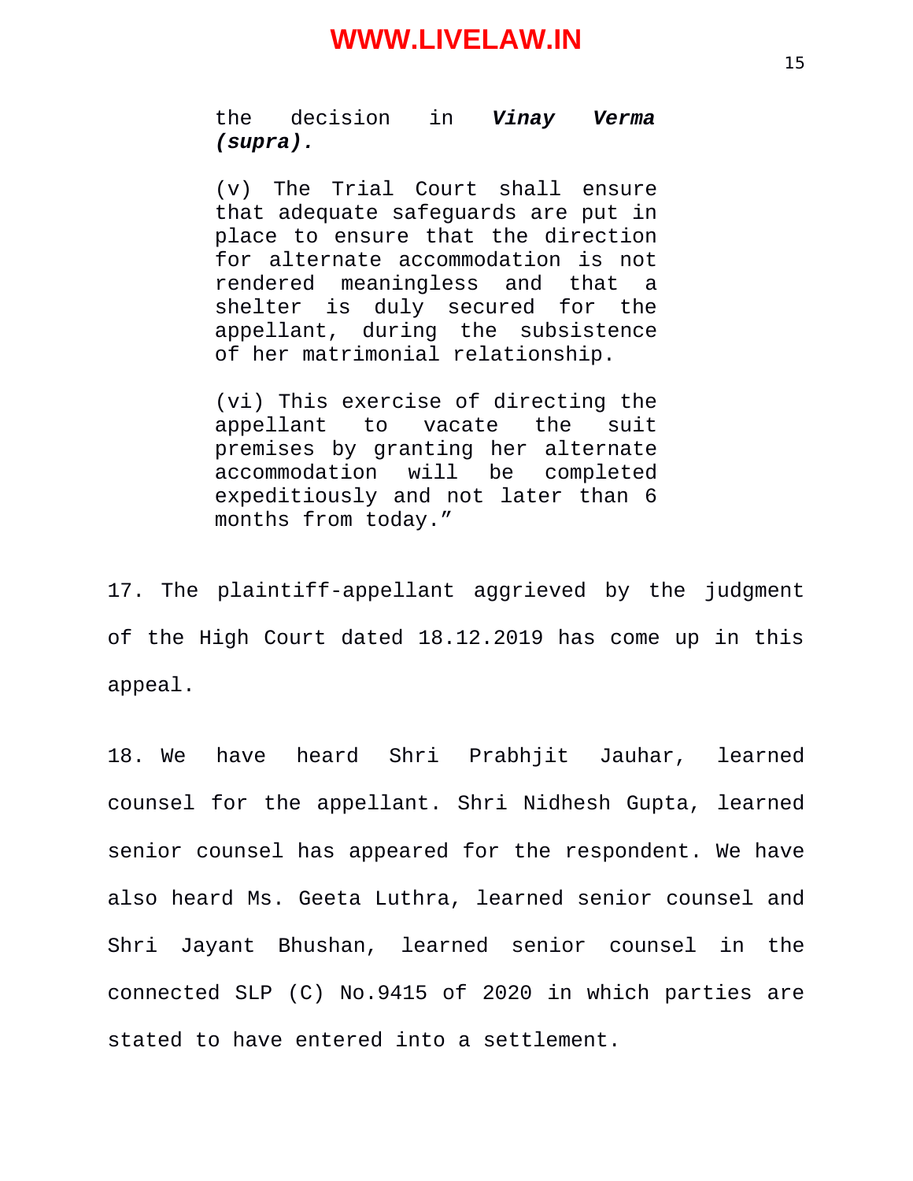> the decision in ***Vinay Verma (supra).***
>
> (v) The Trial Court shall ensure that adequate safeguards are put in place to ensure that the direction for alternate accommodation is not rendered meaningless and that a shelter is duly secured for the appellant, during the subsistence of her matrimonial relationship.
>
> (vi) This exercise of directing the appellant to vacate the suit premises by granting her alternate accommodation will be completed expeditiously and not later than 6 months from today."

17. The plaintiff-appellant aggrieved by the judgment of the High Court dated 18.12.2019 has come up in this appeal.

18. We have heard Shri Prabhjit Jauhar, learned counsel for the appellant. Shri Nidhesh Gupta, learned senior counsel has appeared for the respondent. We have also heard Ms. Geeta Luthra, learned senior counsel and Shri Jayant Bhushan, learned senior counsel in the connected SLP (C) No.9415 of 2020 in which parties are stated to have entered into a settlement.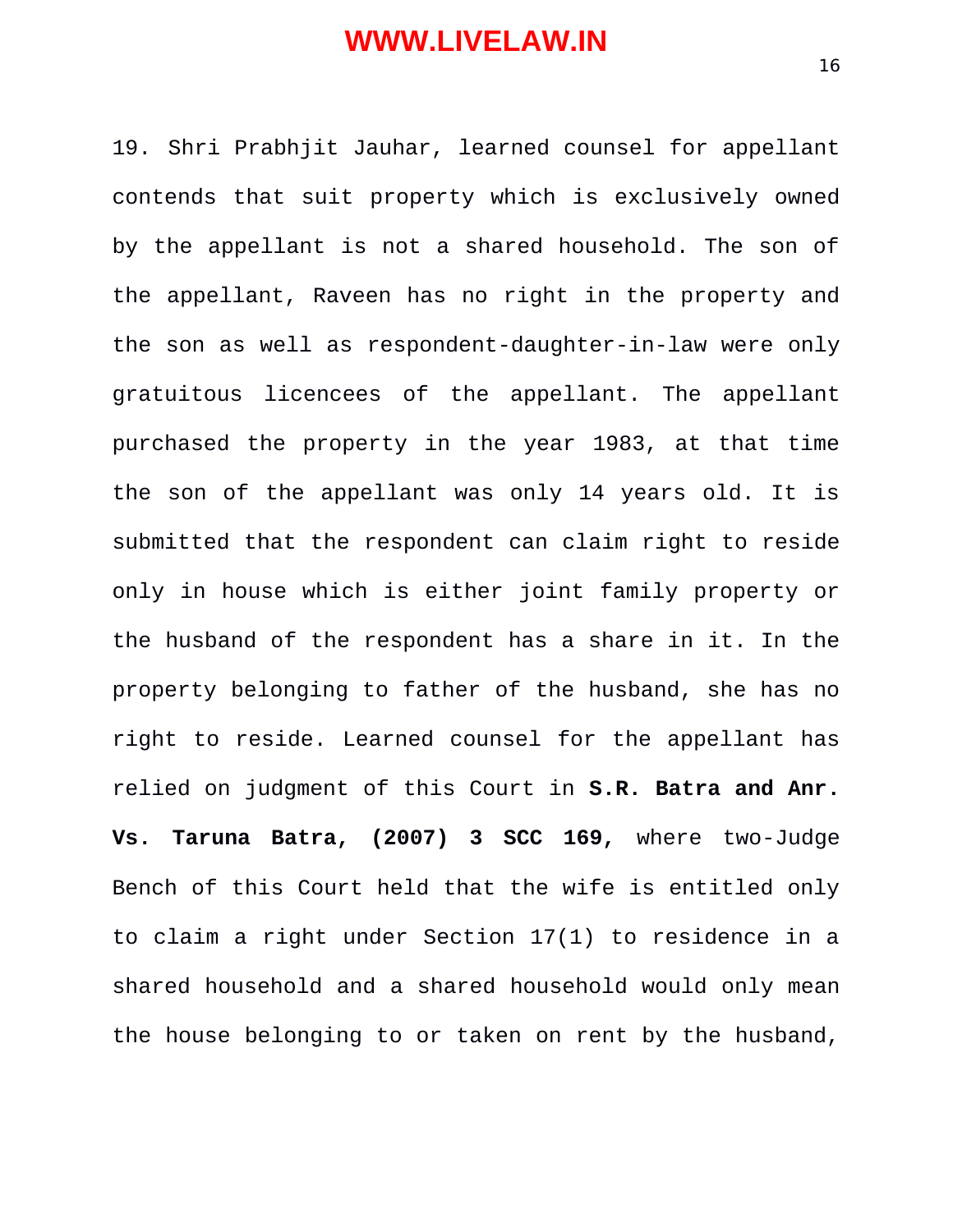19. Shri Prabhjit Jauhar, learned counsel for appellant contends that suit property which is exclusively owned by the appellant is not a shared household. The son of the appellant, Raveen has no right in the property and the son as well as respondent-daughter-in-law were only gratuitous licencees of the appellant. The appellant purchased the property in the year 1983, at that time the son of the appellant was only 14 years old. It is submitted that the respondent can claim right to reside only in house which is either joint family property or the husband of the respondent has a share in it. In the property belonging to father of the husband, she has no right to reside. Learned counsel for the appellant has relied on judgment of this Court in **S.R. Batra and Anr. Vs. Taruna Batra, (2007) 3 SCC 169**, where two-Judge Bench of this Court held that the wife is entitled only to claim a right under Section 17(1) to residence in a shared household and a shared household would only mean the house belonging to or taken on rent by the husband,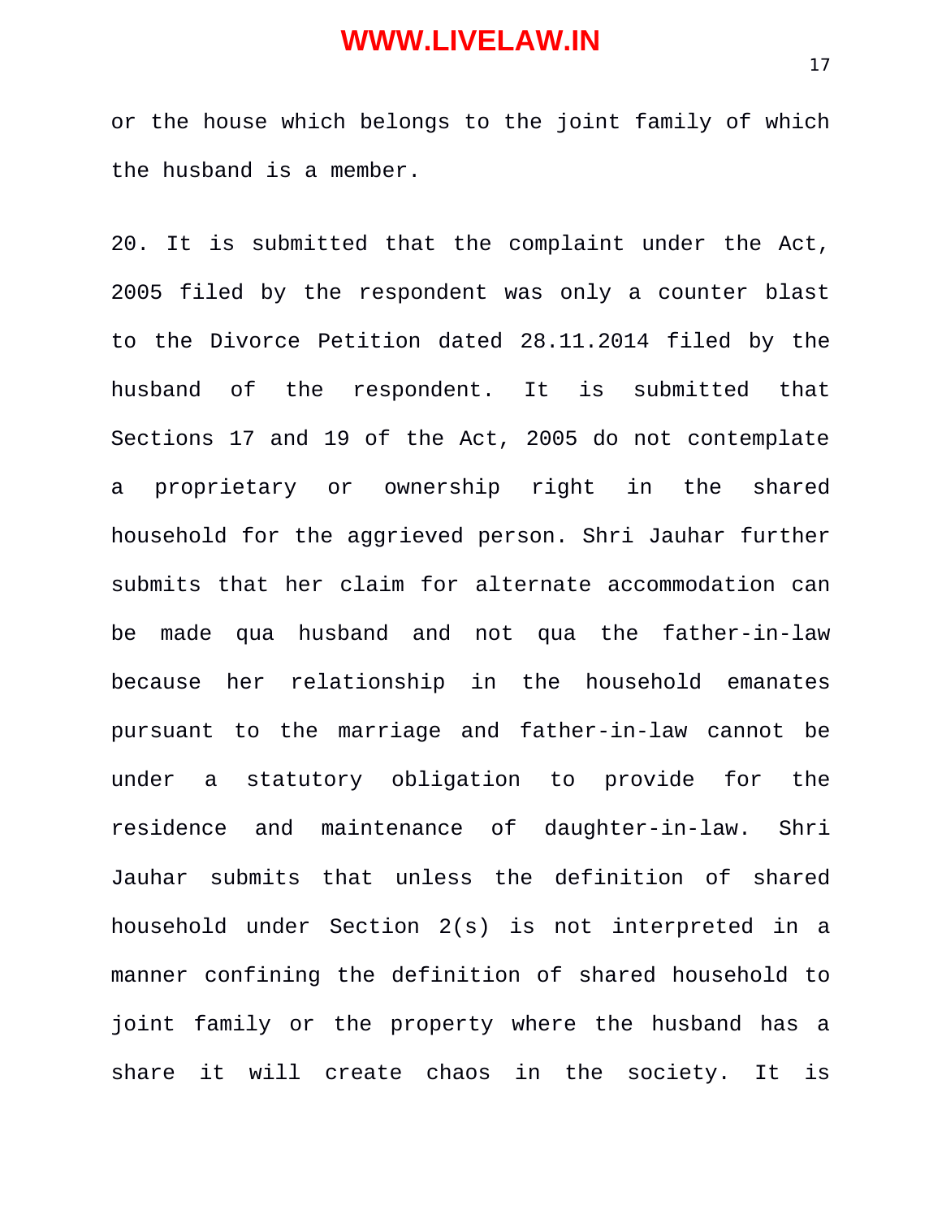or the house which belongs to the joint family of which the husband is a member.

20. It is submitted that the complaint under the Act, 2005 filed by the respondent was only a counter blast to the Divorce Petition dated 28.11.2014 filed by the husband of the respondent. It is submitted that Sections 17 and 19 of the Act, 2005 do not contemplate a proprietary or ownership right in the shared household for the aggrieved person. Shri Jauhar further submits that her claim for alternate accommodation can be made qua husband and not qua the father-in-law because her relationship in the household emanates pursuant to the marriage and father-in-law cannot be under a statutory obligation to provide for the residence and maintenance of daughter-in-law. Shri Jauhar submits that unless the definition of shared household under Section 2(s) is not interpreted in a manner confining the definition of shared household to joint family or the property where the husband has a share it will create chaos in the society. It is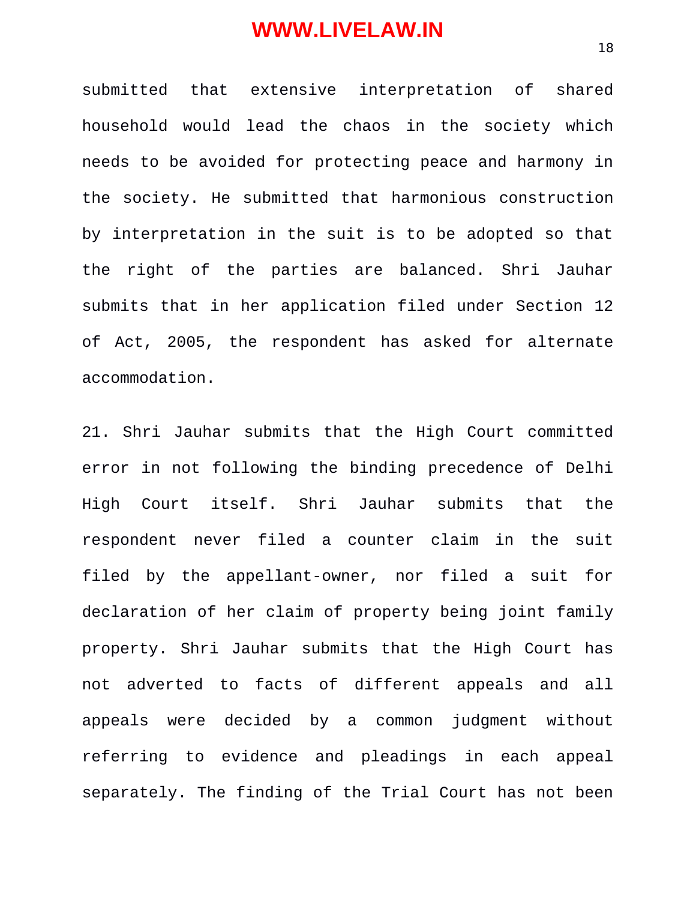submitted that extensive interpretation of shared household would lead the chaos in the society which needs to be avoided for protecting peace and harmony in the society. He submitted that harmonious construction by interpretation in the suit is to be adopted so that the right of the parties are balanced. Shri Jauhar submits that in her application filed under Section 12 of Act, 2005, the respondent has asked for alternate accommodation.

21. Shri Jauhar submits that the High Court committed error in not following the binding precedence of Delhi High Court itself. Shri Jauhar submits that the respondent never filed a counter claim in the suit filed by the appellant-owner, nor filed a suit for declaration of her claim of property being joint family property. Shri Jauhar submits that the High Court has not adverted to facts of different appeals and all appeals were decided by a common judgment without referring to evidence and pleadings in each appeal separately. The finding of the Trial Court has not been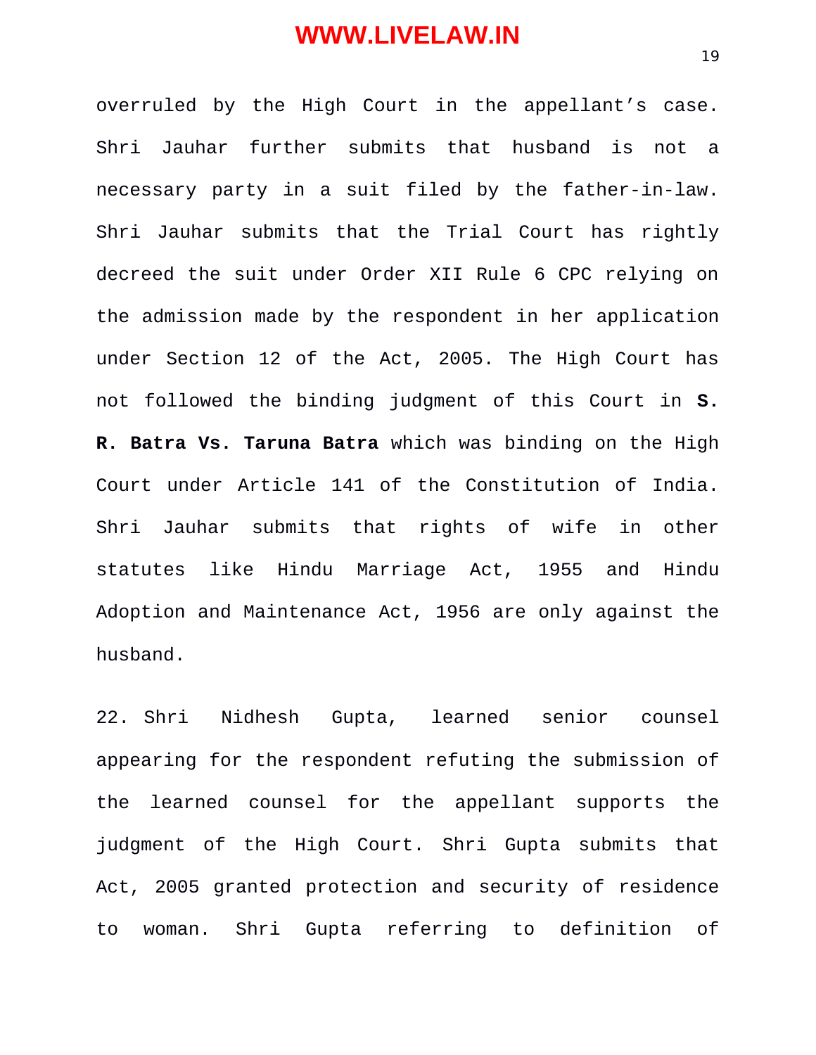overruled by the High Court in the appellant's case. Shri Jauhar further submits that husband is not a necessary party in a suit filed by the father-in-law. Shri Jauhar submits that the Trial Court has rightly decreed the suit under Order XII Rule 6 CPC relying on the admission made by the respondent in her application under Section 12 of the Act, 2005. The High Court has not followed the binding judgment of this Court in **S. R. Batra Vs. Taruna Batra** which was binding on the High Court under Article 141 of the Constitution of India. Shri Jauhar submits that rights of wife in other statutes like Hindu Marriage Act, 1955 and Hindu Adoption and Maintenance Act, 1956 are only against the husband.

22. Shri Nidhesh Gupta, learned senior counsel appearing for the respondent refuting the submission of the learned counsel for the appellant supports the judgment of the High Court. Shri Gupta submits that Act, 2005 granted protection and security of residence to woman. Shri Gupta referring to definition of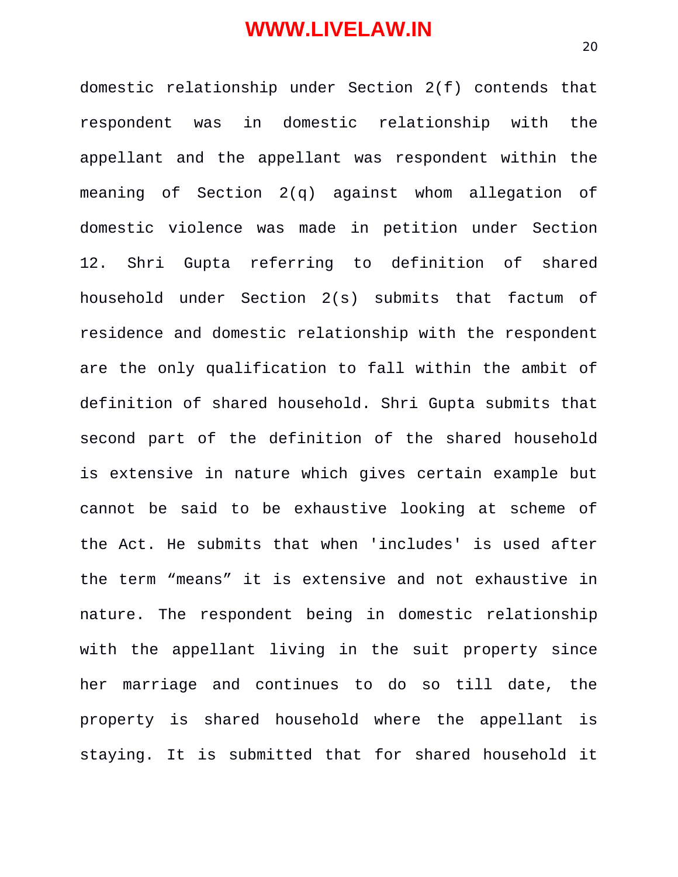domestic relationship under Section 2(f) contends that respondent was in domestic relationship with the appellant and the appellant was respondent within the meaning of Section 2(q) against whom allegation of domestic violence was made in petition under Section 12. Shri Gupta referring to definition of shared household under Section 2(s) submits that factum of residence and domestic relationship with the respondent are the only qualification to fall within the ambit of definition of shared household. Shri Gupta submits that second part of the definition of the shared household is extensive in nature which gives certain example but cannot be said to be exhaustive looking at scheme of the Act. He submits that when 'includes' is used after the term “means” it is extensive and not exhaustive in nature. The respondent being in domestic relationship with the appellant living in the suit property since her marriage and continues to do so till date, the property is shared household where the appellant is staying. It is submitted that for shared household it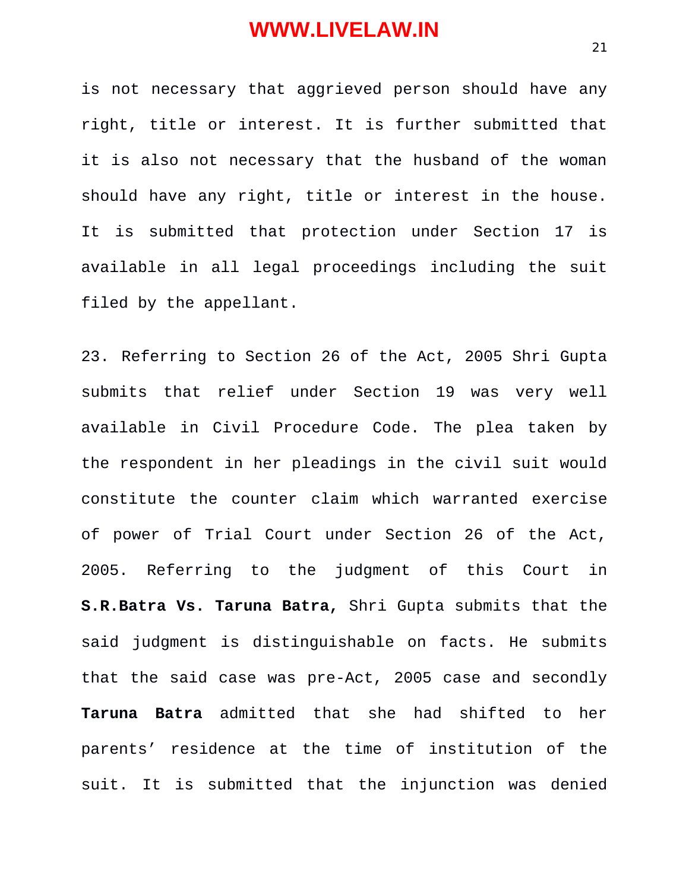is not necessary that aggrieved person should have any right, title or interest. It is further submitted that it is also not necessary that the husband of the woman should have any right, title or interest in the house. It is submitted that protection under Section 17 is available in all legal proceedings including the suit filed by the appellant.

23. Referring to Section 26 of the Act, 2005 Shri Gupta submits that relief under Section 19 was very well available in Civil Procedure Code. The plea taken by the respondent in her pleadings in the civil suit would constitute the counter claim which warranted exercise of power of Trial Court under Section 26 of the Act, 2005. Referring to the judgment of this Court in **S.R.Batra Vs. Taruna Batra,** Shri Gupta submits that the said judgment is distinguishable on facts. He submits that the said case was pre-Act, 2005 case and secondly **Taruna Batra** admitted that she had shifted to her parents' residence at the time of institution of the suit. It is submitted that the injunction was denied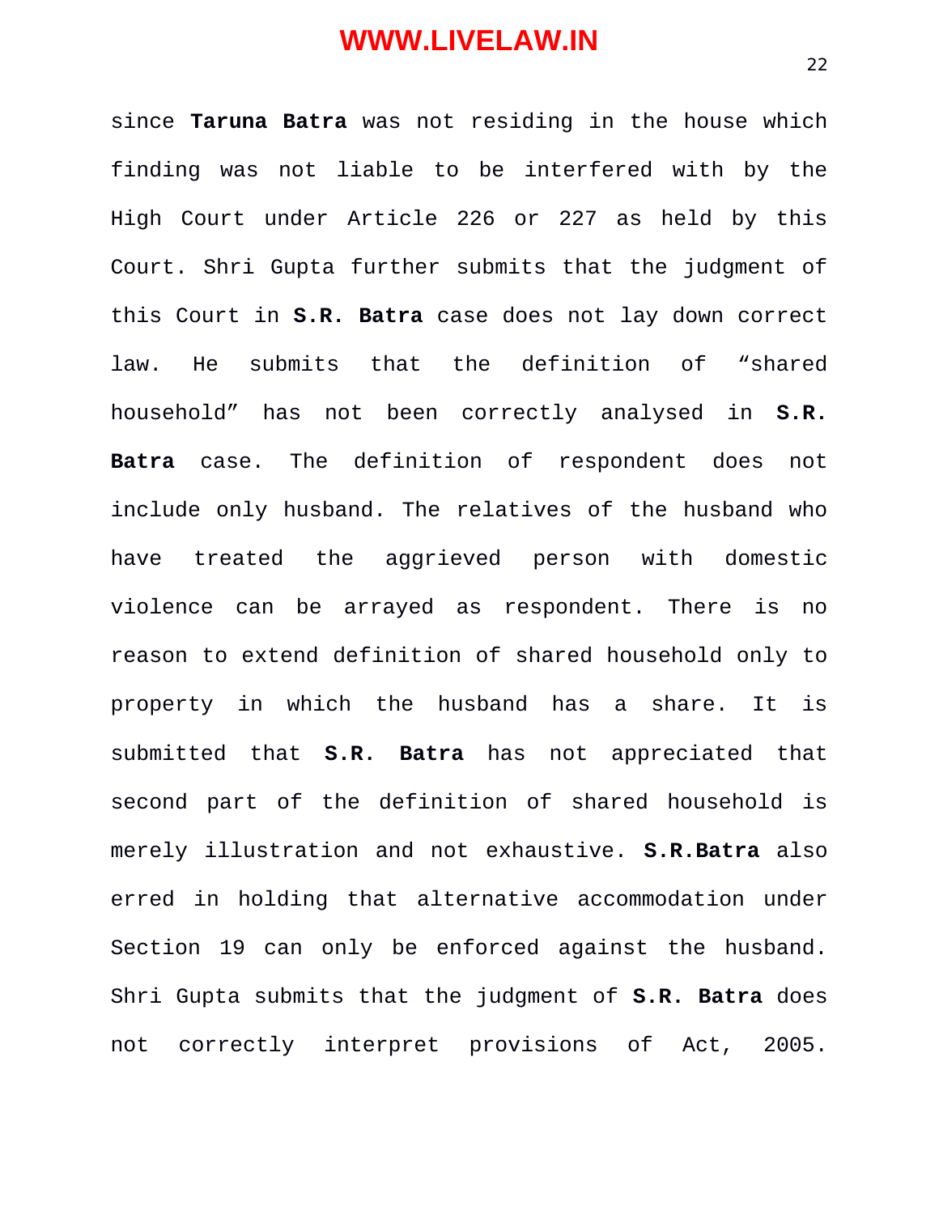since **Taruna Batra** was not residing in the house which finding was not liable to be interfered with by the High Court under Article 226 or 227 as held by this Court. Shri Gupta further submits that the judgment of this Court in **S.R. Batra** case does not lay down correct law. He submits that the definition of "shared household" has not been correctly analysed in **S.R. Batra** case. The definition of respondent does not include only husband. The relatives of the husband who have treated the aggrieved person with domestic violence can be arrayed as respondent. There is no reason to extend definition of shared household only to property in which the husband has a share. It is submitted that **S.R. Batra** has not appreciated that second part of the definition of shared household is merely illustration and not exhaustive. **S.R.Batra** also erred in holding that alternative accommodation under Section 19 can only be enforced against the husband. Shri Gupta submits that the judgment of **S.R. Batra** does not correctly interpret provisions of Act, 2005.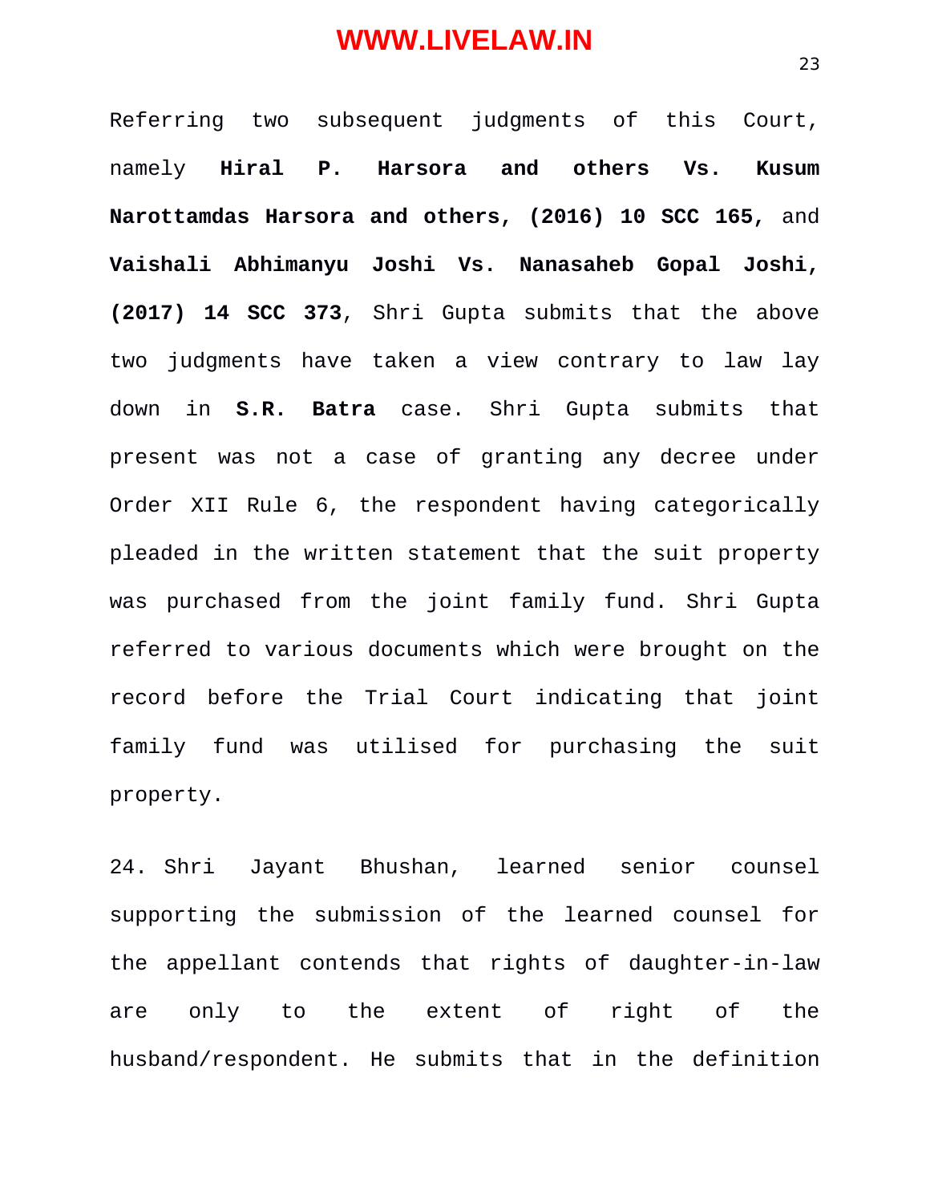Referring two subsequent judgments of this Court, namely **Hiral P. Harsora and others Vs. Kusum Narottamdas Harsora and others, (2016) 10 SCC 165,** and **Vaishali Abhimanyu Joshi Vs. Nanasaheb Gopal Joshi, (2017) 14 SCC 373**, Shri Gupta submits that the above two judgments have taken a view contrary to law lay down in **S.R. Batra** case. Shri Gupta submits that present was not a case of granting any decree under Order XII Rule 6, the respondent having categorically pleaded in the written statement that the suit property was purchased from the joint family fund. Shri Gupta referred to various documents which were brought on the record before the Trial Court indicating that joint family fund was utilised for purchasing the suit property.

24. Shri Jayant Bhushan, learned senior counsel supporting the submission of the learned counsel for the appellant contends that rights of daughter-in-law are only to the extent of right of the husband/respondent. He submits that in the definition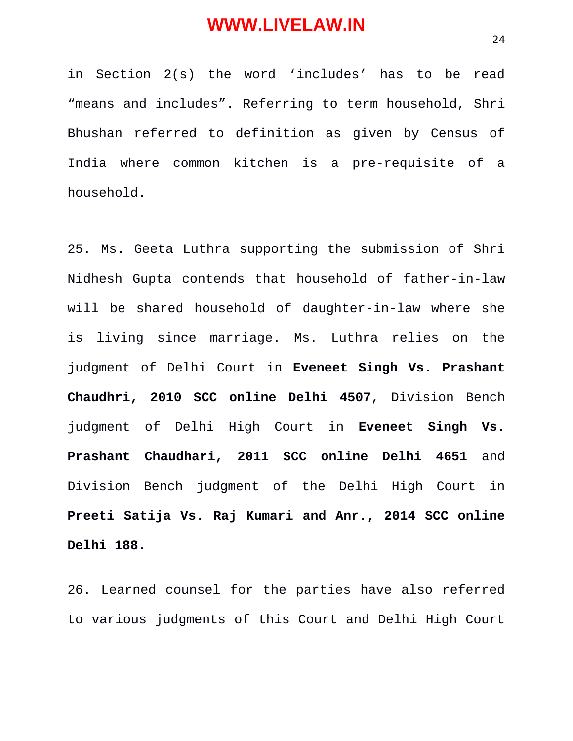in Section 2(s) the word 'includes' has to be read "means and includes". Referring to term household, Shri Bhushan referred to definition as given by Census of India where common kitchen is a pre-requisite of a household.

25. Ms. Geeta Luthra supporting the submission of Shri Nidhesh Gupta contends that household of father-in-law will be shared household of daughter-in-law where she is living since marriage. Ms. Luthra relies on the judgment of Delhi Court in **Eveneet Singh Vs. Prashant Chaudhri, 2010 SCC online Delhi 4507**, Division Bench judgment of Delhi High Court in **Eveneet Singh Vs. Prashant Chaudhari, 2011 SCC online Delhi 4651** and Division Bench judgment of the Delhi High Court in **Preeti Satija Vs. Raj Kumari and Anr., 2014 SCC online Delhi 188**.

26. Learned counsel for the parties have also referred to various judgments of this Court and Delhi High Court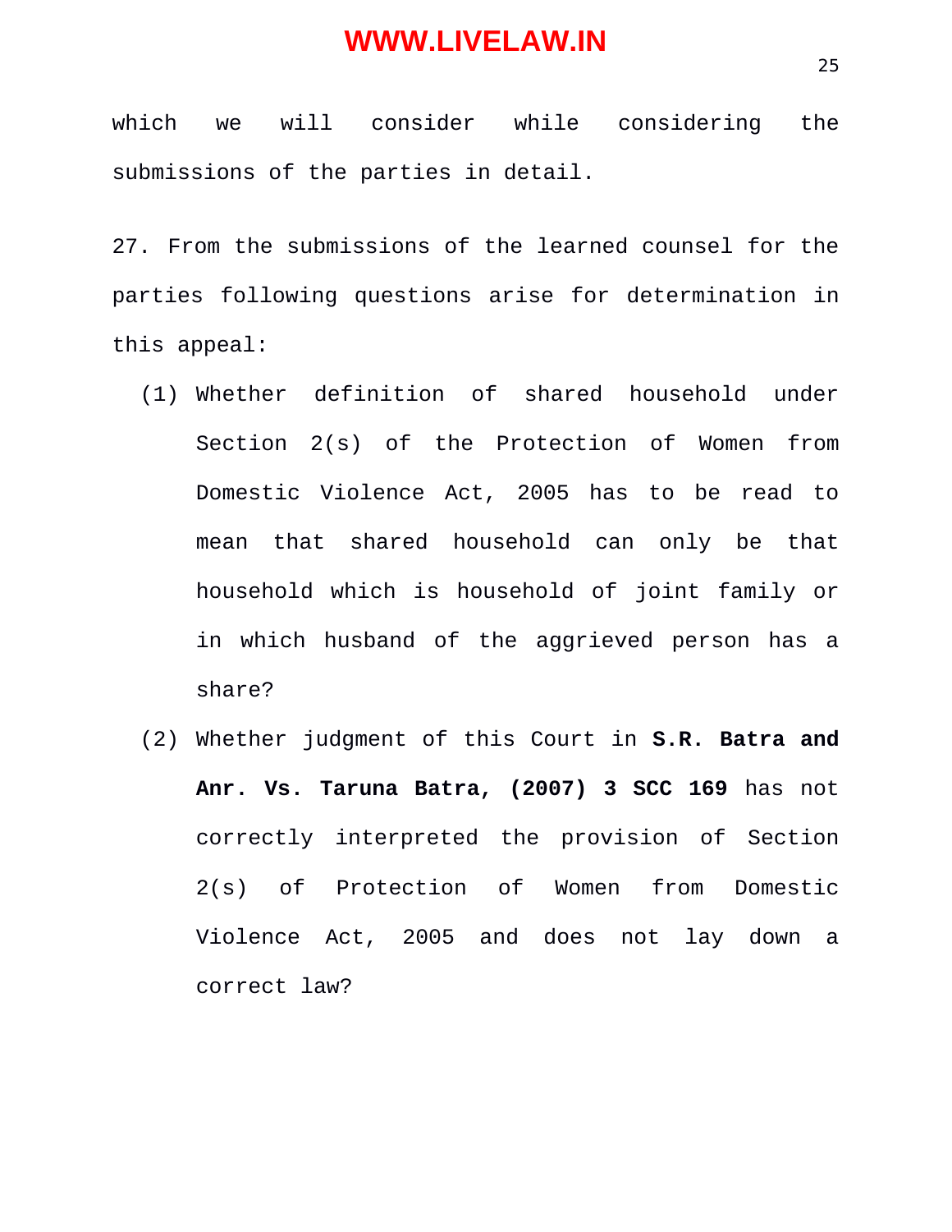which we will consider while considering the submissions of the parties in detail.

27. From the submissions of the learned counsel for the parties following questions arise for determination in this appeal:

(1) Whether definition of shared household under Section 2(s) of the Protection of Women from Domestic Violence Act, 2005 has to be read to mean that shared household can only be that household which is household of joint family or in which husband of the aggrieved person has a share?

(2) Whether judgment of this Court in **S.R. Batra and Anr. Vs. Taruna Batra, (2007) 3 SCC 169** has not correctly interpreted the provision of Section 2(s) of Protection of Women from Domestic Violence Act, 2005 and does not lay down a correct law?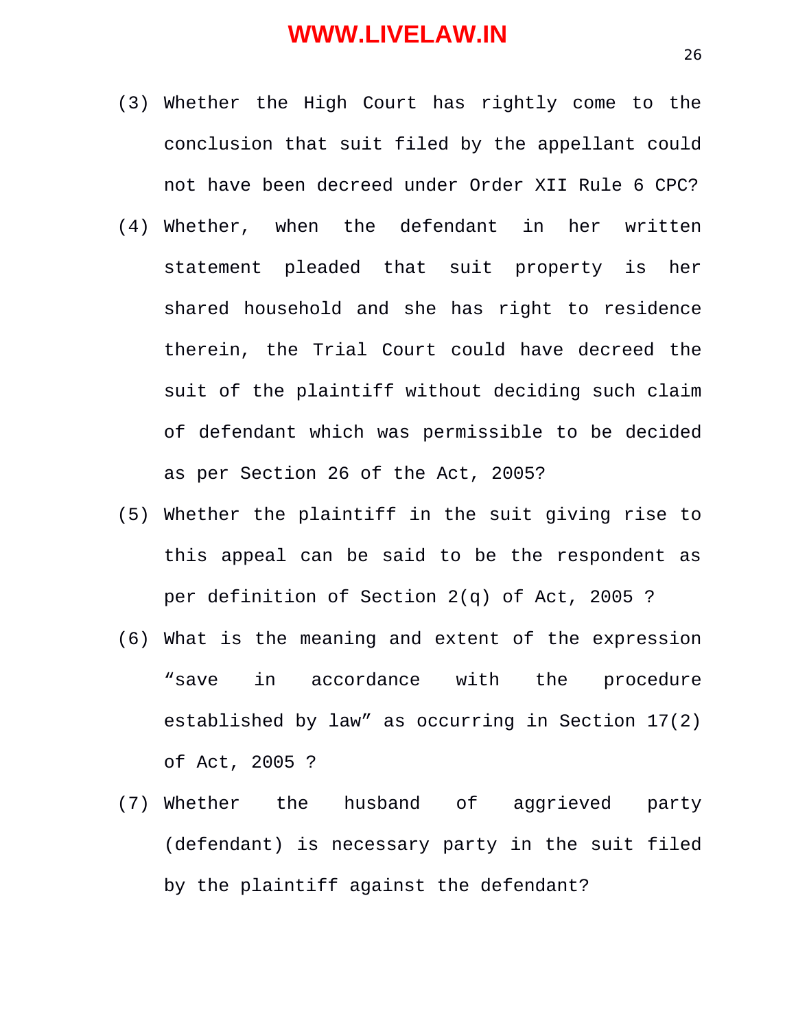(3) Whether the High Court has rightly come to the conclusion that suit filed by the appellant could not have been decreed under Order XII Rule 6 CPC?

(4) Whether, when the defendant in her written statement pleaded that suit property is her shared household and she has right to residence therein, the Trial Court could have decreed the suit of the plaintiff without deciding such claim of defendant which was permissible to be decided as per Section 26 of the Act, 2005?

(5) Whether the plaintiff in the suit giving rise to this appeal can be said to be the respondent as per definition of Section 2(q) of Act, 2005 ?

(6) What is the meaning and extent of the expression “save in accordance with the procedure established by law” as occurring in Section 17(2) of Act, 2005 ?

(7) Whether the husband of aggrieved party (defendant) is necessary party in the suit filed by the plaintiff against the defendant?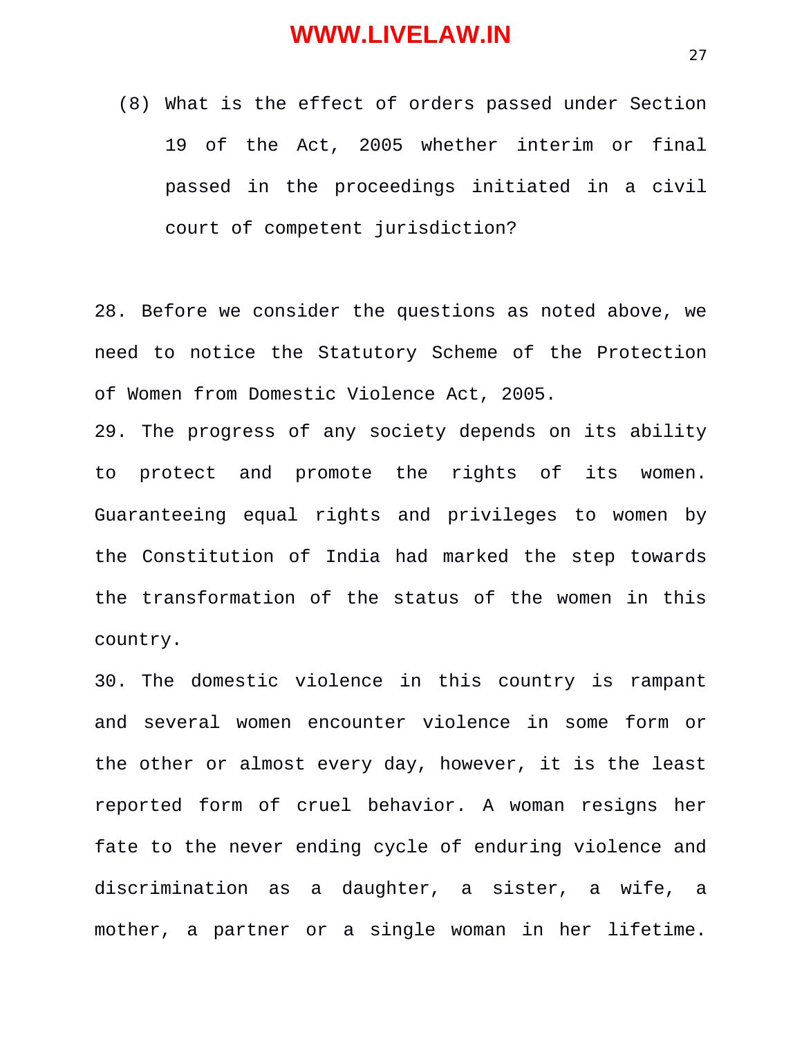(8) What is the effect of orders passed under Section 19 of the Act, 2005 whether interim or final passed in the proceedings initiated in a civil court of competent jurisdiction?

28. Before we consider the questions as noted above, we need to notice the Statutory Scheme of the Protection of Women from Domestic Violence Act, 2005.

29. The progress of any society depends on its ability to protect and promote the rights of its women. Guaranteeing equal rights and privileges to women by the Constitution of India had marked the step towards the transformation of the status of the women in this country.

30. The domestic violence in this country is rampant and several women encounter violence in some form or the other or almost every day, however, it is the least reported form of cruel behavior. A woman resigns her fate to the never ending cycle of enduring violence and discrimination as a daughter, a sister, a wife, a mother, a partner or a single woman in her lifetime.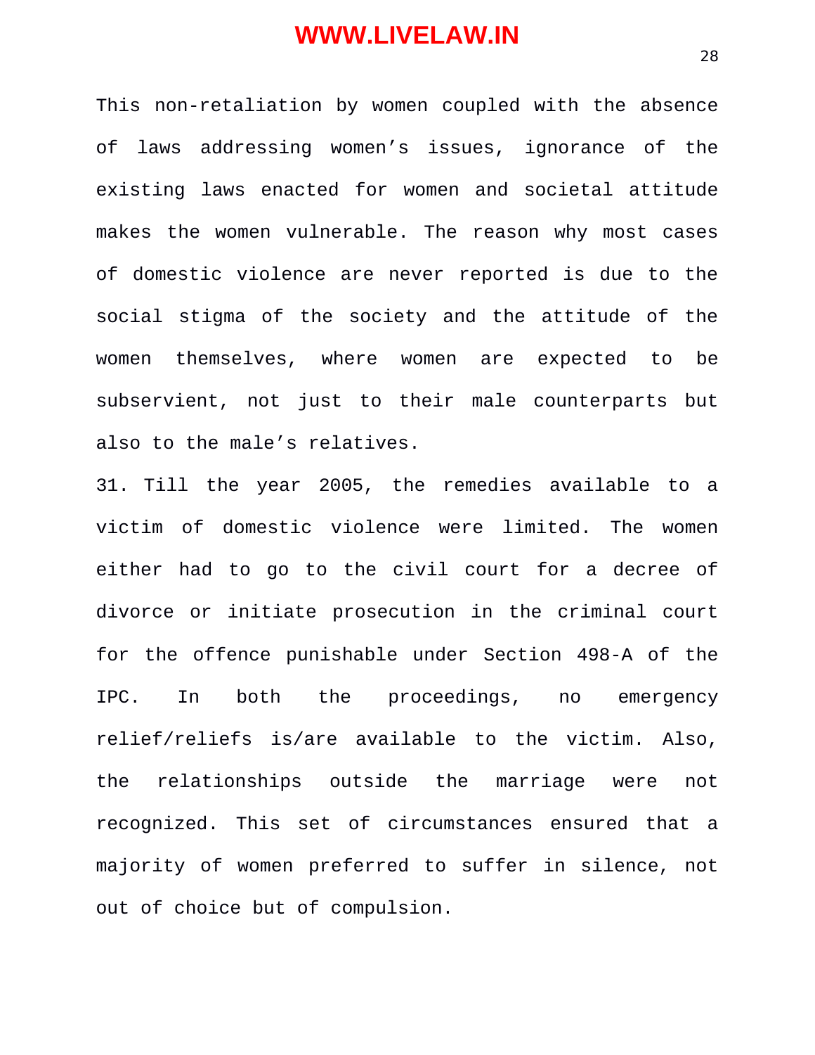This non-retaliation by women coupled with the absence of laws addressing women's issues, ignorance of the existing laws enacted for women and societal attitude makes the women vulnerable. The reason why most cases of domestic violence are never reported is due to the social stigma of the society and the attitude of the women themselves, where women are expected to be subservient, not just to their male counterparts but also to the male's relatives.

31. Till the year 2005, the remedies available to a victim of domestic violence were limited. The women either had to go to the civil court for a decree of divorce or initiate prosecution in the criminal court for the offence punishable under Section 498-A of the IPC. In both the proceedings, no emergency relief/reliefs is/are available to the victim. Also, the relationships outside the marriage were not recognized. This set of circumstances ensured that a majority of women preferred to suffer in silence, not out of choice but of compulsion.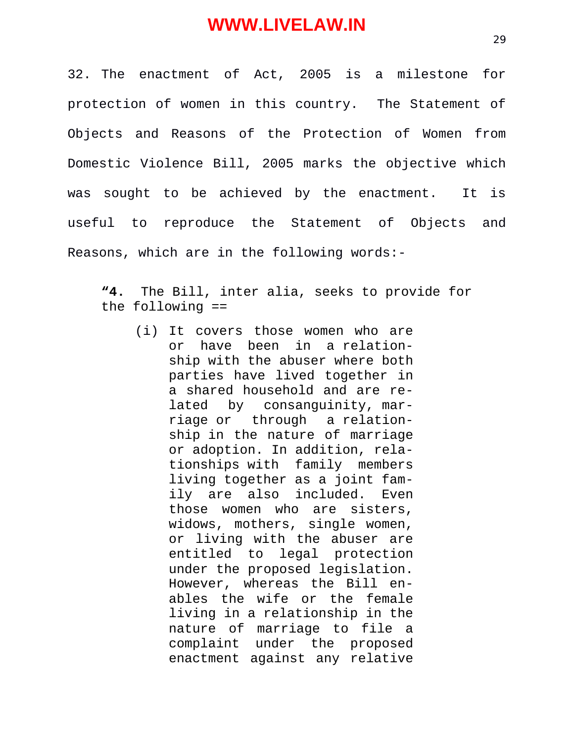32. The enactment of Act, 2005 is a milestone for protection of women in this country. The Statement of Objects and Reasons of the Protection of Women from Domestic Violence Bill, 2005 marks the objective which was sought to be achieved by the enactment. It is useful to reproduce the Statement of Objects and Reasons, which are in the following words:-

> "**4.** The Bill, inter alia, seeks to provide for the following ==
>
> (i) It covers those women who are or have been in a relationship with the abuser where both parties have lived together in a shared household and are related by consanguinity, marriage or through a relationship in the nature of marriage or adoption. In addition, relationships with family members living together as a joint family are also included. Even those women who are sisters, widows, mothers, single women, or living with the abuser are entitled to legal protection under the proposed legislation. However, whereas the Bill enables the wife or the female living in a relationship in the nature of marriage to file a complaint under the proposed enactment against any relative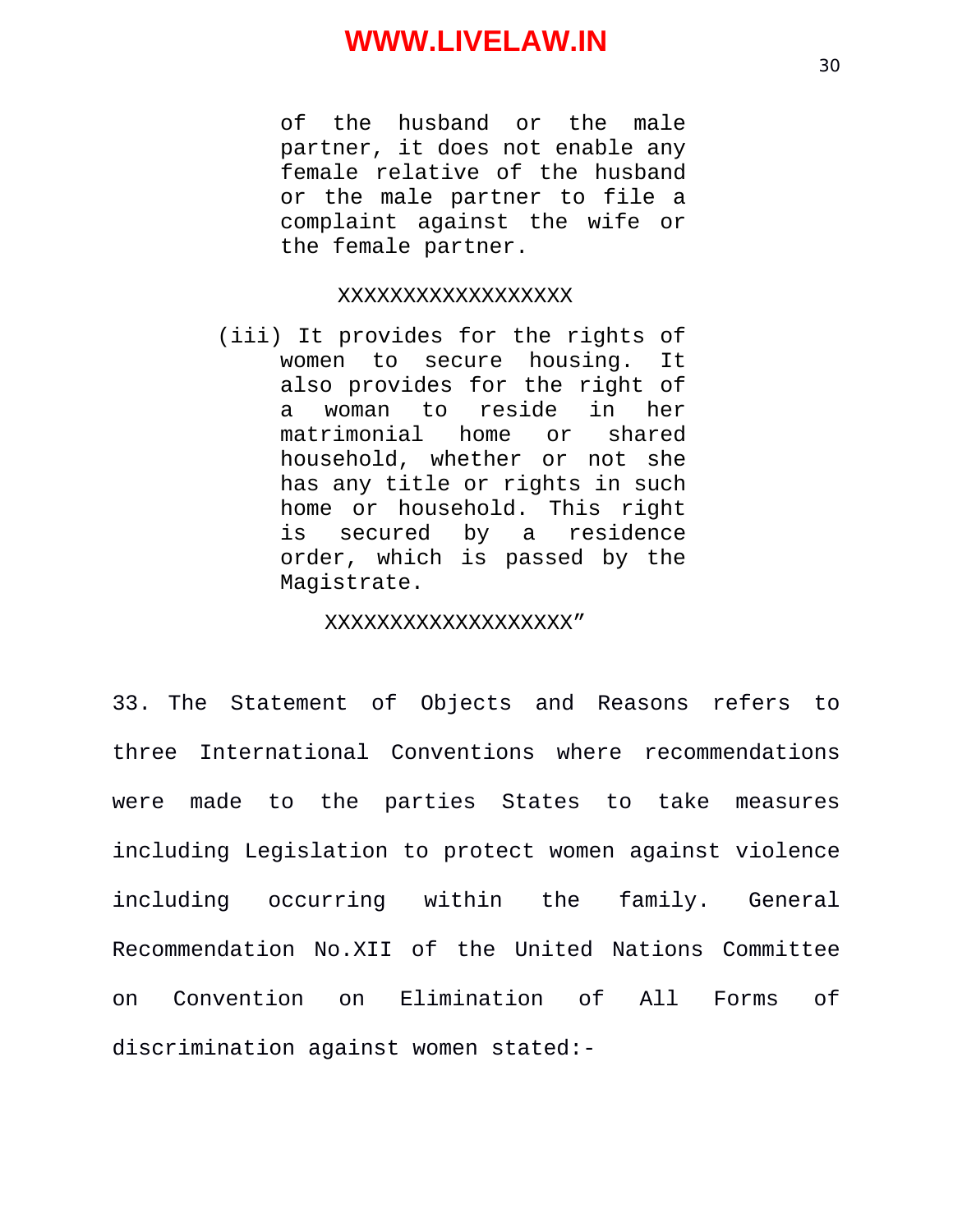> of the husband or the male partner, it does not enable any female relative of the husband or the male partner to file a complaint against the wife or the female partner.
>
> XXXXXXXXXXXXXXXXXX
>
> (iii) It provides for the rights of women to secure housing. It also provides for the right of a woman to reside in her matrimonial home or shared household, whether or not she has any title or rights in such home or household. This right is secured by a residence order, which is passed by the Magistrate.
>
> XXXXXXXXXXXXXXXXXXX"

33. The Statement of Objects and Reasons refers to three International Conventions where recommendations were made to the parties States to take measures including Legislation to protect women against violence including occurring within the family. General Recommendation No.XII of the United Nations Committee on Convention on Elimination of All Forms of discrimination against women stated:-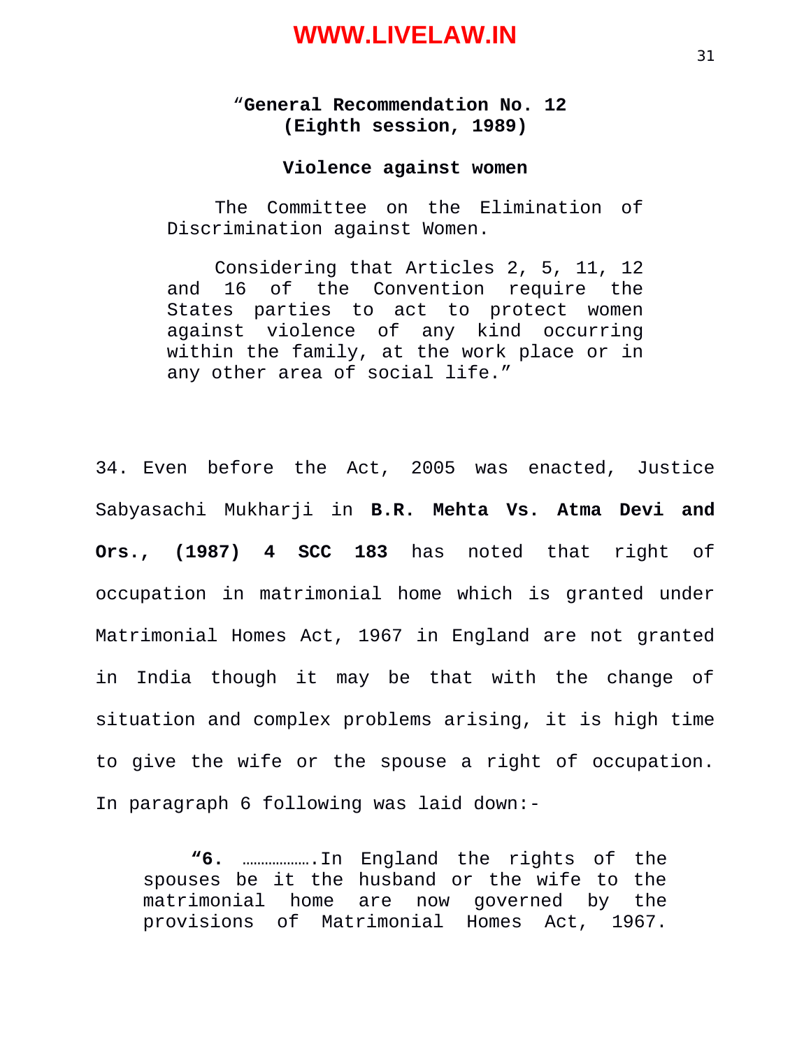"**General Recommendation No. 12**
**(Eighth session, 1989)**

**Violence against women**

> The Committee on the Elimination of Discrimination against Women.
>
> Considering that Articles 2, 5, 11, 12 and 16 of the Convention require the States parties to act to protect women against violence of any kind occurring within the family, at the work place or in any other area of social life."

34. Even before the Act, 2005 was enacted, Justice Sabyasachi Mukharji in **B.R. Mehta Vs. Atma Devi and Ors., (1987) 4 SCC 183** has noted that right of occupation in matrimonial home which is granted under Matrimonial Homes Act, 1967 in England are not granted in India though it may be that with the change of situation and complex problems arising, it is high time to give the wife or the spouse a right of occupation. In paragraph 6 following was laid down:-

> **"6.** ……………….In England the rights of the spouses be it the husband or the wife to the matrimonial home are now governed by the provisions of Matrimonial Homes Act, 1967.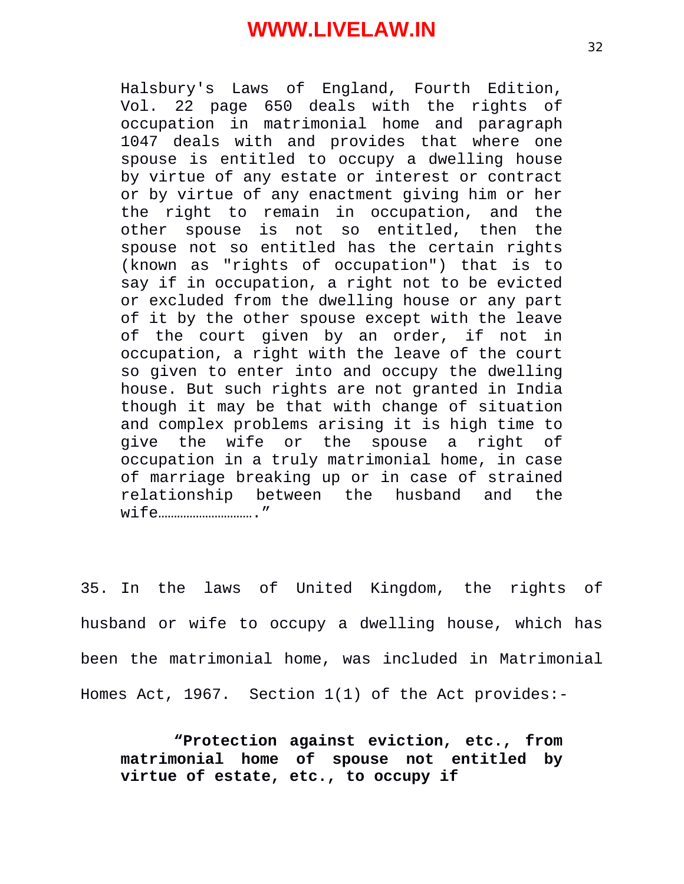> Halsbury's Laws of England, Fourth Edition, Vol. 22 page 650 deals with the rights of occupation in matrimonial home and paragraph 1047 deals with and provides that where one spouse is entitled to occupy a dwelling house by virtue of any estate or interest or contract or by virtue of any enactment giving him or her the right to remain in occupation, and the other spouse is not so entitled, then the spouse not so entitled has the certain rights (known as "rights of occupation") that is to say if in occupation, a right not to be evicted or excluded from the dwelling house or any part of it by the other spouse except with the leave of the court given by an order, if not in occupation, a right with the leave of the court so given to enter into and occupy the dwelling house. But such rights are not granted in India though it may be that with change of situation and complex problems arising it is high time to give the wife or the spouse a right of occupation in a truly matrimonial home, in case of marriage breaking up or in case of strained relationship between the husband and the wife……………………….."

35. In the laws of United Kingdom, the rights of husband or wife to occupy a dwelling house, which has been the matrimonial home, was included in Matrimonial Homes Act, 1967. Section 1(1) of the Act provides:-

> **"Protection against eviction, etc., from matrimonial home of spouse not entitled by virtue of estate, etc., to occupy if**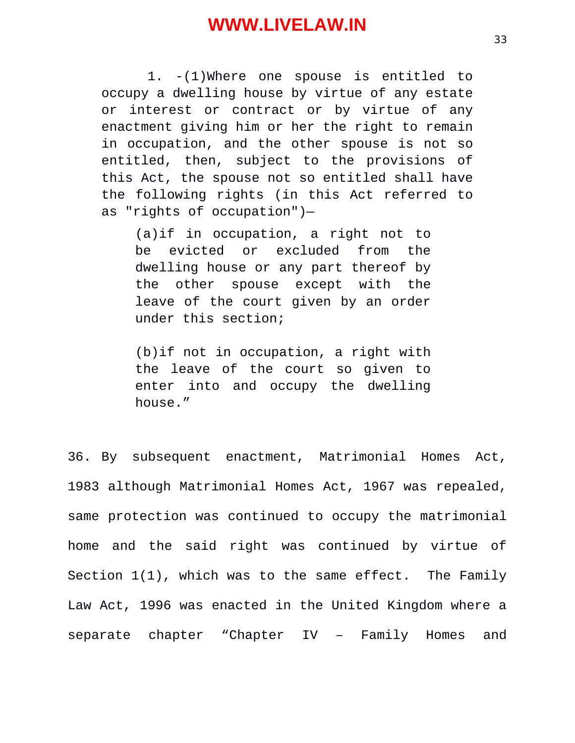> 1. -(1)Where one spouse is entitled to occupy a dwelling house by virtue of any estate or interest or contract or by virtue of any enactment giving him or her the right to remain in occupation, and the other spouse is not so entitled, then, subject to the provisions of this Act, the spouse not so entitled shall have the following rights (in this Act referred to as "rights of occupation")—
>
> > (a)if in occupation, a right not to be evicted or excluded from the dwelling house or any part thereof by the other spouse except with the leave of the court given by an order under this section;
> >
> > (b)if not in occupation, a right with the leave of the court so given to enter into and occupy the dwelling house."

36. By subsequent enactment, Matrimonial Homes Act, 1983 although Matrimonial Homes Act, 1967 was repealed, same protection was continued to occupy the matrimonial home and the said right was continued by virtue of Section 1(1), which was to the same effect. The Family Law Act, 1996 was enacted in the United Kingdom where a separate chapter "Chapter IV – Family Homes and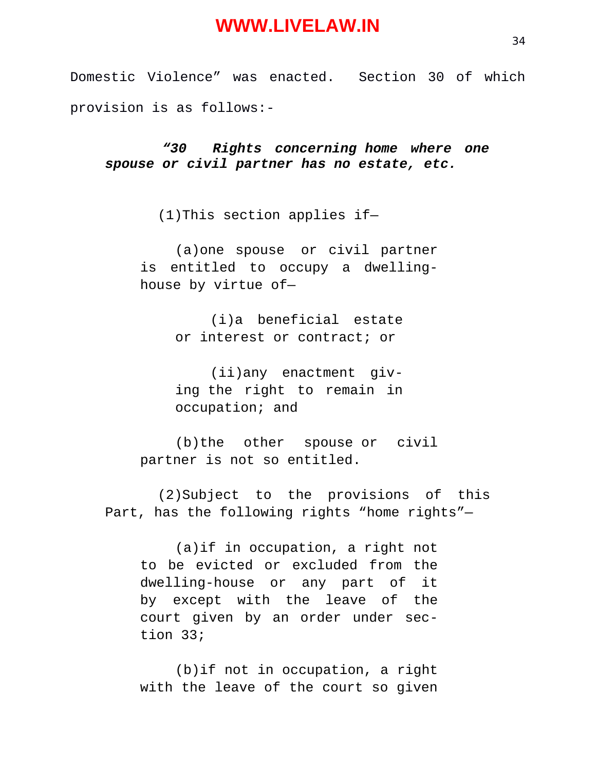Domestic Violence" was enacted. Section 30 of which provision is as follows:-

> ***"30 Rights concerning home where one spouse or civil partner has no estate, etc.***
>
> (1)This section applies if—
>
> (a)one spouse or civil partner is entitled to occupy a dwelling-house by virtue of—
>
> (i)a beneficial estate or interest or contract; or
>
> (ii)any enactment giving the right to remain in occupation; and
>
> (b)the other spouse or civil partner is not so entitled.
>
> (2)Subject to the provisions of this Part, has the following rights "home rights"—
>
> (a)if in occupation, a right not to be evicted or excluded from the dwelling-house or any part of it by except with the leave of the court given by an order under section 33;
>
> (b)if not in occupation, a right with the leave of the court so given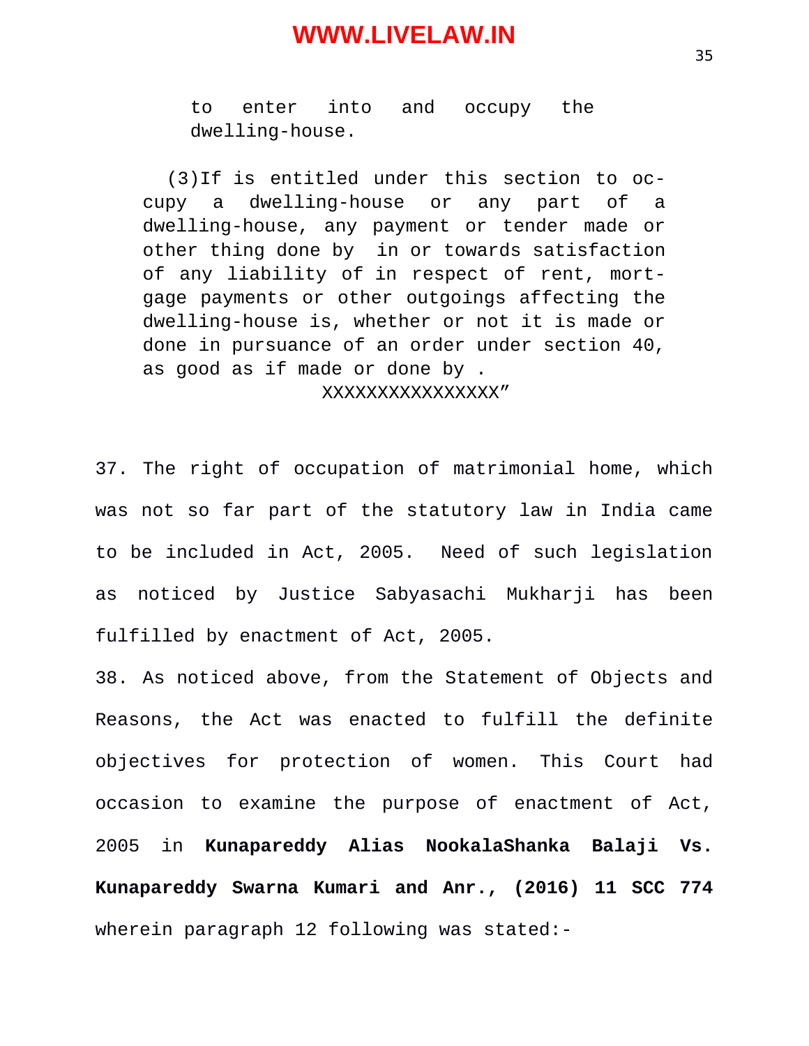> to enter into and occupy the dwelling-house.
>
> (3)If is entitled under this section to occupy a dwelling-house or any part of a dwelling-house, any payment or tender made or other thing done by in or towards satisfaction of any liability of in respect of rent, mortgage payments or other outgoings affecting the dwelling-house is, whether or not it is made or done in pursuance of an order under section 40, as good as if made or done by .
>
> XXXXXXXXXXXXXXXX"

37. The right of occupation of matrimonial home, which was not so far part of the statutory law in India came to be included in Act, 2005. Need of such legislation as noticed by Justice Sabyasachi Mukharji has been fulfilled by enactment of Act, 2005.

38. As noticed above, from the Statement of Objects and Reasons, the Act was enacted to fulfill the definite objectives for protection of women. This Court had occasion to examine the purpose of enactment of Act, 2005 in **Kunapareddy Alias NookalaShanka Balaji Vs. Kunapareddy Swarna Kumari and Anr., (2016) 11 SCC 774** wherein paragraph 12 following was stated:-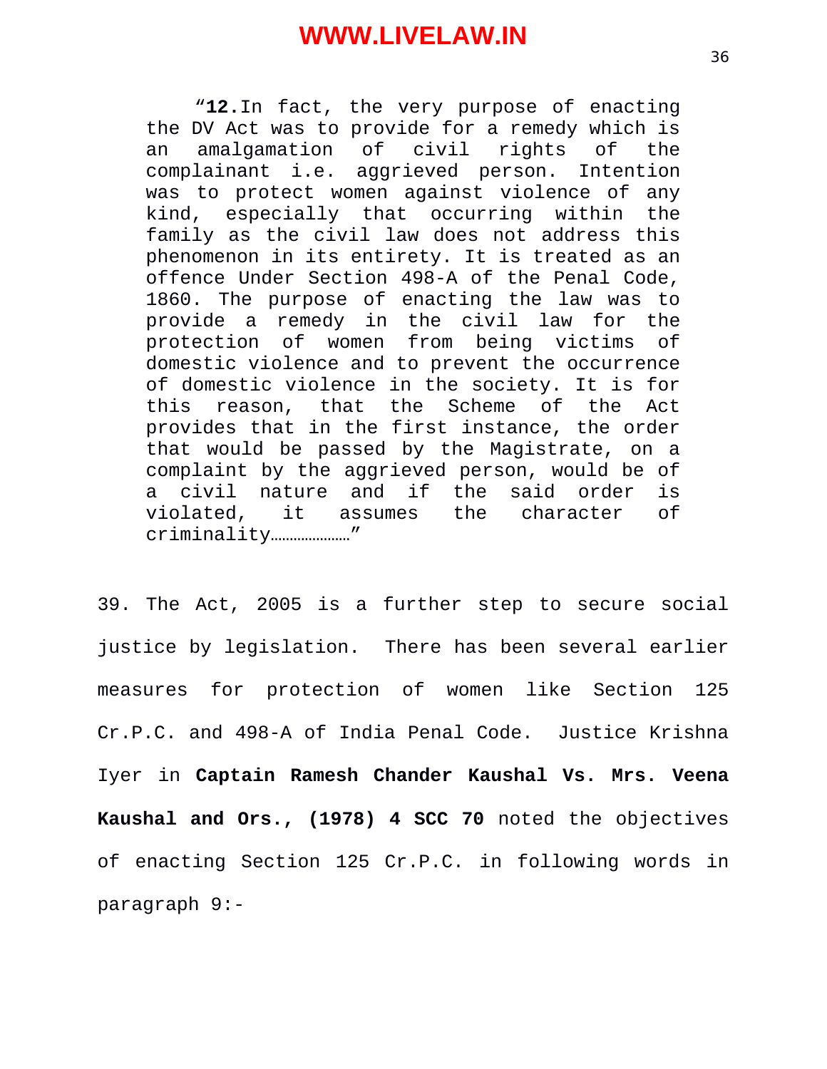> "**12.** In fact, the very purpose of enacting the DV Act was to provide for a remedy which is an amalgamation of civil rights of the complainant i.e. aggrieved person. Intention was to protect women against violence of any kind, especially that occurring within the family as the civil law does not address this phenomenon in its entirety. It is treated as an offence Under Section 498-A of the Penal Code, 1860. The purpose of enacting the law was to provide a remedy in the civil law for the protection of women from being victims of domestic violence and to prevent the occurrence of domestic violence in the society. It is for this reason, that the Scheme of the Act provides that in the first instance, the order that would be passed by the Magistrate, on a complaint by the aggrieved person, would be of a civil nature and if the said order is violated, it assumes the character of criminality…………………"

39. The Act, 2005 is a further step to secure social justice by legislation. There has been several earlier measures for protection of women like Section 125 Cr.P.C. and 498-A of India Penal Code. Justice Krishna Iyer in **Captain Ramesh Chander Kaushal Vs. Mrs. Veena Kaushal and Ors., (1978) 4 SCC 70** noted the objectives of enacting Section 125 Cr.P.C. in following words in paragraph 9:-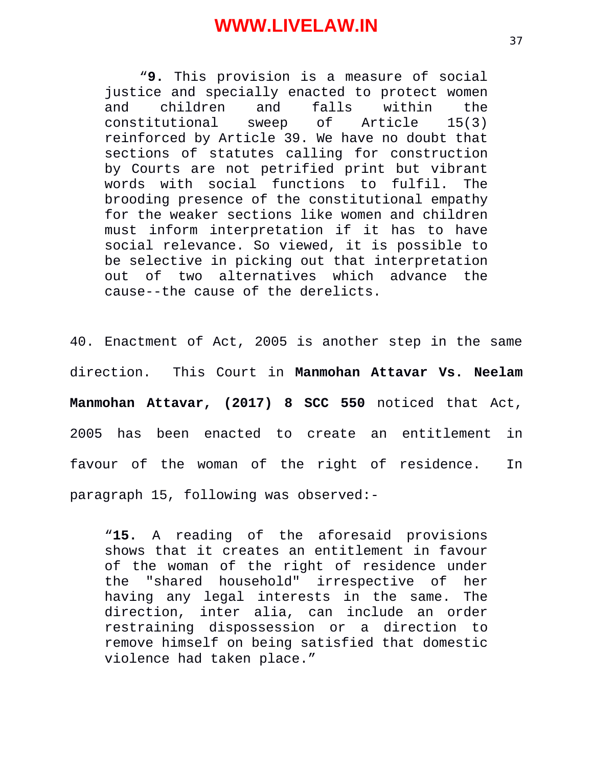> "**9.** This provision is a measure of social justice and specially enacted to protect women and children and falls within the constitutional sweep of Article 15(3) reinforced by Article 39. We have no doubt that sections of statutes calling for construction by Courts are not petrified print but vibrant words with social functions to fulfil. The brooding presence of the constitutional empathy for the weaker sections like women and children must inform interpretation if it has to have social relevance. So viewed, it is possible to be selective in picking out that interpretation out of two alternatives which advance the cause--the cause of the derelicts.

40. Enactment of Act, 2005 is another step in the same direction. This Court in **Manmohan Attavar Vs. Neelam Manmohan Attavar, (2017) 8 SCC 550** noticed that Act, 2005 has been enacted to create an entitlement in favour of the woman of the right of residence. In paragraph 15, following was observed:-

> "**15.** A reading of the aforesaid provisions shows that it creates an entitlement in favour of the woman of the right of residence under the "shared household" irrespective of her having any legal interests in the same. The direction, inter alia, can include an order restraining dispossession or a direction to remove himself on being satisfied that domestic violence had taken place."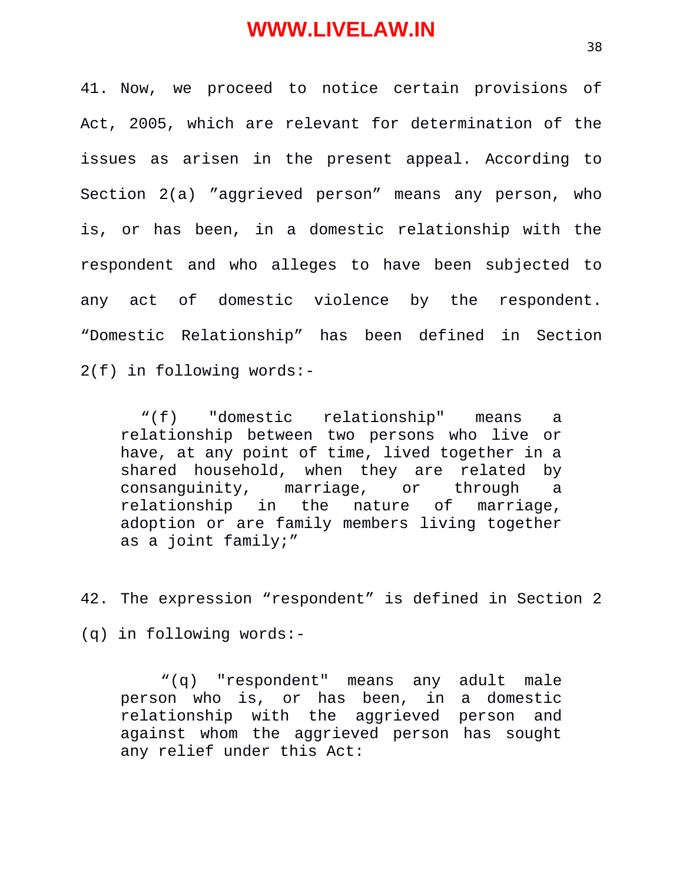41. Now, we proceed to notice certain provisions of Act, 2005, which are relevant for determination of the issues as arisen in the present appeal. According to Section 2(a) ”aggrieved person” means any person, who is, or has been, in a domestic relationship with the respondent and who alleges to have been subjected to any act of domestic violence by the respondent. “Domestic Relationship” has been defined in Section 2(f) in following words:-

> “(f) "domestic relationship" means a relationship between two persons who live or have, at any point of time, lived together in a shared household, when they are related by consanguinity, marriage, or through a relationship in the nature of marriage, adoption or are family members living together as a joint family;”

42. The expression “respondent” is defined in Section 2 (q) in following words:-

> “(q) "respondent" means any adult male person who is, or has been, in a domestic relationship with the aggrieved person and against whom the aggrieved person has sought any relief under this Act: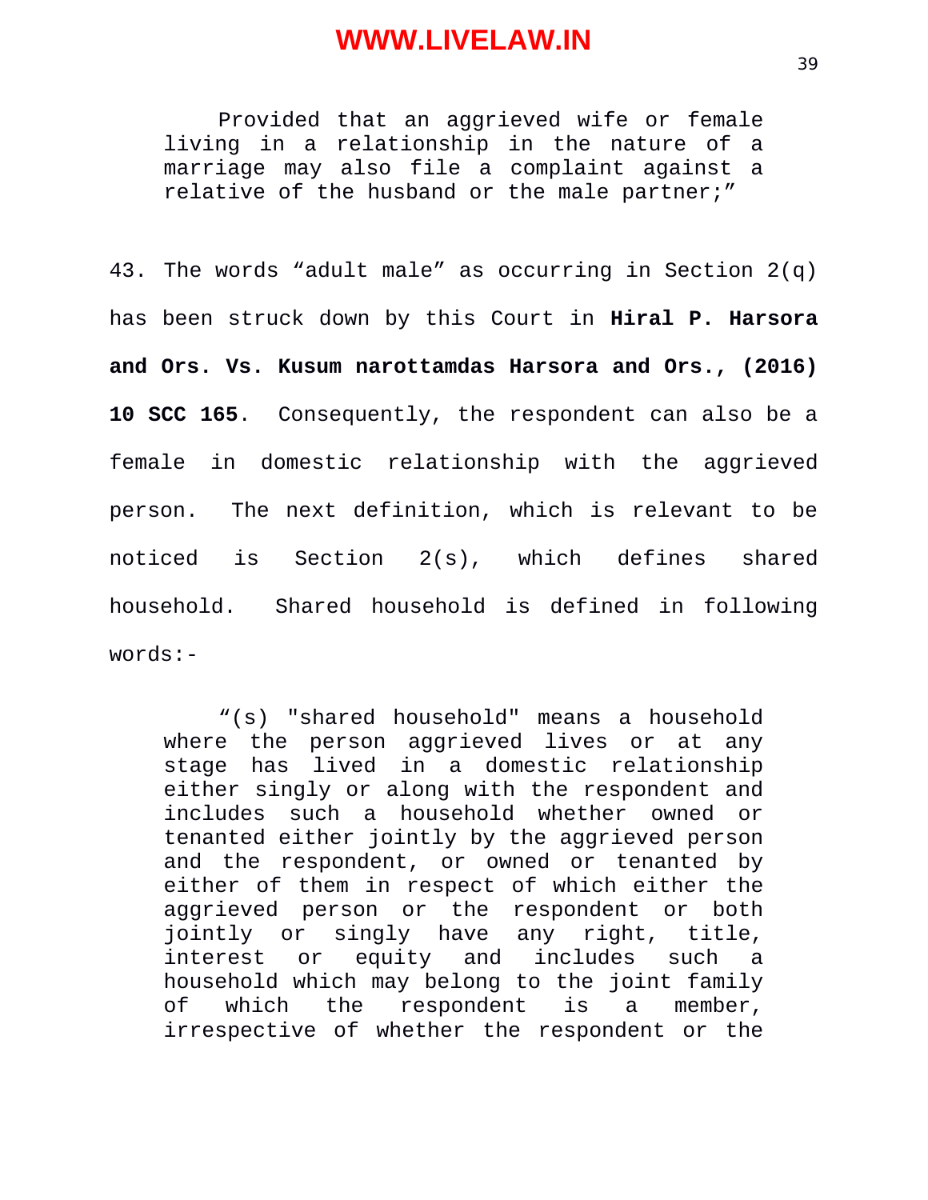> Provided that an aggrieved wife or female living in a relationship in the nature of a marriage may also file a complaint against a relative of the husband or the male partner;"

43. The words "adult male" as occurring in Section 2(q) has been struck down by this Court in **Hiral P. Harsora and Ors. Vs. Kusum narottamdas Harsora and Ors., (2016) 10 SCC 165**. Consequently, the respondent can also be a female in domestic relationship with the aggrieved person. The next definition, which is relevant to be noticed is Section 2(s), which defines shared household. Shared household is defined in following words:-

> "(s) "shared household" means a household where the person aggrieved lives or at any stage has lived in a domestic relationship either singly or along with the respondent and includes such a household whether owned or tenanted either jointly by the aggrieved person and the respondent, or owned or tenanted by either of them in respect of which either the aggrieved person or the respondent or both jointly or singly have any right, title, interest or equity and includes such a household which may belong to the joint family of which the respondent is a member, irrespective of whether the respondent or the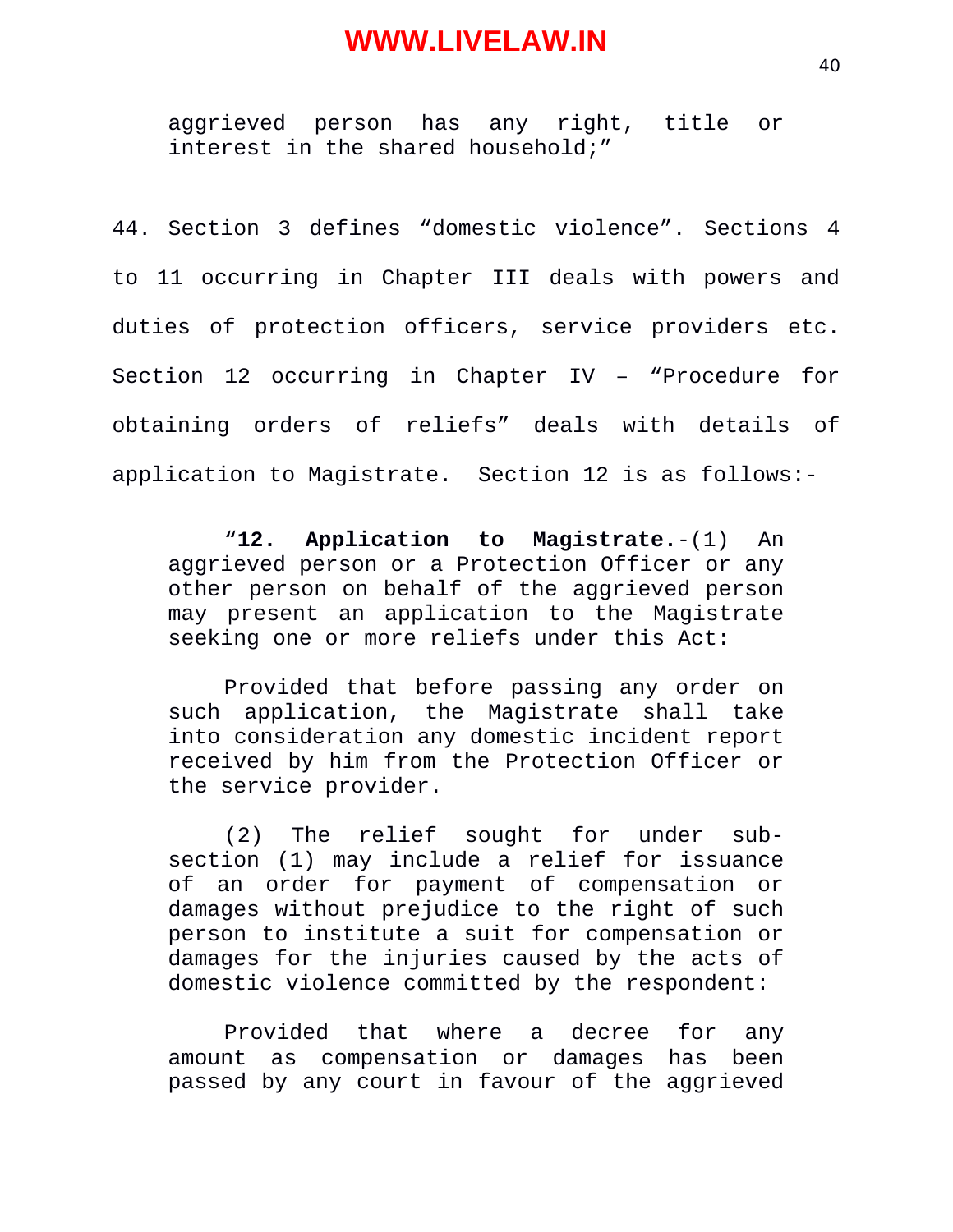aggrieved person has any right, title or interest in the shared household;"

44. Section 3 defines "domestic violence". Sections 4 to 11 occurring in Chapter III deals with powers and duties of protection officers, service providers etc. Section 12 occurring in Chapter IV – "Procedure for obtaining orders of reliefs" deals with details of application to Magistrate. Section 12 is as follows:-

> "**12. Application to Magistrate.**-(1) An aggrieved person or a Protection Officer or any other person on behalf of the aggrieved person may present an application to the Magistrate seeking one or more reliefs under this Act:
>
> Provided that before passing any order on such application, the Magistrate shall take into consideration any domestic incident report received by him from the Protection Officer or the service provider.
>
> (2) The relief sought for under sub-section (1) may include a relief for issuance of an order for payment of compensation or damages without prejudice to the right of such person to institute a suit for compensation or damages for the injuries caused by the acts of domestic violence committed by the respondent:
>
> Provided that where a decree for any amount as compensation or damages has been passed by any court in favour of the aggrieved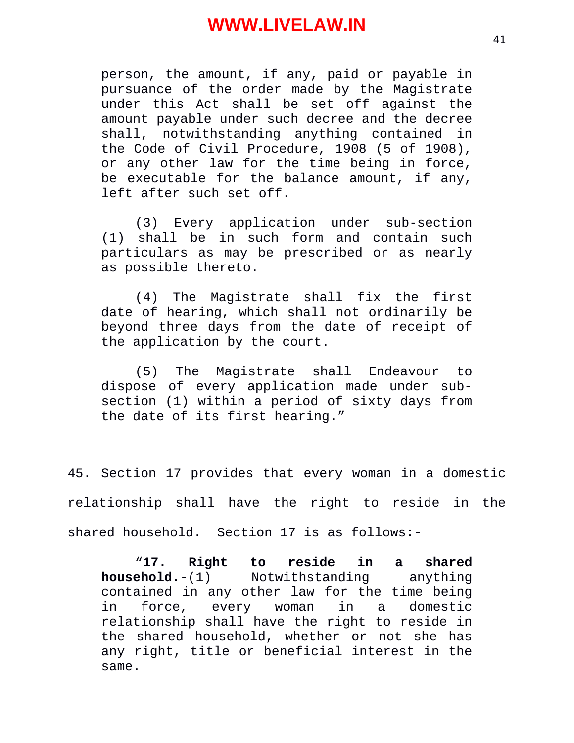> person, the amount, if any, paid or payable in pursuance of the order made by the Magistrate under this Act shall be set off against the amount payable under such decree and the decree shall, notwithstanding anything contained in the Code of Civil Procedure, 1908 (5 of 1908), or any other law for the time being in force, be executable for the balance amount, if any, left after such set off.
>
> (3) Every application under sub-section (1) shall be in such form and contain such particulars as may be prescribed or as nearly as possible thereto.
>
> (4) The Magistrate shall fix the first date of hearing, which shall not ordinarily be beyond three days from the date of receipt of the application by the court.
>
> (5) The Magistrate shall Endeavour to dispose of every application made under sub-section (1) within a period of sixty days from the date of its first hearing."

45. Section 17 provides that every woman in a domestic relationship shall have the right to reside in the shared household. Section 17 is as follows:-

> "**17. Right to reside in a shared household.**-(1) Notwithstanding anything contained in any other law for the time being in force, every woman in a domestic relationship shall have the right to reside in the shared household, whether or not she has any right, title or beneficial interest in the same.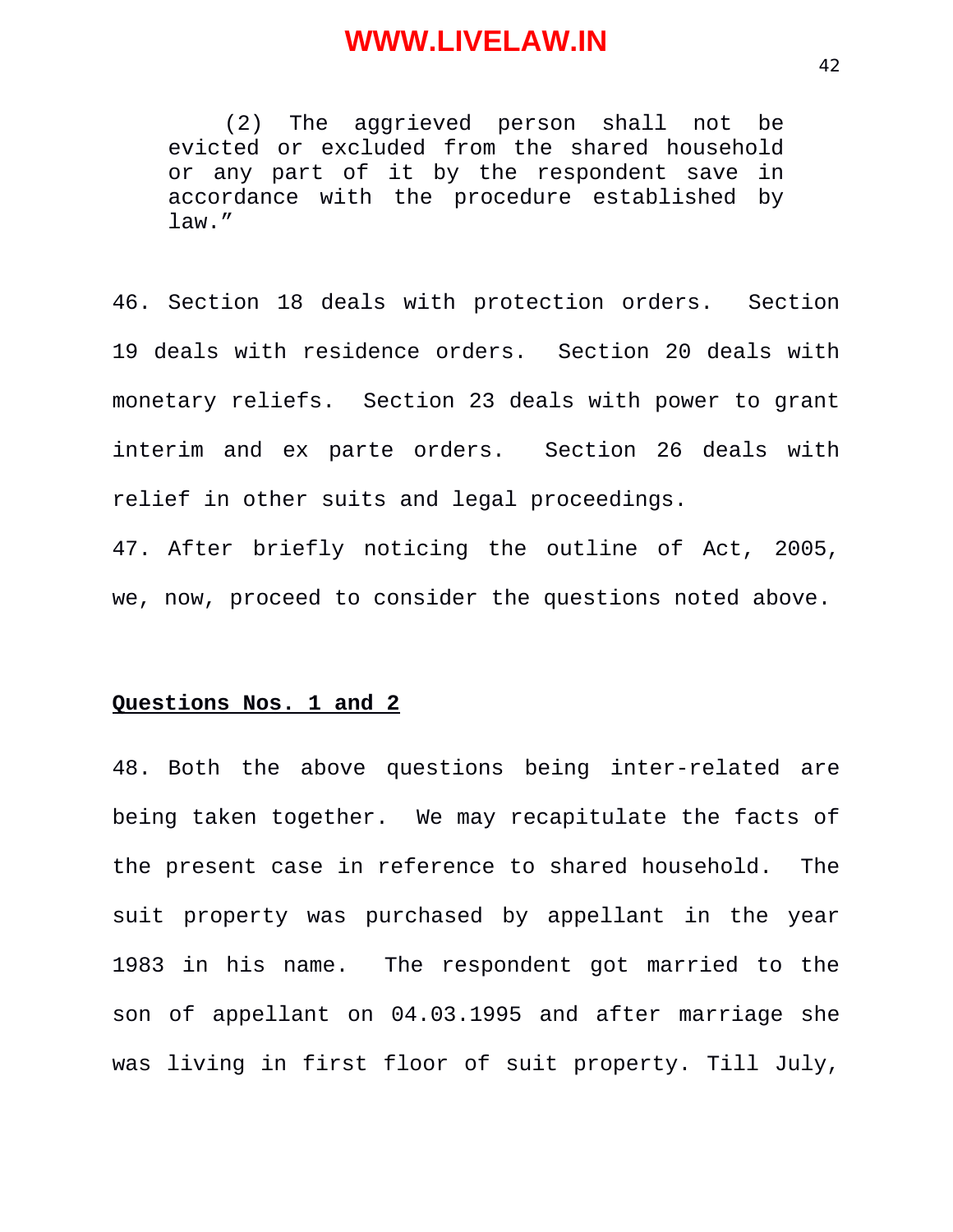> (2) The aggrieved person shall not be evicted or excluded from the shared household or any part of it by the respondent save in accordance with the procedure established by law."

46. Section 18 deals with protection orders. Section 19 deals with residence orders. Section 20 deals with monetary reliefs. Section 23 deals with power to grant interim and ex parte orders. Section 26 deals with relief in other suits and legal proceedings.

47. After briefly noticing the outline of Act, 2005, we, now, proceed to consider the questions noted above.

**Questions Nos. 1 and 2**

48. Both the above questions being inter-related are being taken together. We may recapitulate the facts of the present case in reference to shared household. The suit property was purchased by appellant in the year 1983 in his name. The respondent got married to the son of appellant on 04.03.1995 and after marriage she was living in first floor of suit property. Till July,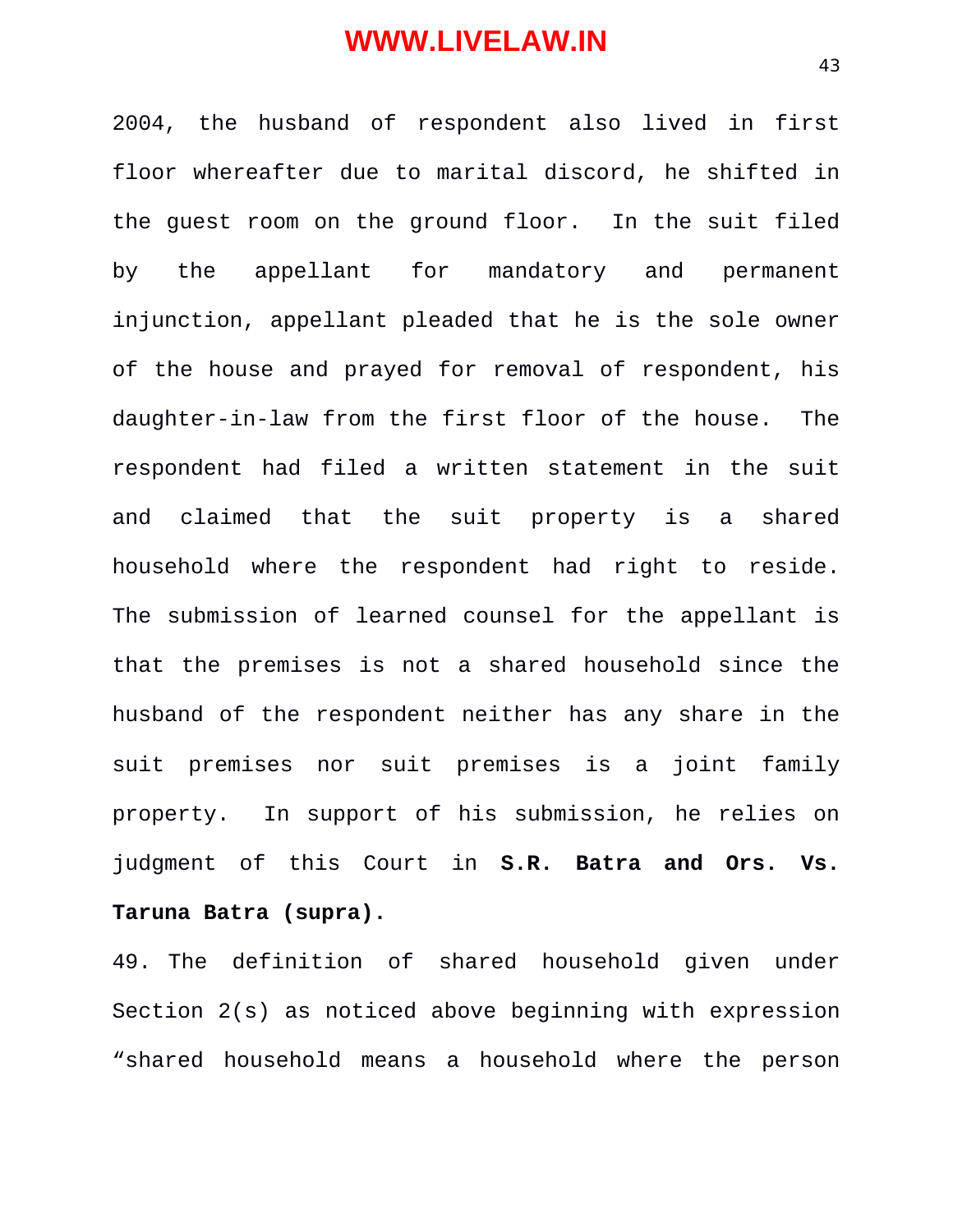2004, the husband of respondent also lived in first floor whereafter due to marital discord, he shifted in the guest room on the ground floor. In the suit filed by the appellant for mandatory and permanent injunction, appellant pleaded that he is the sole owner of the house and prayed for removal of respondent, his daughter-in-law from the first floor of the house. The respondent had filed a written statement in the suit and claimed that the suit property is a shared household where the respondent had right to reside. The submission of learned counsel for the appellant is that the premises is not a shared household since the husband of the respondent neither has any share in the suit premises nor suit premises is a joint family property. In support of his submission, he relies on judgment of this Court in **S.R. Batra and Ors. Vs. Taruna Batra (supra).**

49. The definition of shared household given under Section 2(s) as noticed above beginning with expression "shared household means a household where the person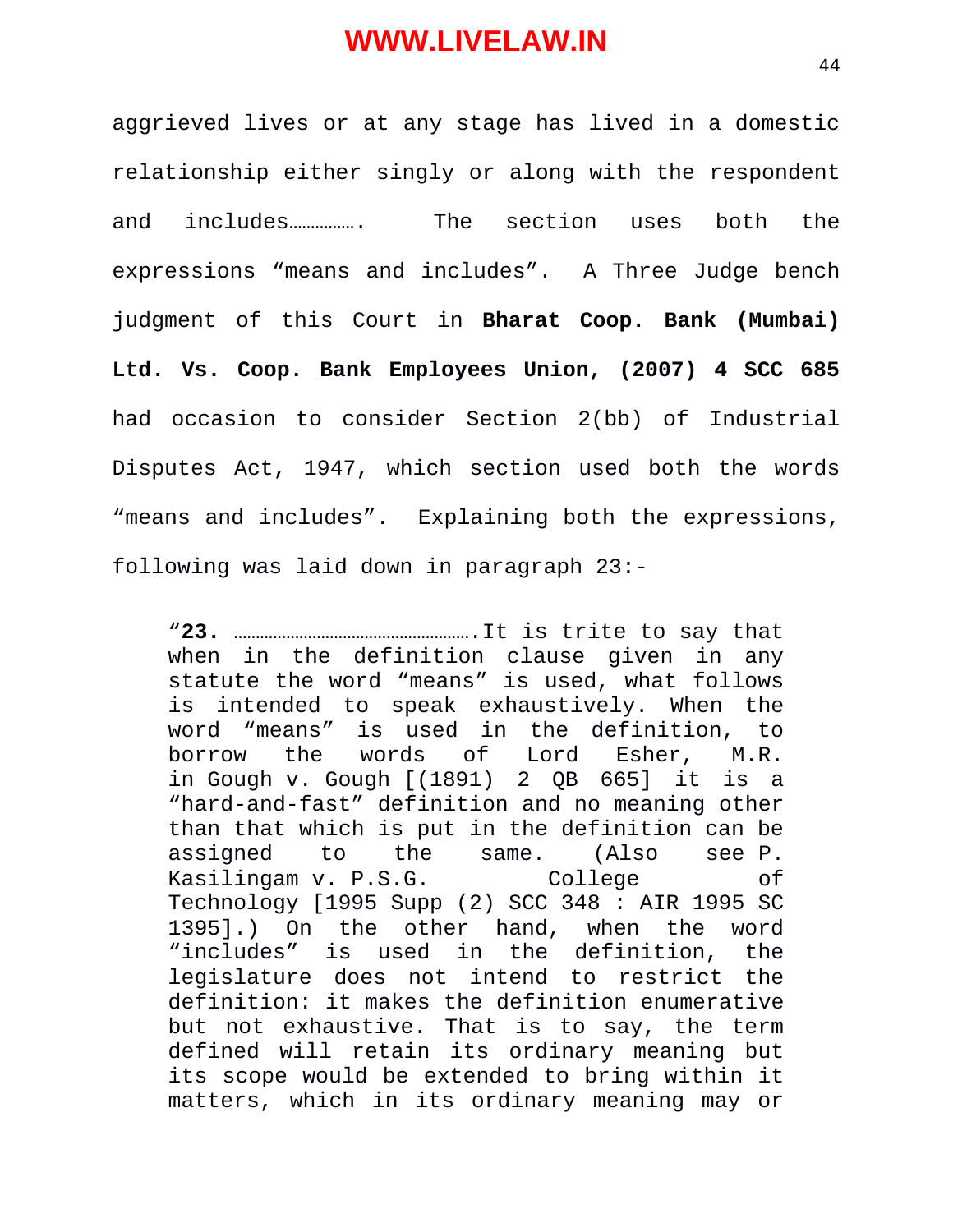aggrieved lives or at any stage has lived in a domestic relationship either singly or along with the respondent and includes……………. The section uses both the expressions "means and includes". A Three Judge bench judgment of this Court in **Bharat Coop. Bank (Mumbai) Ltd. Vs. Coop. Bank Employees Union, (2007) 4 SCC 685** had occasion to consider Section 2(bb) of Industrial Disputes Act, 1947, which section used both the words "means and includes". Explaining both the expressions, following was laid down in paragraph 23:-

> "**23.** ………………………………………….It is trite to say that when in the definition clause given in any statute the word "means" is used, what follows is intended to speak exhaustively. When the word "means" is used in the definition, to borrow the words of Lord Esher, M.R. in Gough v. Gough [(1891) 2 QB 665] it is a "hard-and-fast" definition and no meaning other than that which is put in the definition can be assigned to the same. (Also see P. Kasilingam v. P.S.G. College of Technology [1995 Supp (2) SCC 348 : AIR 1995 SC 1395].) On the other hand, when the word "includes" is used in the definition, the legislature does not intend to restrict the definition: it makes the definition enumerative but not exhaustive. That is to say, the term defined will retain its ordinary meaning but its scope would be extended to bring within it matters, which in its ordinary meaning may or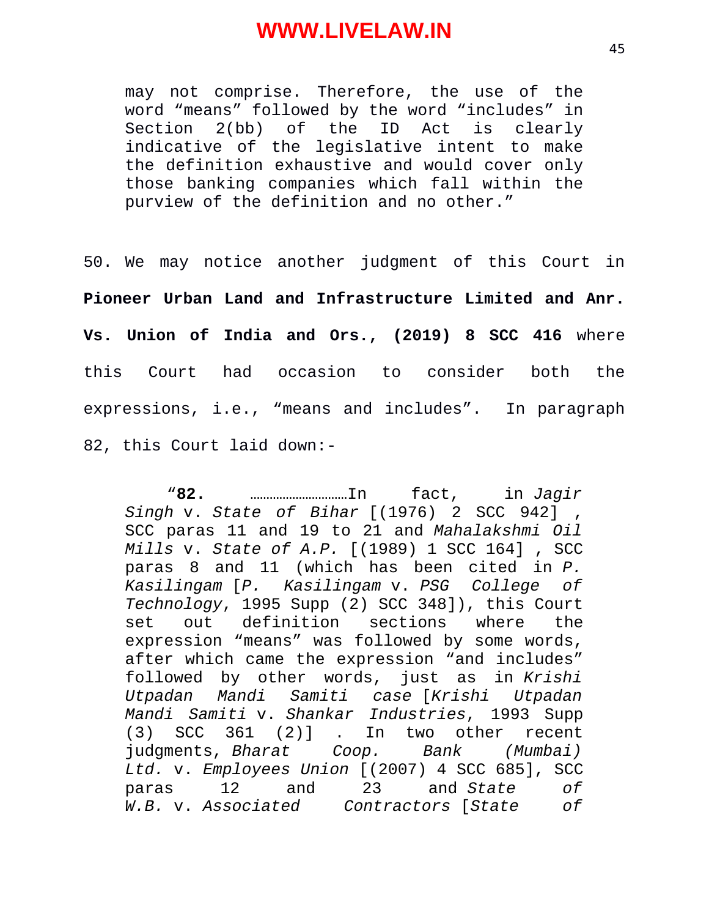> may not comprise. Therefore, the use of the word "means" followed by the word "includes" in Section 2(bb) of the ID Act is clearly indicative of the legislative intent to make the definition exhaustive and would cover only those banking companies which fall within the purview of the definition and no other."

50. We may notice another judgment of this Court in **Pioneer Urban Land and Infrastructure Limited and Anr. Vs. Union of India and Ors., (2019) 8 SCC 416** where this Court had occasion to consider both the expressions, i.e., "means and includes". In paragraph 82, this Court laid down:-

> "**82.** ………………………In fact, in *Jagir Singh* v. *State of Bihar* [(1976) 2 SCC 942] , SCC paras 11 and 19 to 21 and *Mahalakshmi Oil Mills* v. *State of A.P.* [(1989) 1 SCC 164] , SCC paras 8 and 11 (which has been cited in *P. Kasilingam* [*P. Kasilingam* v. *PSG College of Technology*, 1995 Supp (2) SCC 348]), this Court set out definition sections where the expression "means" was followed by some words, after which came the expression "and includes" followed by other words, just as in *Krishi Utpadan Mandi Samiti case* [*Krishi Utpadan Mandi Samiti* v. *Shankar Industries*, 1993 Supp (3) SCC 361 (2)] . In two other recent judgments, *Bharat Coop. Bank (Mumbai) Ltd.* v. *Employees Union* [(2007) 4 SCC 685], SCC paras 12 and 23 and *State of W.B.* v. *Associated Contractors* [*State of*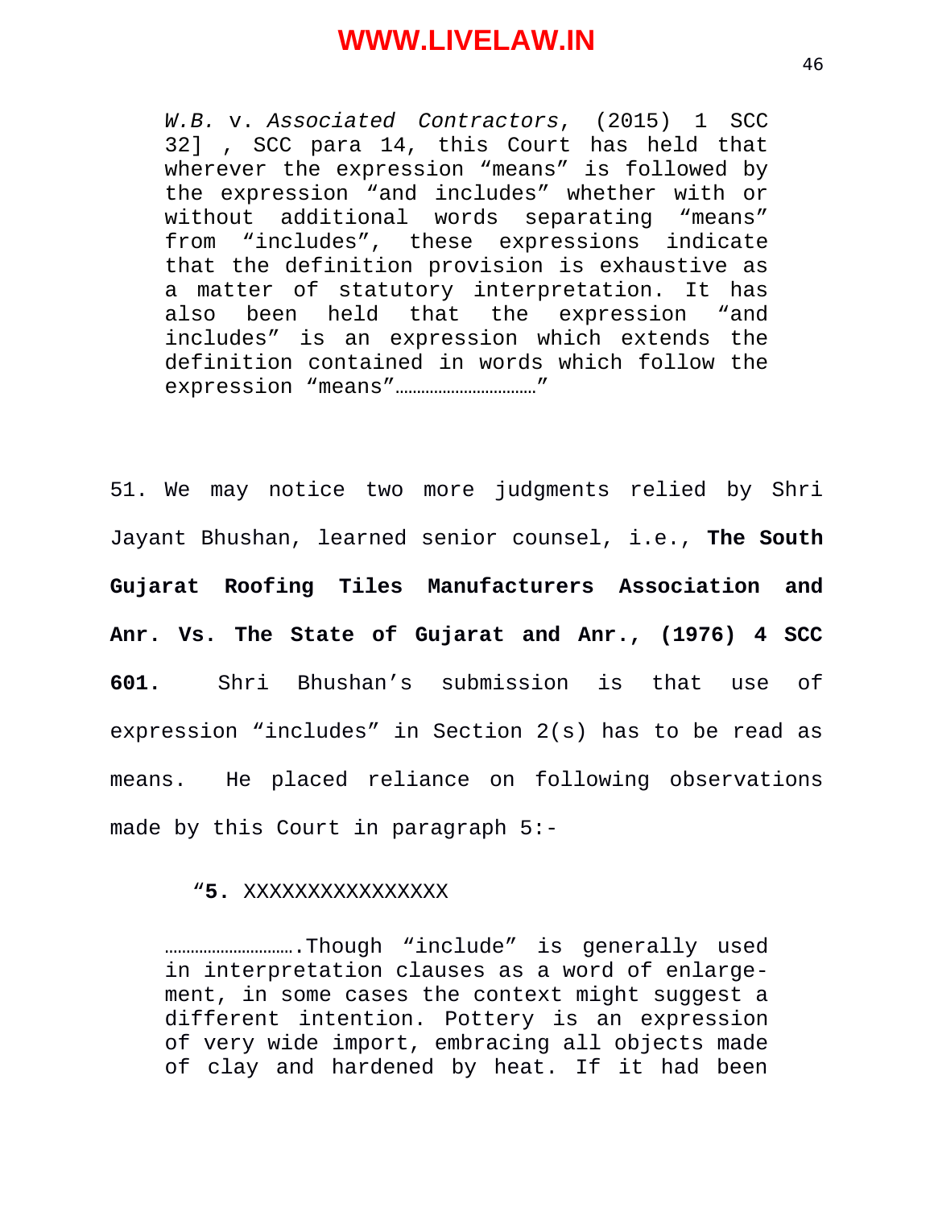> *W.B.* v. *Associated Contractors*, (2015) 1 SCC 32] , SCC para 14, this Court has held that wherever the expression "means" is followed by the expression "and includes" whether with or without additional words separating "means" from "includes", these expressions indicate that the definition provision is exhaustive as a matter of statutory interpretation. It has also been held that the expression "and includes" is an expression which extends the definition contained in words which follow the expression "means"……………………………"

51. We may notice two more judgments relied by Shri Jayant Bhushan, learned senior counsel, i.e., **The South Gujarat Roofing Tiles Manufacturers Association and Anr. Vs. The State of Gujarat and Anr., (1976) 4 SCC 601.** Shri Bhushan's submission is that use of expression "includes" in Section 2(s) has to be read as means. He placed reliance on following observations made by this Court in paragraph 5:-

> "**5.** XXXXXXXXXXXXXXXX
>
> ………………………….Though "include" is generally used in interpretation clauses as a word of enlargement, in some cases the context might suggest a different intention. Pottery is an expression of very wide import, embracing all objects made of clay and hardened by heat. If it had been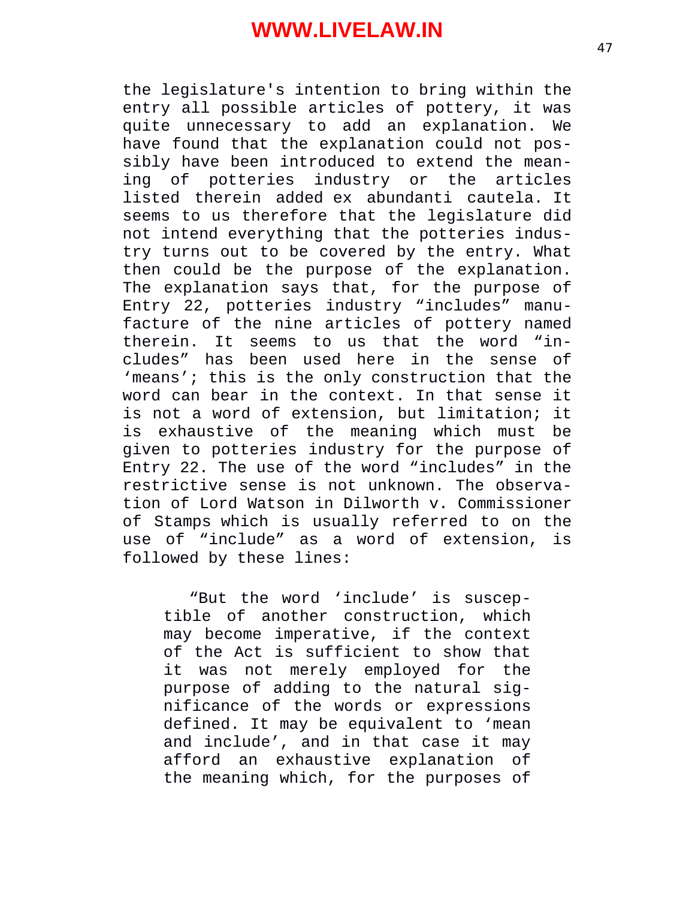the legislature's intention to bring within the entry all possible articles of pottery, it was quite unnecessary to add an explanation. We have found that the explanation could not possibly have been introduced to extend the meaning of potteries industry or the articles listed therein added ex abundanti cautela. It seems to us therefore that the legislature did not intend everything that the potteries industry turns out to be covered by the entry. What then could be the purpose of the explanation. The explanation says that, for the purpose of Entry 22, potteries industry "includes" manufacture of the nine articles of pottery named therein. It seems to us that the word "includes" has been used here in the sense of 'means'; this is the only construction that the word can bear in the context. In that sense it is not a word of extension, but limitation; it is exhaustive of the meaning which must be given to potteries industry for the purpose of Entry 22. The use of the word "includes" in the restrictive sense is not unknown. The observation of Lord Watson in Dilworth v. Commissioner of Stamps which is usually referred to on the use of "include" as a word of extension, is followed by these lines:

> "But the word 'include' is susceptible of another construction, which may become imperative, if the context of the Act is sufficient to show that it was not merely employed for the purpose of adding to the natural significance of the words or expressions defined. It may be equivalent to 'mean and include', and in that case it may afford an exhaustive explanation of the meaning which, for the purposes of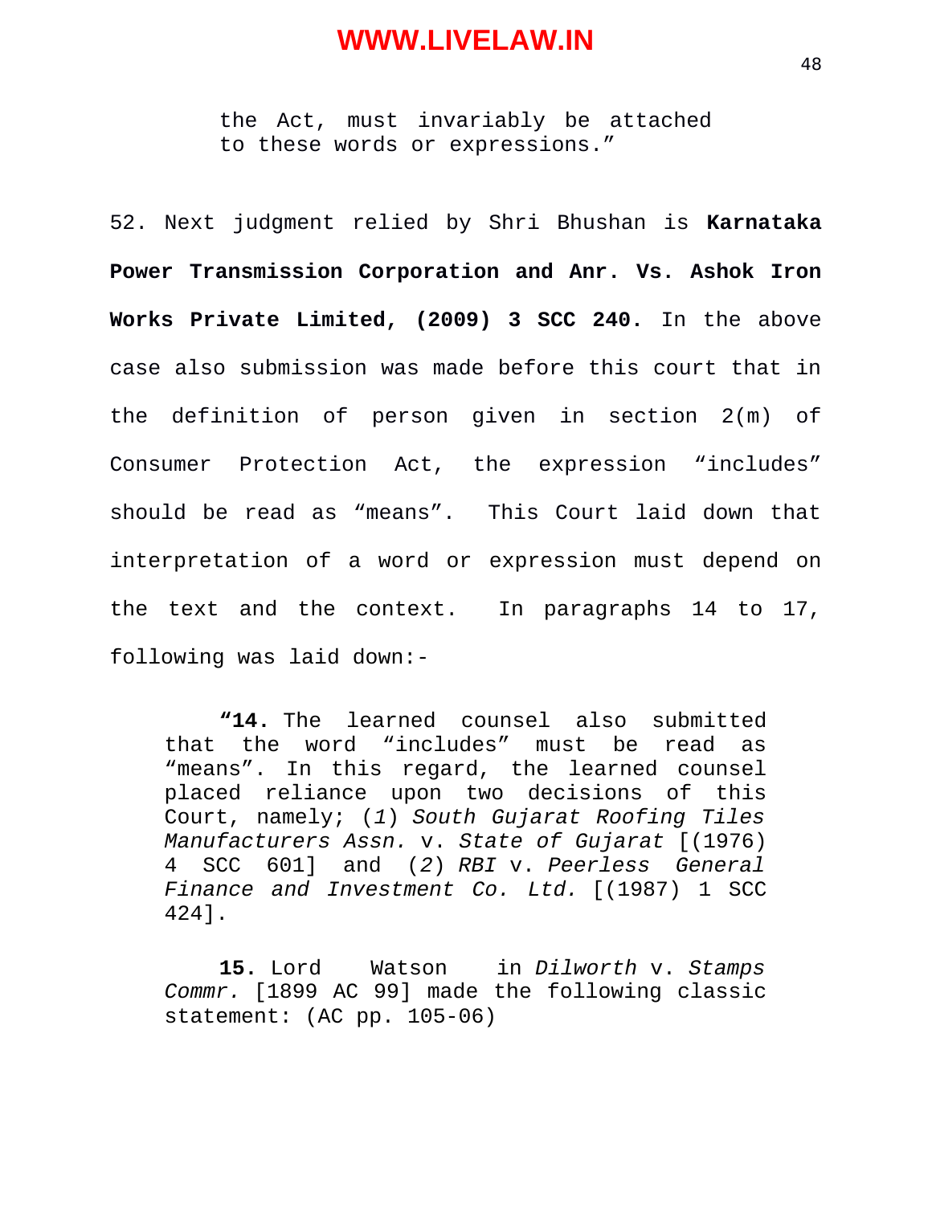> the Act, must invariably be attached to these words or expressions."

52. Next judgment relied by Shri Bhushan is **Karnataka Power Transmission Corporation and Anr. Vs. Ashok Iron Works Private Limited, (2009) 3 SCC 240.** In the above case also submission was made before this court that in the definition of person given in section 2(m) of Consumer Protection Act, the expression "includes" should be read as "means". This Court laid down that interpretation of a word or expression must depend on the text and the context. In paragraphs 14 to 17, following was laid down:-

> "**14.** The learned counsel also submitted that the word "includes" must be read as "means". In this regard, the learned counsel placed reliance upon two decisions of this Court, namely; (*1*) *South Gujarat Roofing Tiles Manufacturers Assn.* v. *State of Gujarat* [(1976) 4 SCC 601] and (*2*) *RBI* v. *Peerless General Finance and Investment Co. Ltd.* [(1987) 1 SCC 424].
>
> **15.** Lord Watson in *Dilworth* v. *Stamps Commr.* [1899 AC 99] made the following classic statement: (AC pp. 105-06)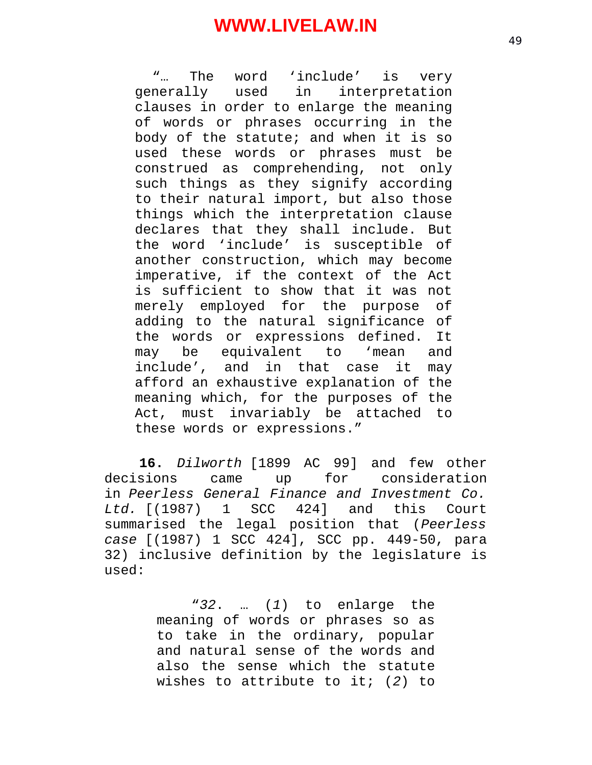> "… The word 'include' is very generally used in interpretation clauses in order to enlarge the meaning of words or phrases occurring in the body of the statute; and when it is so used these words or phrases must be construed as comprehending, not only such things as they signify according to their natural import, but also those things which the interpretation clause declares that they shall include. But the word 'include' is susceptible of another construction, which may become imperative, if the context of the Act is sufficient to show that it was not merely employed for the purpose of adding to the natural significance of the words or expressions defined. It may be equivalent to 'mean and include', and in that case it may afford an exhaustive explanation of the meaning which, for the purposes of the Act, must invariably be attached to these words or expressions."

**16.** *Dilworth* [1899 AC 99] and few other decisions came up for consideration in *Peerless General Finance and Investment Co. Ltd.* [(1987) 1 SCC 424] and this Court summarised the legal position that (*Peerless case* [(1987) 1 SCC 424], SCC pp. 449-50, para 32) inclusive definition by the legislature is used:

> "*32*. … (*1*) to enlarge the meaning of words or phrases so as to take in the ordinary, popular and natural sense of the words and also the sense which the statute wishes to attribute to it; (*2*) to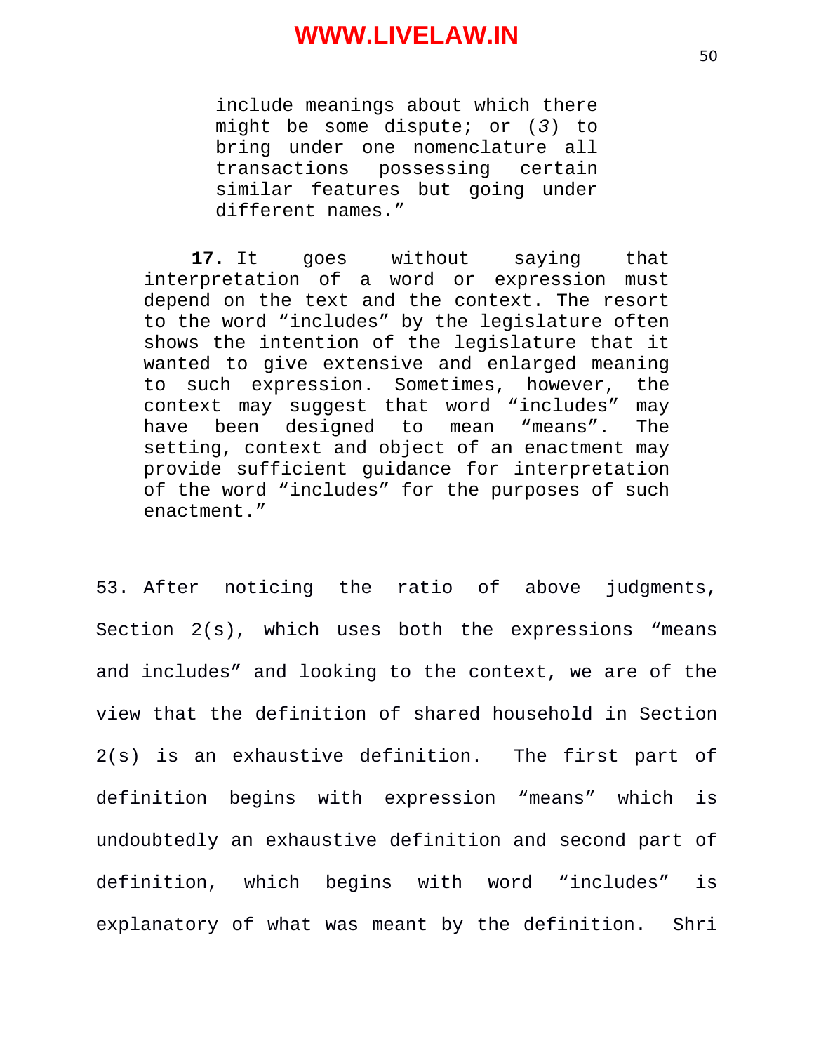> include meanings about which there might be some dispute; or (*3*) to bring under one nomenclature all transactions possessing certain similar features but going under different names."

> **17.** It goes without saying that interpretation of a word or expression must depend on the text and the context. The resort to the word "includes" by the legislature often shows the intention of the legislature that it wanted to give extensive and enlarged meaning to such expression. Sometimes, however, the context may suggest that word "includes" may have been designed to mean "means". The setting, context and object of an enactment may provide sufficient guidance for interpretation of the word "includes" for the purposes of such enactment."

53. After noticing the ratio of above judgments, Section 2(s), which uses both the expressions "means and includes" and looking to the context, we are of the view that the definition of shared household in Section 2(s) is an exhaustive definition. The first part of definition begins with expression "means" which is undoubtedly an exhaustive definition and second part of definition, which begins with word "includes" is explanatory of what was meant by the definition. Shri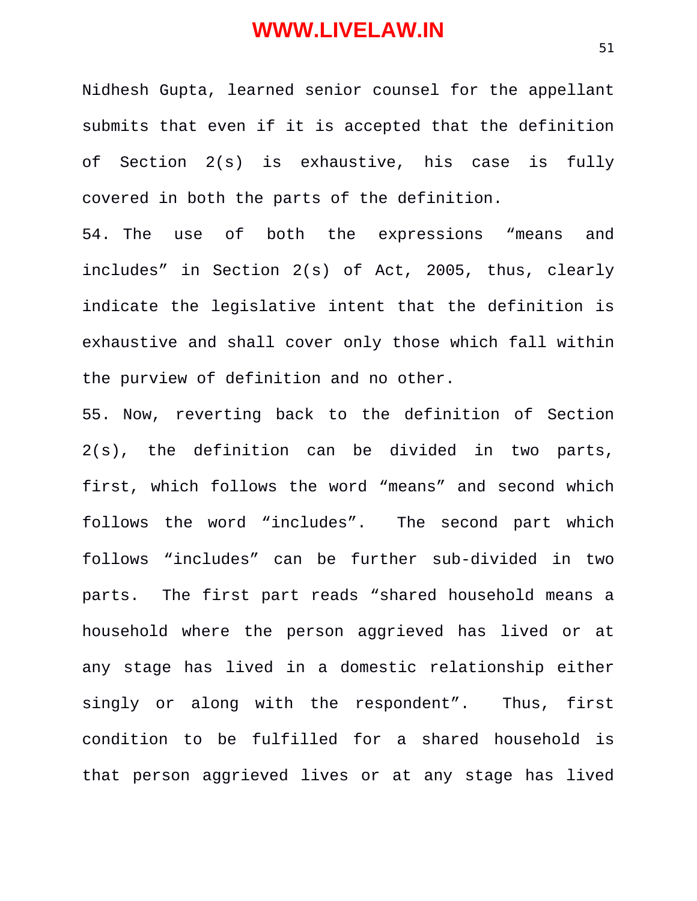Nidhesh Gupta, learned senior counsel for the appellant submits that even if it is accepted that the definition of Section 2(s) is exhaustive, his case is fully covered in both the parts of the definition.

54. The use of both the expressions “means and includes” in Section 2(s) of Act, 2005, thus, clearly indicate the legislative intent that the definition is exhaustive and shall cover only those which fall within the purview of definition and no other.

55. Now, reverting back to the definition of Section 2(s), the definition can be divided in two parts, first, which follows the word “means” and second which follows the word “includes”. The second part which follows “includes” can be further sub-divided in two parts. The first part reads “shared household means a household where the person aggrieved has lived or at any stage has lived in a domestic relationship either singly or along with the respondent”. Thus, first condition to be fulfilled for a shared household is that person aggrieved lives or at any stage has lived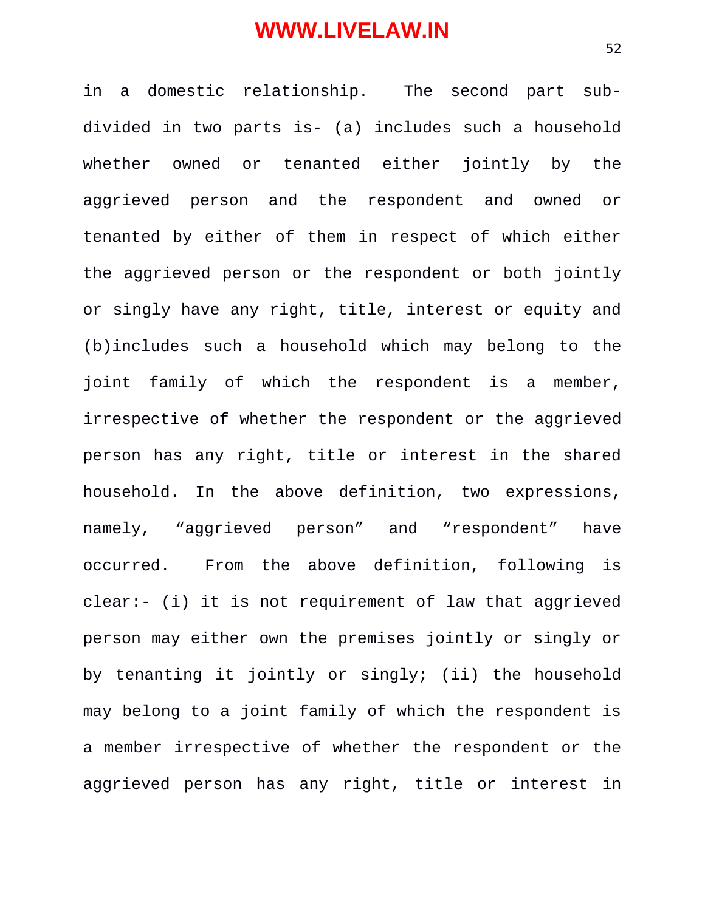in a domestic relationship. The second part sub-divided in two parts is- (a) includes such a household whether owned or tenanted either jointly by the aggrieved person and the respondent and owned or tenanted by either of them in respect of which either the aggrieved person or the respondent or both jointly or singly have any right, title, interest or equity and (b)includes such a household which may belong to the joint family of which the respondent is a member, irrespective of whether the respondent or the aggrieved person has any right, title or interest in the shared household. In the above definition, two expressions, namely, "aggrieved person" and "respondent" have occurred. From the above definition, following is clear:- (i) it is not requirement of law that aggrieved person may either own the premises jointly or singly or by tenanting it jointly or singly; (ii) the household may belong to a joint family of which the respondent is a member irrespective of whether the respondent or the aggrieved person has any right, title or interest in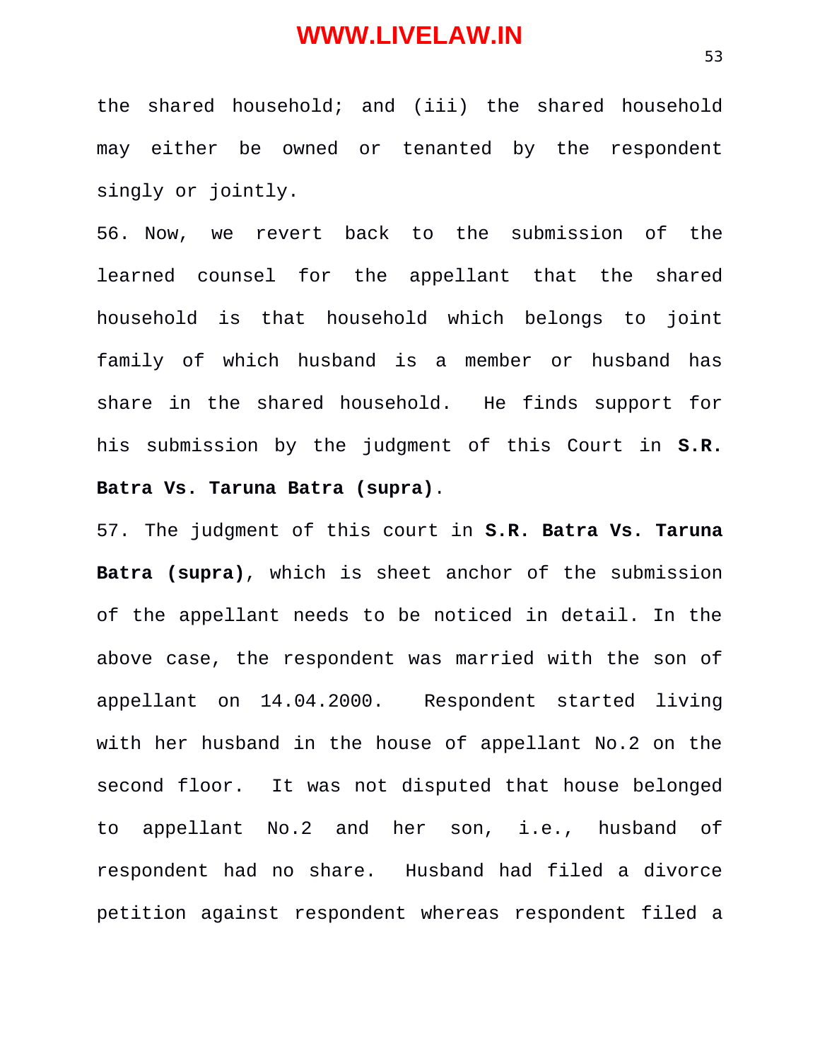the shared household; and (iii) the shared household may either be owned or tenanted by the respondent singly or jointly.

56. Now, we revert back to the submission of the learned counsel for the appellant that the shared household is that household which belongs to joint family of which husband is a member or husband has share in the shared household. He finds support for his submission by the judgment of this Court in **S.R. Batra Vs. Taruna Batra (supra)**.

57. The judgment of this court in **S.R. Batra Vs. Taruna Batra (supra)**, which is sheet anchor of the submission of the appellant needs to be noticed in detail. In the above case, the respondent was married with the son of appellant on 14.04.2000. Respondent started living with her husband in the house of appellant No.2 on the second floor. It was not disputed that house belonged to appellant No.2 and her son, i.e., husband of respondent had no share. Husband had filed a divorce petition against respondent whereas respondent filed a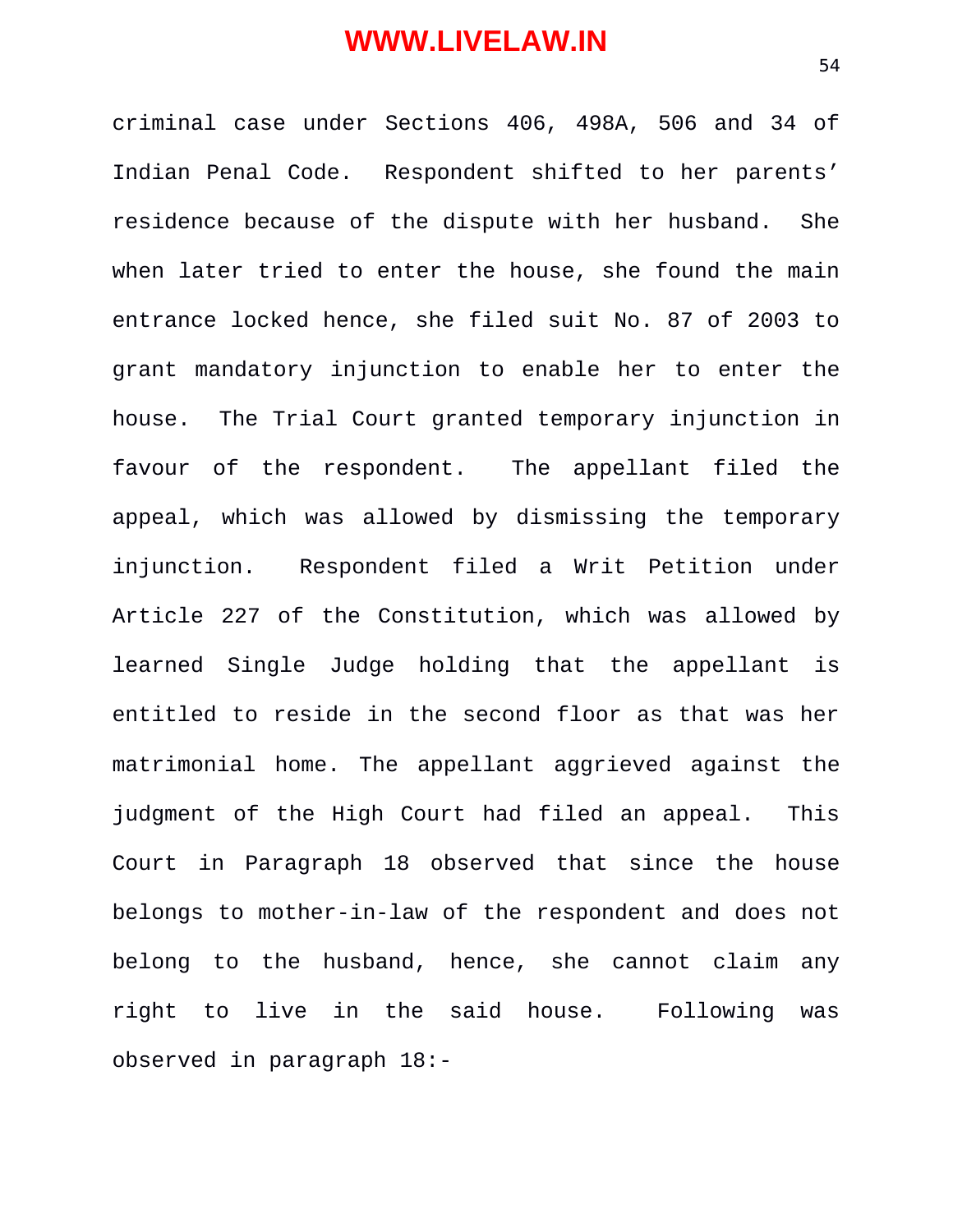criminal case under Sections 406, 498A, 506 and 34 of Indian Penal Code. Respondent shifted to her parents' residence because of the dispute with her husband. She when later tried to enter the house, she found the main entrance locked hence, she filed suit No. 87 of 2003 to grant mandatory injunction to enable her to enter the house. The Trial Court granted temporary injunction in favour of the respondent. The appellant filed the appeal, which was allowed by dismissing the temporary injunction. Respondent filed a Writ Petition under Article 227 of the Constitution, which was allowed by learned Single Judge holding that the appellant is entitled to reside in the second floor as that was her matrimonial home. The appellant aggrieved against the judgment of the High Court had filed an appeal. This Court in Paragraph 18 observed that since the house belongs to mother-in-law of the respondent and does not belong to the husband, hence, she cannot claim any right to live in the said house. Following was observed in paragraph 18:-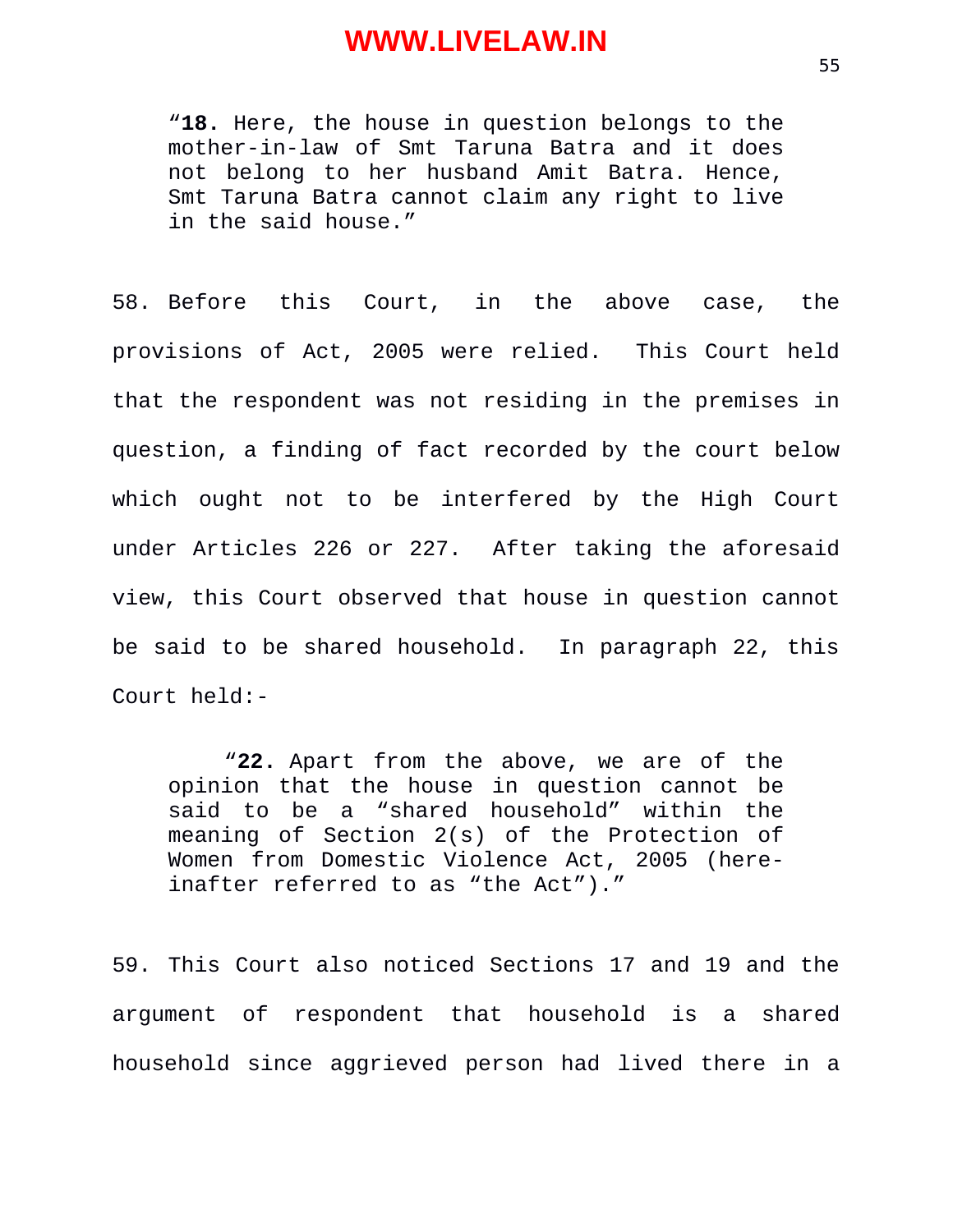> "**18.** Here, the house in question belongs to the mother-in-law of Smt Taruna Batra and it does not belong to her husband Amit Batra. Hence, Smt Taruna Batra cannot claim any right to live in the said house."

58. Before this Court, in the above case, the provisions of Act, 2005 were relied. This Court held that the respondent was not residing in the premises in question, a finding of fact recorded by the court below which ought not to be interfered by the High Court under Articles 226 or 227. After taking the aforesaid view, this Court observed that house in question cannot be said to be shared household. In paragraph 22, this Court held:-

> "**22.** Apart from the above, we are of the opinion that the house in question cannot be said to be a "shared household" within the meaning of Section 2(s) of the Protection of Women from Domestic Violence Act, 2005 (hereinafter referred to as "the Act")."

59. This Court also noticed Sections 17 and 19 and the argument of respondent that household is a shared household since aggrieved person had lived there in a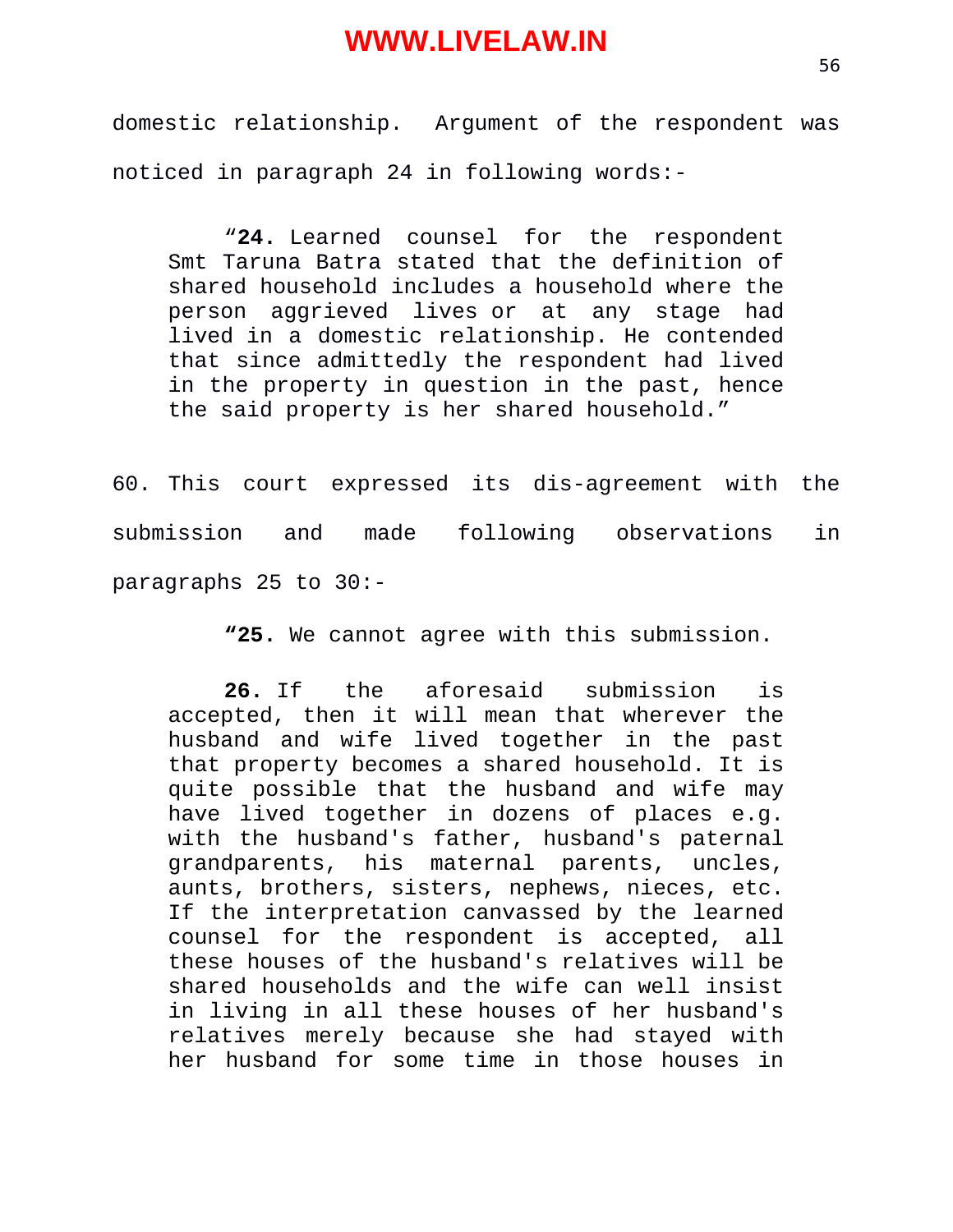domestic relationship. Argument of the respondent was noticed in paragraph 24 in following words:-

> "**24.** Learned counsel for the respondent Smt Taruna Batra stated that the definition of shared household includes a household where the person aggrieved lives or at any stage had lived in a domestic relationship. He contended that since admittedly the respondent had lived in the property in question in the past, hence the said property is her shared household."

60. This court expressed its dis-agreement with the submission and made following observations in paragraphs 25 to 30:-

> **"25.** We cannot agree with this submission.
>
> **26.** If the aforesaid submission is accepted, then it will mean that wherever the husband and wife lived together in the past that property becomes a shared household. It is quite possible that the husband and wife may have lived together in dozens of places e.g. with the husband's father, husband's paternal grandparents, his maternal parents, uncles, aunts, brothers, sisters, nephews, nieces, etc. If the interpretation canvassed by the learned counsel for the respondent is accepted, all these houses of the husband's relatives will be shared households and the wife can well insist in living in all these houses of her husband's relatives merely because she had stayed with her husband for some time in those houses in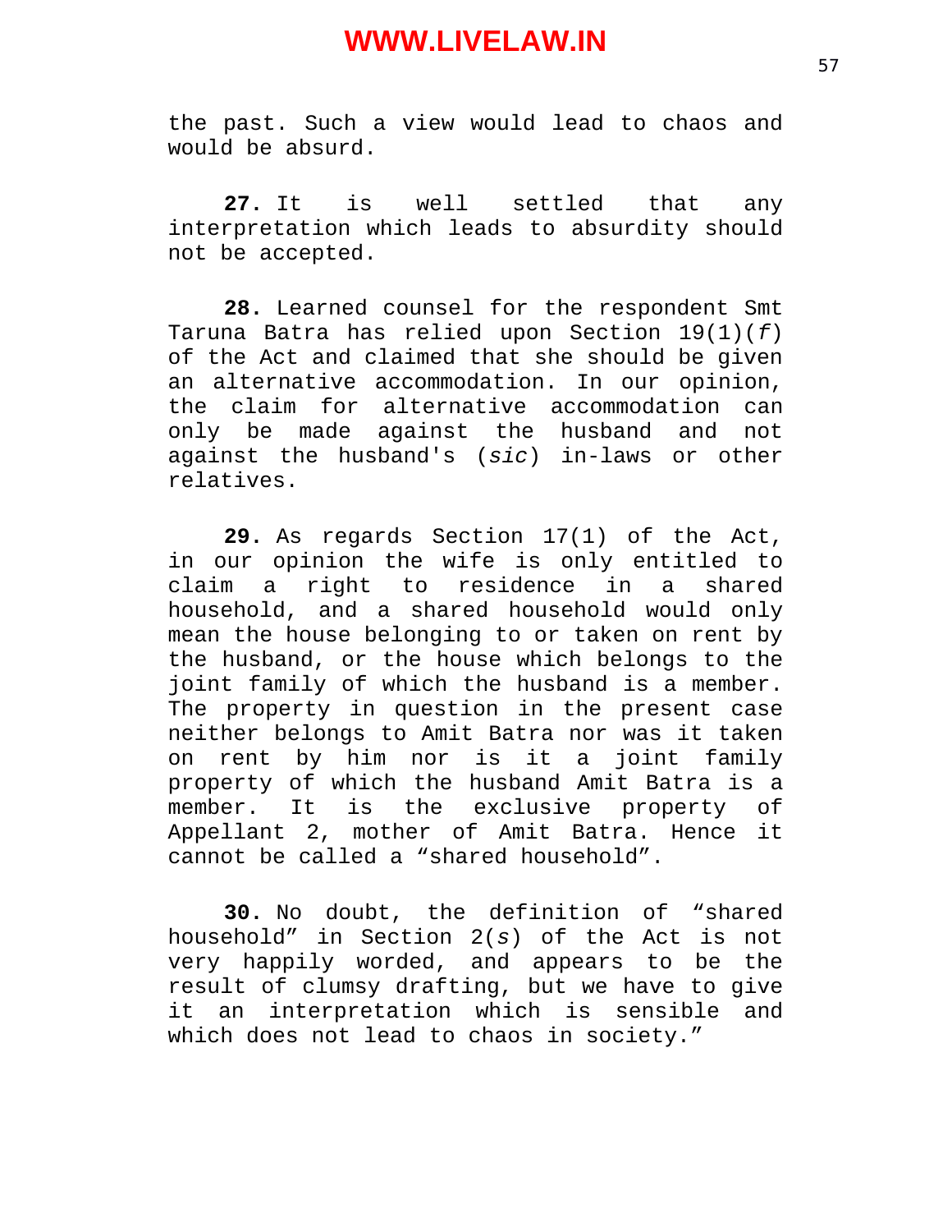the past. Such a view would lead to chaos and would be absurd.

**27.** It is well settled that any interpretation which leads to absurdity should not be accepted.

**28.** Learned counsel for the respondent Smt Taruna Batra has relied upon Section 19(1)(*f*) of the Act and claimed that she should be given an alternative accommodation. In our opinion, the claim for alternative accommodation can only be made against the husband and not against the husband's (*sic*) in-laws or other relatives.

**29.** As regards Section 17(1) of the Act, in our opinion the wife is only entitled to claim a right to residence in a shared household, and a shared household would only mean the house belonging to or taken on rent by the husband, or the house which belongs to the joint family of which the husband is a member. The property in question in the present case neither belongs to Amit Batra nor was it taken on rent by him nor is it a joint family property of which the husband Amit Batra is a member. It is the exclusive property of Appellant 2, mother of Amit Batra. Hence it cannot be called a "shared household".

**30.** No doubt, the definition of "shared household" in Section 2(*s*) of the Act is not very happily worded, and appears to be the result of clumsy drafting, but we have to give it an interpretation which is sensible and which does not lead to chaos in society."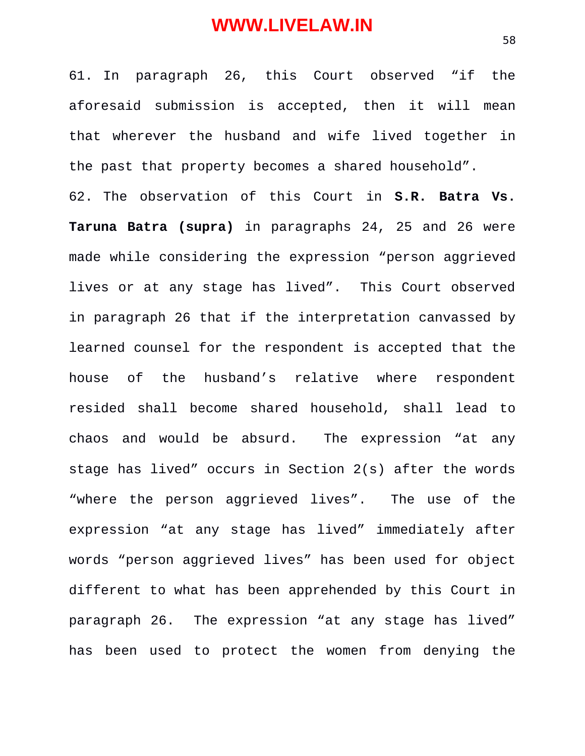61. In paragraph 26, this Court observed "if the aforesaid submission is accepted, then it will mean that wherever the husband and wife lived together in the past that property becomes a shared household".

62. The observation of this Court in **S.R. Batra Vs. Taruna Batra (supra)** in paragraphs 24, 25 and 26 were made while considering the expression "person aggrieved lives or at any stage has lived". This Court observed in paragraph 26 that if the interpretation canvassed by learned counsel for the respondent is accepted that the house of the husband's relative where respondent resided shall become shared household, shall lead to chaos and would be absurd. The expression "at any stage has lived" occurs in Section 2(s) after the words "where the person aggrieved lives". The use of the expression "at any stage has lived" immediately after words "person aggrieved lives" has been used for object different to what has been apprehended by this Court in paragraph 26. The expression "at any stage has lived" has been used to protect the women from denying the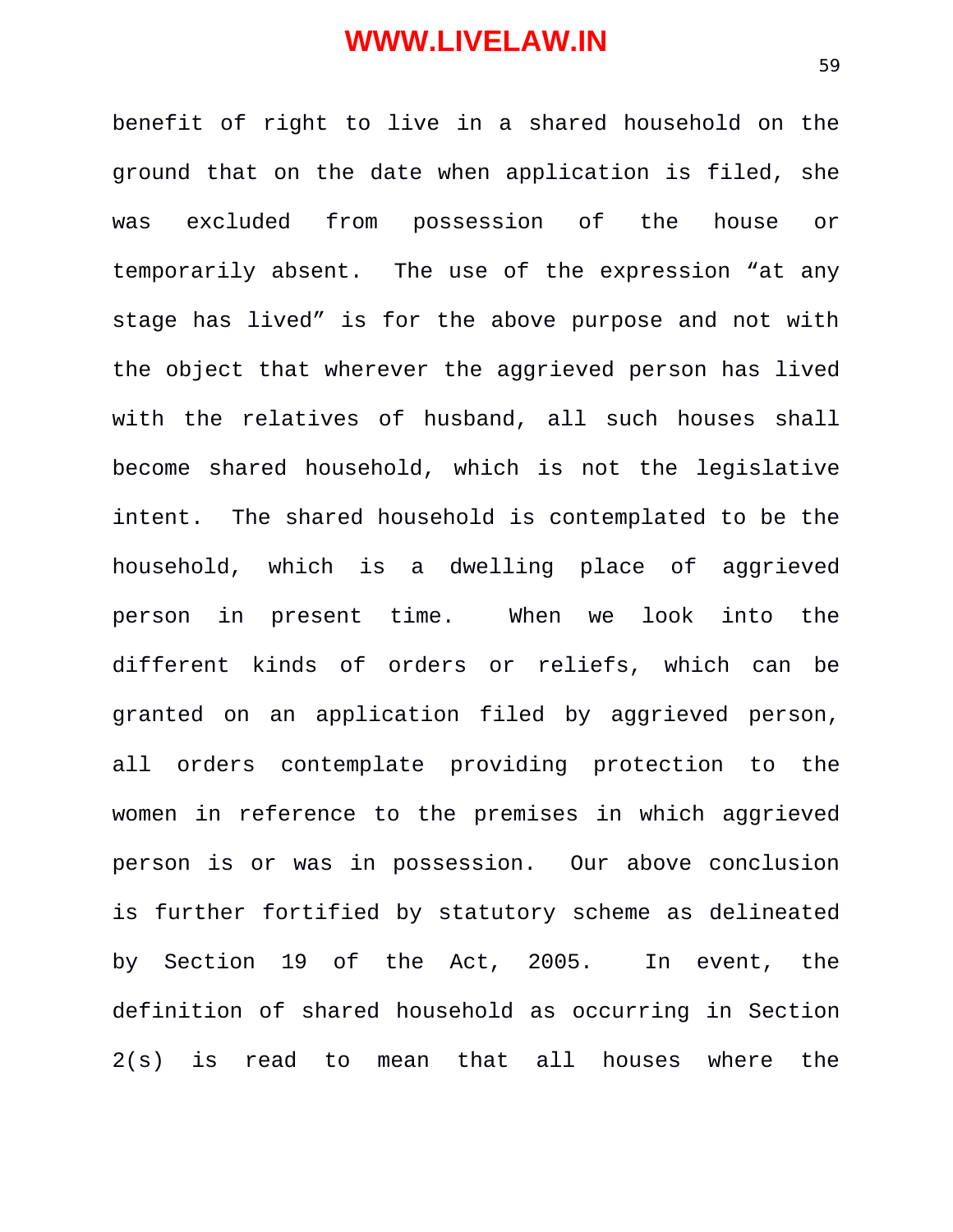benefit of right to live in a shared household on the ground that on the date when application is filed, she was excluded from possession of the house or temporarily absent. The use of the expression "at any stage has lived" is for the above purpose and not with the object that wherever the aggrieved person has lived with the relatives of husband, all such houses shall become shared household, which is not the legislative intent. The shared household is contemplated to be the household, which is a dwelling place of aggrieved person in present time. When we look into the different kinds of orders or reliefs, which can be granted on an application filed by aggrieved person, all orders contemplate providing protection to the women in reference to the premises in which aggrieved person is or was in possession. Our above conclusion is further fortified by statutory scheme as delineated by Section 19 of the Act, 2005. In event, the definition of shared household as occurring in Section 2(s) is read to mean that all houses where the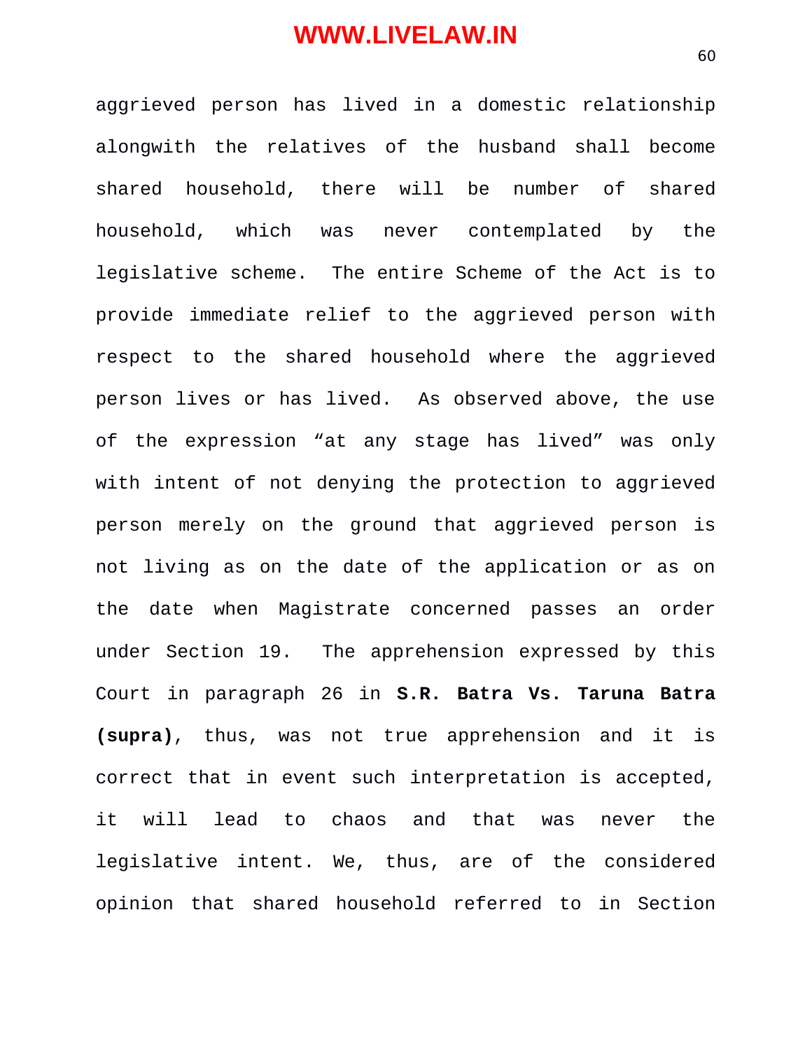aggrieved person has lived in a domestic relationship alongwith the relatives of the husband shall become shared household, there will be number of shared household, which was never contemplated by the legislative scheme. The entire Scheme of the Act is to provide immediate relief to the aggrieved person with respect to the shared household where the aggrieved person lives or has lived. As observed above, the use of the expression "at any stage has lived" was only with intent of not denying the protection to aggrieved person merely on the ground that aggrieved person is not living as on the date of the application or as on the date when Magistrate concerned passes an order under Section 19. The apprehension expressed by this Court in paragraph 26 in **S.R. Batra Vs. Taruna Batra (supra)**, thus, was not true apprehension and it is correct that in event such interpretation is accepted, it will lead to chaos and that was never the legislative intent. We, thus, are of the considered opinion that shared household referred to in Section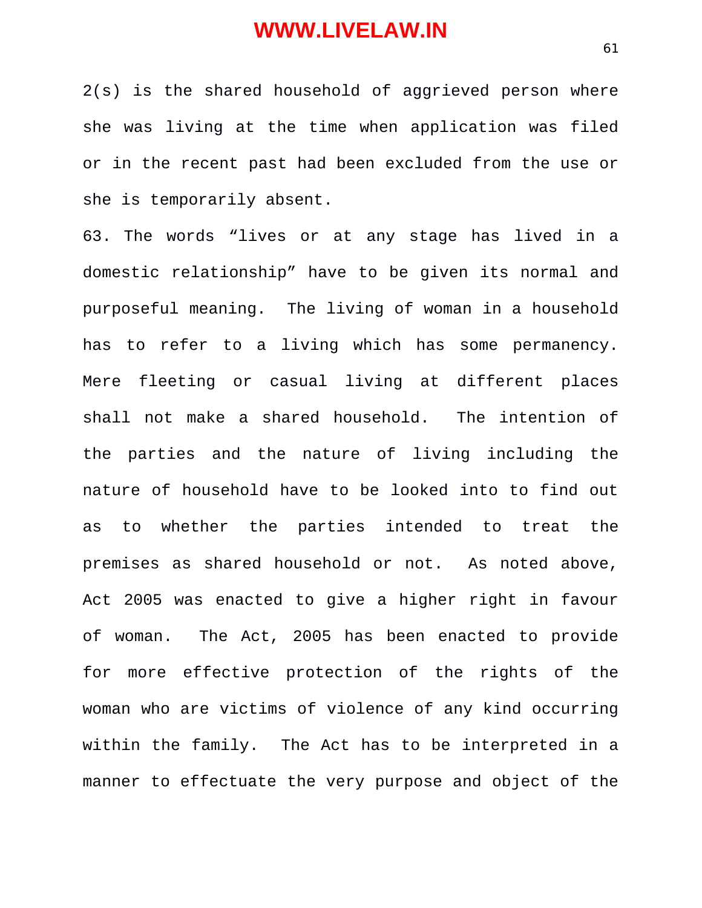2(s) is the shared household of aggrieved person where she was living at the time when application was filed or in the recent past had been excluded from the use or she is temporarily absent.

63. The words "lives or at any stage has lived in a domestic relationship" have to be given its normal and purposeful meaning. The living of woman in a household has to refer to a living which has some permanency. Mere fleeting or casual living at different places shall not make a shared household. The intention of the parties and the nature of living including the nature of household have to be looked into to find out as to whether the parties intended to treat the premises as shared household or not. As noted above, Act 2005 was enacted to give a higher right in favour of woman. The Act, 2005 has been enacted to provide for more effective protection of the rights of the woman who are victims of violence of any kind occurring within the family. The Act has to be interpreted in a manner to effectuate the very purpose and object of the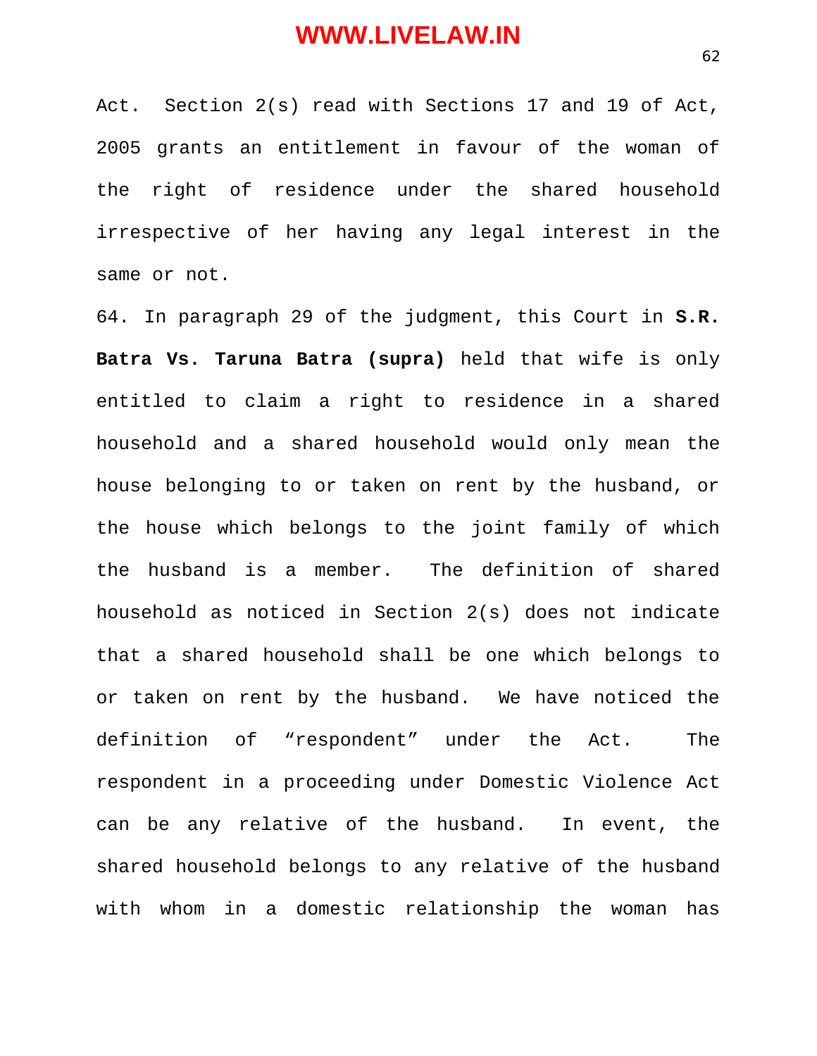Act. Section 2(s) read with Sections 17 and 19 of Act, 2005 grants an entitlement in favour of the woman of the right of residence under the shared household irrespective of her having any legal interest in the same or not.

64. In paragraph 29 of the judgment, this Court in **S.R. Batra Vs. Taruna Batra (supra)** held that wife is only entitled to claim a right to residence in a shared household and a shared household would only mean the house belonging to or taken on rent by the husband, or the house which belongs to the joint family of which the husband is a member. The definition of shared household as noticed in Section 2(s) does not indicate that a shared household shall be one which belongs to or taken on rent by the husband. We have noticed the definition of "respondent" under the Act. The respondent in a proceeding under Domestic Violence Act can be any relative of the husband. In event, the shared household belongs to any relative of the husband with whom in a domestic relationship the woman has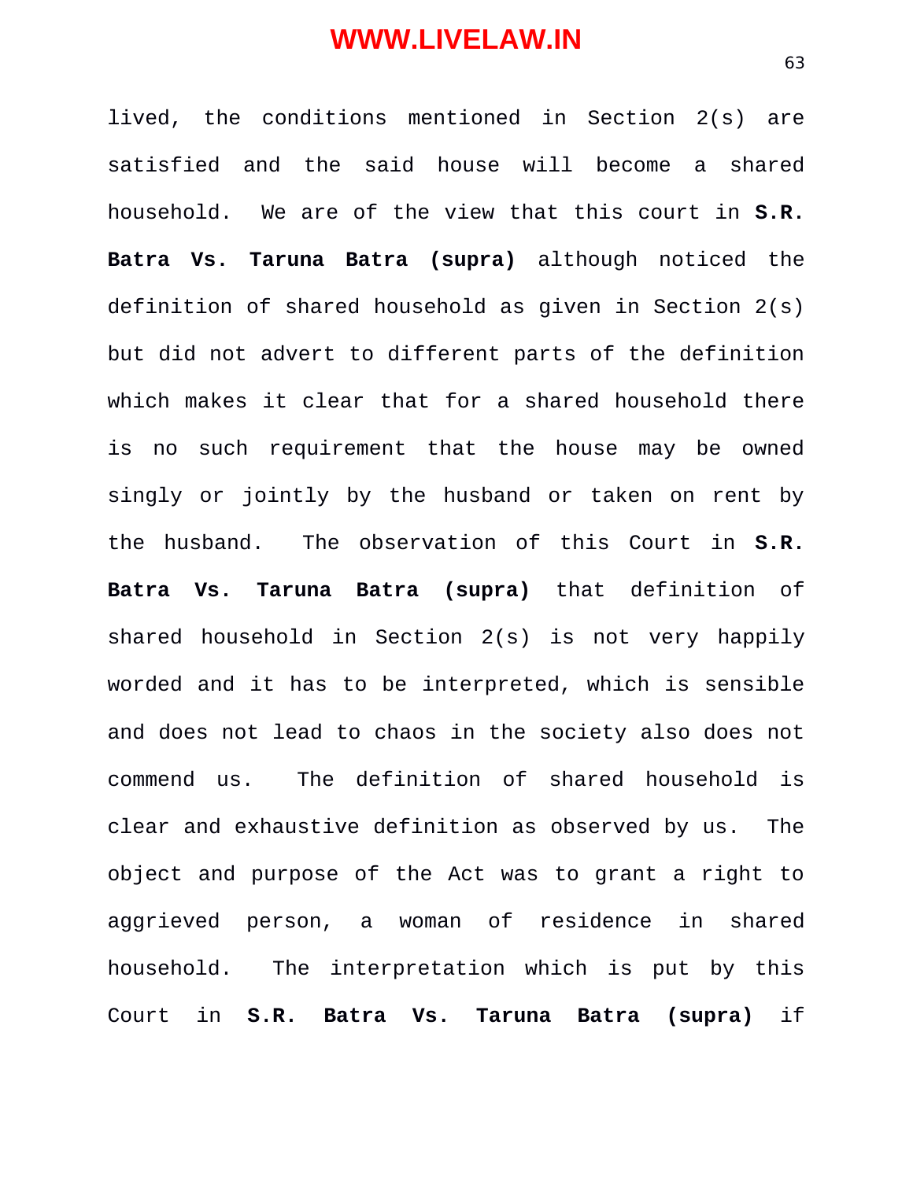lived, the conditions mentioned in Section 2(s) are satisfied and the said house will become a shared household. We are of the view that this court in **S.R. Batra Vs. Taruna Batra (supra)** although noticed the definition of shared household as given in Section 2(s) but did not advert to different parts of the definition which makes it clear that for a shared household there is no such requirement that the house may be owned singly or jointly by the husband or taken on rent by the husband. The observation of this Court in **S.R. Batra Vs. Taruna Batra (supra)** that definition of shared household in Section 2(s) is not very happily worded and it has to be interpreted, which is sensible and does not lead to chaos in the society also does not commend us. The definition of shared household is clear and exhaustive definition as observed by us. The object and purpose of the Act was to grant a right to aggrieved person, a woman of residence in shared household. The interpretation which is put by this Court in **S.R. Batra Vs. Taruna Batra (supra)** if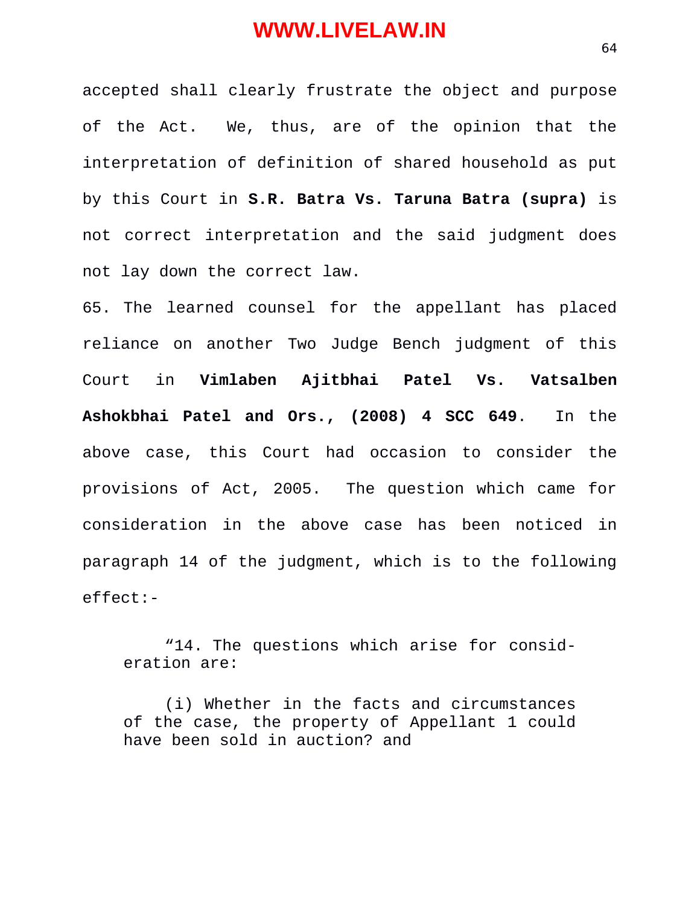accepted shall clearly frustrate the object and purpose of the Act. We, thus, are of the opinion that the interpretation of definition of shared household as put by this Court in **S.R. Batra Vs. Taruna Batra (supra)** is not correct interpretation and the said judgment does not lay down the correct law.

65. The learned counsel for the appellant has placed reliance on another Two Judge Bench judgment of this Court in **Vimlaben Ajitbhai Patel Vs. Vatsalben Ashokbhai Patel and Ors., (2008) 4 SCC 649**. In the above case, this Court had occasion to consider the provisions of Act, 2005. The question which came for consideration in the above case has been noticed in paragraph 14 of the judgment, which is to the following effect:-

> "14. The questions which arise for consideration are:
>
> (i) Whether in the facts and circumstances of the case, the property of Appellant 1 could have been sold in auction? and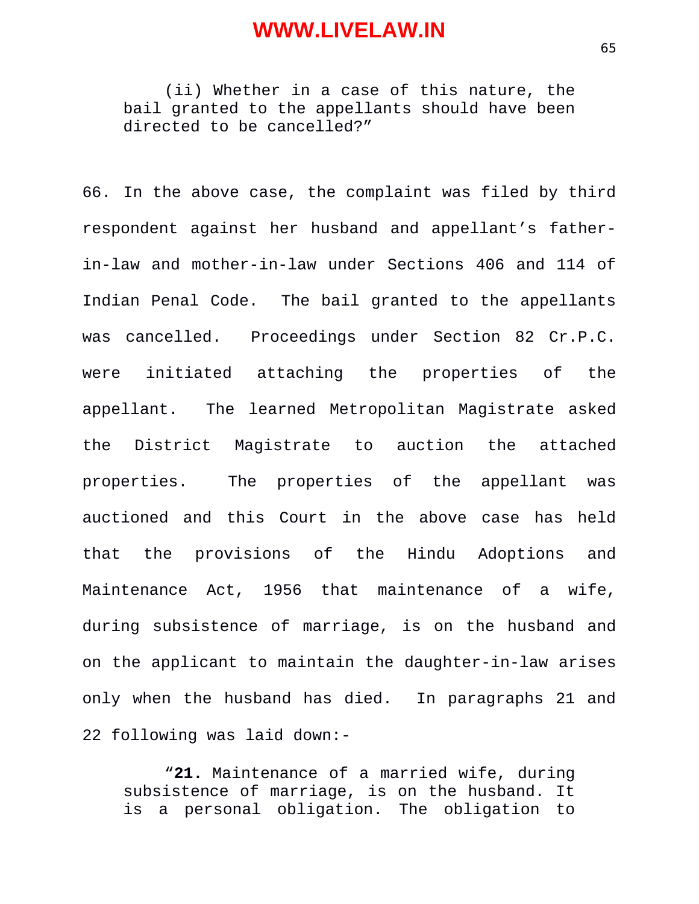> (ii) Whether in a case of this nature, the bail granted to the appellants should have been directed to be cancelled?"

66. In the above case, the complaint was filed by third respondent against her husband and appellant's father-in-law and mother-in-law under Sections 406 and 114 of Indian Penal Code. The bail granted to the appellants was cancelled. Proceedings under Section 82 Cr.P.C. were initiated attaching the properties of the appellant. The learned Metropolitan Magistrate asked the District Magistrate to auction the attached properties. The properties of the appellant was auctioned and this Court in the above case has held that the provisions of the Hindu Adoptions and Maintenance Act, 1956 that maintenance of a wife, during subsistence of marriage, is on the husband and on the applicant to maintain the daughter-in-law arises only when the husband has died. In paragraphs 21 and 22 following was laid down:-

> "**21.** Maintenance of a married wife, during subsistence of marriage, is on the husband. It is a personal obligation. The obligation to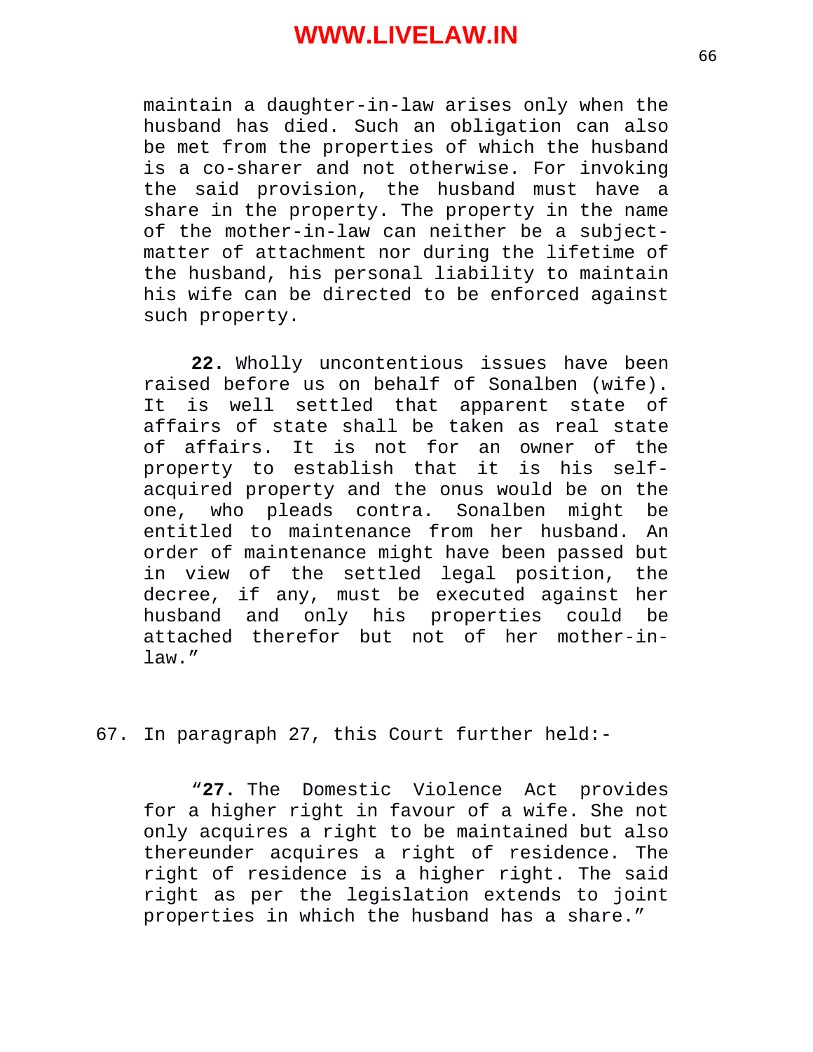maintain a daughter-in-law arises only when the husband has died. Such an obligation can also be met from the properties of which the husband is a co-sharer and not otherwise. For invoking the said provision, the husband must have a share in the property. The property in the name of the mother-in-law can neither be a subject-matter of attachment nor during the lifetime of the husband, his personal liability to maintain his wife can be directed to be enforced against such property.

> **22.** Wholly uncontentious issues have been raised before us on behalf of Sonalben (wife). It is well settled that apparent state of affairs of state shall be taken as real state of affairs. It is not for an owner of the property to establish that it is his self-acquired property and the onus would be on the one, who pleads contra. Sonalben might be entitled to maintenance from her husband. An order of maintenance might have been passed but in view of the settled legal position, the decree, if any, must be executed against her husband and only his properties could be attached therefor but not of her mother-in-law."

67. In paragraph 27, this Court further held:-

> "**27.** The Domestic Violence Act provides for a higher right in favour of a wife. She not only acquires a right to be maintained but also thereunder acquires a right of residence. The right of residence is a higher right. The said right as per the legislation extends to joint properties in which the husband has a share."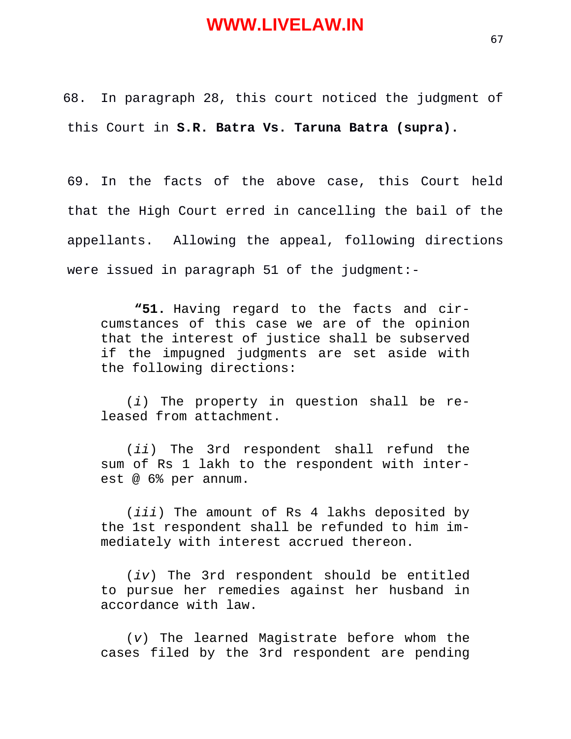68. In paragraph 28, this court noticed the judgment of this Court in **S.R. Batra Vs. Taruna Batra (supra).**

69. In the facts of the above case, this Court held that the High Court erred in cancelling the bail of the appellants. Allowing the appeal, following directions were issued in paragraph 51 of the judgment:-

> **"51.** Having regard to the facts and circumstances of this case we are of the opinion that the interest of justice shall be subserved if the impugned judgments are set aside with the following directions:
>
> (*i*) The property in question shall be released from attachment.
>
> (*ii*) The 3rd respondent shall refund the sum of Rs 1 lakh to the respondent with interest @ 6% per annum.
>
> (*iii*) The amount of Rs 4 lakhs deposited by the 1st respondent shall be refunded to him immediately with interest accrued thereon.
>
> (*iv*) The 3rd respondent should be entitled to pursue her remedies against her husband in accordance with law.
>
> (*v*) The learned Magistrate before whom the cases filed by the 3rd respondent are pending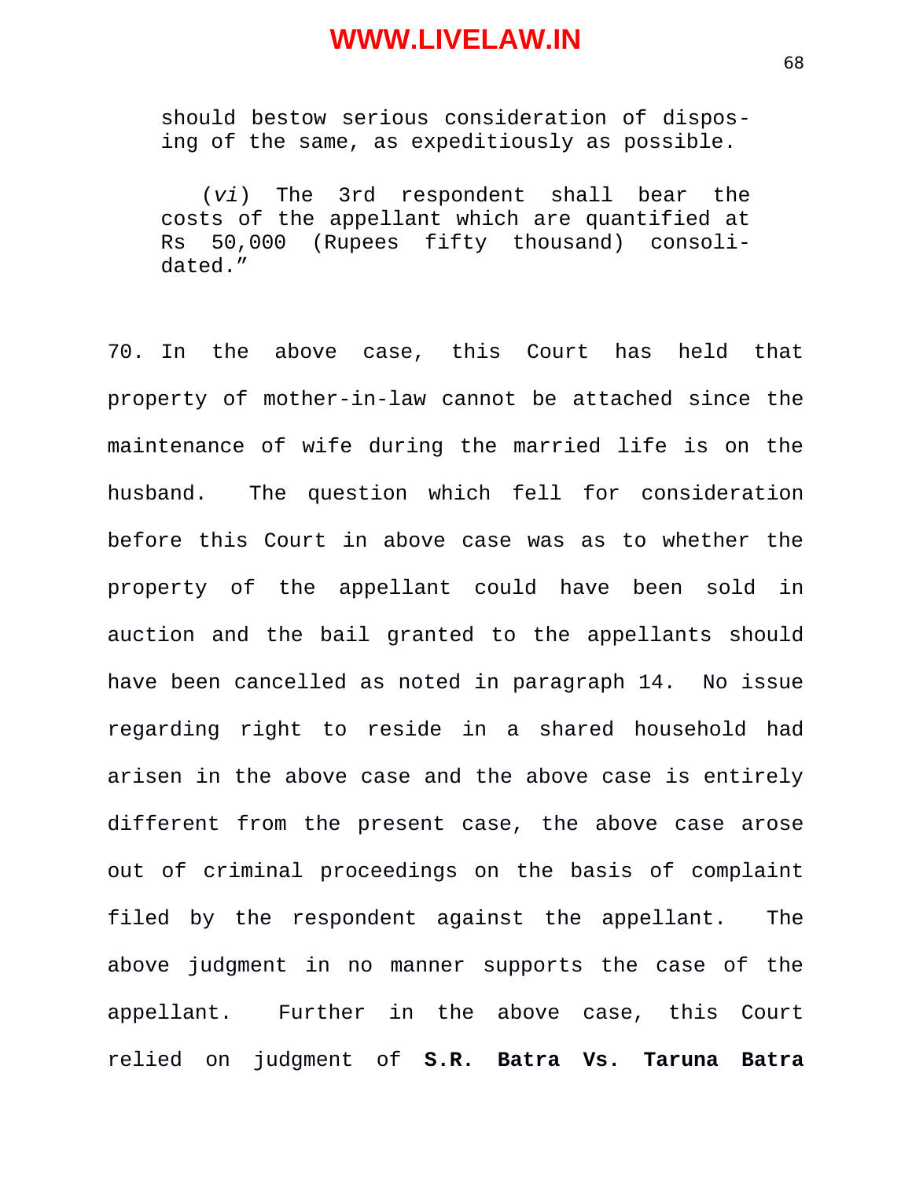> should bestow serious consideration of disposing of the same, as expeditiously as possible.
>
> (*vi*) The 3rd respondent shall bear the costs of the appellant which are quantified at Rs 50,000 (Rupees fifty thousand) consolidated."

70. In the above case, this Court has held that property of mother-in-law cannot be attached since the maintenance of wife during the married life is on the husband. The question which fell for consideration before this Court in above case was as to whether the property of the appellant could have been sold in auction and the bail granted to the appellants should have been cancelled as noted in paragraph 14. No issue regarding right to reside in a shared household had arisen in the above case and the above case is entirely different from the present case, the above case arose out of criminal proceedings on the basis of complaint filed by the respondent against the appellant. The above judgment in no manner supports the case of the appellant. Further in the above case, this Court relied on judgment of **S.R. Batra Vs. Taruna Batra**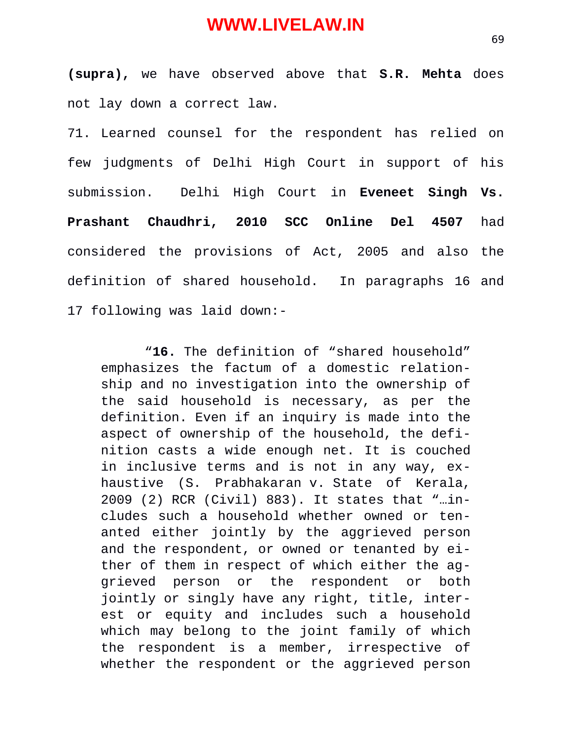**(supra)**, we have observed above that **S.R. Mehta** does not lay down a correct law.

71. Learned counsel for the respondent has relied on few judgments of Delhi High Court in support of his submission. Delhi High Court in **Eveneet Singh Vs. Prashant Chaudhri, 2010 SCC Online Del 4507** had considered the provisions of Act, 2005 and also the definition of shared household. In paragraphs 16 and 17 following was laid down:-

> "**16.** The definition of "shared household" emphasizes the factum of a domestic relationship and no investigation into the ownership of the said household is necessary, as per the definition. Even if an inquiry is made into the aspect of ownership of the household, the definition casts a wide enough net. It is couched in inclusive terms and is not in any way, exhaustive (S. Prabhakaran v. State of Kerala, 2009 (2) RCR (Civil) 883). It states that "…includes such a household whether owned or tenanted either jointly by the aggrieved person and the respondent, or owned or tenanted by either of them in respect of which either the aggrieved person or the respondent or both jointly or singly have any right, title, interest or equity and includes such a household which may belong to the joint family of which the respondent is a member, irrespective of whether the respondent or the aggrieved person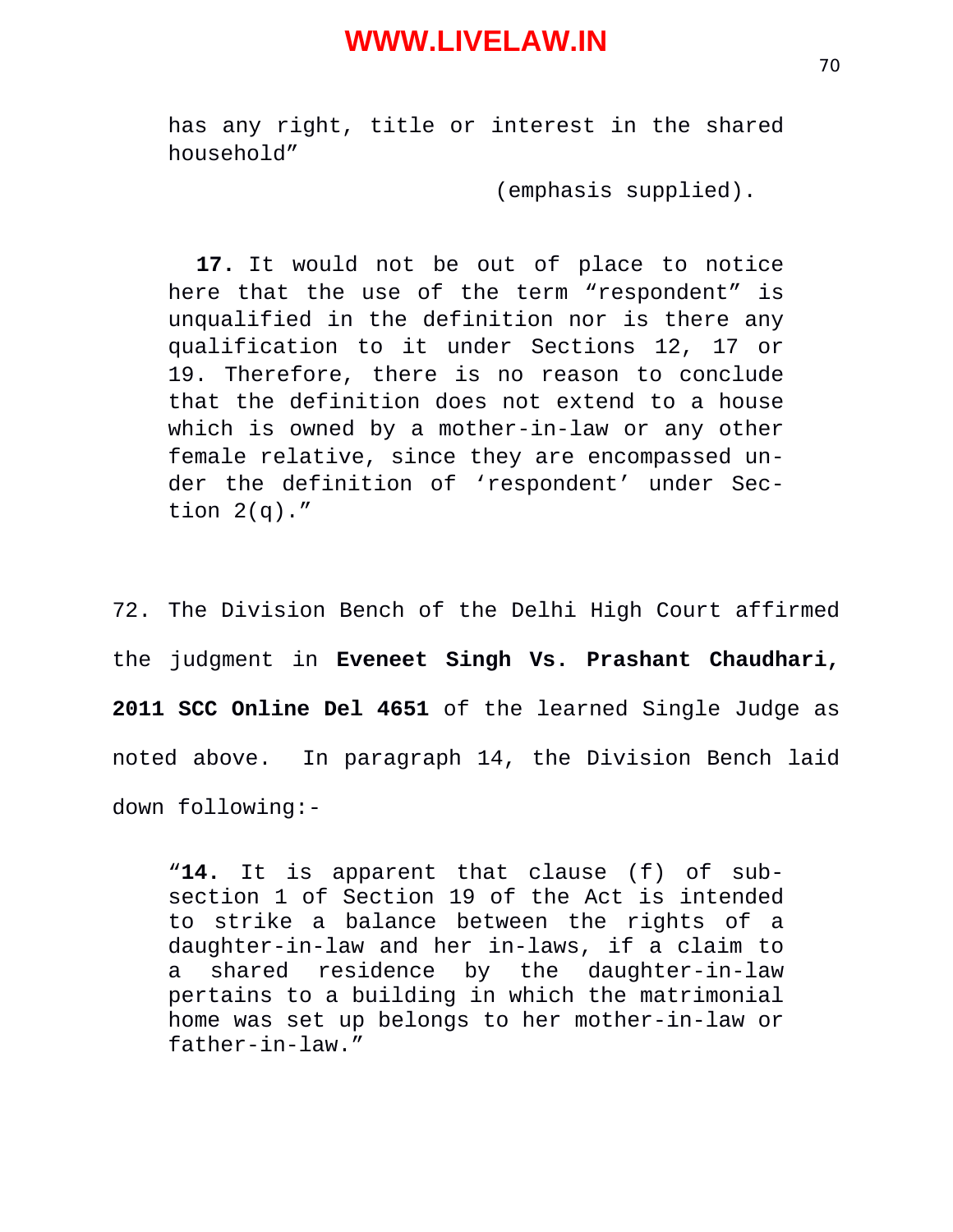> has any right, title or interest in the shared household"
>
> (emphasis supplied).
>
> **17.** It would not be out of place to notice here that the use of the term "respondent" is unqualified in the definition nor is there any qualification to it under Sections 12, 17 or 19. Therefore, there is no reason to conclude that the definition does not extend to a house which is owned by a mother-in-law or any other female relative, since they are encompassed under the definition of 'respondent' under Section 2(q)."

72. The Division Bench of the Delhi High Court affirmed the judgment in **Eveneet Singh Vs. Prashant Chaudhari, 2011 SCC Online Del 4651** of the learned Single Judge as noted above. In paragraph 14, the Division Bench laid down following:-

> "**14.** It is apparent that clause (f) of sub-section 1 of Section 19 of the Act is intended to strike a balance between the rights of a daughter-in-law and her in-laws, if a claim to a shared residence by the daughter-in-law pertains to a building in which the matrimonial home was set up belongs to her mother-in-law or father-in-law."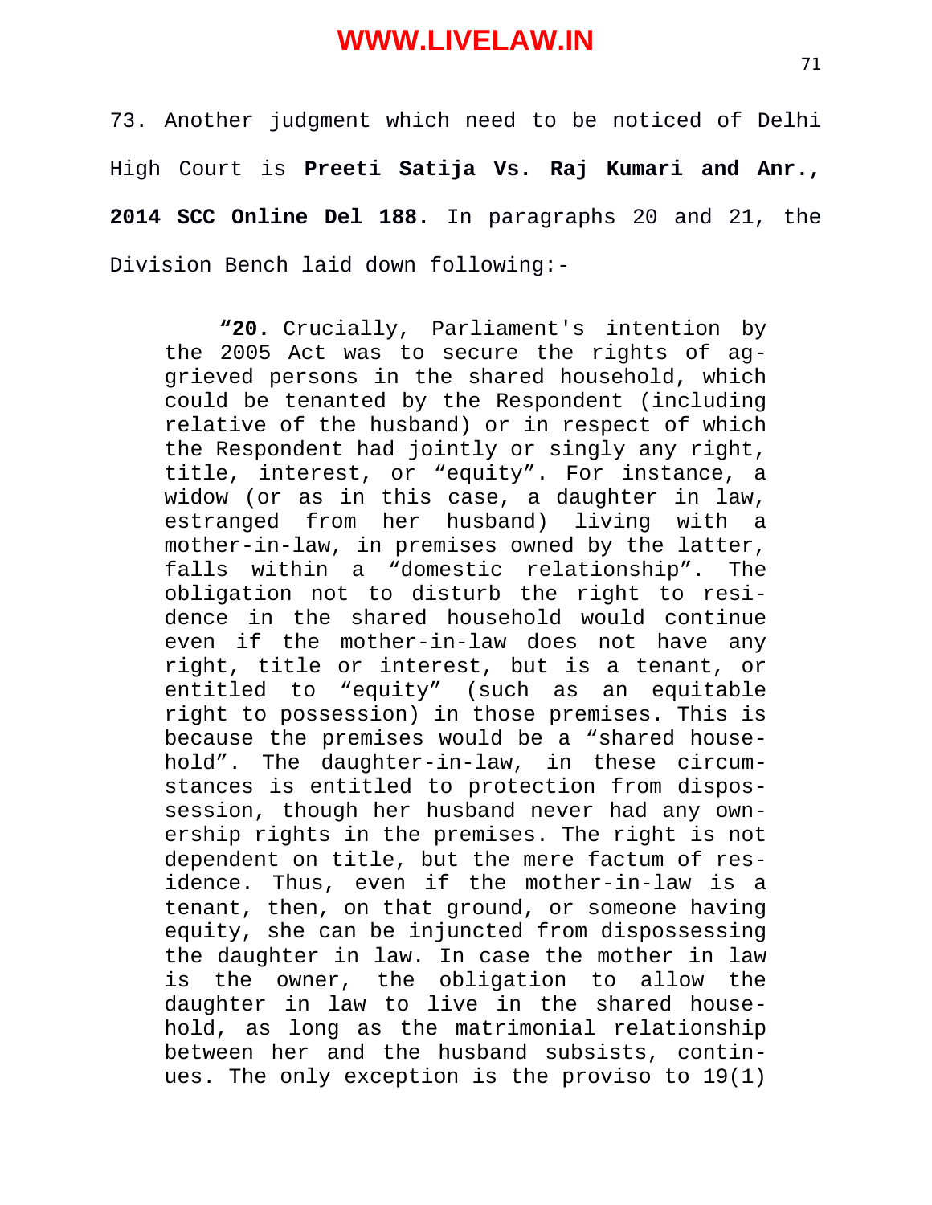73. Another judgment which need to be noticed of Delhi High Court is **Preeti Satija Vs. Raj Kumari and Anr., 2014 SCC Online Del 188.** In paragraphs 20 and 21, the Division Bench laid down following:-

> **"20.** Crucially, Parliament's intention by the 2005 Act was to secure the rights of aggrieved persons in the shared household, which could be tenanted by the Respondent (including relative of the husband) or in respect of which the Respondent had jointly or singly any right, title, interest, or "equity". For instance, a widow (or as in this case, a daughter in law, estranged from her husband) living with a mother-in-law, in premises owned by the latter, falls within a "domestic relationship". The obligation not to disturb the right to residence in the shared household would continue even if the mother-in-law does not have any right, title or interest, but is a tenant, or entitled to "equity" (such as an equitable right to possession) in those premises. This is because the premises would be a "shared household". The daughter-in-law, in these circumstances is entitled to protection from dispossession, though her husband never had any ownership rights in the premises. The right is not dependent on title, but the mere factum of residence. Thus, even if the mother-in-law is a tenant, then, on that ground, or someone having equity, she can be injuncted from dispossessing the daughter in law. In case the mother in law is the owner, the obligation to allow the daughter in law to live in the shared household, as long as the matrimonial relationship between her and the husband subsists, continues. The only exception is the proviso to 19(1)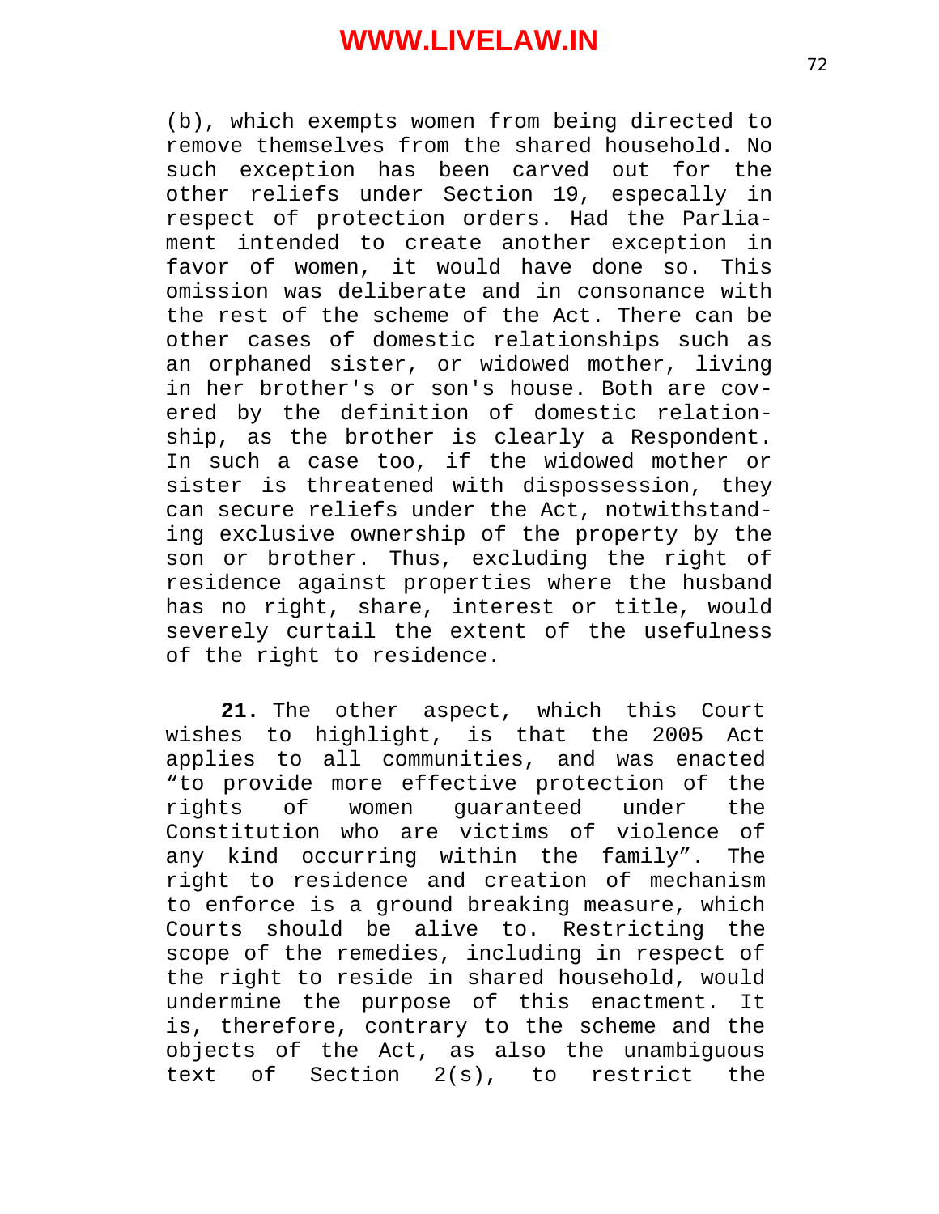(b), which exempts women from being directed to remove themselves from the shared household. No such exception has been carved out for the other reliefs under Section 19, especally in respect of protection orders. Had the Parliament intended to create another exception in favor of women, it would have done so. This omission was deliberate and in consonance with the rest of the scheme of the Act. There can be other cases of domestic relationships such as an orphaned sister, or widowed mother, living in her brother's or son's house. Both are covered by the definition of domestic relationship, as the brother is clearly a Respondent. In such a case too, if the widowed mother or sister is threatened with dispossession, they can secure reliefs under the Act, notwithstanding exclusive ownership of the property by the son or brother. Thus, excluding the right of residence against properties where the husband has no right, share, interest or title, would severely curtail the extent of the usefulness of the right to residence.

**21.** The other aspect, which this Court wishes to highlight, is that the 2005 Act applies to all communities, and was enacted "to provide more effective protection of the rights of women guaranteed under the Constitution who are victims of violence of any kind occurring within the family". The right to residence and creation of mechanism to enforce is a ground breaking measure, which Courts should be alive to. Restricting the scope of the remedies, including in respect of the right to reside in shared household, would undermine the purpose of this enactment. It is, therefore, contrary to the scheme and the objects of the Act, as also the unambiguous text of Section 2(s), to restrict the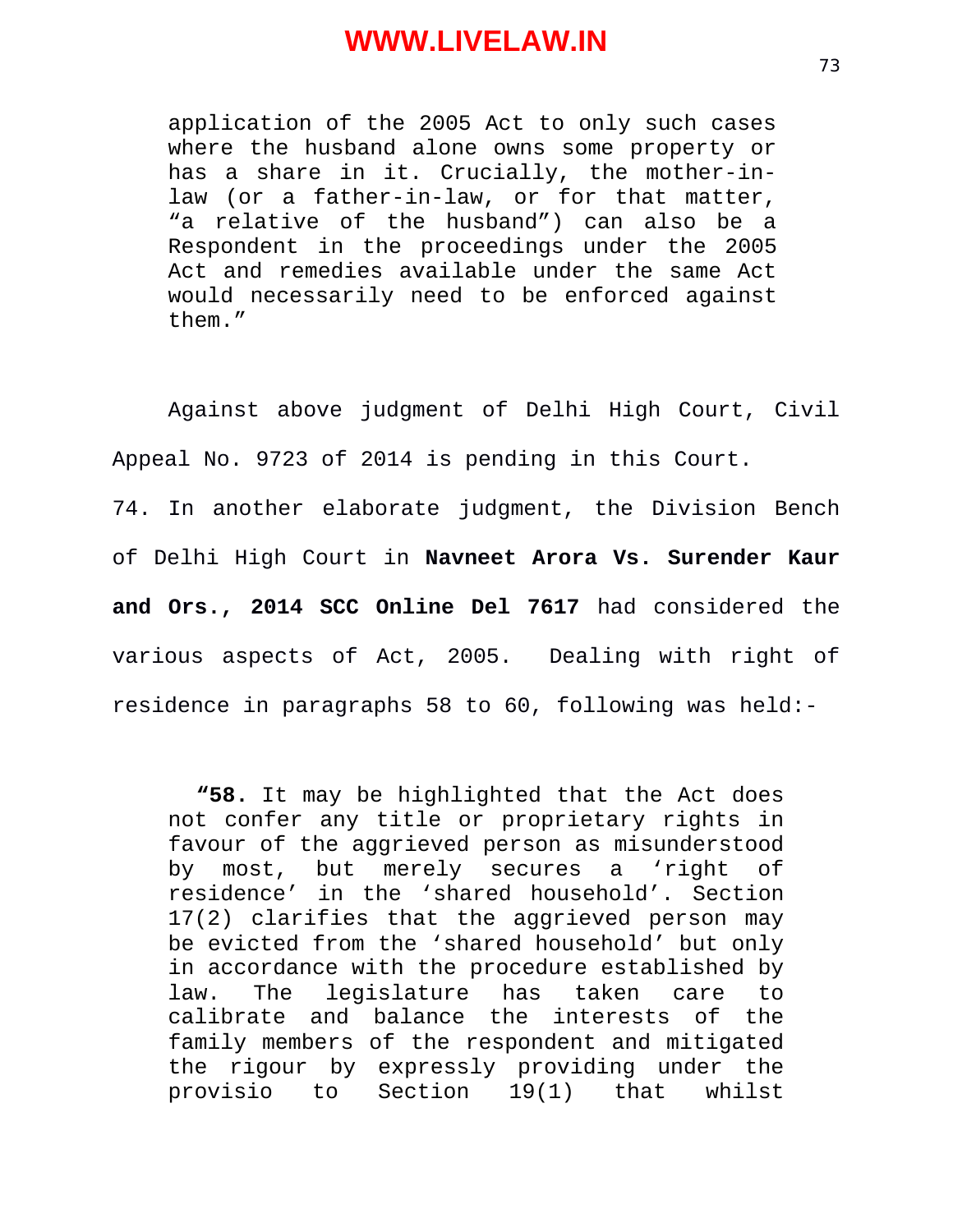> application of the 2005 Act to only such cases where the husband alone owns some property or has a share in it. Crucially, the mother-in-law (or a father-in-law, or for that matter, "a relative of the husband") can also be a Respondent in the proceedings under the 2005 Act and remedies available under the same Act would necessarily need to be enforced against them."

Against above judgment of Delhi High Court, Civil Appeal No. 9723 of 2014 is pending in this Court.

74. In another elaborate judgment, the Division Bench of Delhi High Court in **Navneet Arora Vs. Surender Kaur and Ors., 2014 SCC Online Del 7617** had considered the various aspects of Act, 2005. Dealing with right of residence in paragraphs 58 to 60, following was held:-

> **"58.** It may be highlighted that the Act does not confer any title or proprietary rights in favour of the aggrieved person as misunderstood by most, but merely secures a 'right of residence' in the 'shared household'. Section 17(2) clarifies that the aggrieved person may be evicted from the 'shared household' but only in accordance with the procedure established by law. The legislature has taken care to calibrate and balance the interests of the family members of the respondent and mitigated the rigour by expressly providing under the provisio to Section 19(1) that whilst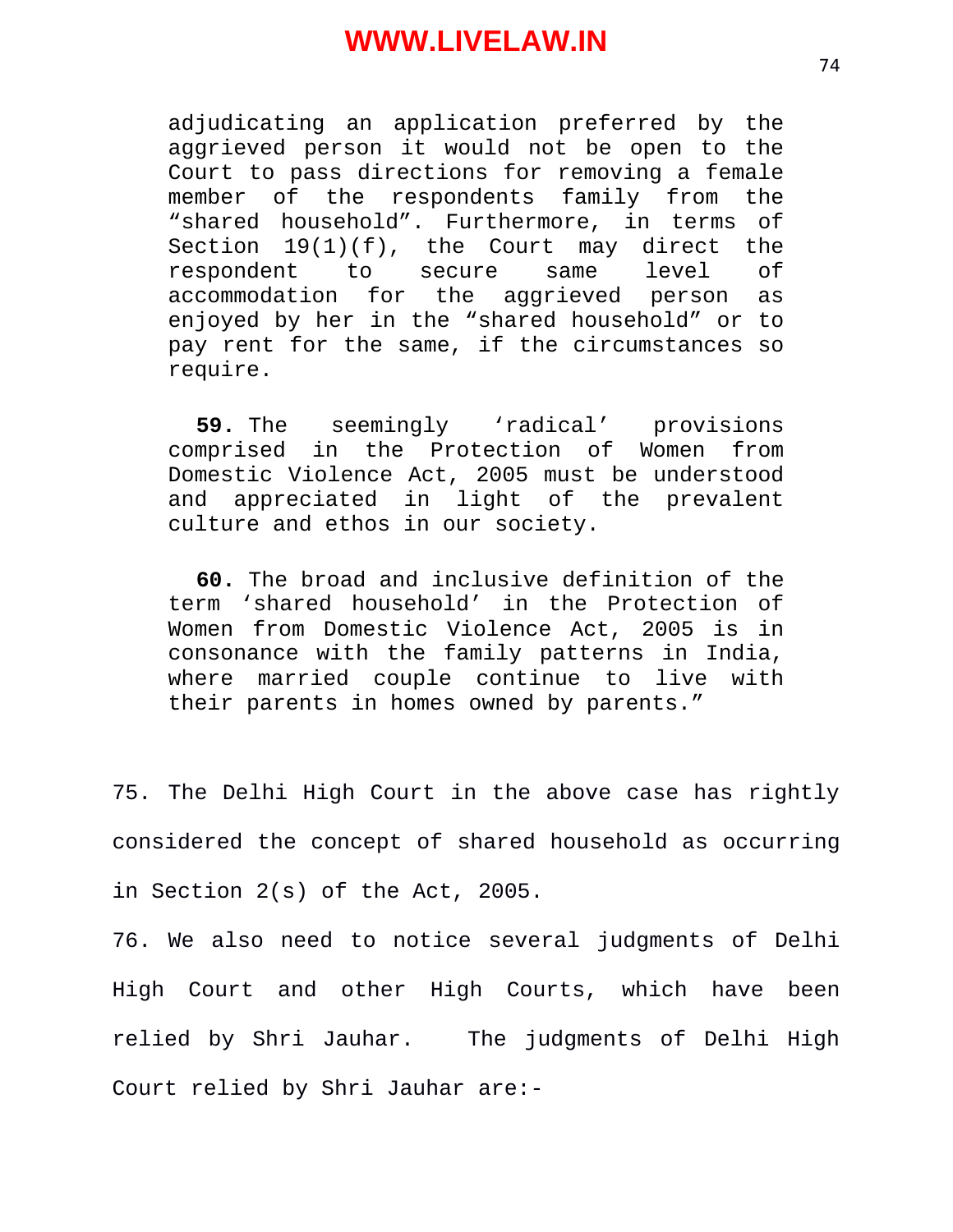> adjudicating an application preferred by the aggrieved person it would not be open to the Court to pass directions for removing a female member of the respondents family from the "shared household". Furthermore, in terms of Section 19(1)(f), the Court may direct the respondent to secure same level of accommodation for the aggrieved person as enjoyed by her in the "shared household" or to pay rent for the same, if the circumstances so require.
>
> **59.** The seemingly 'radical' provisions comprised in the Protection of Women from Domestic Violence Act, 2005 must be understood and appreciated in light of the prevalent culture and ethos in our society.
>
> **60.** The broad and inclusive definition of the term 'shared household' in the Protection of Women from Domestic Violence Act, 2005 is in consonance with the family patterns in India, where married couple continue to live with their parents in homes owned by parents."

75. The Delhi High Court in the above case has rightly considered the concept of shared household as occurring in Section 2(s) of the Act, 2005.

76. We also need to notice several judgments of Delhi High Court and other High Courts, which have been relied by Shri Jauhar. The judgments of Delhi High Court relied by Shri Jauhar are:-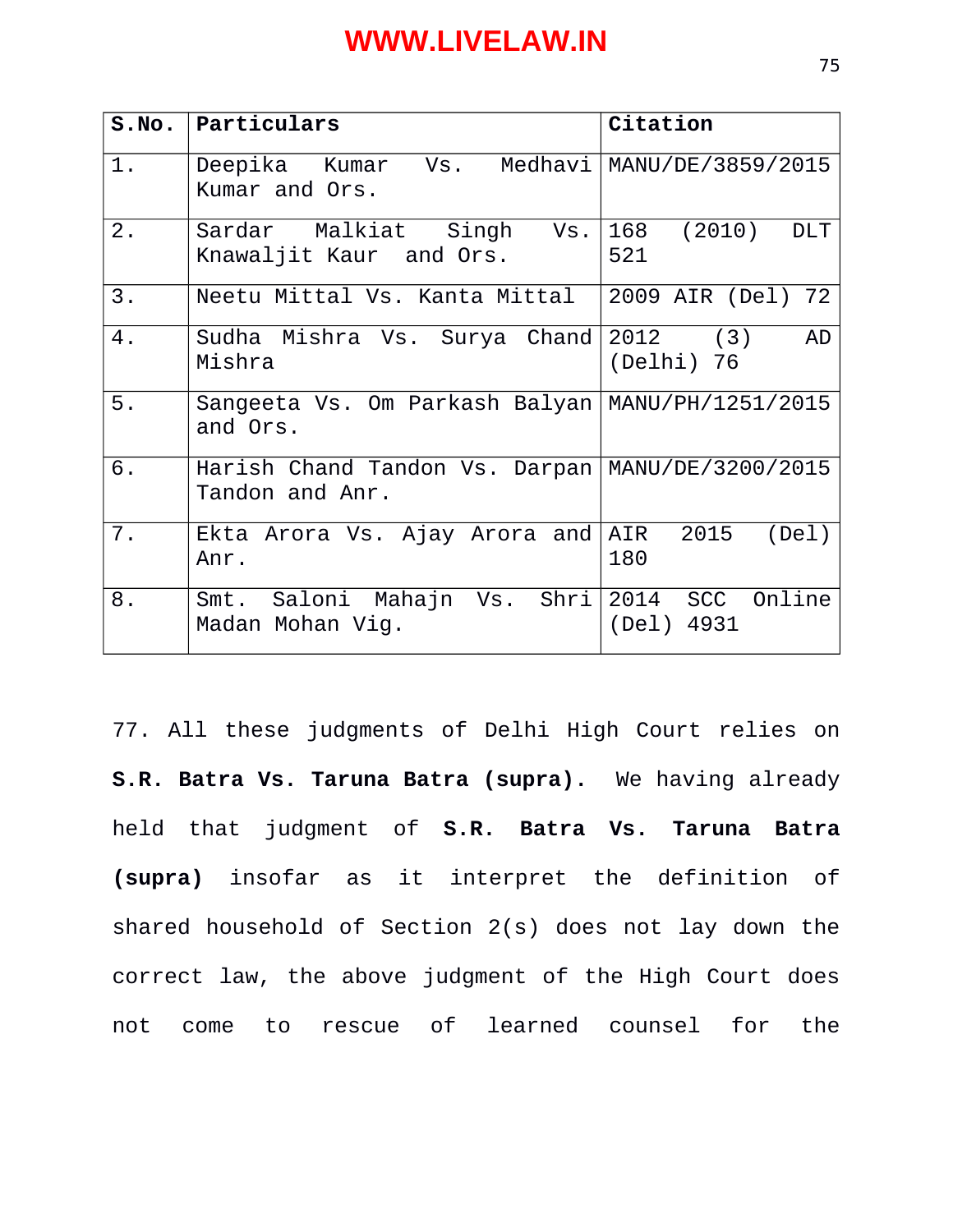| S.No. | Particulars | Citation |
|---|---|---|
| 1. | Deepika Kumar Vs. Medhavi Kumar and Ors. | MANU/DE/3859/2015 |
| 2. | Sardar Malkiat Singh Vs. Knawaljit Kaur and Ors. | 168 (2010) DLT 521 |
| 3. | Neetu Mittal Vs. Kanta Mittal | 2009 AIR (Del) 72 |
| 4. | Sudha Mishra Vs. Surya Chand Mishra | 2012 (3) AD (Delhi) 76 |
| 5. | Sangeeta Vs. Om Parkash Balyan and Ors. | MANU/PH/1251/2015 |
| 6. | Harish Chand Tandon Vs. Darpan Tandon and Anr. | MANU/DE/3200/2015 |
| 7. | Ekta Arora Vs. Ajay Arora and Anr. | AIR 2015 (Del) 180 |
| 8. | Smt. Saloni Mahajn Vs. Shri Madan Mohan Vig. | 2014 SCC Online (Del) 4931 |

77. All these judgments of Delhi High Court relies on **S.R. Batra Vs. Taruna Batra (supra).** We having already held that judgment of **S.R. Batra Vs. Taruna Batra (supra)** insofar as it interpret the definition of shared household of Section 2(s) does not lay down the correct law, the above judgment of the High Court does not come to rescue of learned counsel for the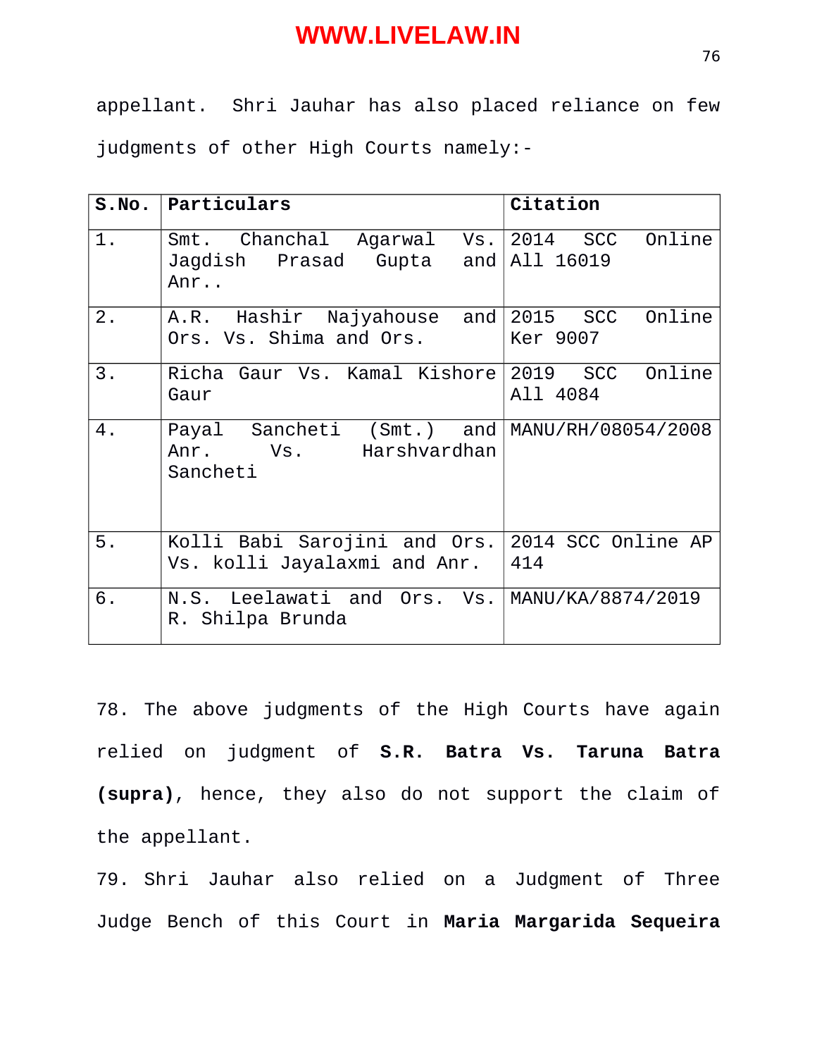appellant. Shri Jauhar has also placed reliance on few judgments of other High Courts namely:-

| S.No. | Particulars | Citation |
|---|---|---|
| 1. | Smt. Chanchal Agarwal Vs. Jagdish Prasad Gupta and Anr.. | 2014 SCC Online All 16019 |
| 2. | A.R. Hashir Najyahouse and Ors. Vs. Shima and Ors. | 2015 SCC Online Ker 9007 |
| 3. | Richa Gaur Vs. Kamal Kishore Gaur | 2019 SCC Online All 4084 |
| 4. | Payal Sancheti (Smt.) and Anr. Vs. Harshvardhan Sancheti | MANU/RH/08054/2008 |
| 5. | Kolli Babi Sarojini and Ors. Vs. kolli Jayalaxmi and Anr. | 2014 SCC Online AP 414 |
| 6. | N.S. Leelawati and Ors. Vs. R. Shilpa Brunda | MANU/KA/8874/2019 |

78. The above judgments of the High Courts have again relied on judgment of **S.R. Batra Vs. Taruna Batra (supra)**, hence, they also do not support the claim of the appellant.

79. Shri Jauhar also relied on a Judgment of Three Judge Bench of this Court in **Maria Margarida Sequeira**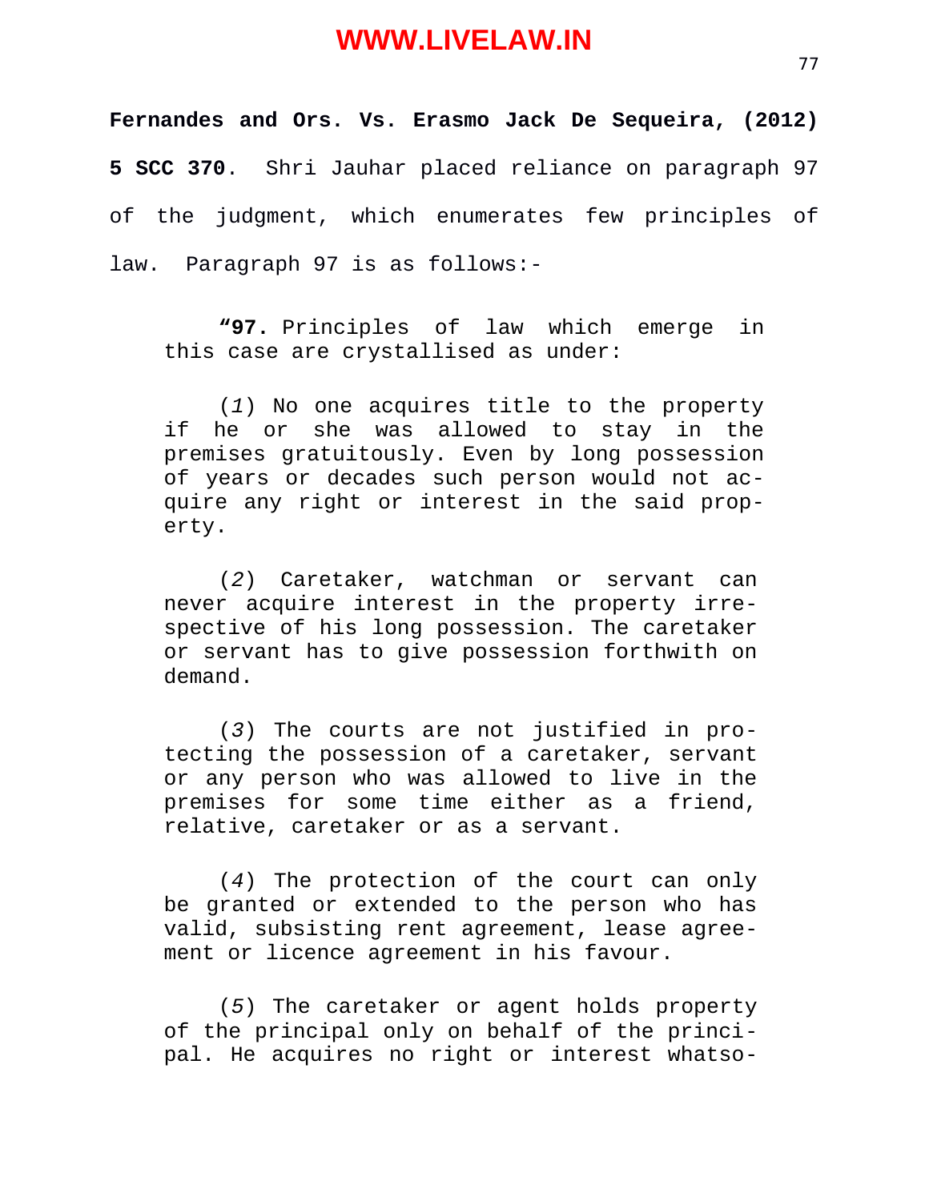**Fernandes and Ors. Vs. Erasmo Jack De Sequeira, (2012) 5 SCC 370**. Shri Jauhar placed reliance on paragraph 97 of the judgment, which enumerates few principles of law. Paragraph 97 is as follows:-

> "**97.** Principles of law which emerge in this case are crystallised as under:
>
> (*1*) No one acquires title to the property if he or she was allowed to stay in the premises gratuitously. Even by long possession of years or decades such person would not acquire any right or interest in the said property.
>
> (*2*) Caretaker, watchman or servant can never acquire interest in the property irrespective of his long possession. The caretaker or servant has to give possession forthwith on demand.
>
> (*3*) The courts are not justified in protecting the possession of a caretaker, servant or any person who was allowed to live in the premises for some time either as a friend, relative, caretaker or as a servant.
>
> (*4*) The protection of the court can only be granted or extended to the person who has valid, subsisting rent agreement, lease agreement or licence agreement in his favour.
>
> (*5*) The caretaker or agent holds property of the principal only on behalf of the principal. He acquires no right or interest whatso-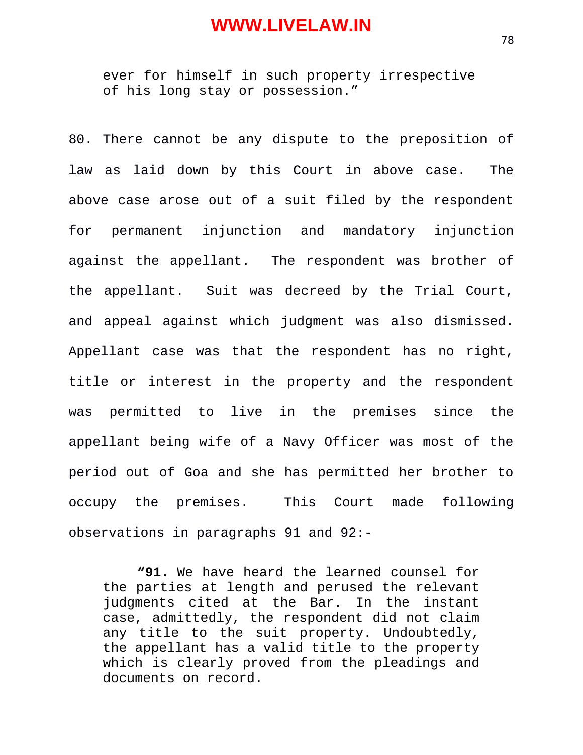> ever for himself in such property irrespective of his long stay or possession.”

80. There cannot be any dispute to the preposition of law as laid down by this Court in above case. The above case arose out of a suit filed by the respondent for permanent injunction and mandatory injunction against the appellant. The respondent was brother of the appellant. Suit was decreed by the Trial Court, and appeal against which judgment was also dismissed. Appellant case was that the respondent has no right, title or interest in the property and the respondent was permitted to live in the premises since the appellant being wife of a Navy Officer was most of the period out of Goa and she has permitted her brother to occupy the premises. This Court made following observations in paragraphs 91 and 92:-

> **“91.** We have heard the learned counsel for the parties at length and perused the relevant judgments cited at the Bar. In the instant case, admittedly, the respondent did not claim any title to the suit property. Undoubtedly, the appellant has a valid title to the property which is clearly proved from the pleadings and documents on record.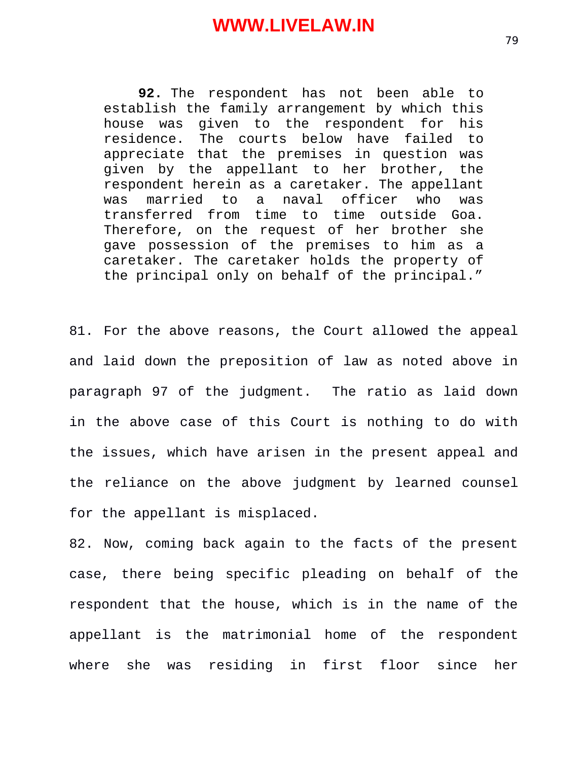> **92.** The respondent has not been able to establish the family arrangement by which this house was given to the respondent for his residence. The courts below have failed to appreciate that the premises in question was given by the appellant to her brother, the respondent herein as a caretaker. The appellant was married to a naval officer who was transferred from time to time outside Goa. Therefore, on the request of her brother she gave possession of the premises to him as a caretaker. The caretaker holds the property of the principal only on behalf of the principal."

81. For the above reasons, the Court allowed the appeal and laid down the preposition of law as noted above in paragraph 97 of the judgment. The ratio as laid down in the above case of this Court is nothing to do with the issues, which have arisen in the present appeal and the reliance on the above judgment by learned counsel for the appellant is misplaced.

82. Now, coming back again to the facts of the present case, there being specific pleading on behalf of the respondent that the house, which is in the name of the appellant is the matrimonial home of the respondent where she was residing in first floor since her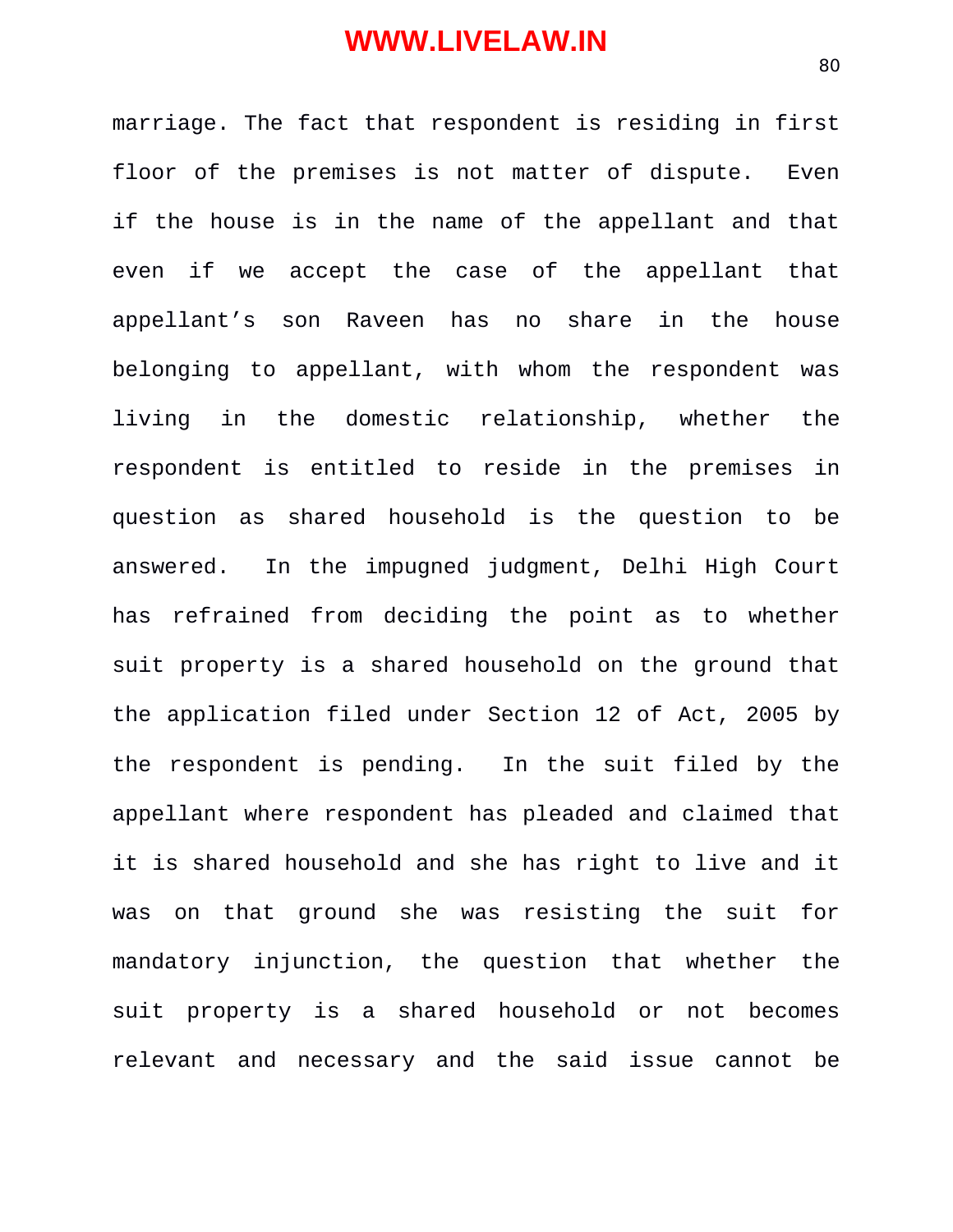marriage. The fact that respondent is residing in first floor of the premises is not matter of dispute. Even if the house is in the name of the appellant and that even if we accept the case of the appellant that appellant's son Raveen has no share in the house belonging to appellant, with whom the respondent was living in the domestic relationship, whether the respondent is entitled to reside in the premises in question as shared household is the question to be answered. In the impugned judgment, Delhi High Court has refrained from deciding the point as to whether suit property is a shared household on the ground that the application filed under Section 12 of Act, 2005 by the respondent is pending. In the suit filed by the appellant where respondent has pleaded and claimed that it is shared household and she has right to live and it was on that ground she was resisting the suit for mandatory injunction, the question that whether the suit property is a shared household or not becomes relevant and necessary and the said issue cannot be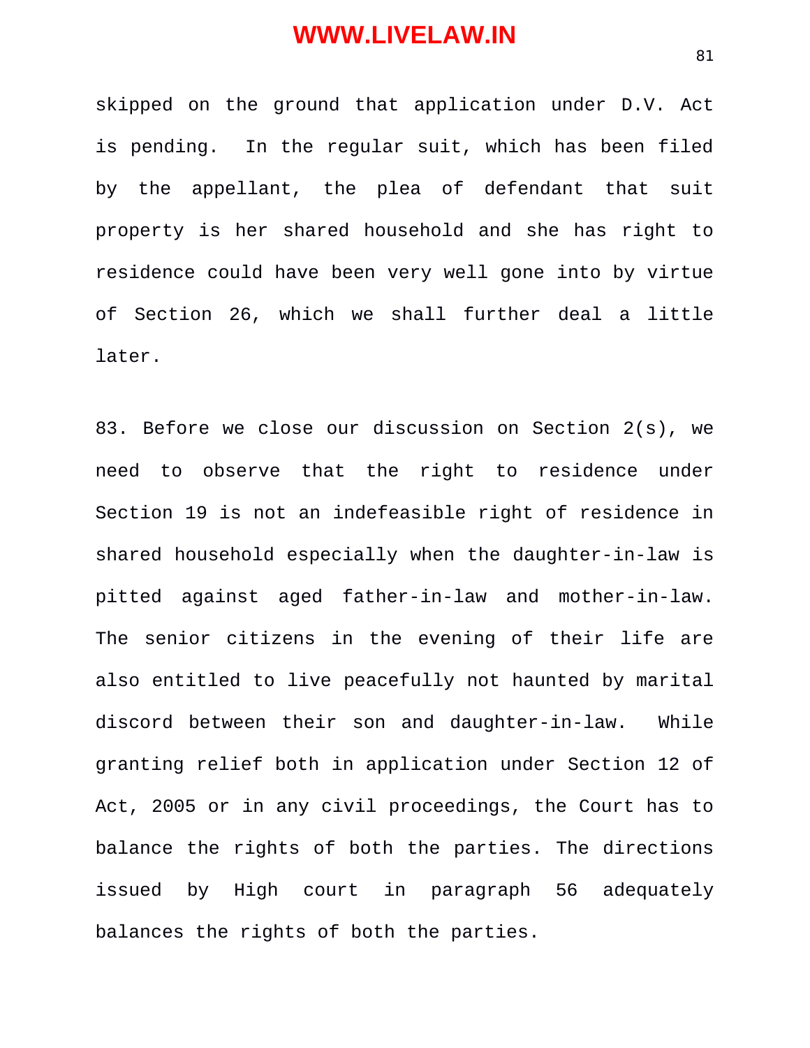skipped on the ground that application under D.V. Act is pending. In the regular suit, which has been filed by the appellant, the plea of defendant that suit property is her shared household and she has right to residence could have been very well gone into by virtue of Section 26, which we shall further deal a little later.

83. Before we close our discussion on Section 2(s), we need to observe that the right to residence under Section 19 is not an indefeasible right of residence in shared household especially when the daughter-in-law is pitted against aged father-in-law and mother-in-law. The senior citizens in the evening of their life are also entitled to live peacefully not haunted by marital discord between their son and daughter-in-law. While granting relief both in application under Section 12 of Act, 2005 or in any civil proceedings, the Court has to balance the rights of both the parties. The directions issued by High court in paragraph 56 adequately balances the rights of both the parties.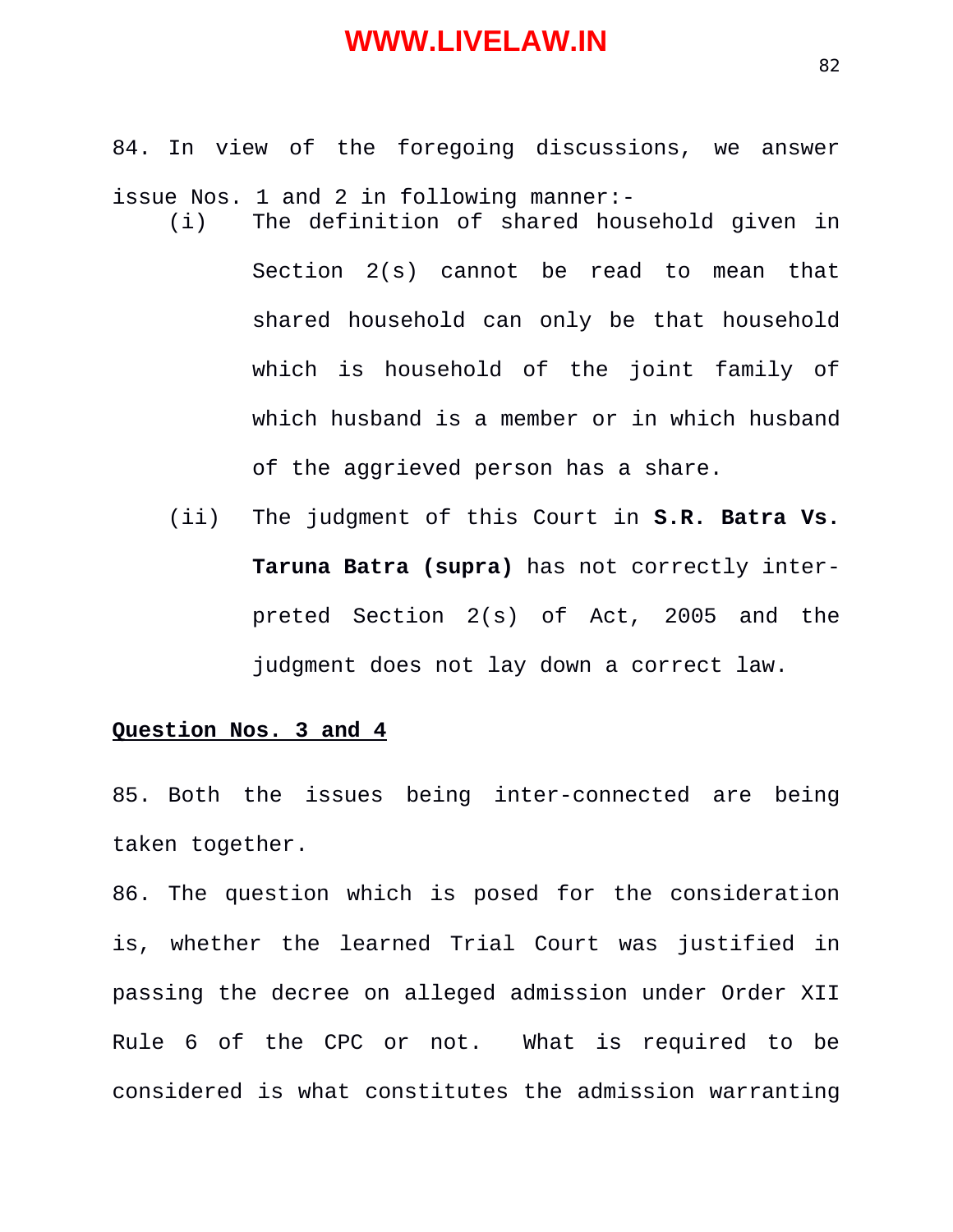84. In view of the foregoing discussions, we answer issue Nos. 1 and 2 in following manner:-

(i) The definition of shared household given in Section 2(s) cannot be read to mean that shared household can only be that household which is household of the joint family of which husband is a member or in which husband of the aggrieved person has a share.

(ii) The judgment of this Court in **S.R. Batra Vs. Taruna Batra (supra)** has not correctly interpreted Section 2(s) of Act, 2005 and the judgment does not lay down a correct law.

**Question Nos. 3 and 4**

85. Both the issues being inter-connected are being taken together.

86. The question which is posed for the consideration is, whether the learned Trial Court was justified in passing the decree on alleged admission under Order XII Rule 6 of the CPC or not. What is required to be considered is what constitutes the admission warranting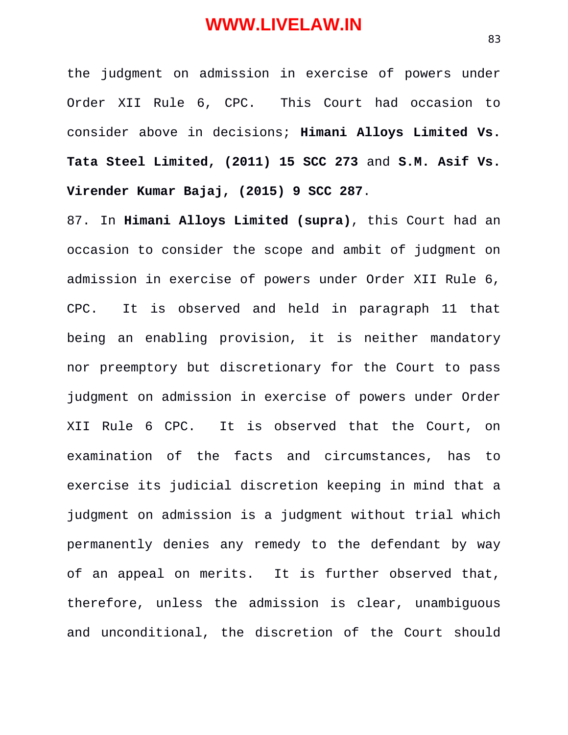the judgment on admission in exercise of powers under Order XII Rule 6, CPC. This Court had occasion to consider above in decisions; **Himani Alloys Limited Vs. Tata Steel Limited, (2011) 15 SCC 273** and **S.M. Asif Vs. Virender Kumar Bajaj, (2015) 9 SCC 287**.

87. In **Himani Alloys Limited (supra)**, this Court had an occasion to consider the scope and ambit of judgment on admission in exercise of powers under Order XII Rule 6, CPC. It is observed and held in paragraph 11 that being an enabling provision, it is neither mandatory nor preemptory but discretionary for the Court to pass judgment on admission in exercise of powers under Order XII Rule 6 CPC. It is observed that the Court, on examination of the facts and circumstances, has to exercise its judicial discretion keeping in mind that a judgment on admission is a judgment without trial which permanently denies any remedy to the defendant by way of an appeal on merits. It is further observed that, therefore, unless the admission is clear, unambiguous and unconditional, the discretion of the Court should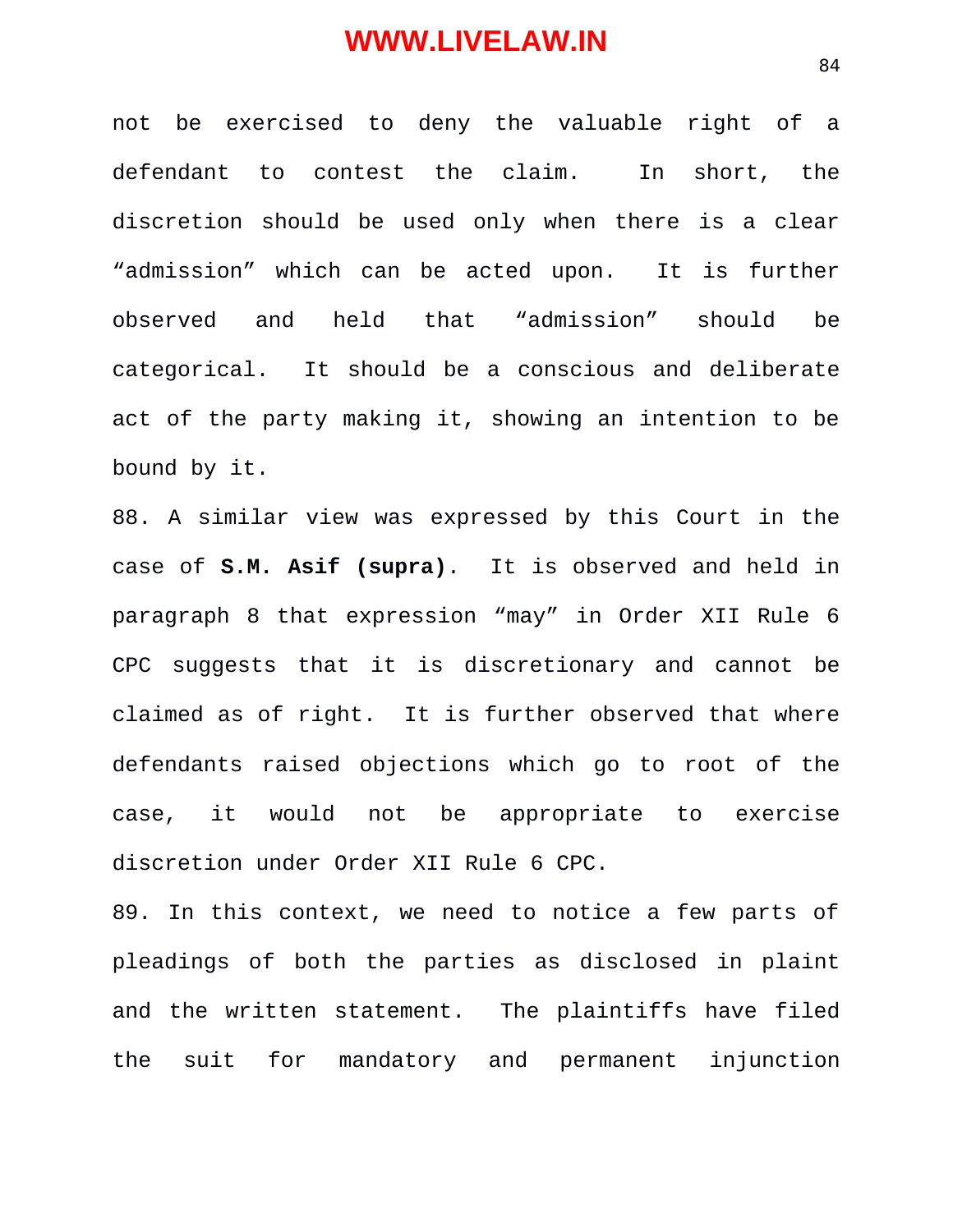not be exercised to deny the valuable right of a defendant to contest the claim. In short, the discretion should be used only when there is a clear "admission" which can be acted upon. It is further observed and held that "admission" should be categorical. It should be a conscious and deliberate act of the party making it, showing an intention to be bound by it.

88. A similar view was expressed by this Court in the case of **S.M. Asif (supra)**. It is observed and held in paragraph 8 that expression "may" in Order XII Rule 6 CPC suggests that it is discretionary and cannot be claimed as of right. It is further observed that where defendants raised objections which go to root of the case, it would not be appropriate to exercise discretion under Order XII Rule 6 CPC.

89. In this context, we need to notice a few parts of pleadings of both the parties as disclosed in plaint and the written statement. The plaintiffs have filed the suit for mandatory and permanent injunction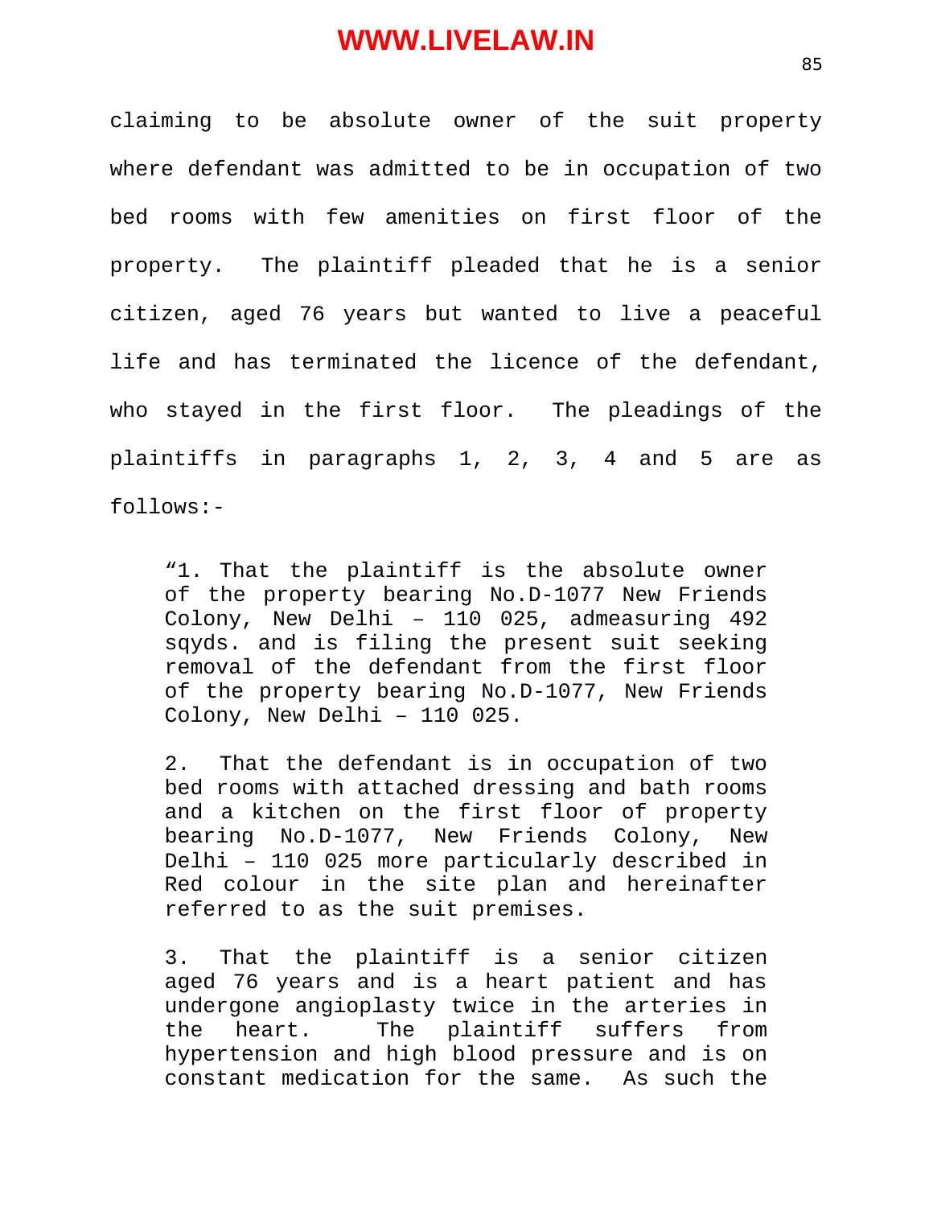claiming to be absolute owner of the suit property where defendant was admitted to be in occupation of two bed rooms with few amenities on first floor of the property. The plaintiff pleaded that he is a senior citizen, aged 76 years but wanted to live a peaceful life and has terminated the licence of the defendant, who stayed in the first floor. The pleadings of the plaintiffs in paragraphs 1, 2, 3, 4 and 5 are as follows:-

> "1. That the plaintiff is the absolute owner of the property bearing No.D-1077 New Friends Colony, New Delhi – 110 025, admeasuring 492 sqyds. and is filing the present suit seeking removal of the defendant from the first floor of the property bearing No.D-1077, New Friends Colony, New Delhi – 110 025.
>
> 2. That the defendant is in occupation of two bed rooms with attached dressing and bath rooms and a kitchen on the first floor of property bearing No.D-1077, New Friends Colony, New Delhi – 110 025 more particularly described in Red colour in the site plan and hereinafter referred to as the suit premises.
>
> 3. That the plaintiff is a senior citizen aged 76 years and is a heart patient and has undergone angioplasty twice in the arteries in the heart. The plaintiff suffers from hypertension and high blood pressure and is on constant medication for the same. As such the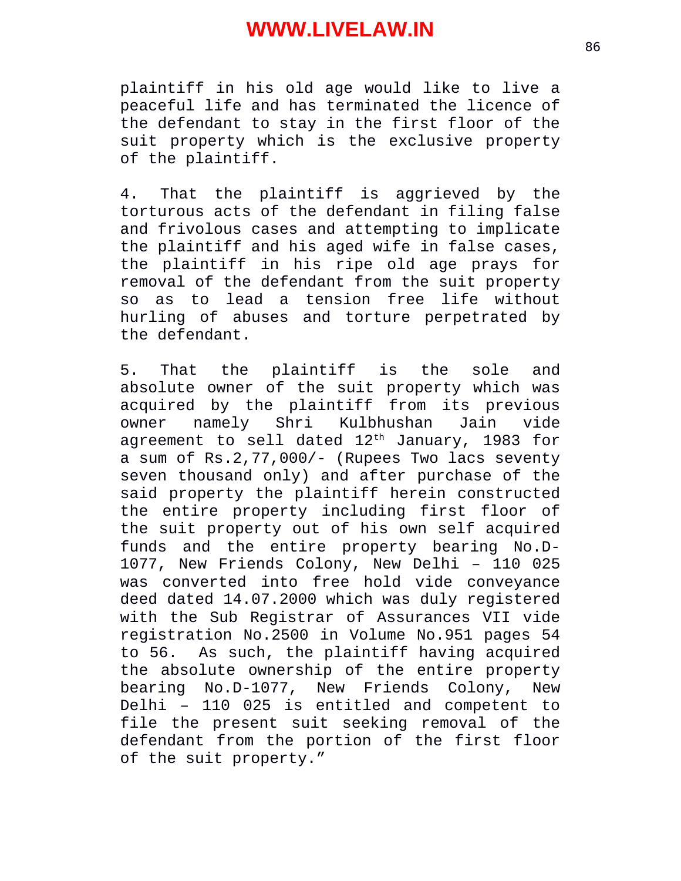plaintiff in his old age would like to live a peaceful life and has terminated the licence of the defendant to stay in the first floor of the suit property which is the exclusive property of the plaintiff.

4. That the plaintiff is aggrieved by the torturous acts of the defendant in filing false and frivolous cases and attempting to implicate the plaintiff and his aged wife in false cases, the plaintiff in his ripe old age prays for removal of the defendant from the suit property so as to lead a tension free life without hurling of abuses and torture perpetrated by the defendant.

5. That the plaintiff is the sole and absolute owner of the suit property which was acquired by the plaintiff from its previous owner namely Shri Kulbhushan Jain vide agreement to sell dated 12th January, 1983 for a sum of Rs.2,77,000/- (Rupees Two lacs seventy seven thousand only) and after purchase of the said property the plaintiff herein constructed the entire property including first floor of the suit property out of his own self acquired funds and the entire property bearing No.D-1077, New Friends Colony, New Delhi – 110 025 was converted into free hold vide conveyance deed dated 14.07.2000 which was duly registered with the Sub Registrar of Assurances VII vide registration No.2500 in Volume No.951 pages 54 to 56. As such, the plaintiff having acquired the absolute ownership of the entire property bearing No.D-1077, New Friends Colony, New Delhi – 110 025 is entitled and competent to file the present suit seeking removal of the defendant from the portion of the first floor of the suit property."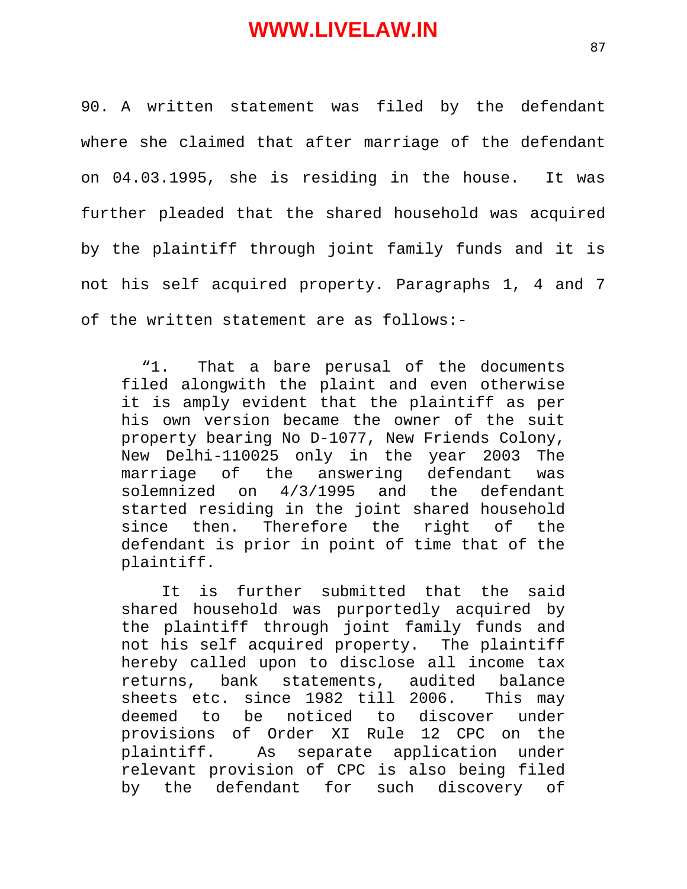90. A written statement was filed by the defendant where she claimed that after marriage of the defendant on 04.03.1995, she is residing in the house. It was further pleaded that the shared household was acquired by the plaintiff through joint family funds and it is not his self acquired property. Paragraphs 1, 4 and 7 of the written statement are as follows:-

> "1. That a bare perusal of the documents filed alongwith the plaint and even otherwise it is amply evident that the plaintiff as per his own version became the owner of the suit property bearing No D-1077, New Friends Colony, New Delhi-110025 only in the year 2003 The marriage of the answering defendant was solemnized on 4/3/1995 and the defendant started residing in the joint shared household since then. Therefore the right of the defendant is prior in point of time that of the plaintiff.
>
> It is further submitted that the said shared household was purportedly acquired by the plaintiff through joint family funds and not his self acquired property. The plaintiff hereby called upon to disclose all income tax returns, bank statements, audited balance sheets etc. since 1982 till 2006. This may deemed to be noticed to discover under provisions of Order XI Rule 12 CPC on the plaintiff. As separate application under relevant provision of CPC is also being filed by the defendant for such discovery of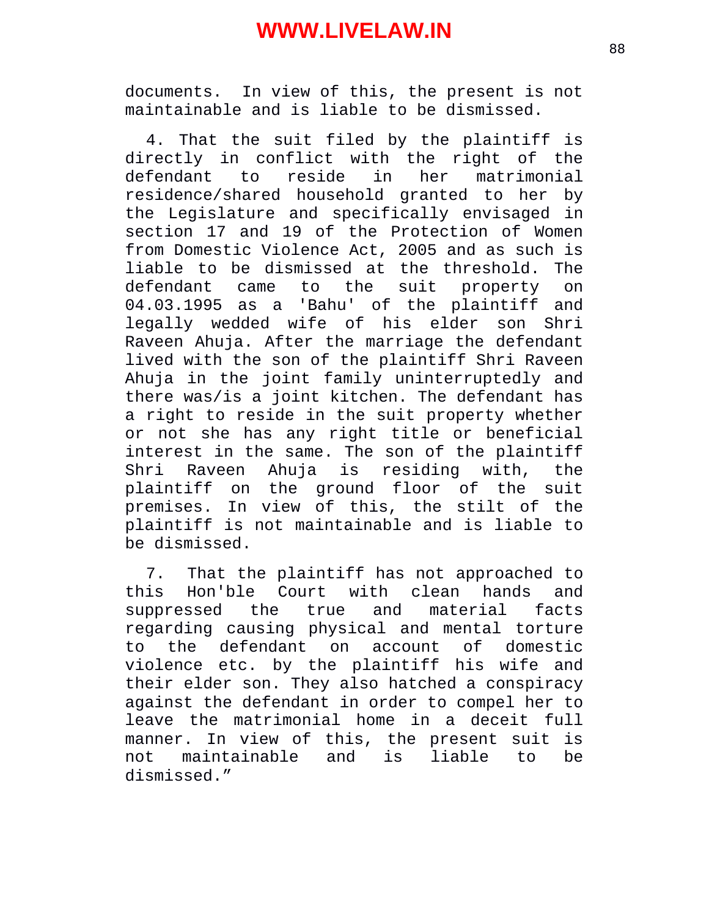documents. In view of this, the present is not maintainable and is liable to be dismissed.

4. That the suit filed by the plaintiff is directly in conflict with the right of the defendant to reside in her matrimonial residence/shared household granted to her by the Legislature and specifically envisaged in section 17 and 19 of the Protection of Women from Domestic Violence Act, 2005 and as such is liable to be dismissed at the threshold. The defendant came to the suit property on 04.03.1995 as a 'Bahu' of the plaintiff and legally wedded wife of his elder son Shri Raveen Ahuja. After the marriage the defendant lived with the son of the plaintiff Shri Raveen Ahuja in the joint family uninterruptedly and there was/is a joint kitchen. The defendant has a right to reside in the suit property whether or not she has any right title or beneficial interest in the same. The son of the plaintiff Shri Raveen Ahuja is residing with, the plaintiff on the ground floor of the suit premises. In view of this, the stilt of the plaintiff is not maintainable and is liable to be dismissed.

7. That the plaintiff has not approached to this Hon'ble Court with clean hands and suppressed the true and material facts regarding causing physical and mental torture to the defendant on account of domestic violence etc. by the plaintiff his wife and their elder son. They also hatched a conspiracy against the defendant in order to compel her to leave the matrimonial home in a deceit full manner. In view of this, the present suit is not maintainable and is liable to be dismissed.”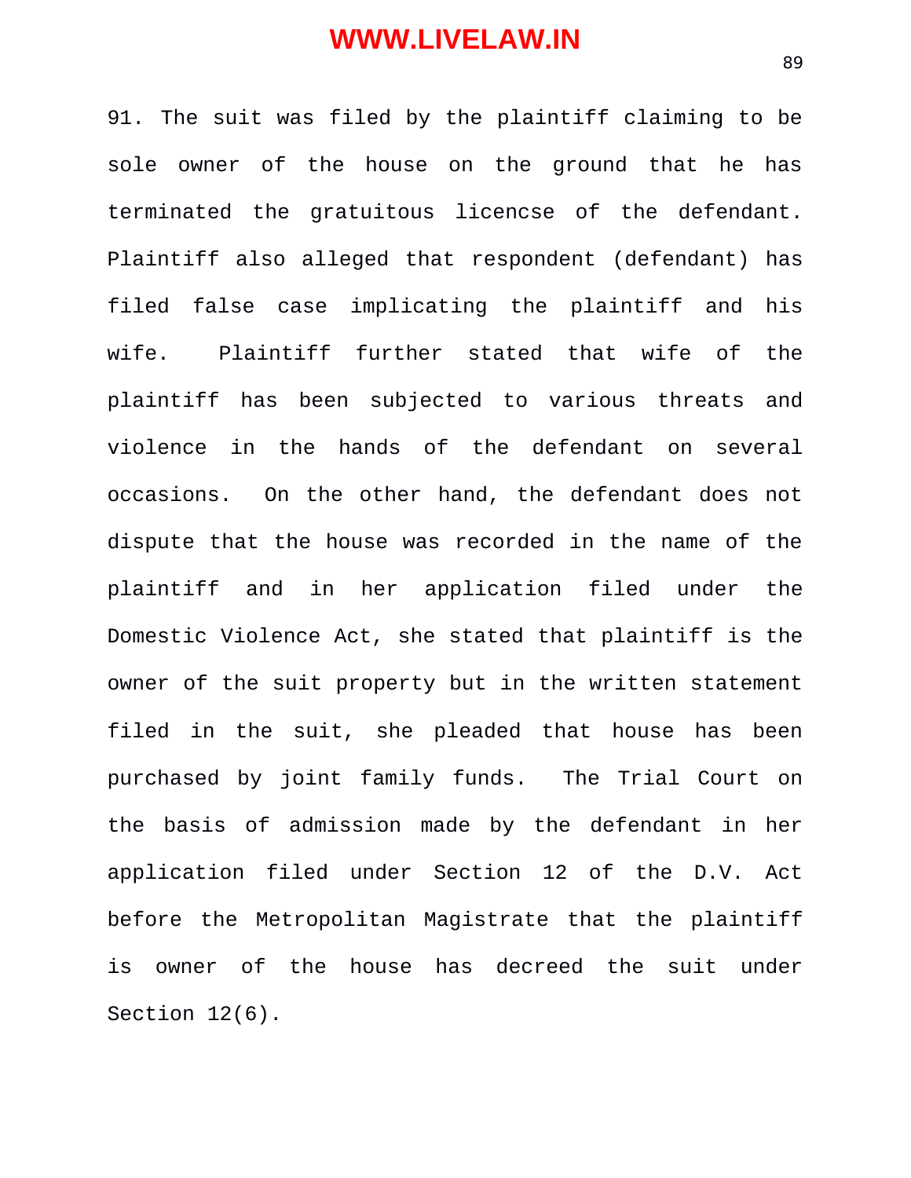91. The suit was filed by the plaintiff claiming to be sole owner of the house on the ground that he has terminated the gratuitous licencse of the defendant. Plaintiff also alleged that respondent (defendant) has filed false case implicating the plaintiff and his wife. Plaintiff further stated that wife of the plaintiff has been subjected to various threats and violence in the hands of the defendant on several occasions. On the other hand, the defendant does not dispute that the house was recorded in the name of the plaintiff and in her application filed under the Domestic Violence Act, she stated that plaintiff is the owner of the suit property but in the written statement filed in the suit, she pleaded that house has been purchased by joint family funds. The Trial Court on the basis of admission made by the defendant in her application filed under Section 12 of the D.V. Act before the Metropolitan Magistrate that the plaintiff is owner of the house has decreed the suit under Section 12(6).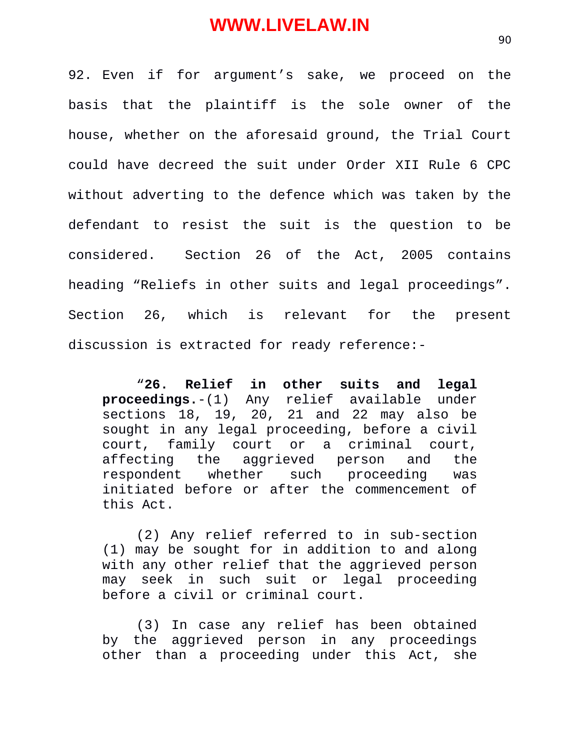92. Even if for argument's sake, we proceed on the basis that the plaintiff is the sole owner of the house, whether on the aforesaid ground, the Trial Court could have decreed the suit under Order XII Rule 6 CPC without adverting to the defence which was taken by the defendant to resist the suit is the question to be considered. Section 26 of the Act, 2005 contains heading "Reliefs in other suits and legal proceedings". Section 26, which is relevant for the present discussion is extracted for ready reference:-

> "**26. Relief in other suits and legal proceedings.**-(1) Any relief available under sections 18, 19, 20, 21 and 22 may also be sought in any legal proceeding, before a civil court, family court or a criminal court, affecting the aggrieved person and the respondent whether such proceeding was initiated before or after the commencement of this Act.
>
> (2) Any relief referred to in sub-section (1) may be sought for in addition to and along with any other relief that the aggrieved person may seek in such suit or legal proceeding before a civil or criminal court.
>
> (3) In case any relief has been obtained by the aggrieved person in any proceedings other than a proceeding under this Act, she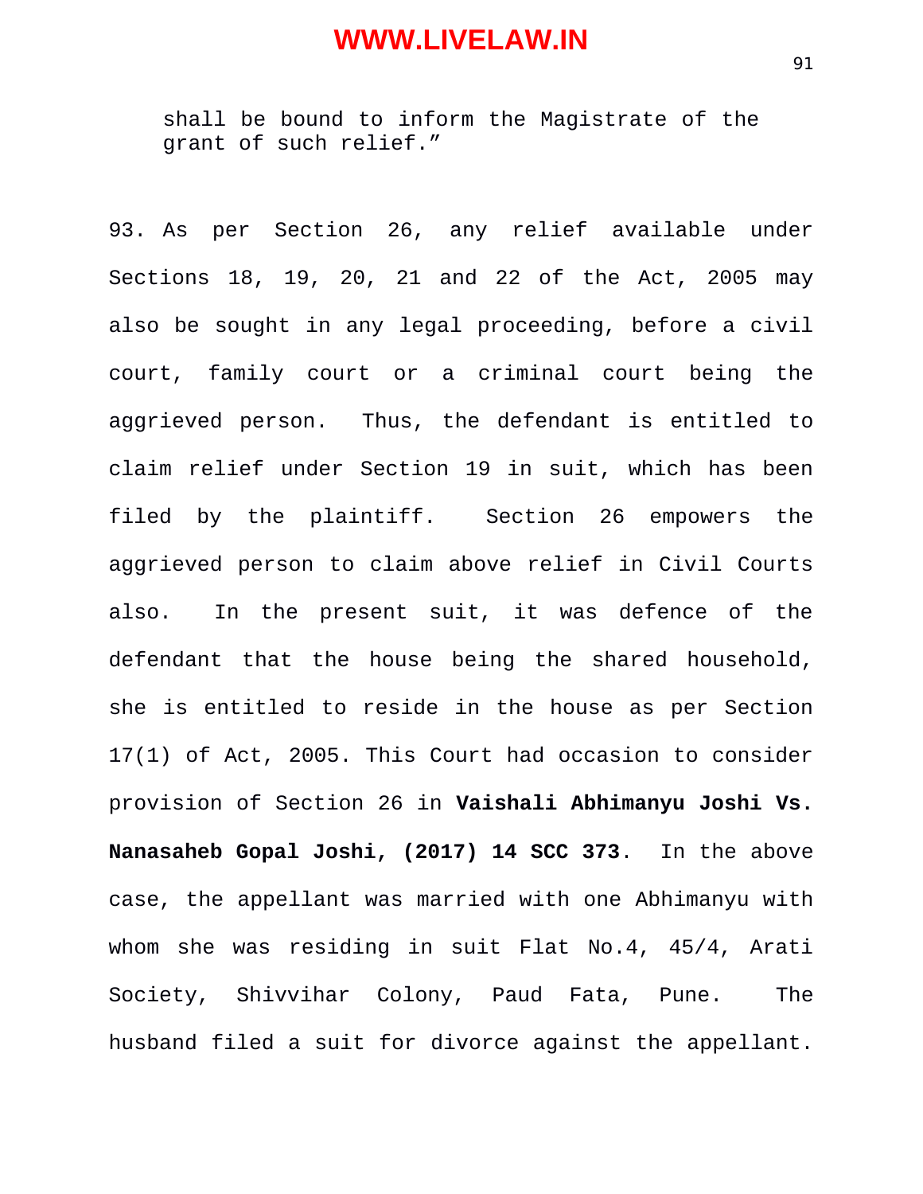shall be bound to inform the Magistrate of the grant of such relief."

93. As per Section 26, any relief available under Sections 18, 19, 20, 21 and 22 of the Act, 2005 may also be sought in any legal proceeding, before a civil court, family court or a criminal court being the aggrieved person. Thus, the defendant is entitled to claim relief under Section 19 in suit, which has been filed by the plaintiff. Section 26 empowers the aggrieved person to claim above relief in Civil Courts also. In the present suit, it was defence of the defendant that the house being the shared household, she is entitled to reside in the house as per Section 17(1) of Act, 2005. This Court had occasion to consider provision of Section 26 in **Vaishali Abhimanyu Joshi Vs. Nanasaheb Gopal Joshi, (2017) 14 SCC 373**. In the above case, the appellant was married with one Abhimanyu with whom she was residing in suit Flat No.4, 45/4, Arati Society, Shivvihar Colony, Paud Fata, Pune. The husband filed a suit for divorce against the appellant.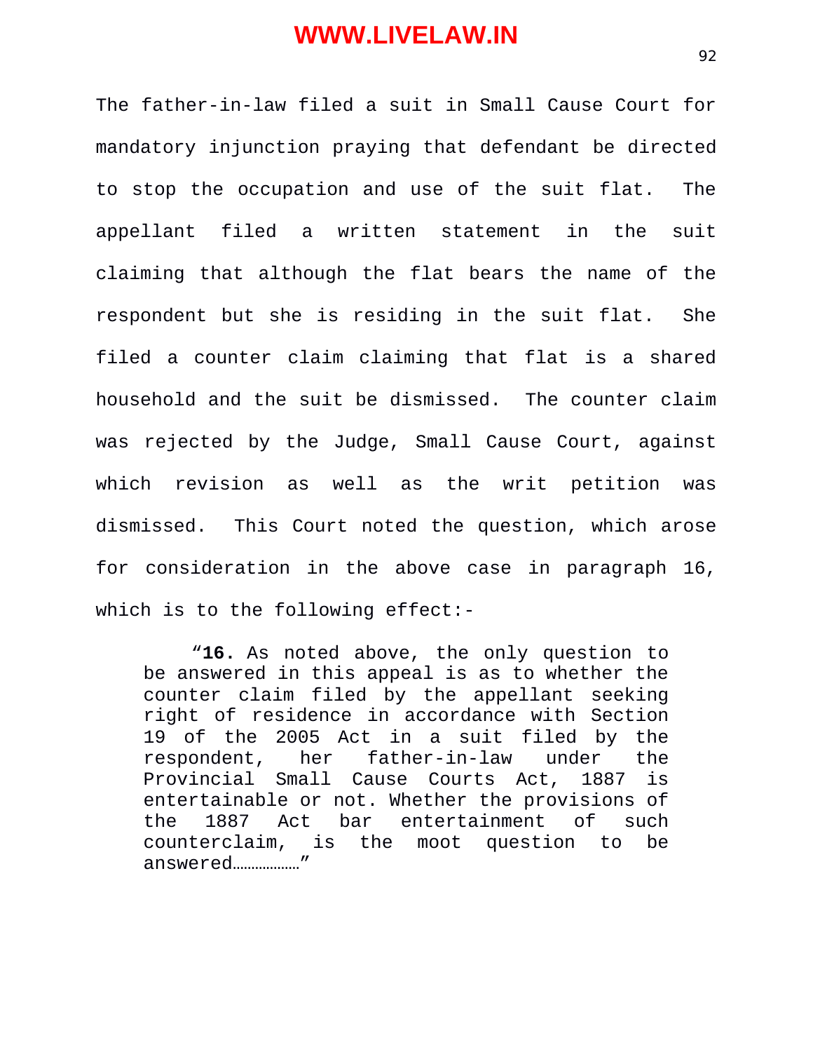The father-in-law filed a suit in Small Cause Court for mandatory injunction praying that defendant be directed to stop the occupation and use of the suit flat. The appellant filed a written statement in the suit claiming that although the flat bears the name of the respondent but she is residing in the suit flat. She filed a counter claim claiming that flat is a shared household and the suit be dismissed. The counter claim was rejected by the Judge, Small Cause Court, against which revision as well as the writ petition was dismissed. This Court noted the question, which arose for consideration in the above case in paragraph 16, which is to the following effect:-

> "**16.** As noted above, the only question to be answered in this appeal is as to whether the counter claim filed by the appellant seeking right of residence in accordance with Section 19 of the 2005 Act in a suit filed by the respondent, her father-in-law under the Provincial Small Cause Courts Act, 1887 is entertainable or not. Whether the provisions of the 1887 Act bar entertainment of such counterclaim, is the moot question to be answered………………"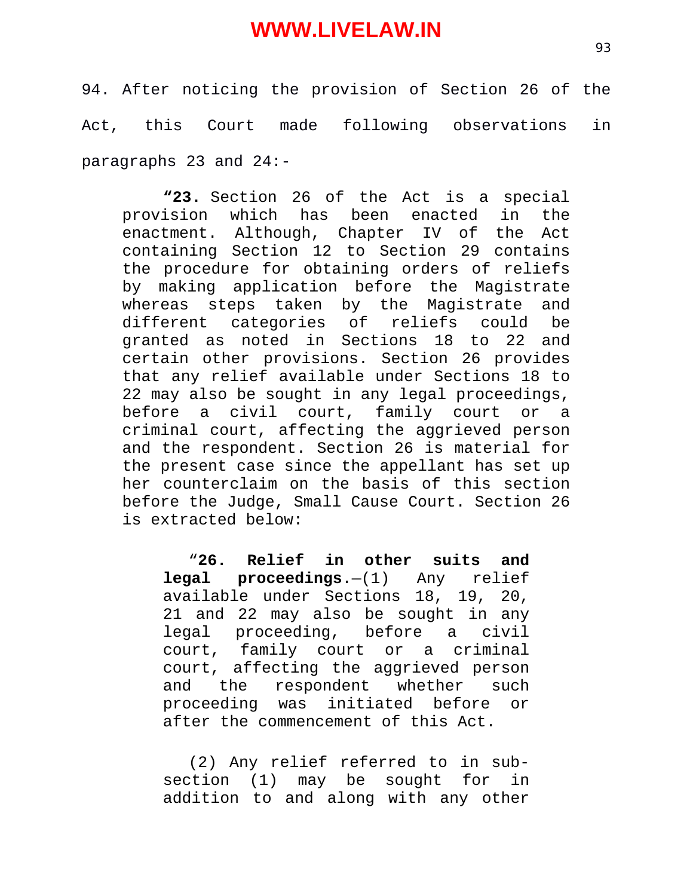94. After noticing the provision of Section 26 of the Act, this Court made following observations in paragraphs 23 and 24:-

> **"23.** Section 26 of the Act is a special provision which has been enacted in the enactment. Although, Chapter IV of the Act containing Section 12 to Section 29 contains the procedure for obtaining orders of reliefs by making application before the Magistrate whereas steps taken by the Magistrate and different categories of reliefs could be granted as noted in Sections 18 to 22 and certain other provisions. Section 26 provides that any relief available under Sections 18 to 22 may also be sought in any legal proceedings, before a civil court, family court or a criminal court, affecting the aggrieved person and the respondent. Section 26 is material for the present case since the appellant has set up her counterclaim on the basis of this section before the Judge, Small Cause Court. Section 26 is extracted below:
>
> > "**26. Relief in other suits and legal proceedings**.—(1) Any relief available under Sections 18, 19, 20, 21 and 22 may also be sought in any legal proceeding, before a civil court, family court or a criminal court, affecting the aggrieved person and the respondent whether such proceeding was initiated before or after the commencement of this Act.
> >
> > (2) Any relief referred to in sub-section (1) may be sought for in addition to and along with any other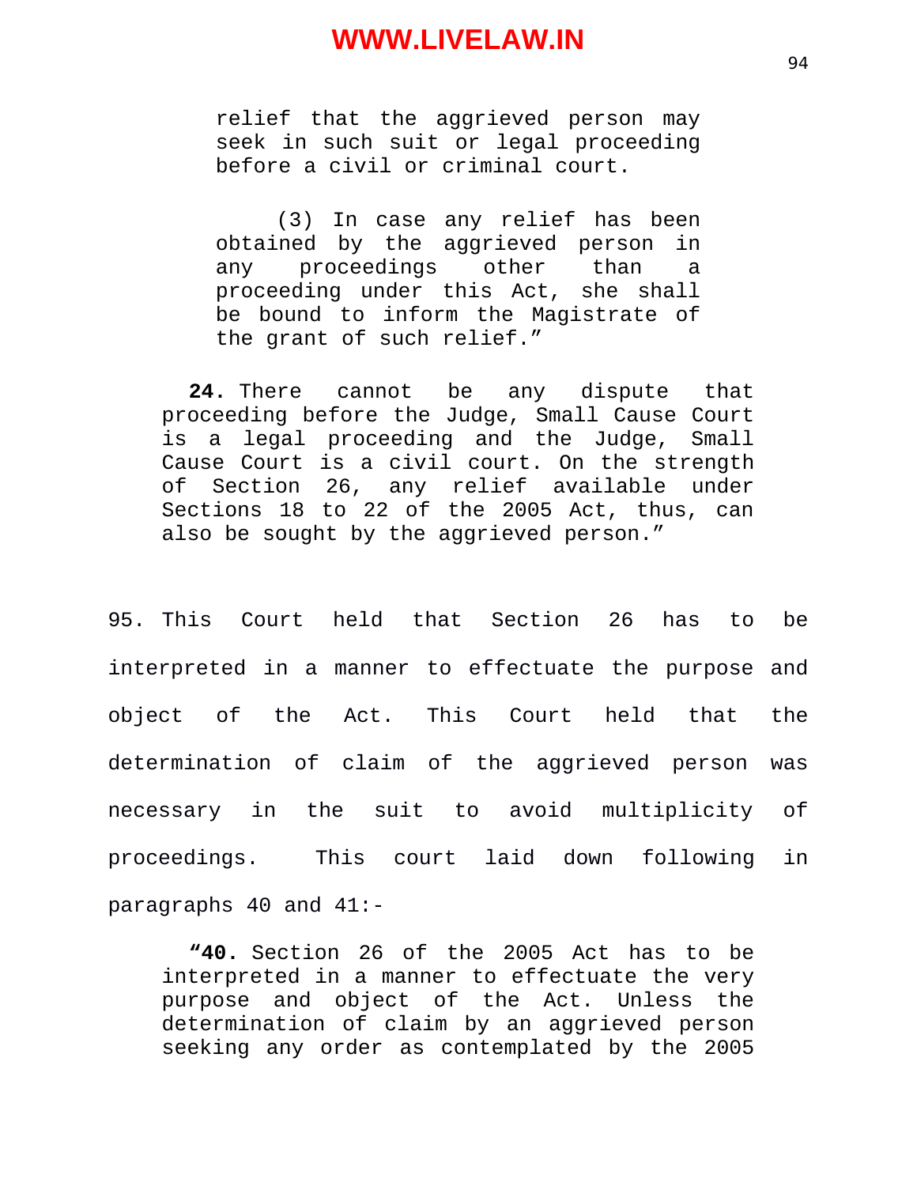> relief that the aggrieved person may seek in such suit or legal proceeding before a civil or criminal court.
>
> (3) In case any relief has been obtained by the aggrieved person in any proceedings other than a proceeding under this Act, she shall be bound to inform the Magistrate of the grant of such relief."
>
> **24.** There cannot be any dispute that proceeding before the Judge, Small Cause Court is a legal proceeding and the Judge, Small Cause Court is a civil court. On the strength of Section 26, any relief available under Sections 18 to 22 of the 2005 Act, thus, can also be sought by the aggrieved person."

95. This Court held that Section 26 has to be interpreted in a manner to effectuate the purpose and object of the Act. This Court held that the determination of claim of the aggrieved person was necessary in the suit to avoid multiplicity of proceedings. This court laid down following in paragraphs 40 and 41:-

> **"40.** Section 26 of the 2005 Act has to be interpreted in a manner to effectuate the very purpose and object of the Act. Unless the determination of claim by an aggrieved person seeking any order as contemplated by the 2005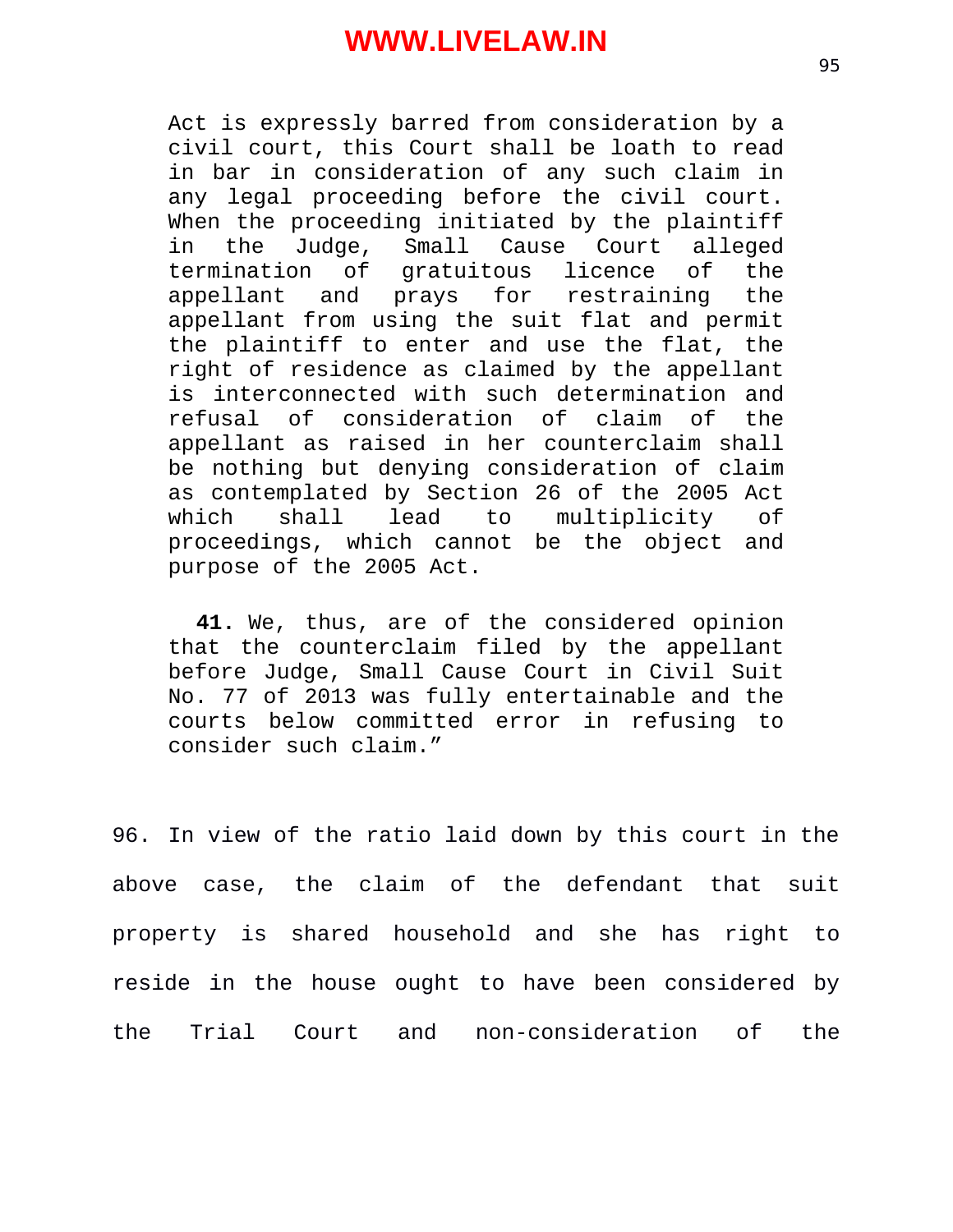> Act is expressly barred from consideration by a civil court, this Court shall be loath to read in bar in consideration of any such claim in any legal proceeding before the civil court. When the proceeding initiated by the plaintiff in the Judge, Small Cause Court alleged termination of gratuitous licence of the appellant and prays for restraining the appellant from using the suit flat and permit the plaintiff to enter and use the flat, the right of residence as claimed by the appellant is interconnected with such determination and refusal of consideration of claim of the appellant as raised in her counterclaim shall be nothing but denying consideration of claim as contemplated by Section 26 of the 2005 Act which shall lead to multiplicity of proceedings, which cannot be the object and purpose of the 2005 Act.
>
> **41.** We, thus, are of the considered opinion that the counterclaim filed by the appellant before Judge, Small Cause Court in Civil Suit No. 77 of 2013 was fully entertainable and the courts below committed error in refusing to consider such claim."

96. In view of the ratio laid down by this court in the above case, the claim of the defendant that suit property is shared household and she has right to reside in the house ought to have been considered by the Trial Court and non-consideration of the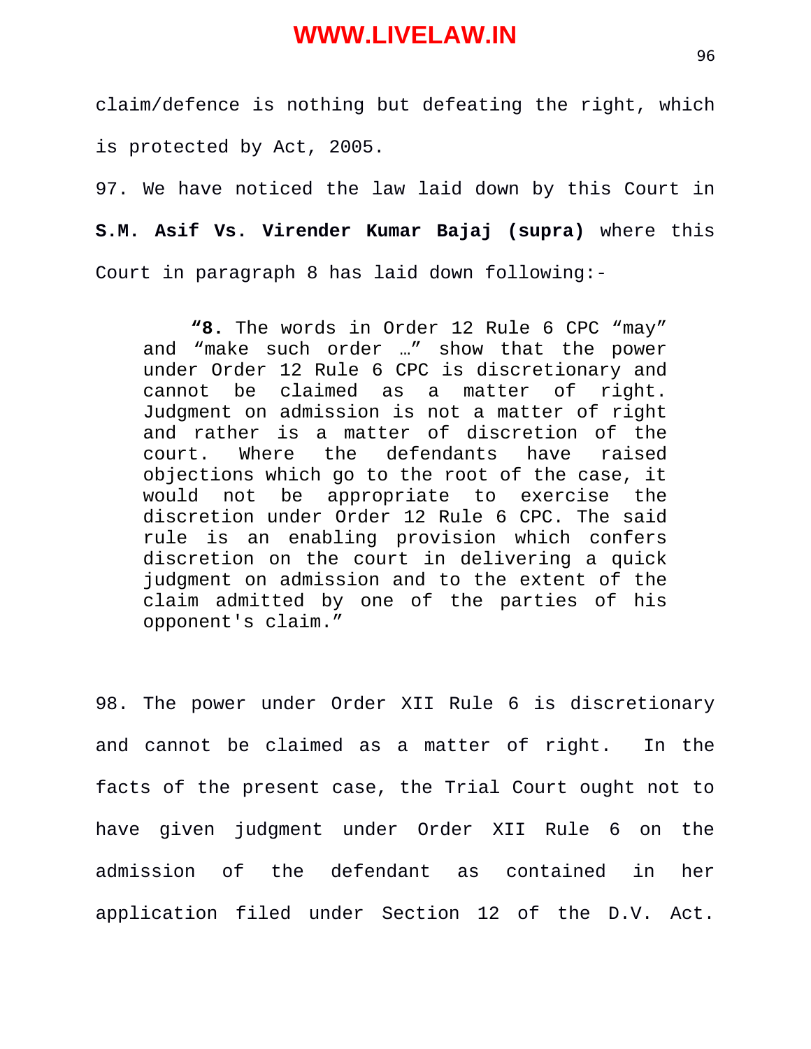claim/defence is nothing but defeating the right, which is protected by Act, 2005.

97. We have noticed the law laid down by this Court in **S.M. Asif Vs. Virender Kumar Bajaj (supra)** where this Court in paragraph 8 has laid down following:-

> **"8.** The words in Order 12 Rule 6 CPC "may" and "make such order …" show that the power under Order 12 Rule 6 CPC is discretionary and cannot be claimed as a matter of right. Judgment on admission is not a matter of right and rather is a matter of discretion of the court. Where the defendants have raised objections which go to the root of the case, it would not be appropriate to exercise the discretion under Order 12 Rule 6 CPC. The said rule is an enabling provision which confers discretion on the court in delivering a quick judgment on admission and to the extent of the claim admitted by one of the parties of his opponent's claim."

98. The power under Order XII Rule 6 is discretionary and cannot be claimed as a matter of right. In the facts of the present case, the Trial Court ought not to have given judgment under Order XII Rule 6 on the admission of the defendant as contained in her application filed under Section 12 of the D.V. Act.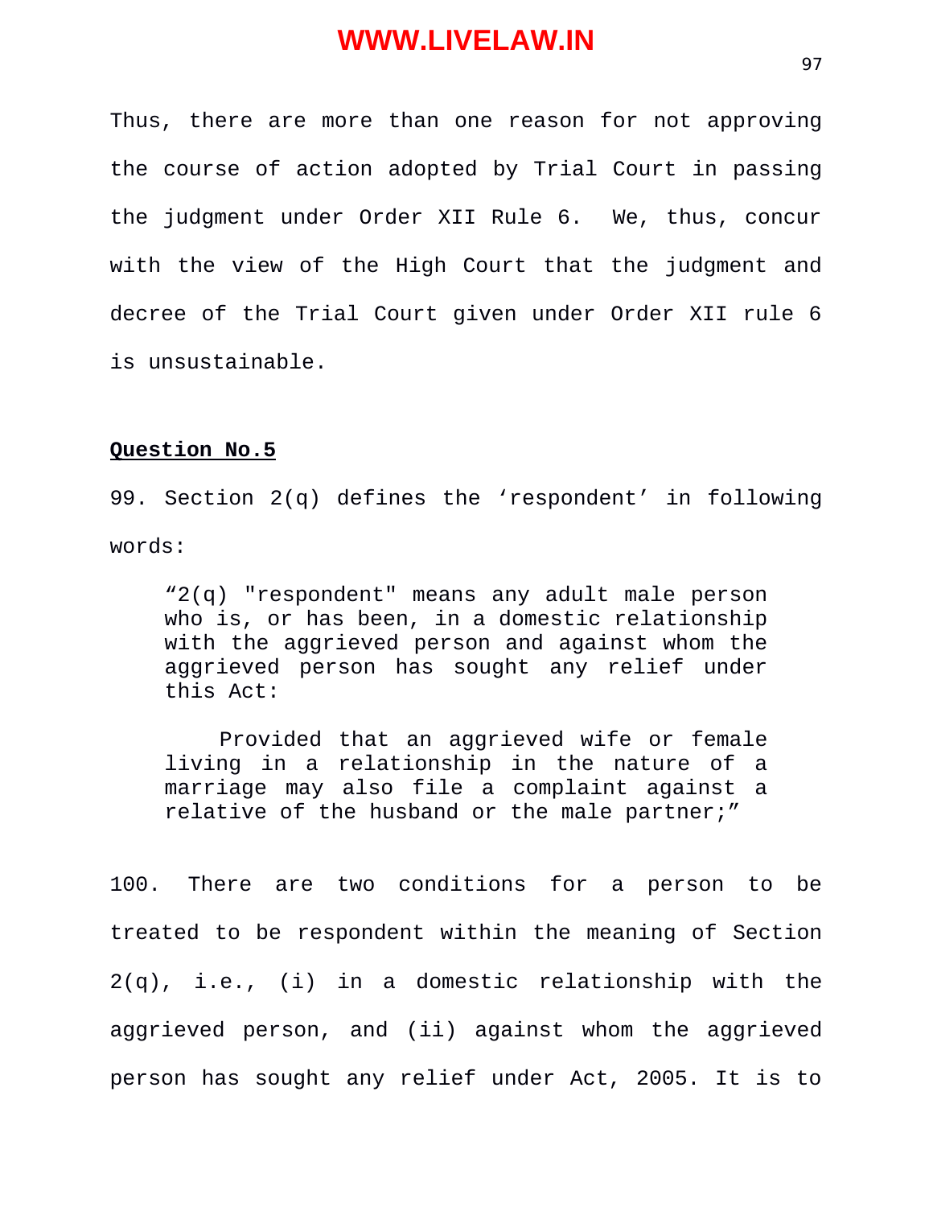Thus, there are more than one reason for not approving the course of action adopted by Trial Court in passing the judgment under Order XII Rule 6. We, thus, concur with the view of the High Court that the judgment and decree of the Trial Court given under Order XII rule 6 is unsustainable.

**Question No.5**

99. Section 2(q) defines the 'respondent' in following words:

> "2(q) "respondent" means any adult male person who is, or has been, in a domestic relationship with the aggrieved person and against whom the aggrieved person has sought any relief under this Act:
>
> Provided that an aggrieved wife or female living in a relationship in the nature of a marriage may also file a complaint against a relative of the husband or the male partner;"

100. There are two conditions for a person to be treated to be respondent within the meaning of Section 2(q), i.e., (i) in a domestic relationship with the aggrieved person, and (ii) against whom the aggrieved person has sought any relief under Act, 2005. It is to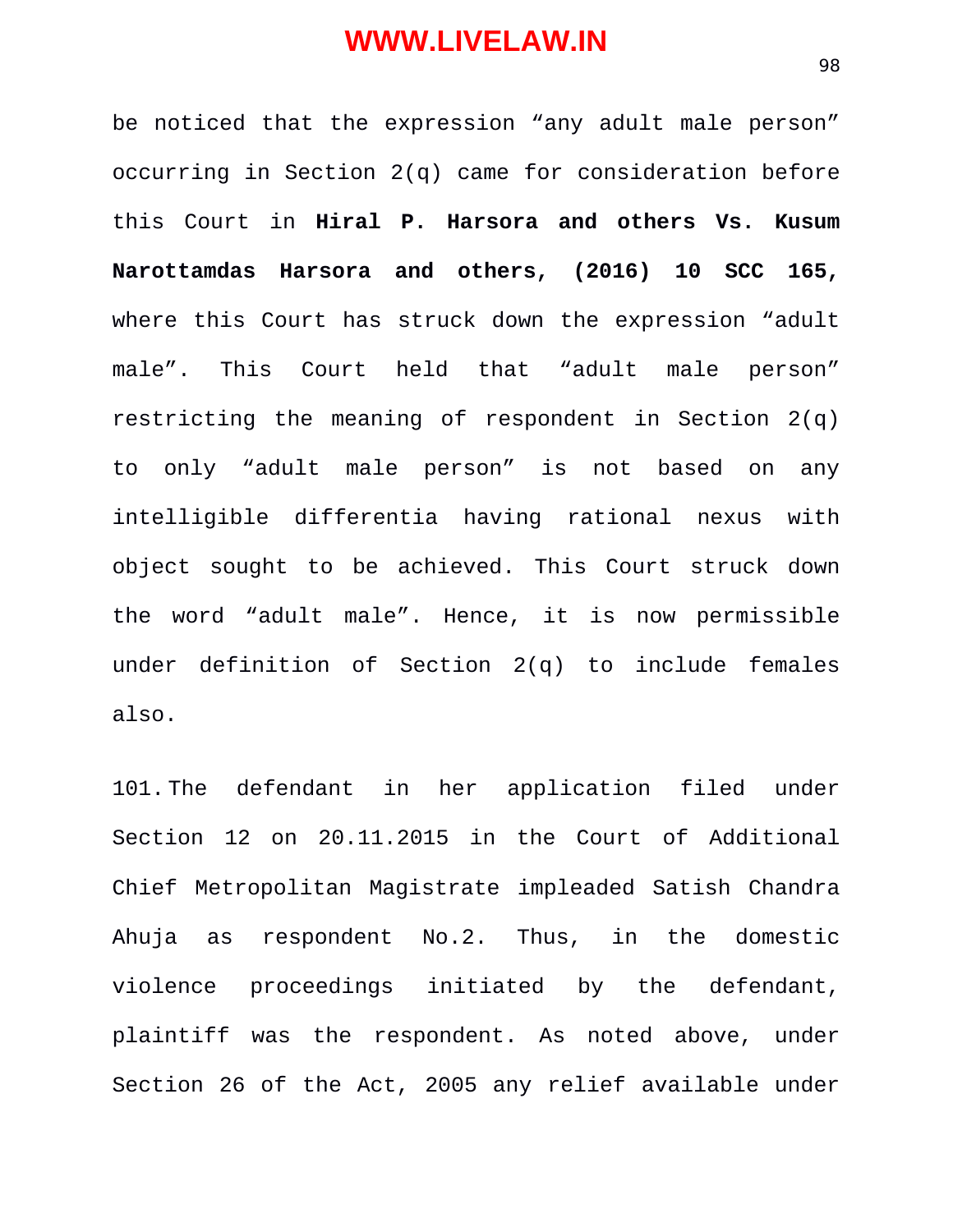be noticed that the expression “any adult male person” occurring in Section 2(q) came for consideration before this Court in **Hiral P. Harsora and others Vs. Kusum Narottamdas Harsora and others, (2016) 10 SCC 165,** where this Court has struck down the expression “adult male”. This Court held that “adult male person” restricting the meaning of respondent in Section 2(q) to only “adult male person” is not based on any intelligible differentia having rational nexus with object sought to be achieved. This Court struck down the word “adult male”. Hence, it is now permissible under definition of Section 2(q) to include females also.

101. The defendant in her application filed under Section 12 on 20.11.2015 in the Court of Additional Chief Metropolitan Magistrate impleaded Satish Chandra Ahuja as respondent No.2. Thus, in the domestic violence proceedings initiated by the defendant, plaintiff was the respondent. As noted above, under Section 26 of the Act, 2005 any relief available under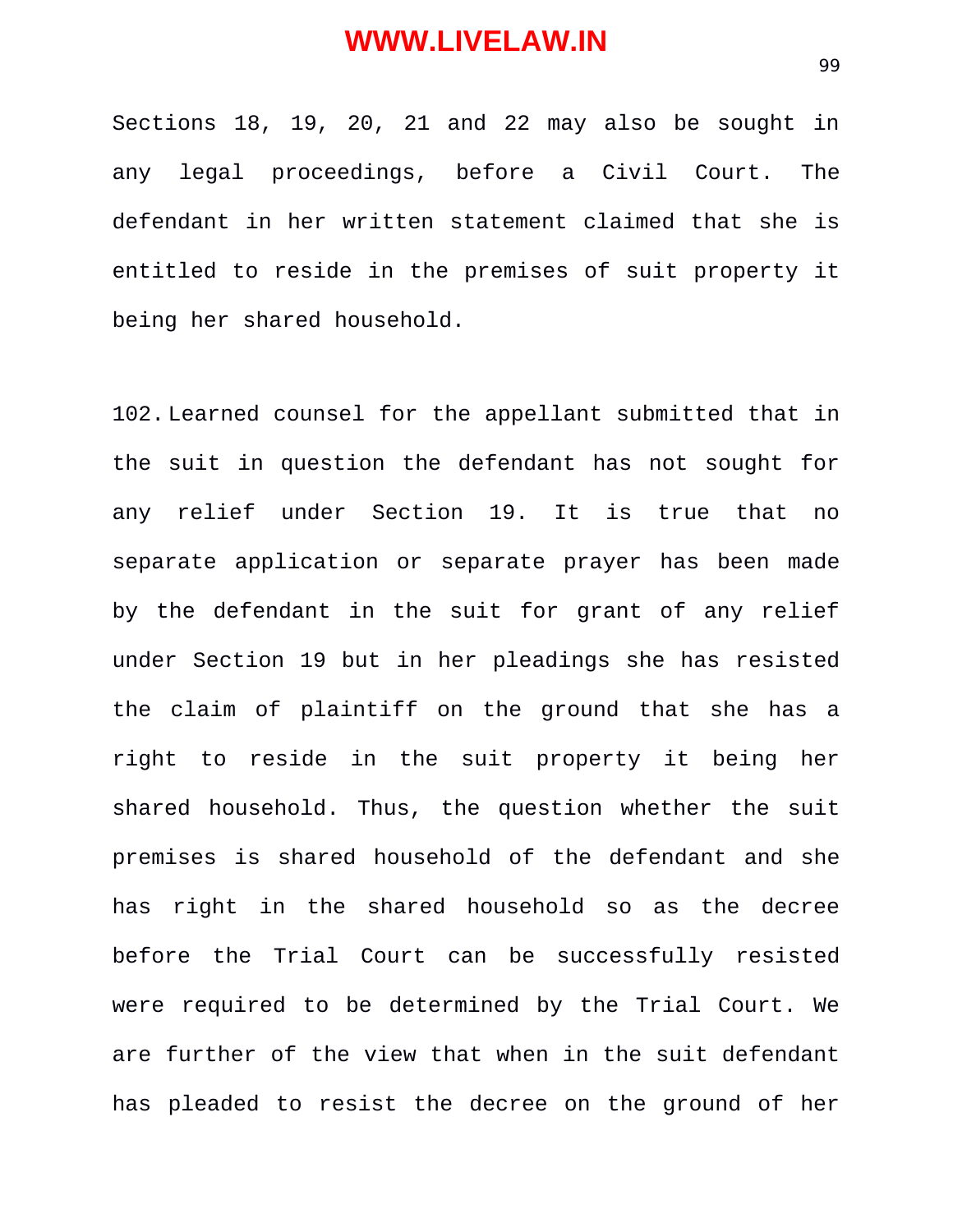Sections 18, 19, 20, 21 and 22 may also be sought in any legal proceedings, before a Civil Court. The defendant in her written statement claimed that she is entitled to reside in the premises of suit property it being her shared household.

102. Learned counsel for the appellant submitted that in the suit in question the defendant has not sought for any relief under Section 19. It is true that no separate application or separate prayer has been made by the defendant in the suit for grant of any relief under Section 19 but in her pleadings she has resisted the claim of plaintiff on the ground that she has a right to reside in the suit property it being her shared household. Thus, the question whether the suit premises is shared household of the defendant and she has right in the shared household so as the decree before the Trial Court can be successfully resisted were required to be determined by the Trial Court. We are further of the view that when in the suit defendant has pleaded to resist the decree on the ground of her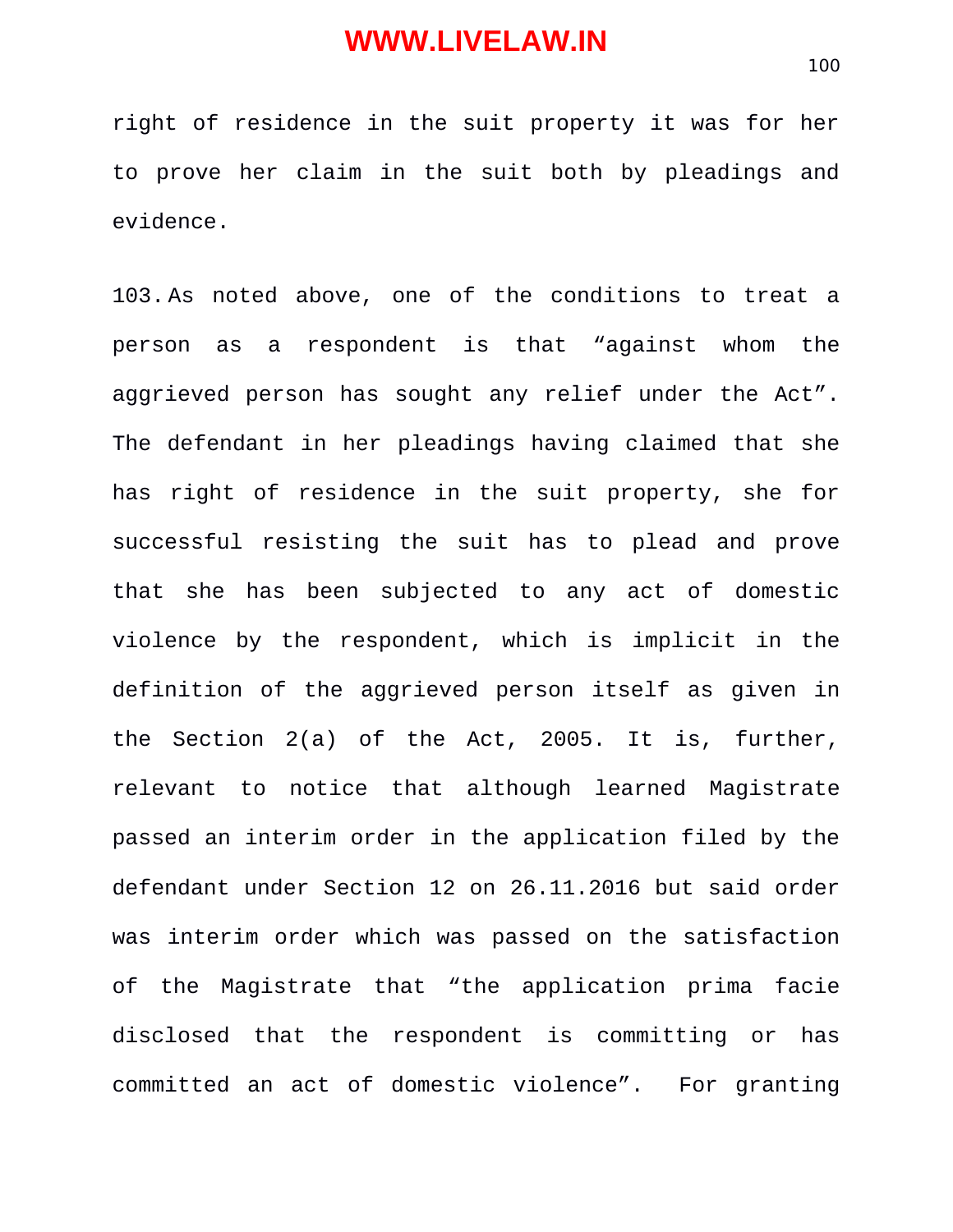right of residence in the suit property it was for her to prove her claim in the suit both by pleadings and evidence.

103. As noted above, one of the conditions to treat a person as a respondent is that "against whom the aggrieved person has sought any relief under the Act". The defendant in her pleadings having claimed that she has right of residence in the suit property, she for successful resisting the suit has to plead and prove that she has been subjected to any act of domestic violence by the respondent, which is implicit in the definition of the aggrieved person itself as given in the Section 2(a) of the Act, 2005. It is, further, relevant to notice that although learned Magistrate passed an interim order in the application filed by the defendant under Section 12 on 26.11.2016 but said order was interim order which was passed on the satisfaction of the Magistrate that "the application prima facie disclosed that the respondent is committing or has committed an act of domestic violence". For granting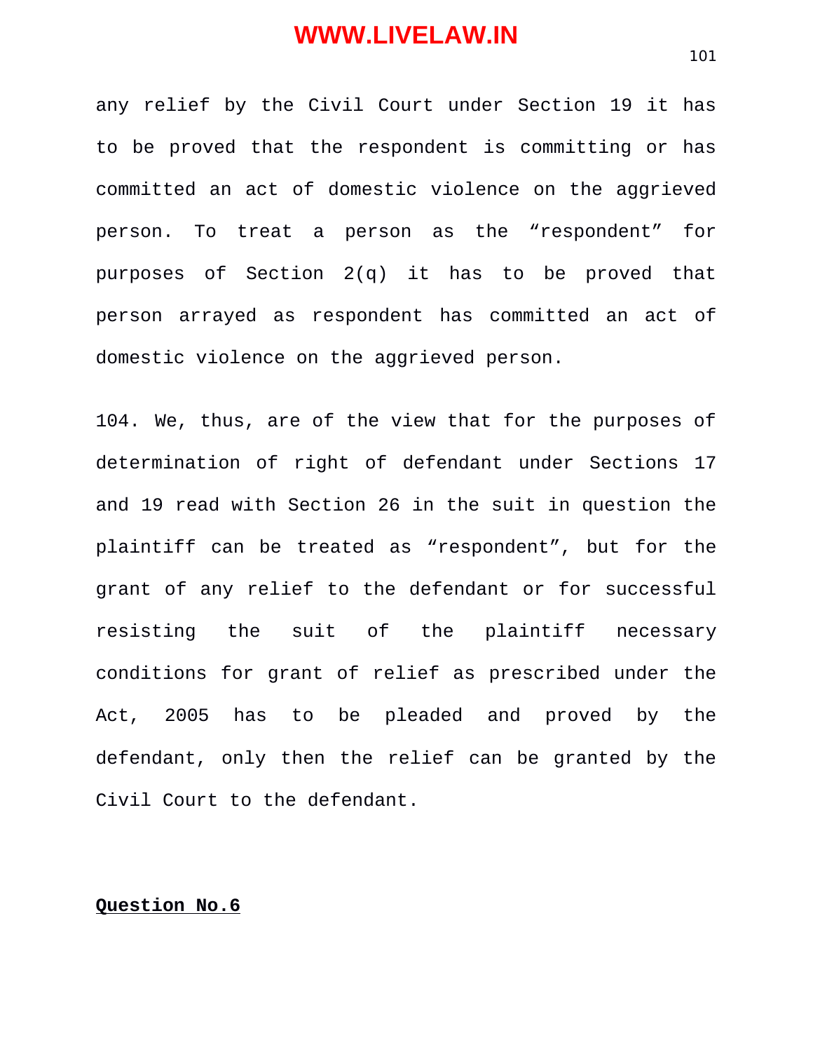any relief by the Civil Court under Section 19 it has to be proved that the respondent is committing or has committed an act of domestic violence on the aggrieved person. To treat a person as the "respondent" for purposes of Section 2(q) it has to be proved that person arrayed as respondent has committed an act of domestic violence on the aggrieved person.

104. We, thus, are of the view that for the purposes of determination of right of defendant under Sections 17 and 19 read with Section 26 in the suit in question the plaintiff can be treated as "respondent", but for the grant of any relief to the defendant or for successful resisting the suit of the plaintiff necessary conditions for grant of relief as prescribed under the Act, 2005 has to be pleaded and proved by the defendant, only then the relief can be granted by the Civil Court to the defendant.

**Question No.6**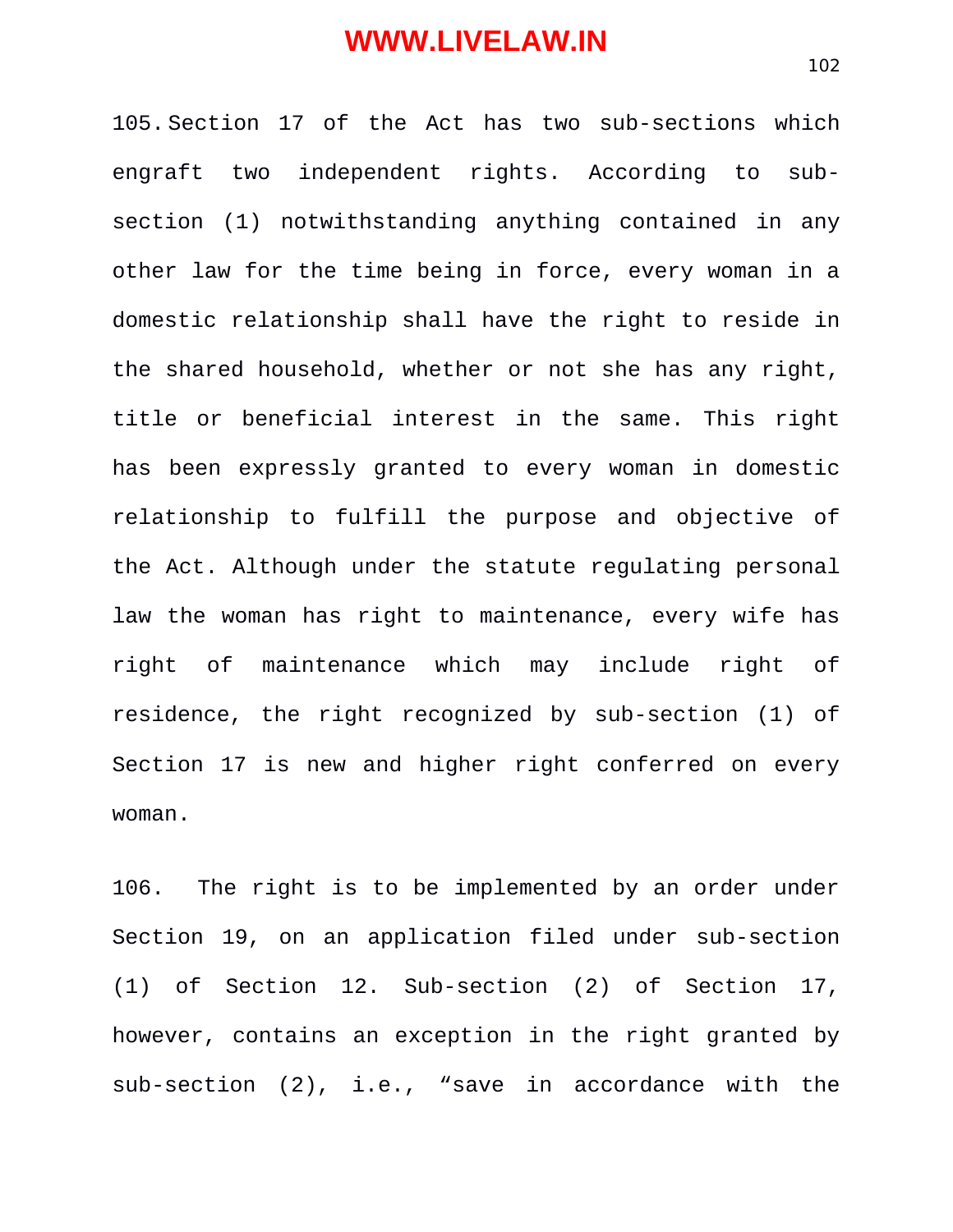105. Section 17 of the Act has two sub-sections which engraft two independent rights. According to sub-section (1) notwithstanding anything contained in any other law for the time being in force, every woman in a domestic relationship shall have the right to reside in the shared household, whether or not she has any right, title or beneficial interest in the same. This right has been expressly granted to every woman in domestic relationship to fulfill the purpose and objective of the Act. Although under the statute regulating personal law the woman has right to maintenance, every wife has right of maintenance which may include right of residence, the right recognized by sub-section (1) of Section 17 is new and higher right conferred on every woman.

106. The right is to be implemented by an order under Section 19, on an application filed under sub-section (1) of Section 12. Sub-section (2) of Section 17, however, contains an exception in the right granted by sub-section (2), i.e., "save in accordance with the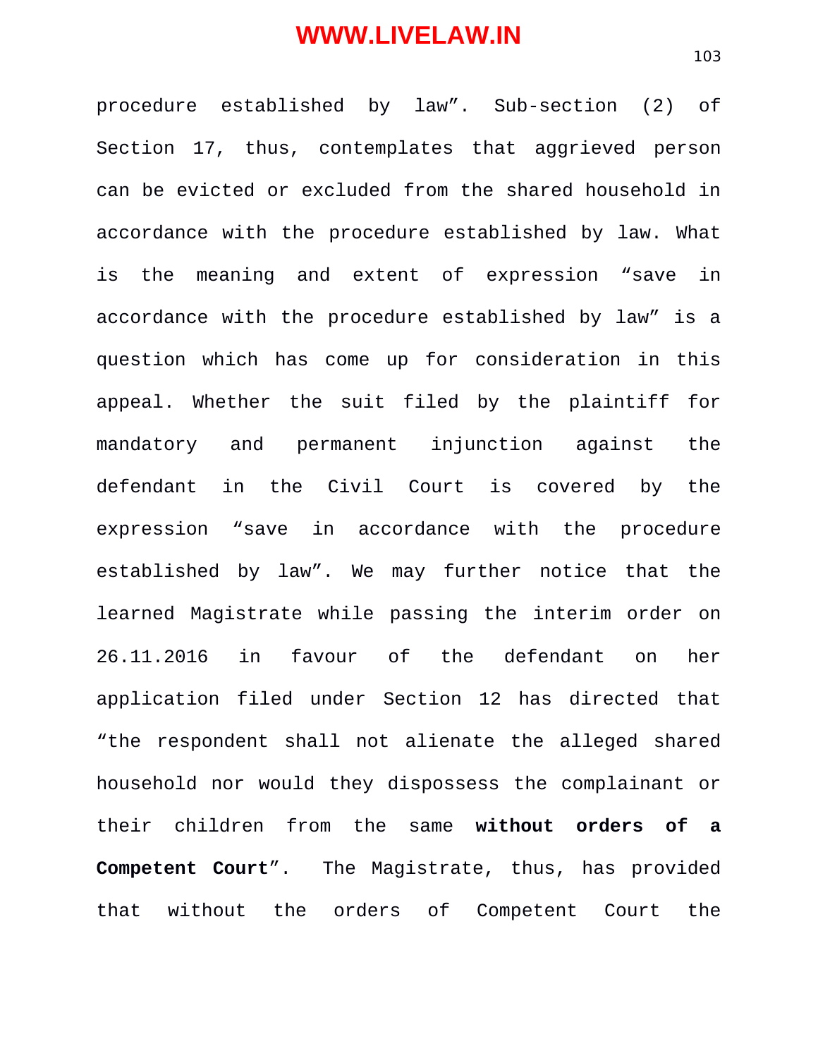procedure established by law". Sub-section (2) of Section 17, thus, contemplates that aggrieved person can be evicted or excluded from the shared household in accordance with the procedure established by law. What is the meaning and extent of expression "save in accordance with the procedure established by law" is a question which has come up for consideration in this appeal. Whether the suit filed by the plaintiff for mandatory and permanent injunction against the defendant in the Civil Court is covered by the expression "save in accordance with the procedure established by law". We may further notice that the learned Magistrate while passing the interim order on 26.11.2016 in favour of the defendant on her application filed under Section 12 has directed that "the respondent shall not alienate the alleged shared household nor would they dispossess the complainant or their children from the same **without orders of a Competent Court**". The Magistrate, thus, has provided that without the orders of Competent Court the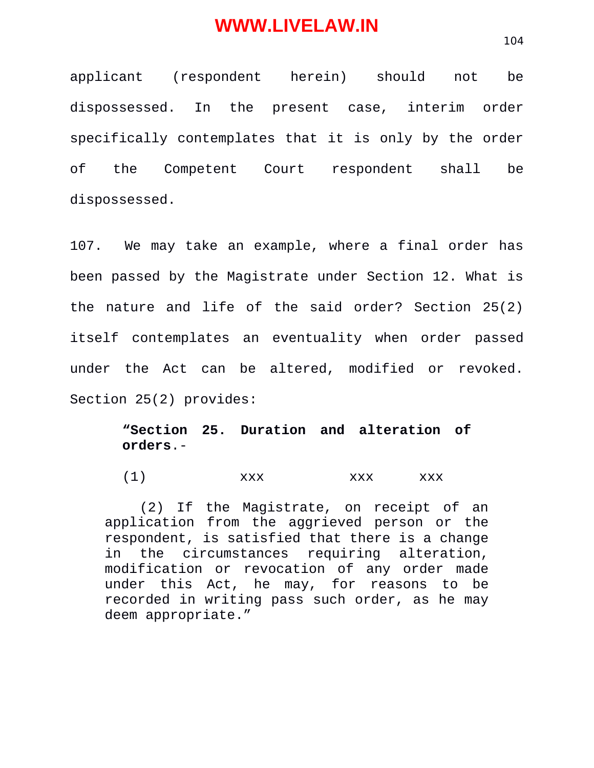applicant (respondent herein) should not be dispossessed. In the present case, interim order specifically contemplates that it is only by the order of the Competent Court respondent shall be dispossessed.

107. We may take an example, where a final order has been passed by the Magistrate under Section 12. What is the nature and life of the said order? Section 25(2) itself contemplates an eventuality when order passed under the Act can be altered, modified or revoked. Section 25(2) provides:

> **"Section 25. Duration and alteration of orders**.-
>
> (1) xxx xxx xxx
>
> (2) If the Magistrate, on receipt of an application from the aggrieved person or the respondent, is satisfied that there is a change in the circumstances requiring alteration, modification or revocation of any order made under this Act, he may, for reasons to be recorded in writing pass such order, as he may deem appropriate."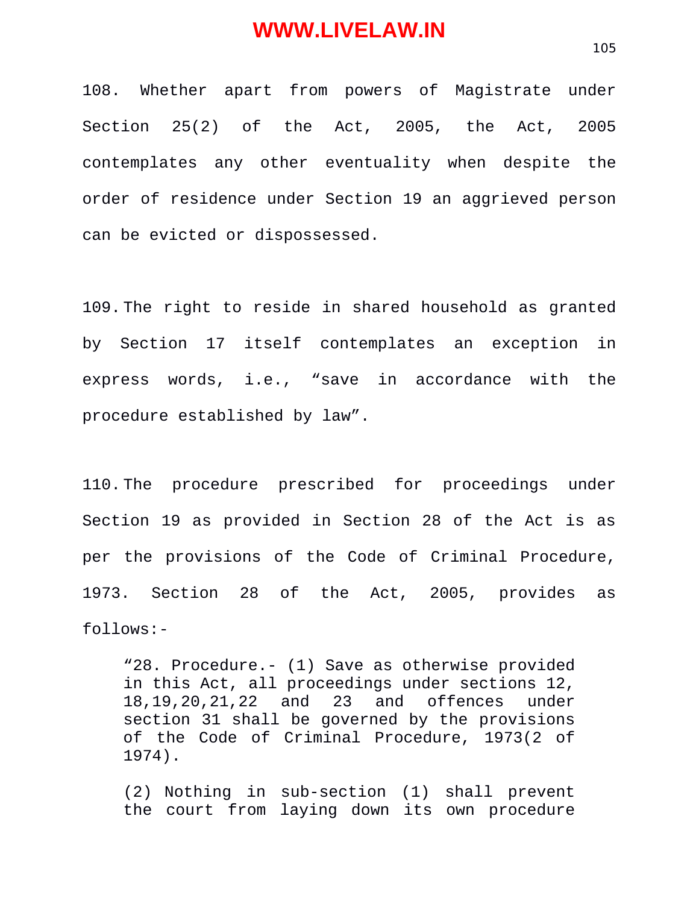108. Whether apart from powers of Magistrate under Section 25(2) of the Act, 2005, the Act, 2005 contemplates any other eventuality when despite the order of residence under Section 19 an aggrieved person can be evicted or dispossessed.

109. The right to reside in shared household as granted by Section 17 itself contemplates an exception in express words, i.e., "save in accordance with the procedure established by law".

110. The procedure prescribed for proceedings under Section 19 as provided in Section 28 of the Act is as per the provisions of the Code of Criminal Procedure, 1973. Section 28 of the Act, 2005, provides as follows:-

> "28. Procedure.- (1) Save as otherwise provided in this Act, all proceedings under sections 12, 18,19,20,21,22 and 23 and offences under section 31 shall be governed by the provisions of the Code of Criminal Procedure, 1973(2 of 1974).
>
> (2) Nothing in sub-section (1) shall prevent the court from laying down its own procedure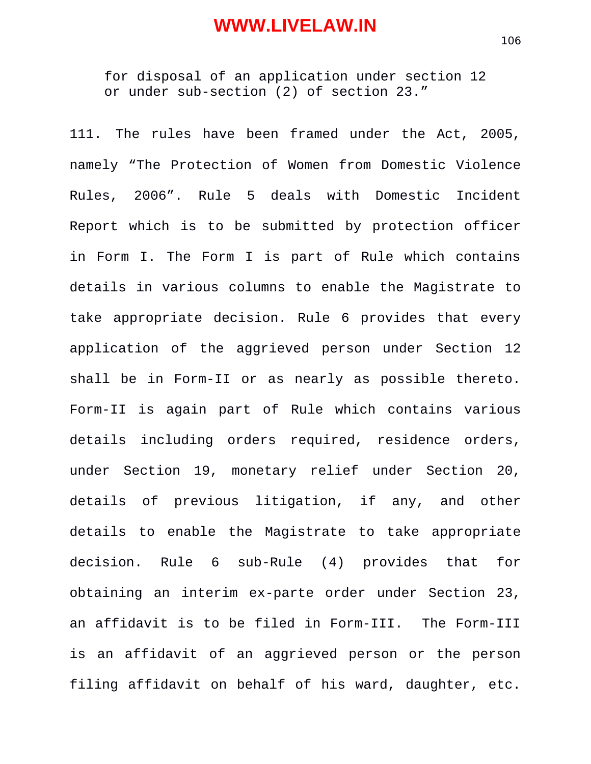> for disposal of an application under section 12 or under sub-section (2) of section 23."

111. The rules have been framed under the Act, 2005, namely "The Protection of Women from Domestic Violence Rules, 2006". Rule 5 deals with Domestic Incident Report which is to be submitted by protection officer in Form I. The Form I is part of Rule which contains details in various columns to enable the Magistrate to take appropriate decision. Rule 6 provides that every application of the aggrieved person under Section 12 shall be in Form-II or as nearly as possible thereto. Form-II is again part of Rule which contains various details including orders required, residence orders, under Section 19, monetary relief under Section 20, details of previous litigation, if any, and other details to enable the Magistrate to take appropriate decision. Rule 6 sub-Rule (4) provides that for obtaining an interim ex-parte order under Section 23, an affidavit is to be filed in Form-III. The Form-III is an affidavit of an aggrieved person or the person filing affidavit on behalf of his ward, daughter, etc.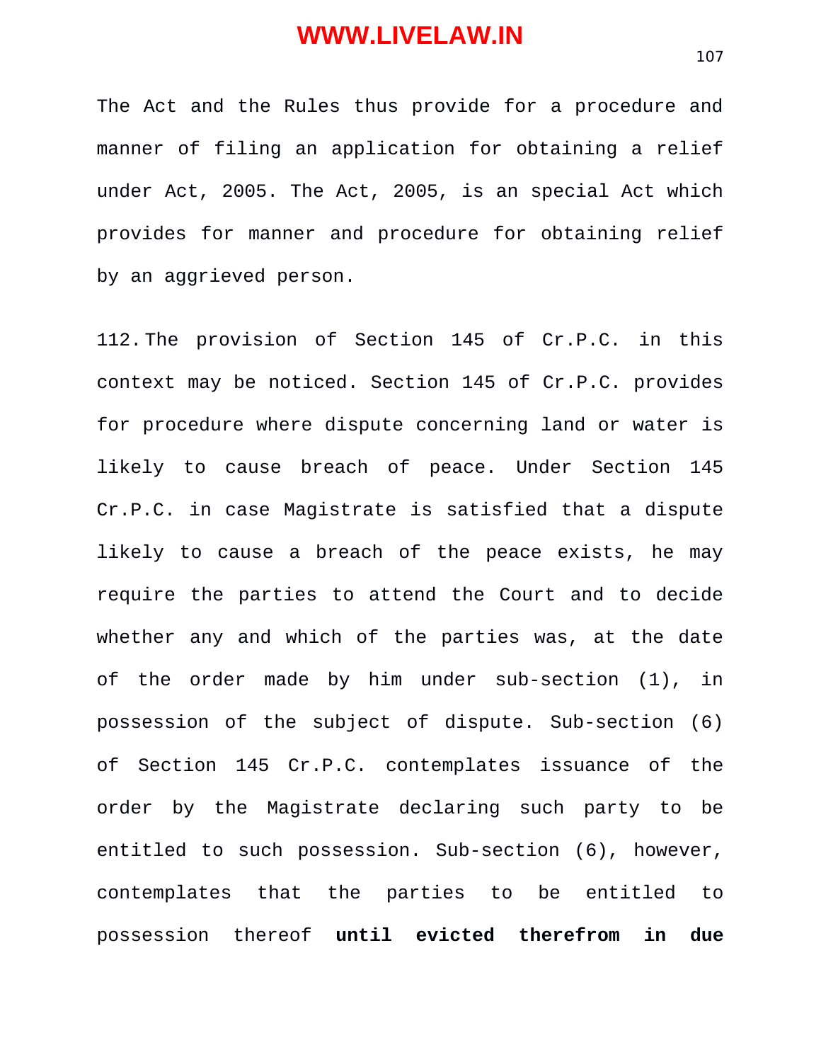The Act and the Rules thus provide for a procedure and manner of filing an application for obtaining a relief under Act, 2005. The Act, 2005, is an special Act which provides for manner and procedure for obtaining relief by an aggrieved person.

112. The provision of Section 145 of Cr.P.C. in this context may be noticed. Section 145 of Cr.P.C. provides for procedure where dispute concerning land or water is likely to cause breach of peace. Under Section 145 Cr.P.C. in case Magistrate is satisfied that a dispute likely to cause a breach of the peace exists, he may require the parties to attend the Court and to decide whether any and which of the parties was, at the date of the order made by him under sub-section (1), in possession of the subject of dispute. Sub-section (6) of Section 145 Cr.P.C. contemplates issuance of the order by the Magistrate declaring such party to be entitled to such possession. Sub-section (6), however, contemplates that the parties to be entitled to possession thereof **until evicted therefrom in due**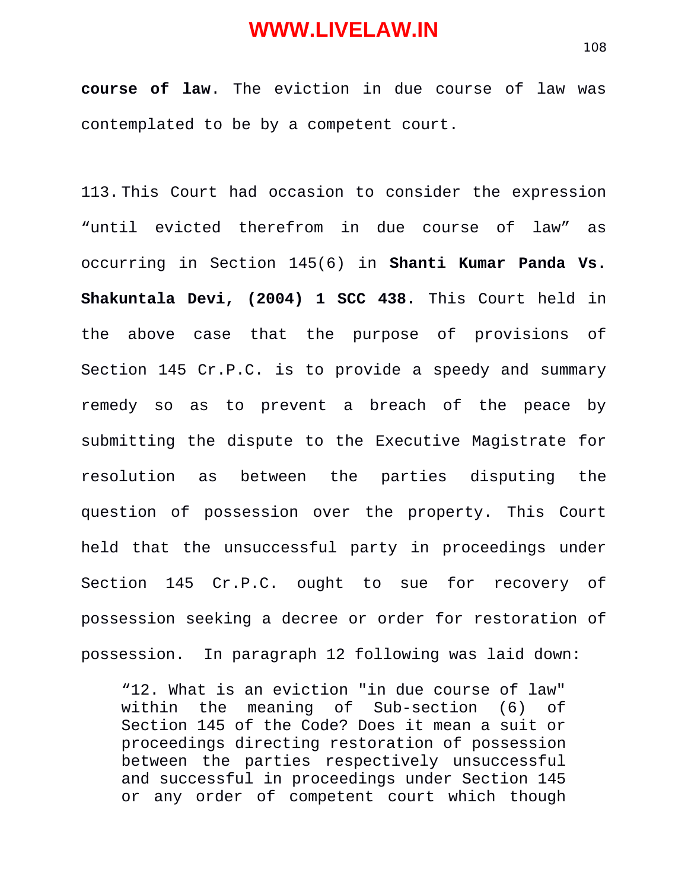**course of law**. The eviction in due course of law was contemplated to be by a competent court.

113. This Court had occasion to consider the expression "until evicted therefrom in due course of law" as occurring in Section 145(6) in **Shanti Kumar Panda Vs. Shakuntala Devi, (2004) 1 SCC 438.** This Court held in the above case that the purpose of provisions of Section 145 Cr.P.C. is to provide a speedy and summary remedy so as to prevent a breach of the peace by submitting the dispute to the Executive Magistrate for resolution as between the parties disputing the question of possession over the property. This Court held that the unsuccessful party in proceedings under Section 145 Cr.P.C. ought to sue for recovery of possession seeking a decree or order for restoration of possession. In paragraph 12 following was laid down:

> "12. What is an eviction "in due course of law" within the meaning of Sub-section (6) of Section 145 of the Code? Does it mean a suit or proceedings directing restoration of possession between the parties respectively unsuccessful and successful in proceedings under Section 145 or any order of competent court which though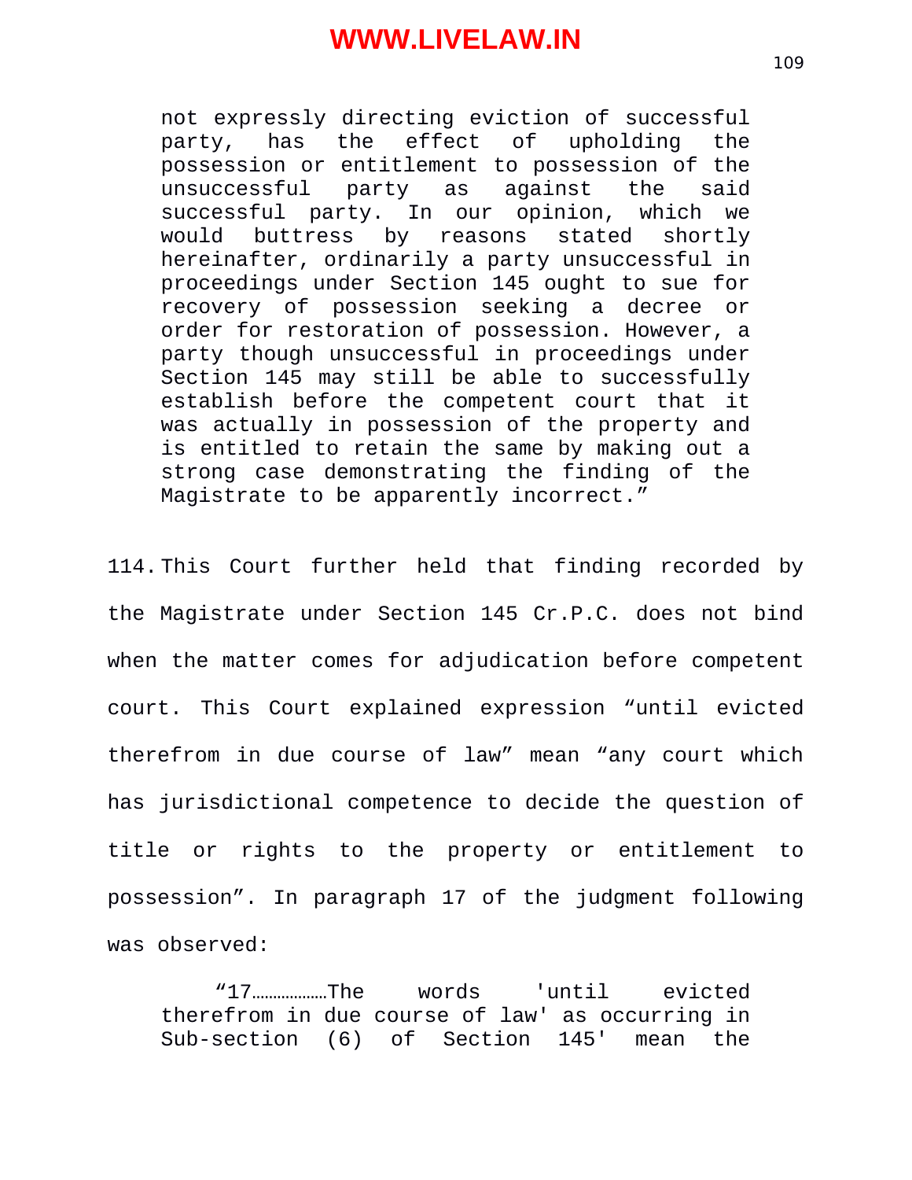> not expressly directing eviction of successful party, has the effect of upholding the possession or entitlement to possession of the unsuccessful party as against the said successful party. In our opinion, which we would buttress by reasons stated shortly hereinafter, ordinarily a party unsuccessful in proceedings under Section 145 ought to sue for recovery of possession seeking a decree or order for restoration of possession. However, a party though unsuccessful in proceedings under Section 145 may still be able to successfully establish before the competent court that it was actually in possession of the property and is entitled to retain the same by making out a strong case demonstrating the finding of the Magistrate to be apparently incorrect."

114. This Court further held that finding recorded by the Magistrate under Section 145 Cr.P.C. does not bind when the matter comes for adjudication before competent court. This Court explained expression "until evicted therefrom in due course of law" mean "any court which has jurisdictional competence to decide the question of title or rights to the property or entitlement to possession". In paragraph 17 of the judgment following was observed:

> "17………………The words 'until evicted therefrom in due course of law' as occurring in Sub-section (6) of Section 145' mean the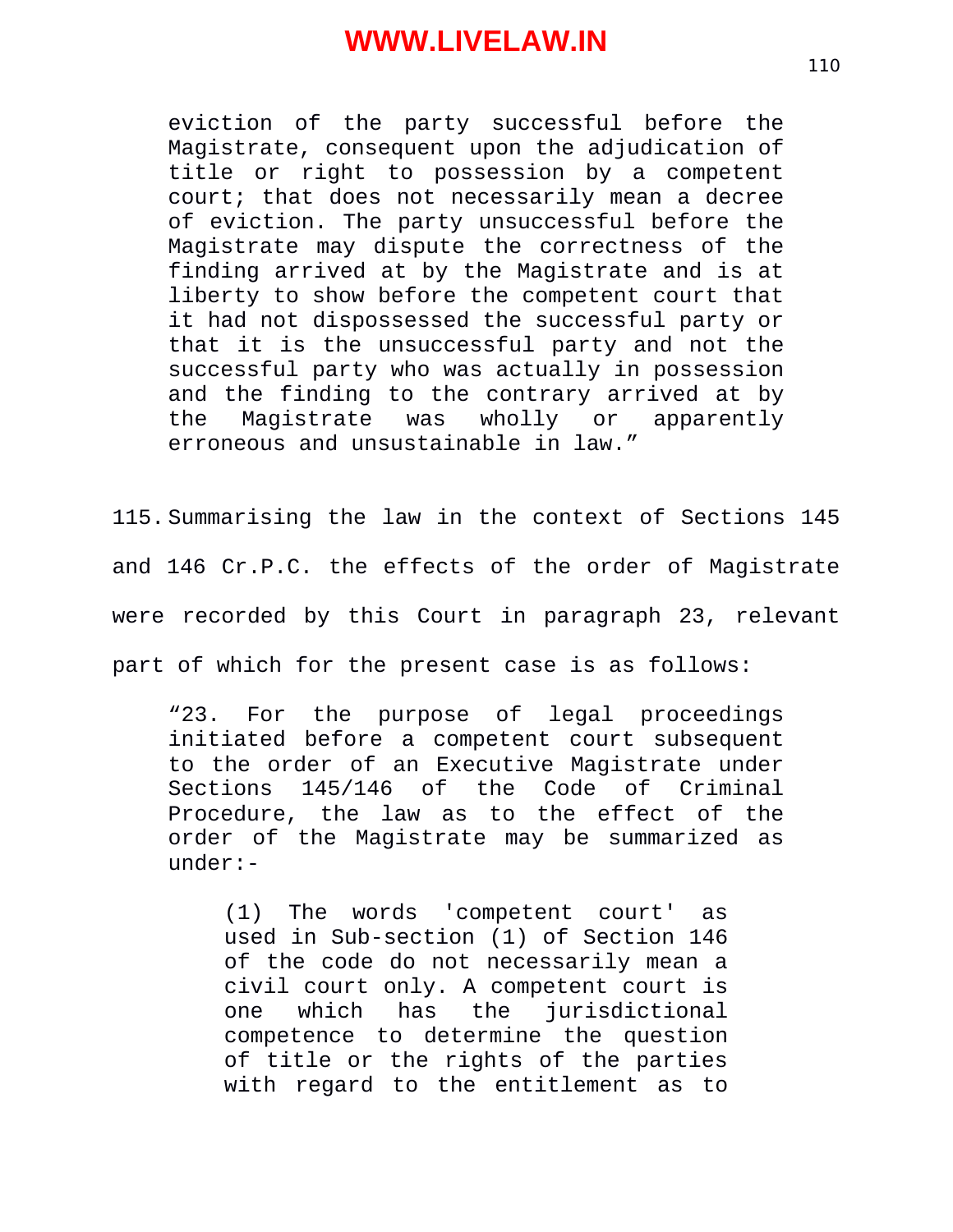> eviction of the party successful before the Magistrate, consequent upon the adjudication of title or right to possession by a competent court; that does not necessarily mean a decree of eviction. The party unsuccessful before the Magistrate may dispute the correctness of the finding arrived at by the Magistrate and is at liberty to show before the competent court that it had not dispossessed the successful party or that it is the unsuccessful party and not the successful party who was actually in possession and the finding to the contrary arrived at by the Magistrate was wholly or apparently erroneous and unsustainable in law."

115. Summarising the law in the context of Sections 145 and 146 Cr.P.C. the effects of the order of Magistrate were recorded by this Court in paragraph 23, relevant part of which for the present case is as follows:

> "23. For the purpose of legal proceedings initiated before a competent court subsequent to the order of an Executive Magistrate under Sections 145/146 of the Code of Criminal Procedure, the law as to the effect of the order of the Magistrate may be summarized as under:-
>
> > (1) The words 'competent court' as used in Sub-section (1) of Section 146 of the code do not necessarily mean a civil court only. A competent court is one which has the jurisdictional competence to determine the question of title or the rights of the parties with regard to the entitlement as to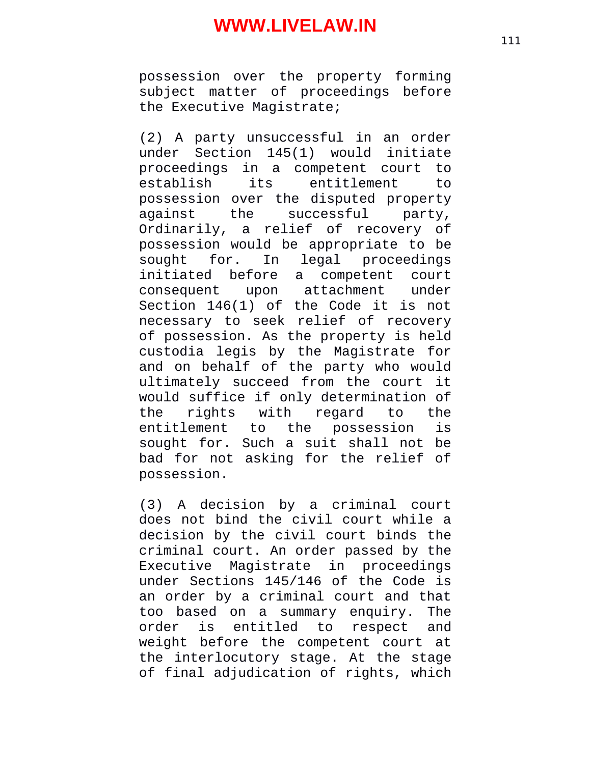possession over the property forming subject matter of proceedings before the Executive Magistrate;

(2) A party unsuccessful in an order under Section 145(1) would initiate proceedings in a competent court to establish its entitlement to possession over the disputed property against the successful party, Ordinarily, a relief of recovery of possession would be appropriate to be sought for. In legal proceedings initiated before a competent court consequent upon attachment under Section 146(1) of the Code it is not necessary to seek relief of recovery of possession. As the property is held custodia legis by the Magistrate for and on behalf of the party who would ultimately succeed from the court it would suffice if only determination of the rights with regard to the entitlement to the possession is sought for. Such a suit shall not be bad for not asking for the relief of possession.

(3) A decision by a criminal court does not bind the civil court while a decision by the civil court binds the criminal court. An order passed by the Executive Magistrate in proceedings under Sections 145/146 of the Code is an order by a criminal court and that too based on a summary enquiry. The order is entitled to respect and weight before the competent court at the interlocutory stage. At the stage of final adjudication of rights, which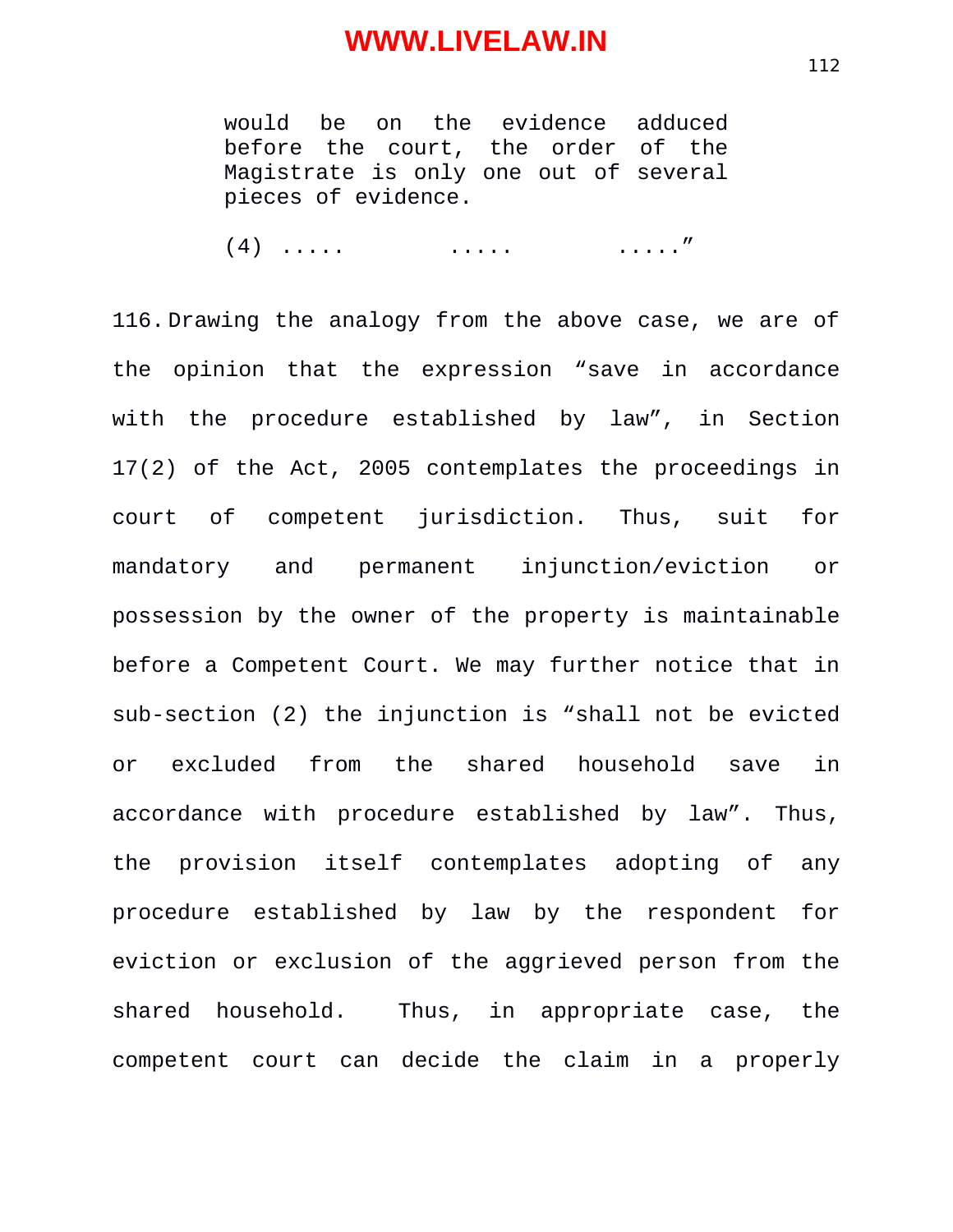> would be on the evidence adduced before the court, the order of the Magistrate is only one out of several pieces of evidence.
>
> (4) ..... ..... .....”

116. Drawing the analogy from the above case, we are of the opinion that the expression “save in accordance with the procedure established by law”, in Section 17(2) of the Act, 2005 contemplates the proceedings in court of competent jurisdiction. Thus, suit for mandatory and permanent injunction/eviction or possession by the owner of the property is maintainable before a Competent Court. We may further notice that in sub-section (2) the injunction is “shall not be evicted or excluded from the shared household save in accordance with procedure established by law”. Thus, the provision itself contemplates adopting of any procedure established by law by the respondent for eviction or exclusion of the aggrieved person from the shared household. Thus, in appropriate case, the competent court can decide the claim in a properly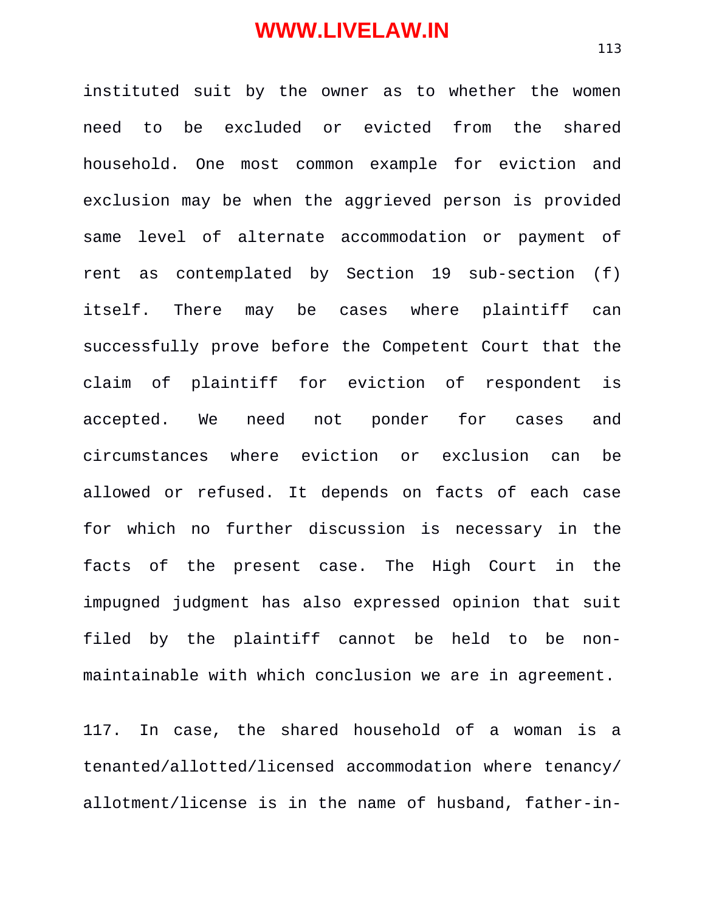instituted suit by the owner as to whether the women need to be excluded or evicted from the shared household. One most common example for eviction and exclusion may be when the aggrieved person is provided same level of alternate accommodation or payment of rent as contemplated by Section 19 sub-section (f) itself. There may be cases where plaintiff can successfully prove before the Competent Court that the claim of plaintiff for eviction of respondent is accepted. We need not ponder for cases and circumstances where eviction or exclusion can be allowed or refused. It depends on facts of each case for which no further discussion is necessary in the facts of the present case. The High Court in the impugned judgment has also expressed opinion that suit filed by the plaintiff cannot be held to be non-maintainable with which conclusion we are in agreement.

117. In case, the shared household of a woman is a tenanted/allotted/licensed accommodation where tenancy/ allotment/license is in the name of husband, father-in-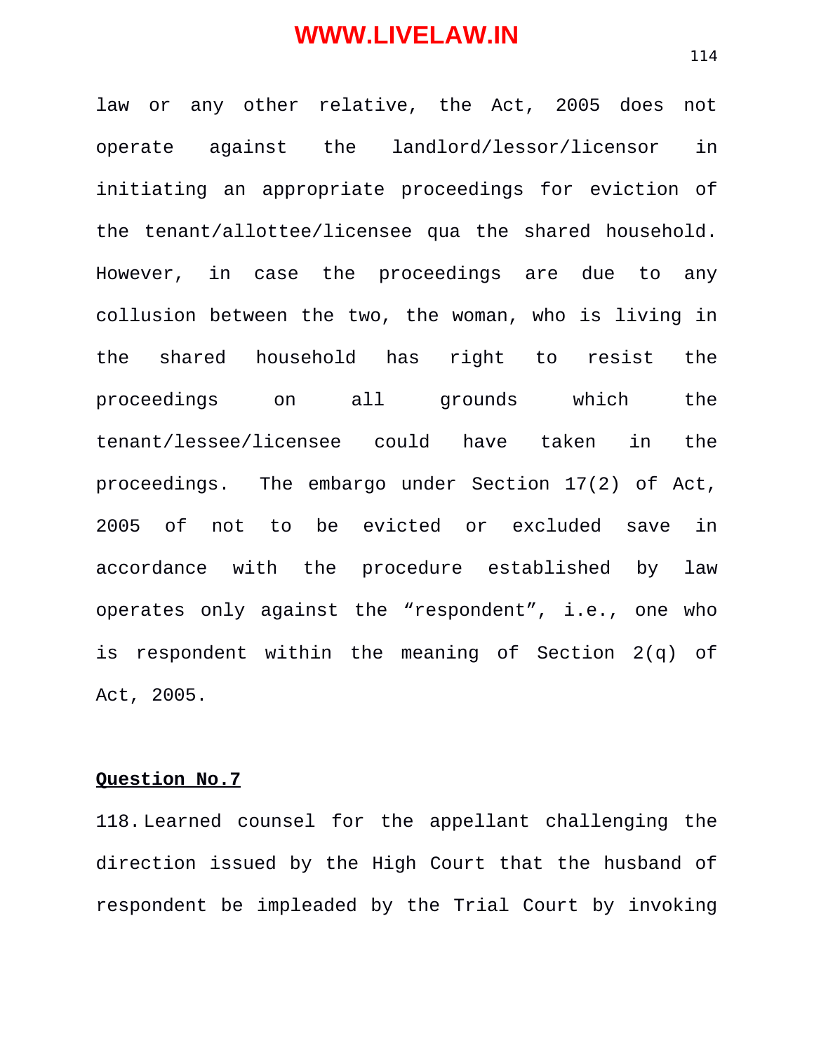law or any other relative, the Act, 2005 does not operate against the landlord/lessor/licensor in initiating an appropriate proceedings for eviction of the tenant/allottee/licensee qua the shared household. However, in case the proceedings are due to any collusion between the two, the woman, who is living in the shared household has right to resist the proceedings on all grounds which the tenant/lessee/licensee could have taken in the proceedings. The embargo under Section 17(2) of Act, 2005 of not to be evicted or excluded save in accordance with the procedure established by law operates only against the "respondent", i.e., one who is respondent within the meaning of Section 2(q) of Act, 2005.

**Question No.7**

118. Learned counsel for the appellant challenging the direction issued by the High Court that the husband of respondent be impleaded by the Trial Court by invoking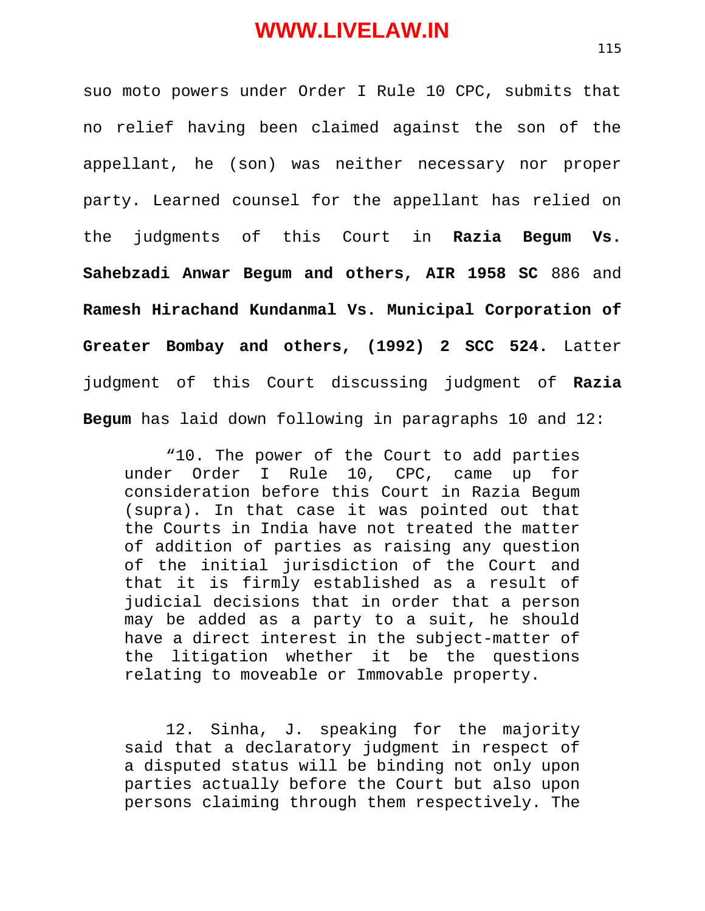suo moto powers under Order I Rule 10 CPC, submits that no relief having been claimed against the son of the appellant, he (son) was neither necessary nor proper party. Learned counsel for the appellant has relied on the judgments of this Court in **Razia Begum Vs. Sahebzadi Anwar Begum and others, AIR 1958 SC** 886 and **Ramesh Hirachand Kundanmal Vs. Municipal Corporation of Greater Bombay and others, (1992) 2 SCC 524.** Latter judgment of this Court discussing judgment of **Razia Begum** has laid down following in paragraphs 10 and 12:

> "10. The power of the Court to add parties under Order I Rule 10, CPC, came up for consideration before this Court in Razia Begum (supra). In that case it was pointed out that the Courts in India have not treated the matter of addition of parties as raising any question of the initial jurisdiction of the Court and that it is firmly established as a result of judicial decisions that in order that a person may be added as a party to a suit, he should have a direct interest in the subject-matter of the litigation whether it be the questions relating to moveable or Immovable property.
>
> 12. Sinha, J. speaking for the majority said that a declaratory judgment in respect of a disputed status will be binding not only upon parties actually before the Court but also upon persons claiming through them respectively. The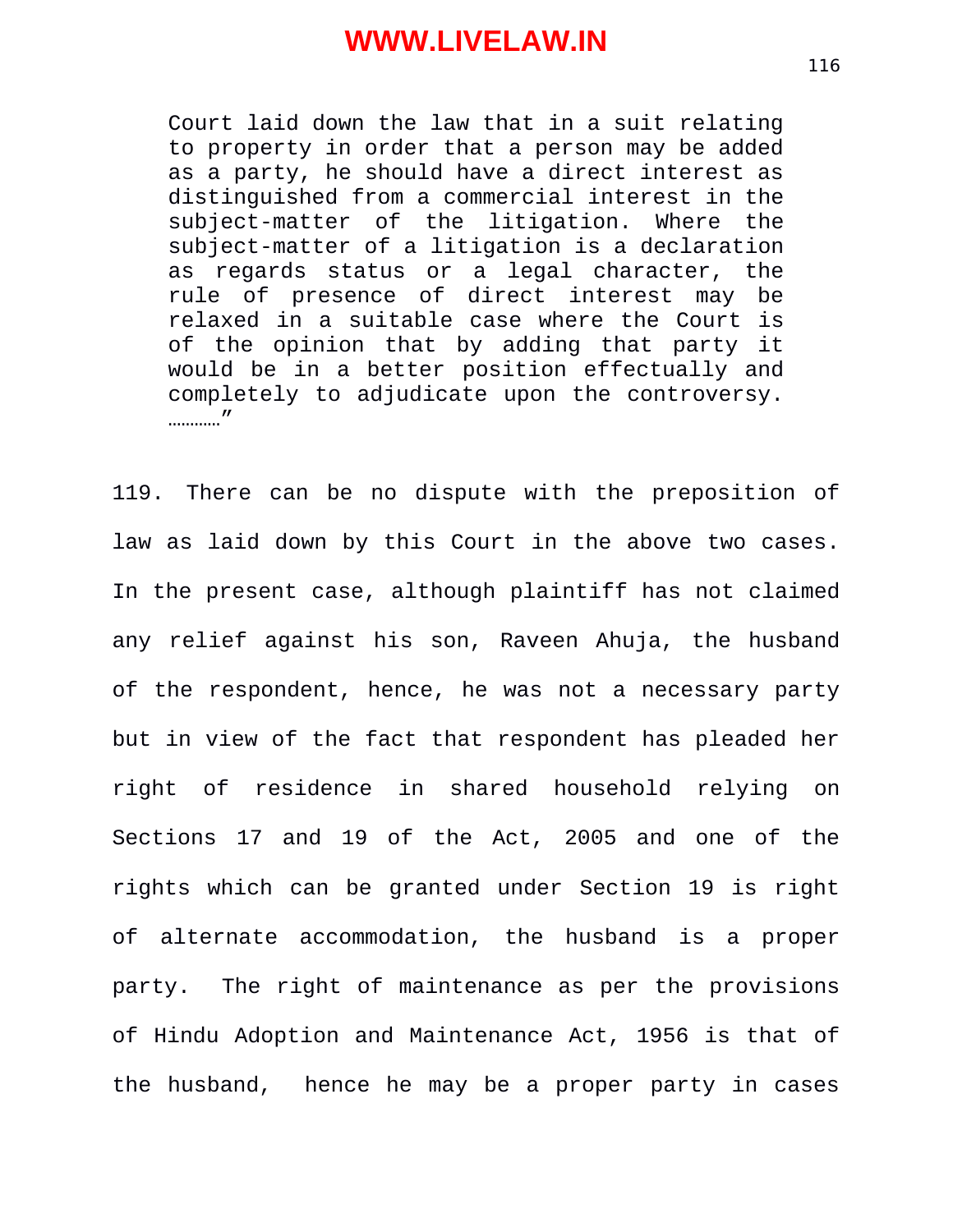> Court laid down the law that in a suit relating to property in order that a person may be added as a party, he should have a direct interest as distinguished from a commercial interest in the subject-matter of the litigation. Where the subject-matter of a litigation is a declaration as regards status or a legal character, the rule of presence of direct interest may be relaxed in a suitable case where the Court is of the opinion that by adding that party it would be in a better position effectually and completely to adjudicate upon the controversy. …………"

119. There can be no dispute with the preposition of law as laid down by this Court in the above two cases. In the present case, although plaintiff has not claimed any relief against his son, Raveen Ahuja, the husband of the respondent, hence, he was not a necessary party but in view of the fact that respondent has pleaded her right of residence in shared household relying on Sections 17 and 19 of the Act, 2005 and one of the rights which can be granted under Section 19 is right of alternate accommodation, the husband is a proper party. The right of maintenance as per the provisions of Hindu Adoption and Maintenance Act, 1956 is that of the husband, hence he may be a proper party in cases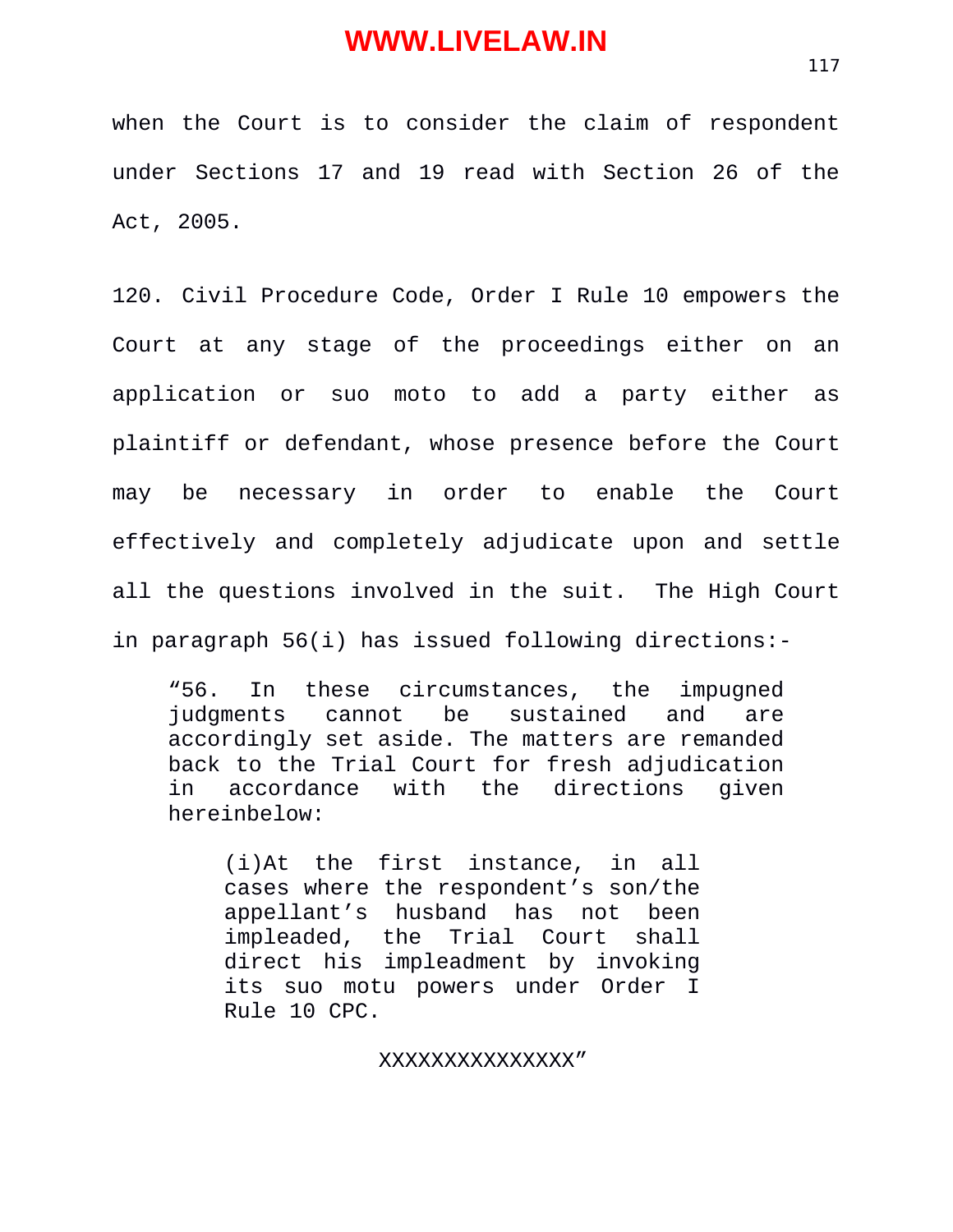when the Court is to consider the claim of respondent under Sections 17 and 19 read with Section 26 of the Act, 2005.

120. Civil Procedure Code, Order I Rule 10 empowers the Court at any stage of the proceedings either on an application or suo moto to add a party either as plaintiff or defendant, whose presence before the Court may be necessary in order to enable the Court effectively and completely adjudicate upon and settle all the questions involved in the suit. The High Court in paragraph 56(i) has issued following directions:-

> "56. In these circumstances, the impugned judgments cannot be sustained and are accordingly set aside. The matters are remanded back to the Trial Court for fresh adjudication in accordance with the directions given hereinbelow:
>
> > (i)At the first instance, in all cases where the respondent's son/the appellant's husband has not been impleaded, the Trial Court shall direct his impleadment by invoking its suo motu powers under Order I Rule 10 CPC.
>
> XXXXXXXXXXXXXXX"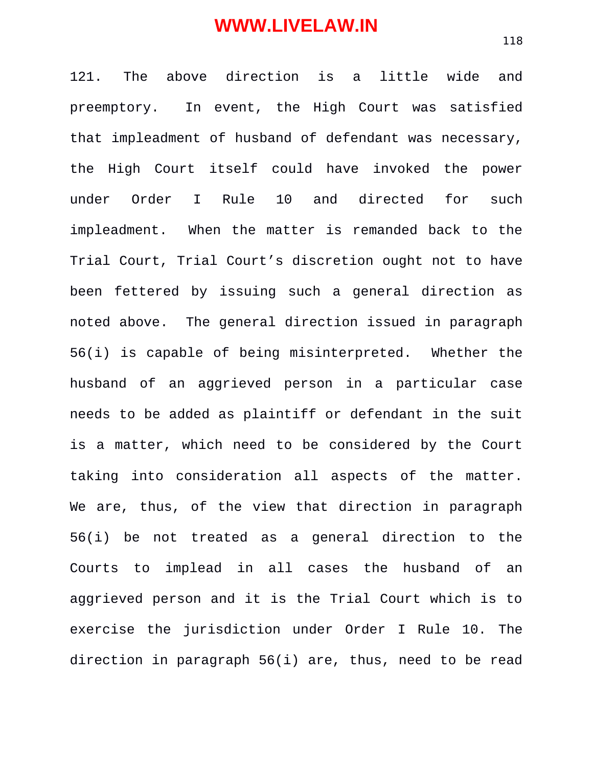121. The above direction is a little wide and preemptory. In event, the High Court was satisfied that impleadment of husband of defendant was necessary, the High Court itself could have invoked the power under Order I Rule 10 and directed for such impleadment. When the matter is remanded back to the Trial Court, Trial Court's discretion ought not to have been fettered by issuing such a general direction as noted above. The general direction issued in paragraph 56(i) is capable of being misinterpreted. Whether the husband of an aggrieved person in a particular case needs to be added as plaintiff or defendant in the suit is a matter, which need to be considered by the Court taking into consideration all aspects of the matter. We are, thus, of the view that direction in paragraph 56(i) be not treated as a general direction to the Courts to implead in all cases the husband of an aggrieved person and it is the Trial Court which is to exercise the jurisdiction under Order I Rule 10. The direction in paragraph 56(i) are, thus, need to be read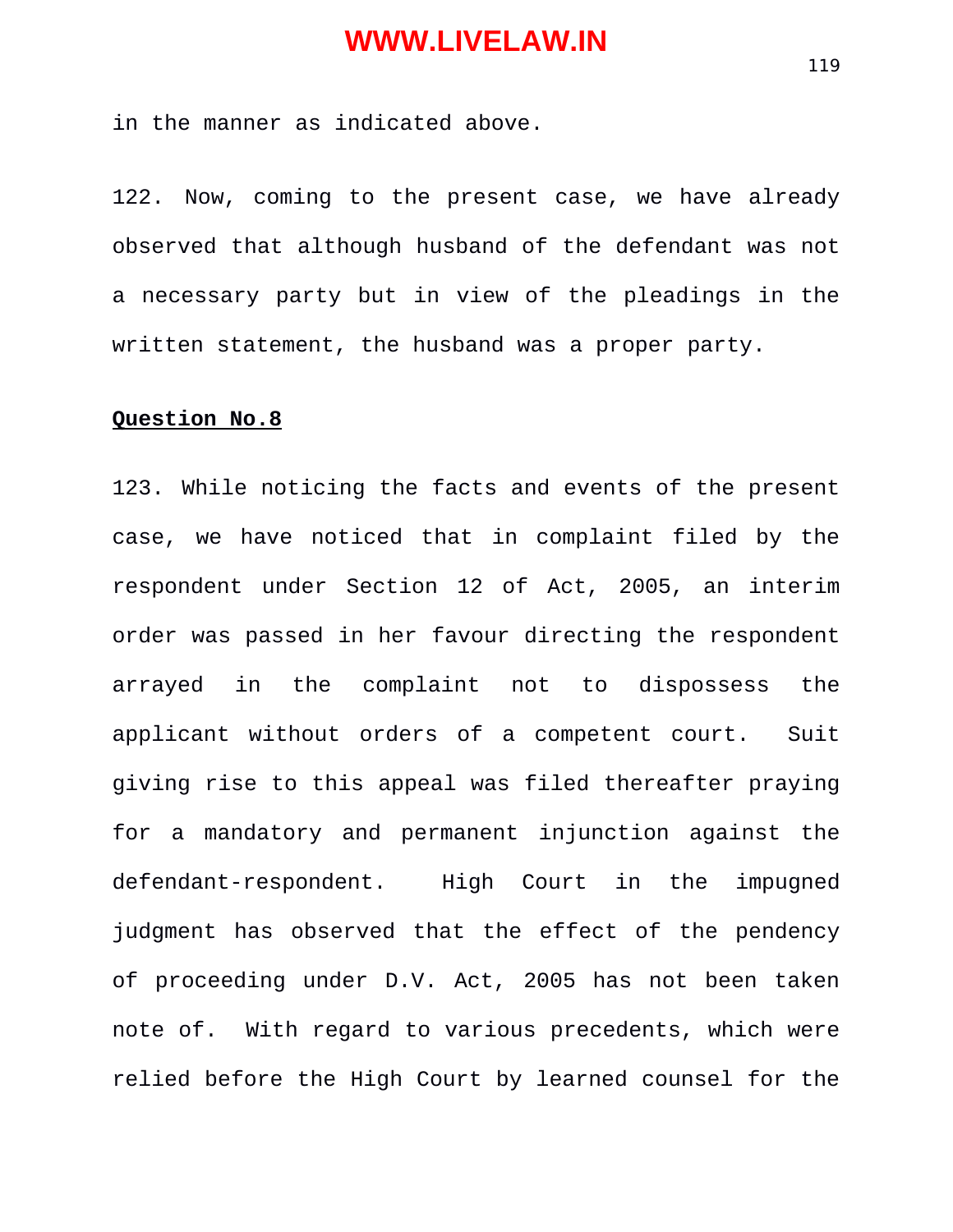in the manner as indicated above.

122. Now, coming to the present case, we have already observed that although husband of the defendant was not a necessary party but in view of the pleadings in the written statement, the husband was a proper party.

**Question No.8**

123. While noticing the facts and events of the present case, we have noticed that in complaint filed by the respondent under Section 12 of Act, 2005, an interim order was passed in her favour directing the respondent arrayed in the complaint not to dispossess the applicant without orders of a competent court. Suit giving rise to this appeal was filed thereafter praying for a mandatory and permanent injunction against the defendant-respondent. High Court in the impugned judgment has observed that the effect of the pendency of proceeding under D.V. Act, 2005 has not been taken note of. With regard to various precedents, which were relied before the High Court by learned counsel for the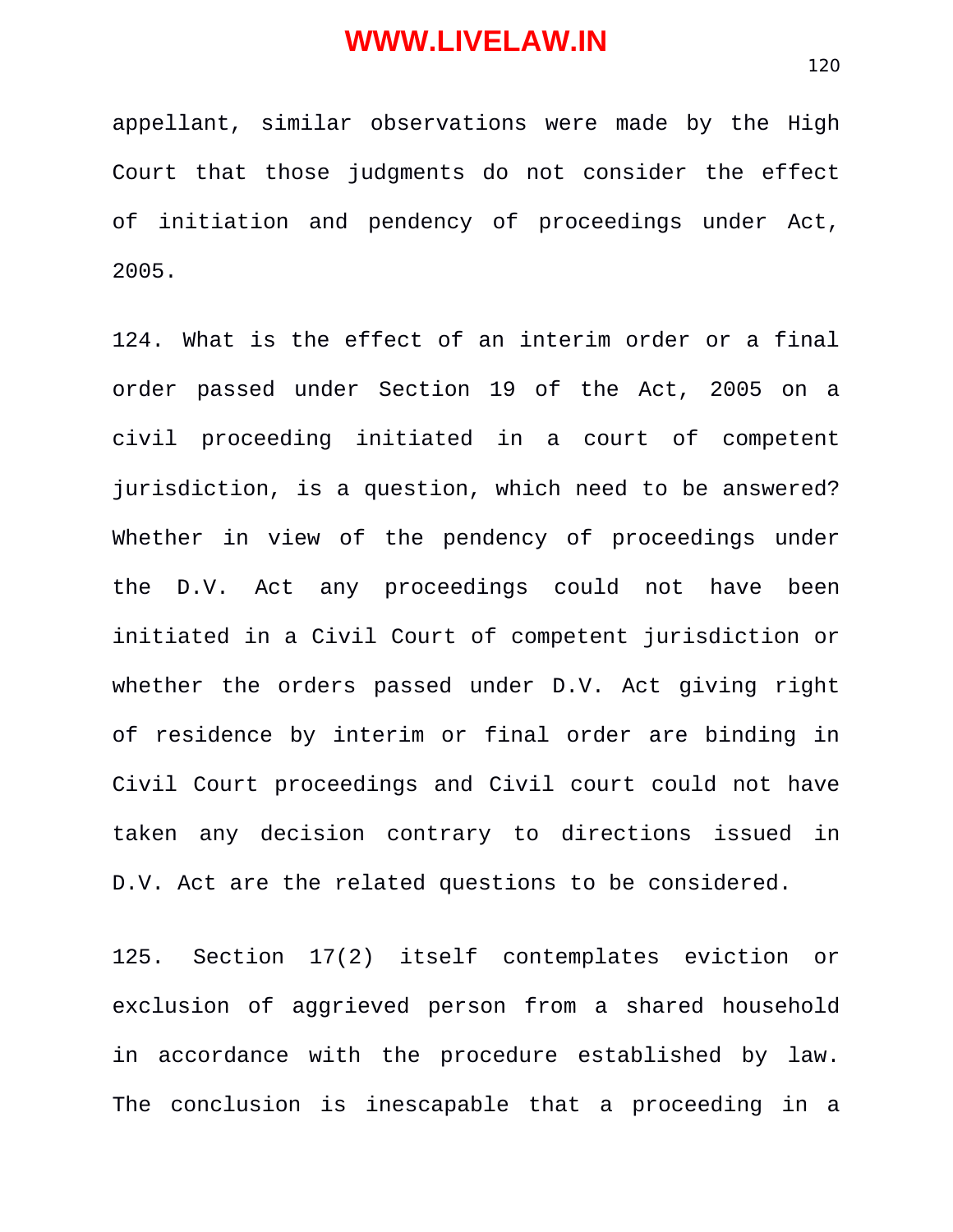appellant, similar observations were made by the High Court that those judgments do not consider the effect of initiation and pendency of proceedings under Act, 2005.

124. What is the effect of an interim order or a final order passed under Section 19 of the Act, 2005 on a civil proceeding initiated in a court of competent jurisdiction, is a question, which need to be answered? Whether in view of the pendency of proceedings under the D.V. Act any proceedings could not have been initiated in a Civil Court of competent jurisdiction or whether the orders passed under D.V. Act giving right of residence by interim or final order are binding in Civil Court proceedings and Civil court could not have taken any decision contrary to directions issued in D.V. Act are the related questions to be considered.

125. Section 17(2) itself contemplates eviction or exclusion of aggrieved person from a shared household in accordance with the procedure established by law. The conclusion is inescapable that a proceeding in a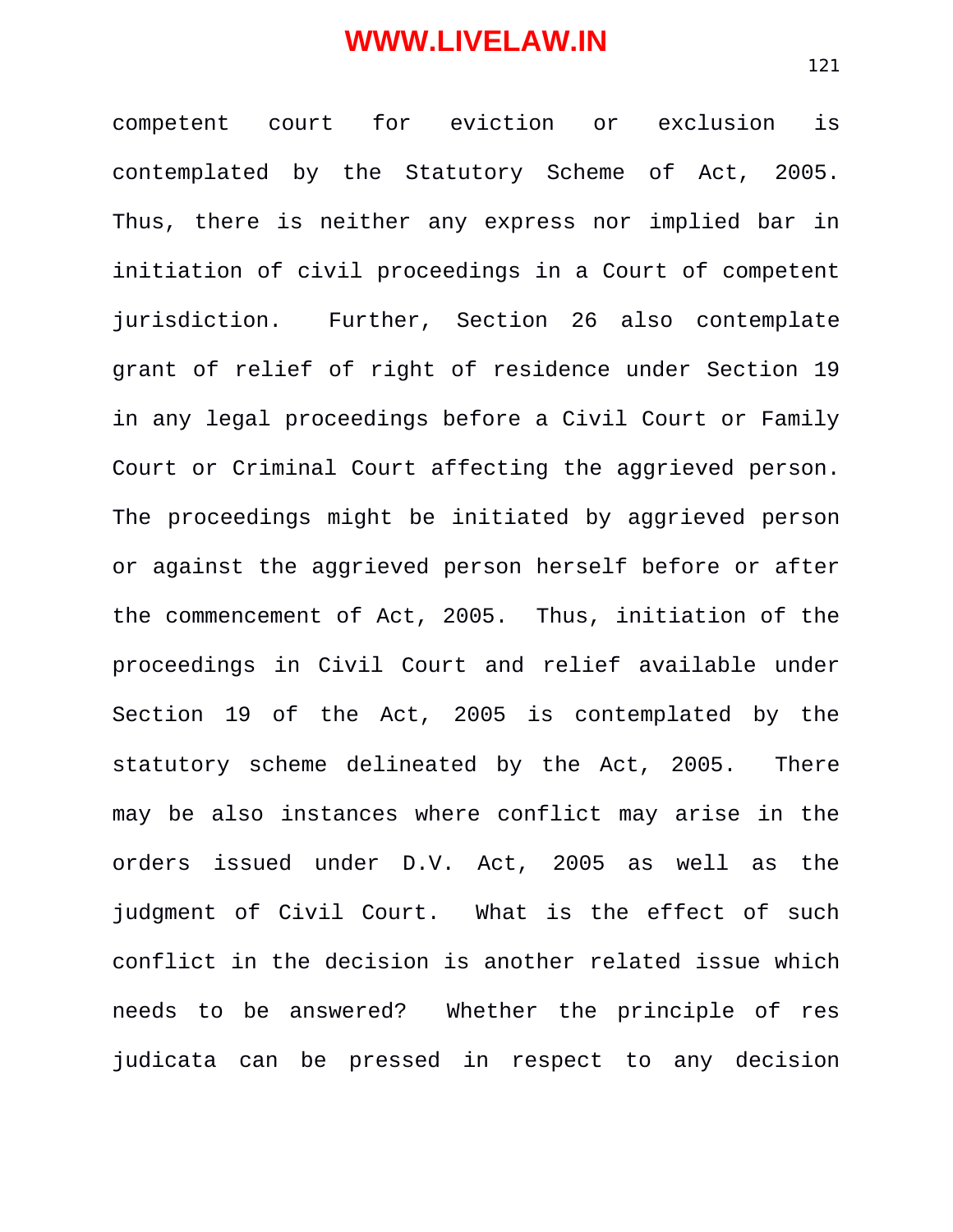competent court for eviction or exclusion is contemplated by the Statutory Scheme of Act, 2005. Thus, there is neither any express nor implied bar in initiation of civil proceedings in a Court of competent jurisdiction. Further, Section 26 also contemplate grant of relief of right of residence under Section 19 in any legal proceedings before a Civil Court or Family Court or Criminal Court affecting the aggrieved person. The proceedings might be initiated by aggrieved person or against the aggrieved person herself before or after the commencement of Act, 2005. Thus, initiation of the proceedings in Civil Court and relief available under Section 19 of the Act, 2005 is contemplated by the statutory scheme delineated by the Act, 2005. There may be also instances where conflict may arise in the orders issued under D.V. Act, 2005 as well as the judgment of Civil Court. What is the effect of such conflict in the decision is another related issue which needs to be answered? Whether the principle of res judicata can be pressed in respect to any decision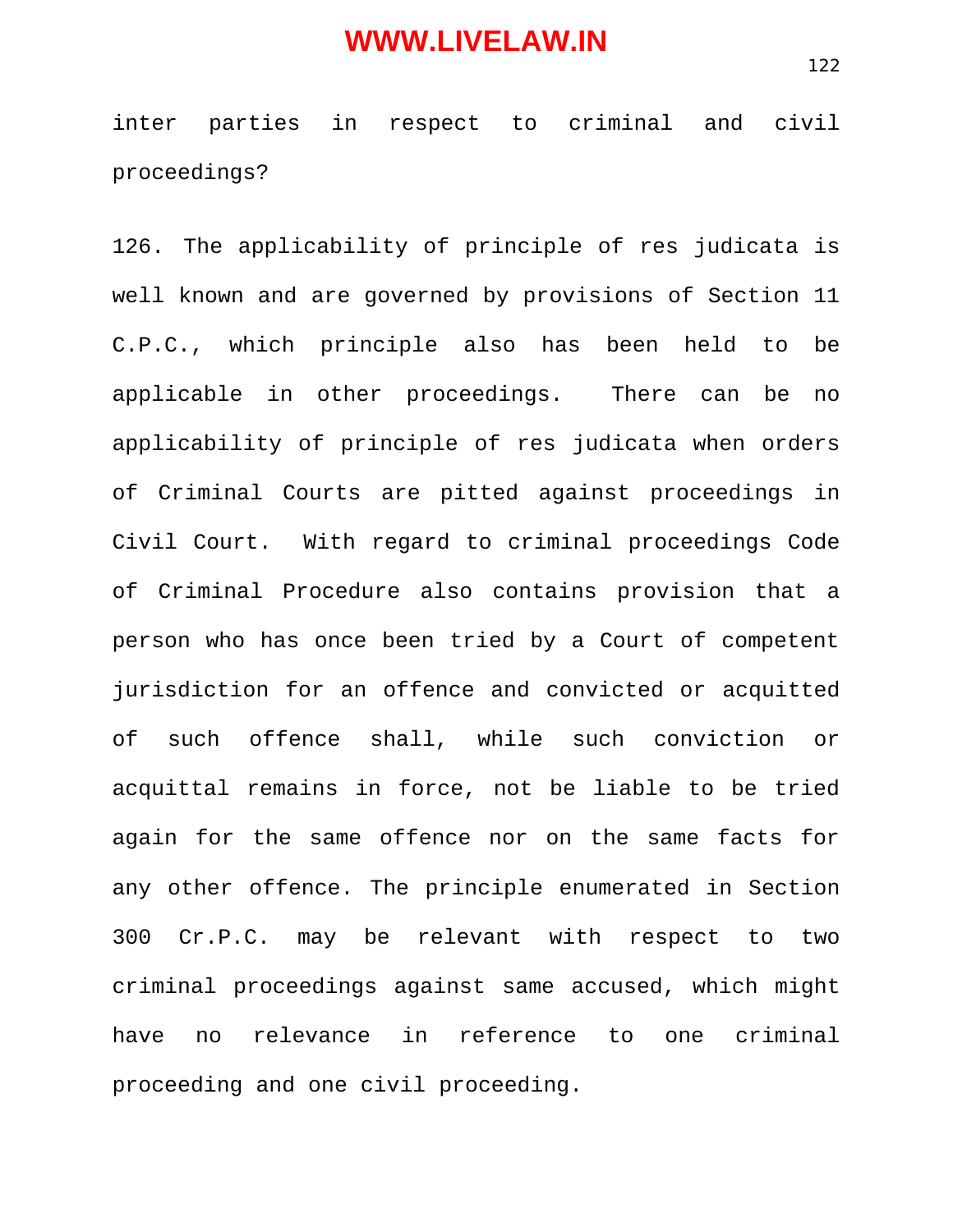inter parties in respect to criminal and civil proceedings?

126. The applicability of principle of res judicata is well known and are governed by provisions of Section 11 C.P.C., which principle also has been held to be applicable in other proceedings. There can be no applicability of principle of res judicata when orders of Criminal Courts are pitted against proceedings in Civil Court. With regard to criminal proceedings Code of Criminal Procedure also contains provision that a person who has once been tried by a Court of competent jurisdiction for an offence and convicted or acquitted of such offence shall, while such conviction or acquittal remains in force, not be liable to be tried again for the same offence nor on the same facts for any other offence. The principle enumerated in Section 300 Cr.P.C. may be relevant with respect to two criminal proceedings against same accused, which might have no relevance in reference to one criminal proceeding and one civil proceeding.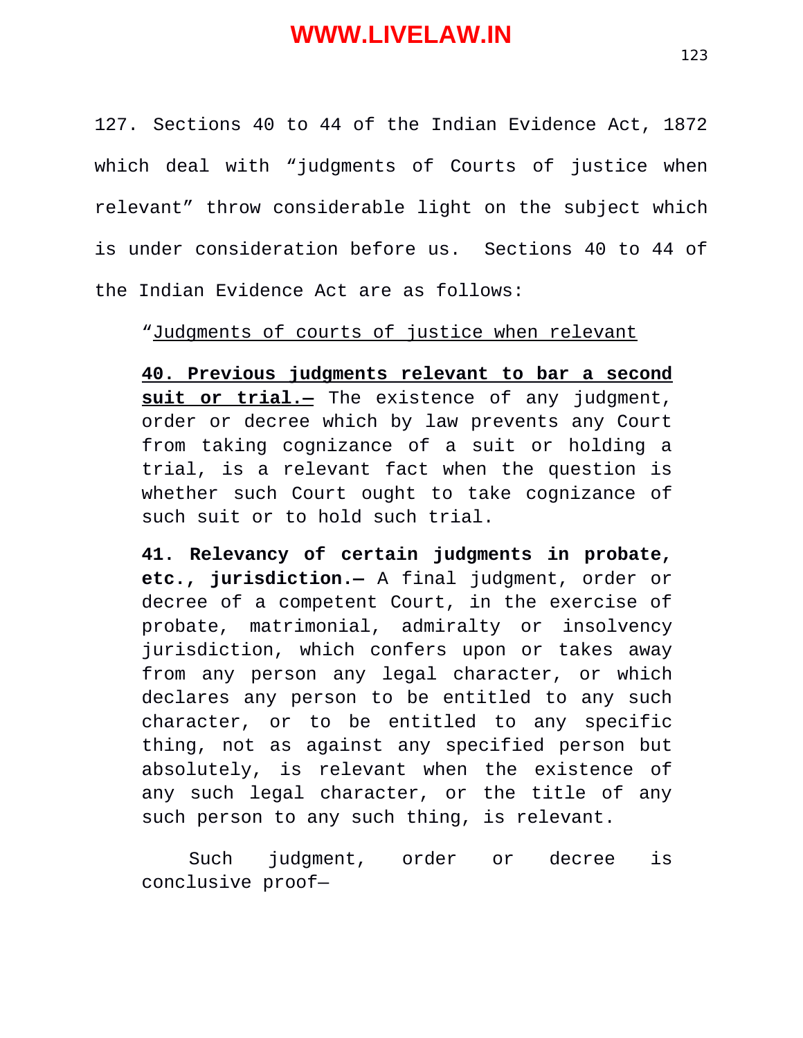127. Sections 40 to 44 of the Indian Evidence Act, 1872 which deal with "judgments of Courts of justice when relevant" throw considerable light on the subject which is under consideration before us. Sections 40 to 44 of the Indian Evidence Act are as follows:

> "Judgments of courts of justice when relevant
>
> **40. Previous judgments relevant to bar a second suit or trial.—** The existence of any judgment, order or decree which by law prevents any Court from taking cognizance of a suit or holding a trial, is a relevant fact when the question is whether such Court ought to take cognizance of such suit or to hold such trial.
>
> **41. Relevancy of certain judgments in probate, etc., jurisdiction.—** A final judgment, order or decree of a competent Court, in the exercise of probate, matrimonial, admiralty or insolvency jurisdiction, which confers upon or takes away from any person any legal character, or which declares any person to be entitled to any such character, or to be entitled to any specific thing, not as against any specified person but absolutely, is relevant when the existence of any such legal character, or the title of any such person to any such thing, is relevant.
>
> Such judgment, order or decree is conclusive proof—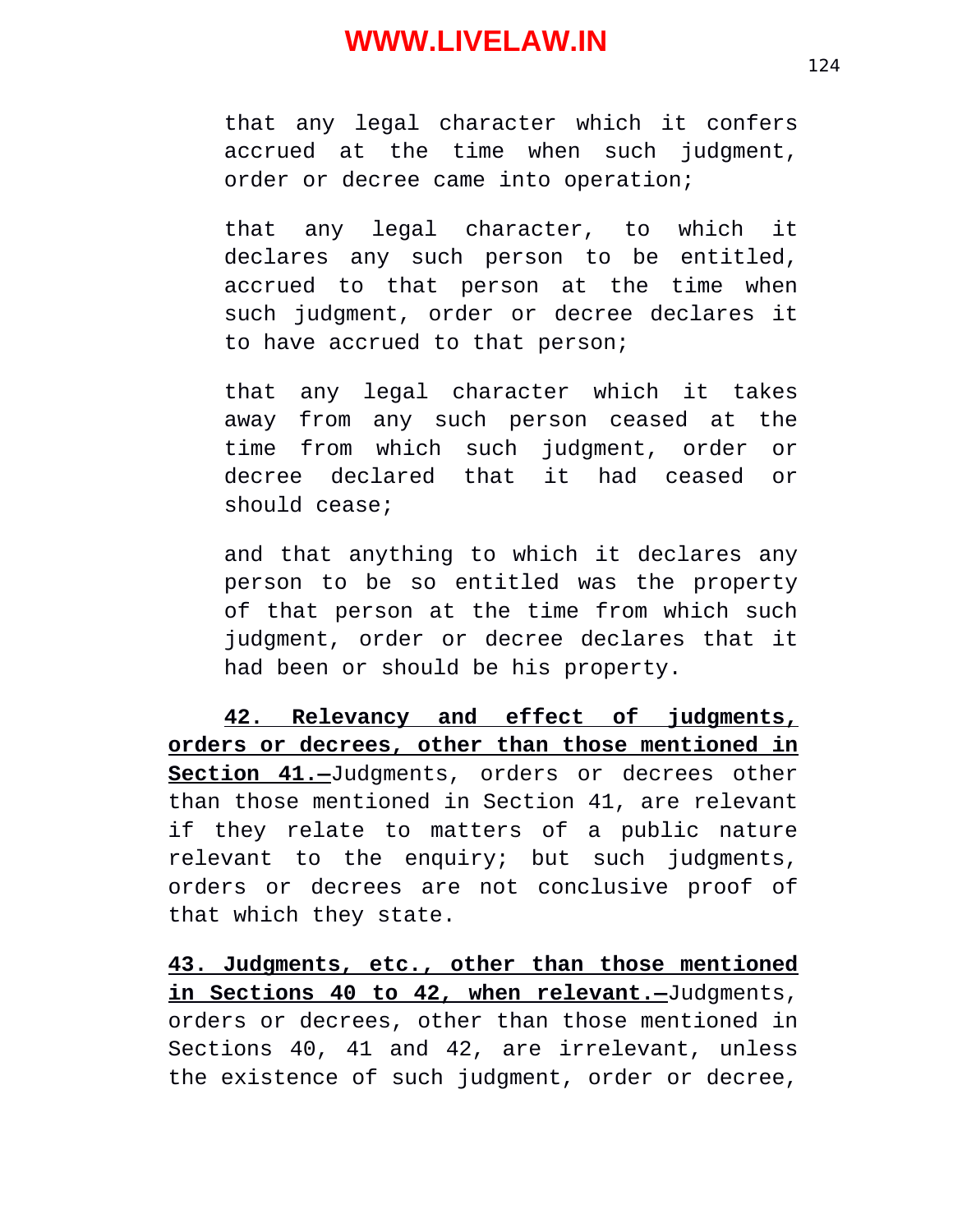that any legal character which it confers accrued at the time when such judgment, order or decree came into operation;

that any legal character, to which it declares any such person to be entitled, accrued to that person at the time when such judgment, order or decree declares it to have accrued to that person;

that any legal character which it takes away from any such person ceased at the time from which such judgment, order or decree declared that it had ceased or should cease;

and that anything to which it declares any person to be so entitled was the property of that person at the time from which such judgment, order or decree declares that it had been or should be his property.

**42. Relevancy and effect of judgments, orders or decrees, other than those mentioned in Section 41.—**Judgments, orders or decrees other than those mentioned in Section 41, are relevant if they relate to matters of a public nature relevant to the enquiry; but such judgments, orders or decrees are not conclusive proof of that which they state.

**43. Judgments, etc., other than those mentioned in Sections 40 to 42, when relevant.—**Judgments, orders or decrees, other than those mentioned in Sections 40, 41 and 42, are irrelevant, unless the existence of such judgment, order or decree,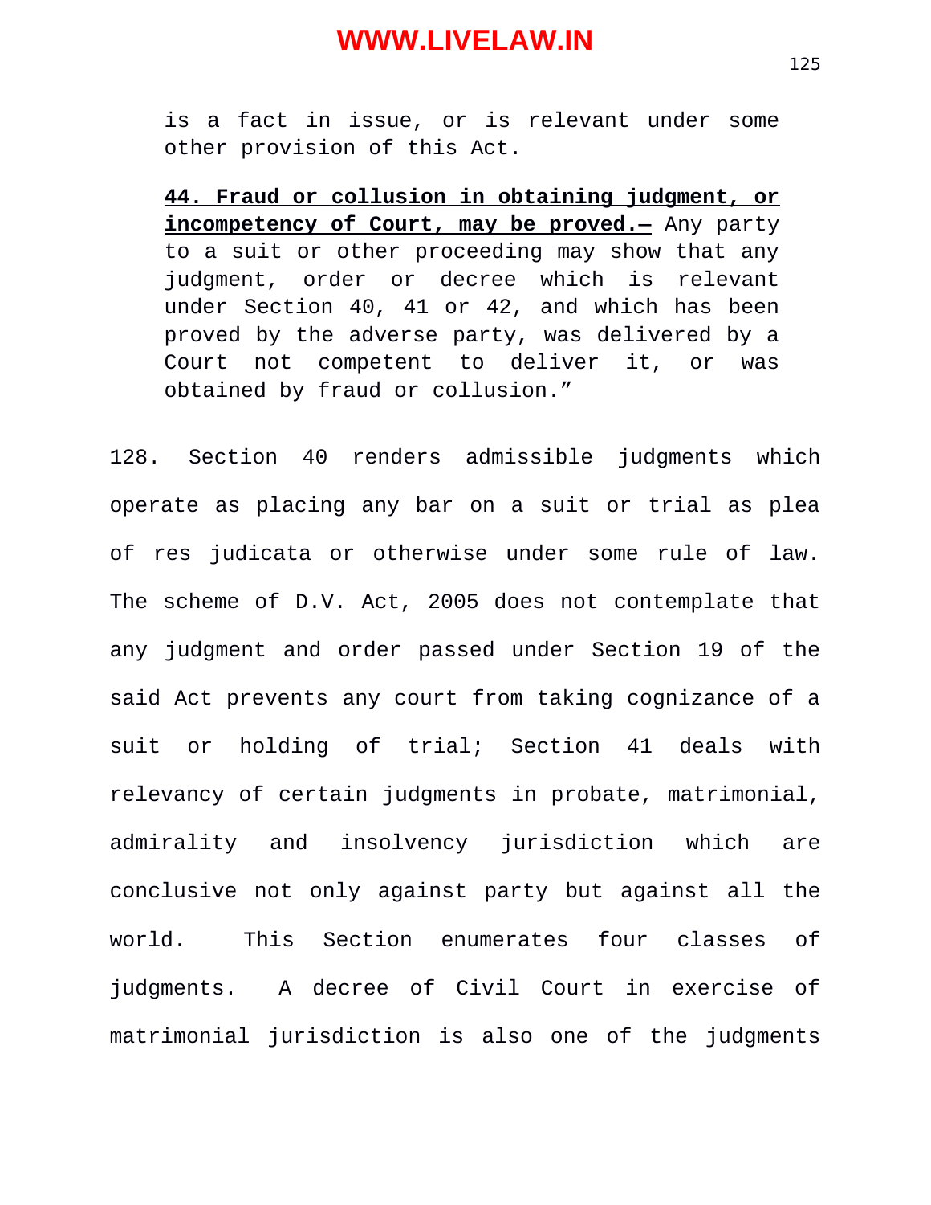> is a fact in issue, or is relevant under some other provision of this Act.
>
> **<u>44. Fraud or collusion in obtaining judgment, or incompetency of Court, may be proved.—</u>** Any party to a suit or other proceeding may show that any judgment, order or decree which is relevant under Section 40, 41 or 42, and which has been proved by the adverse party, was delivered by a Court not competent to deliver it, or was obtained by fraud or collusion."

128. Section 40 renders admissible judgments which operate as placing any bar on a suit or trial as plea of res judicata or otherwise under some rule of law. The scheme of D.V. Act, 2005 does not contemplate that any judgment and order passed under Section 19 of the said Act prevents any court from taking cognizance of a suit or holding of trial; Section 41 deals with relevancy of certain judgments in probate, matrimonial, admirality and insolvency jurisdiction which are conclusive not only against party but against all the world. This Section enumerates four classes of judgments. A decree of Civil Court in exercise of matrimonial jurisdiction is also one of the judgments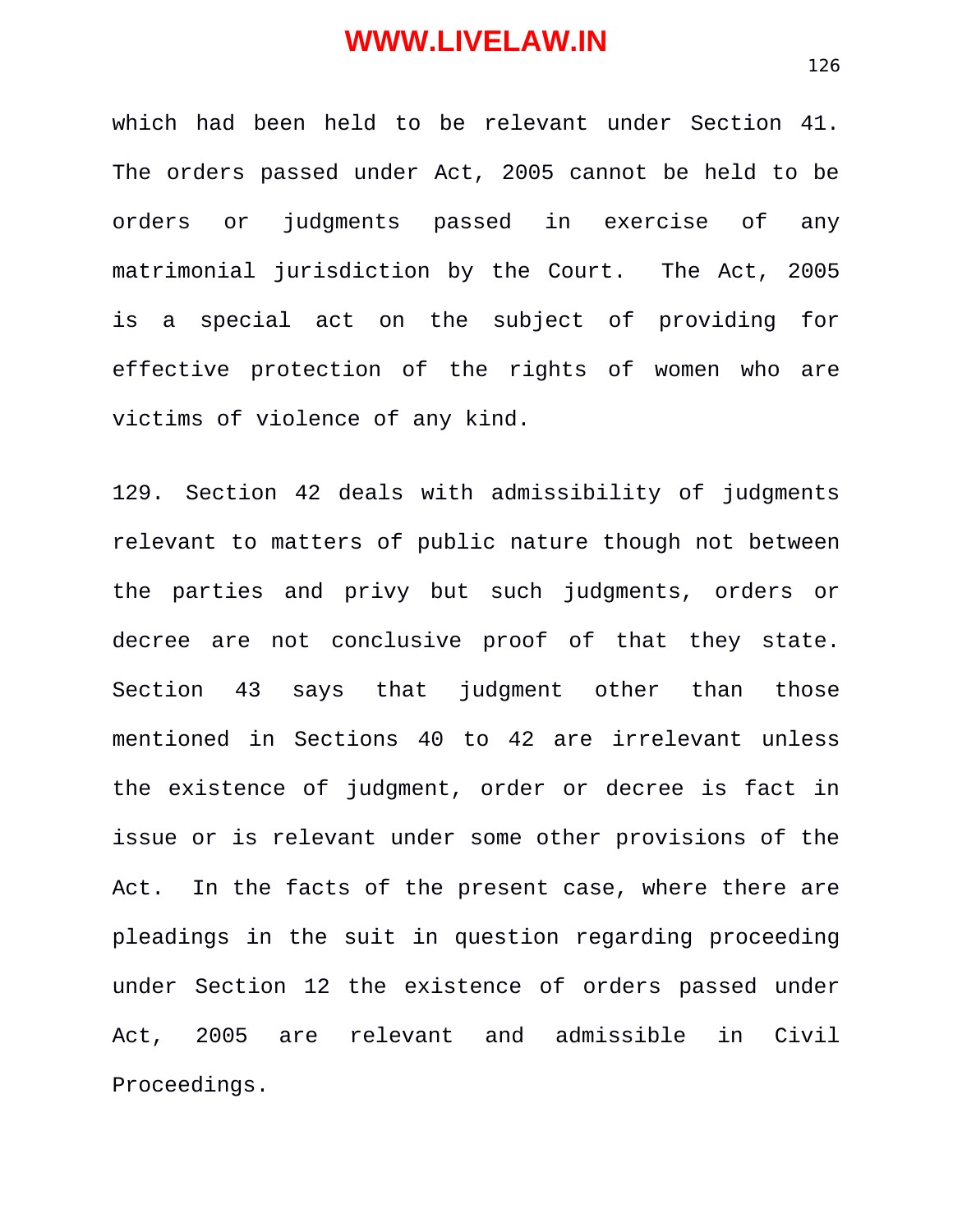which had been held to be relevant under Section 41. The orders passed under Act, 2005 cannot be held to be orders or judgments passed in exercise of any matrimonial jurisdiction by the Court. The Act, 2005 is a special act on the subject of providing for effective protection of the rights of women who are victims of violence of any kind.

129. Section 42 deals with admissibility of judgments relevant to matters of public nature though not between the parties and privy but such judgments, orders or decree are not conclusive proof of that they state. Section 43 says that judgment other than those mentioned in Sections 40 to 42 are irrelevant unless the existence of judgment, order or decree is fact in issue or is relevant under some other provisions of the Act. In the facts of the present case, where there are pleadings in the suit in question regarding proceeding under Section 12 the existence of orders passed under Act, 2005 are relevant and admissible in Civil Proceedings.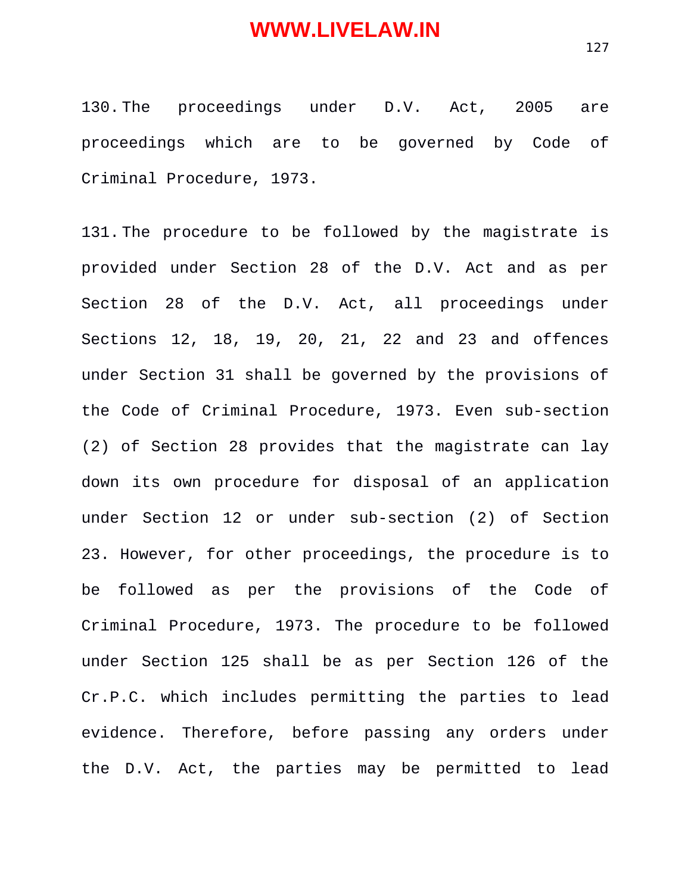130. The proceedings under D.V. Act, 2005 are proceedings which are to be governed by Code of Criminal Procedure, 1973.

131. The procedure to be followed by the magistrate is provided under Section 28 of the D.V. Act and as per Section 28 of the D.V. Act, all proceedings under Sections 12, 18, 19, 20, 21, 22 and 23 and offences under Section 31 shall be governed by the provisions of the Code of Criminal Procedure, 1973. Even sub-section (2) of Section 28 provides that the magistrate can lay down its own procedure for disposal of an application under Section 12 or under sub-section (2) of Section 23. However, for other proceedings, the procedure is to be followed as per the provisions of the Code of Criminal Procedure, 1973. The procedure to be followed under Section 125 shall be as per Section 126 of the Cr.P.C. which includes permitting the parties to lead evidence. Therefore, before passing any orders under the D.V. Act, the parties may be permitted to lead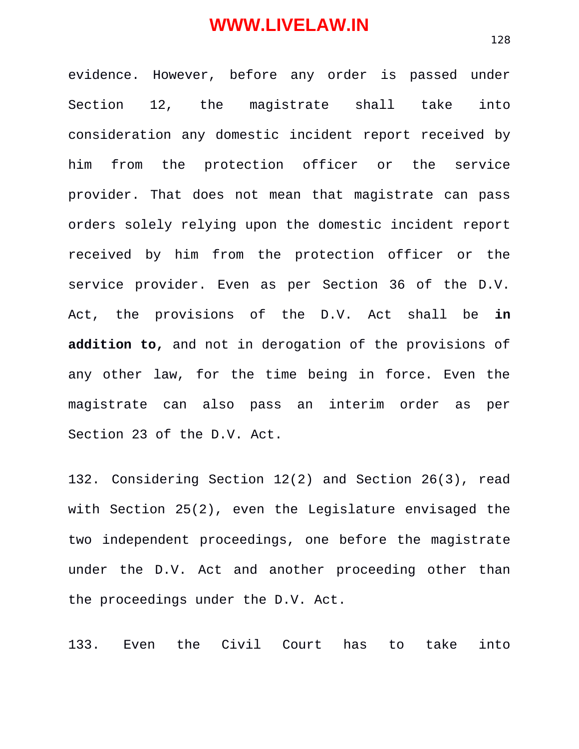evidence. However, before any order is passed under Section 12, the magistrate shall take into consideration any domestic incident report received by him from the protection officer or the service provider. That does not mean that magistrate can pass orders solely relying upon the domestic incident report received by him from the protection officer or the service provider. Even as per Section 36 of the D.V. Act, the provisions of the D.V. Act shall be **in addition to,** and not in derogation of the provisions of any other law, for the time being in force. Even the magistrate can also pass an interim order as per Section 23 of the D.V. Act.

132. Considering Section 12(2) and Section 26(3), read with Section 25(2), even the Legislature envisaged the two independent proceedings, one before the magistrate under the D.V. Act and another proceeding other than the proceedings under the D.V. Act.

133. Even the Civil Court has to take into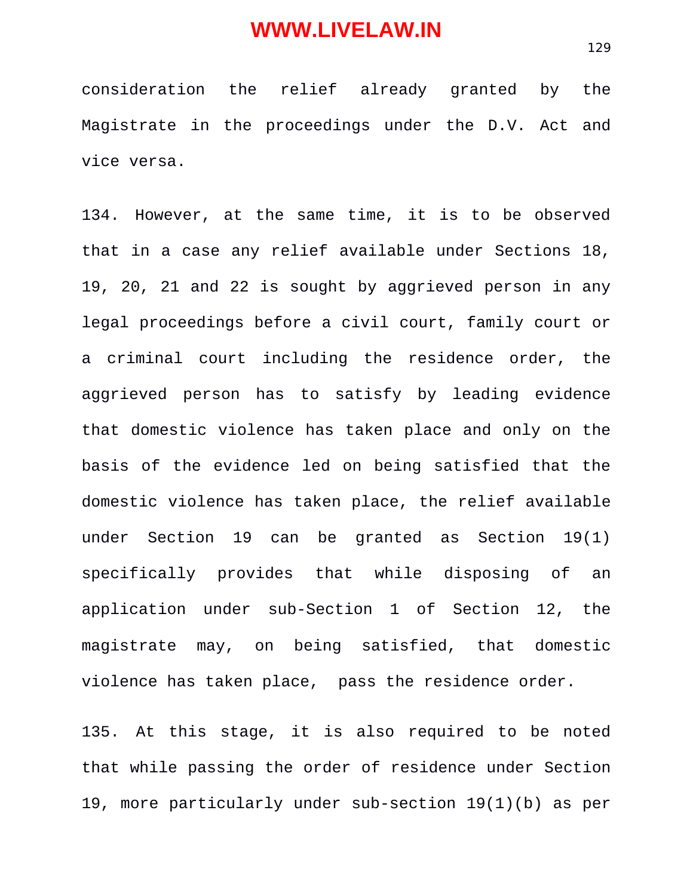consideration the relief already granted by the Magistrate in the proceedings under the D.V. Act and vice versa.

134. However, at the same time, it is to be observed that in a case any relief available under Sections 18, 19, 20, 21 and 22 is sought by aggrieved person in any legal proceedings before a civil court, family court or a criminal court including the residence order, the aggrieved person has to satisfy by leading evidence that domestic violence has taken place and only on the basis of the evidence led on being satisfied that the domestic violence has taken place, the relief available under Section 19 can be granted as Section 19(1) specifically provides that while disposing of an application under sub-Section 1 of Section 12, the magistrate may, on being satisfied, that domestic violence has taken place, pass the residence order.

135. At this stage, it is also required to be noted that while passing the order of residence under Section 19, more particularly under sub-section 19(1)(b) as per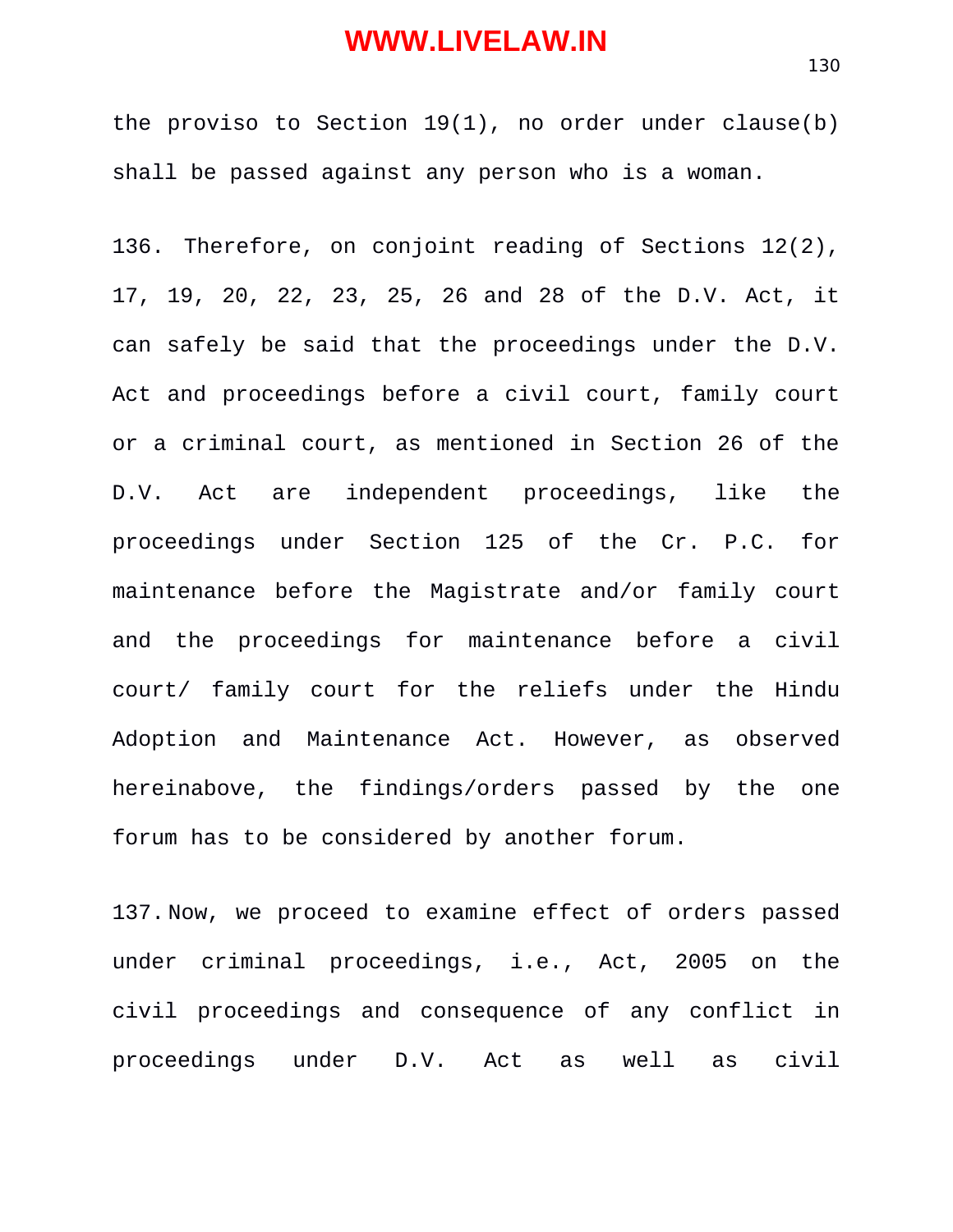the proviso to Section 19(1), no order under clause(b) shall be passed against any person who is a woman.

136. Therefore, on conjoint reading of Sections 12(2), 17, 19, 20, 22, 23, 25, 26 and 28 of the D.V. Act, it can safely be said that the proceedings under the D.V. Act and proceedings before a civil court, family court or a criminal court, as mentioned in Section 26 of the D.V. Act are independent proceedings, like the proceedings under Section 125 of the Cr. P.C. for maintenance before the Magistrate and/or family court and the proceedings for maintenance before a civil court/ family court for the reliefs under the Hindu Adoption and Maintenance Act. However, as observed hereinabove, the findings/orders passed by the one forum has to be considered by another forum.

137. Now, we proceed to examine effect of orders passed under criminal proceedings, i.e., Act, 2005 on the civil proceedings and consequence of any conflict in proceedings under D.V. Act as well as civil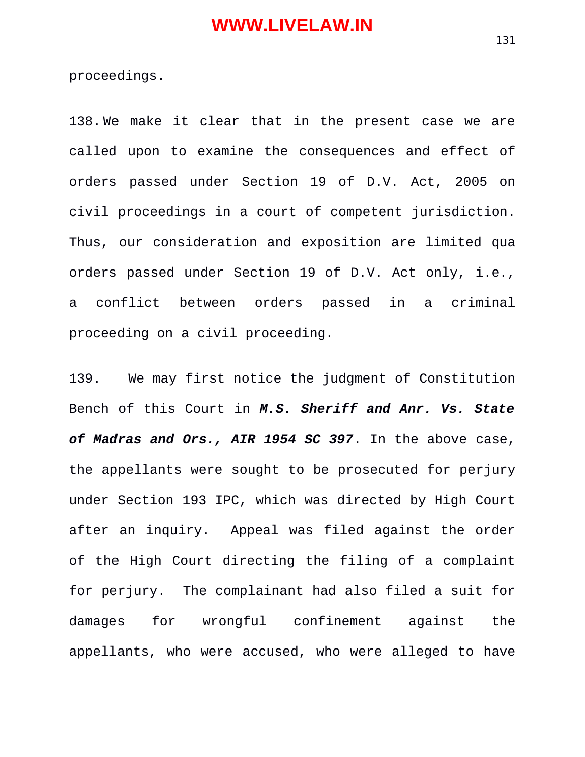proceedings.

138. We make it clear that in the present case we are called upon to examine the consequences and effect of orders passed under Section 19 of D.V. Act, 2005 on civil proceedings in a court of competent jurisdiction. Thus, our consideration and exposition are limited qua orders passed under Section 19 of D.V. Act only, i.e., a conflict between orders passed in a criminal proceeding on a civil proceeding.

139. We may first notice the judgment of Constitution Bench of this Court in ***M.S. Sheriff and Anr. Vs. State of Madras and Ors., AIR 1954 SC 397***. In the above case, the appellants were sought to be prosecuted for perjury under Section 193 IPC, which was directed by High Court after an inquiry. Appeal was filed against the order of the High Court directing the filing of a complaint for perjury. The complainant had also filed a suit for damages for wrongful confinement against the appellants, who were accused, who were alleged to have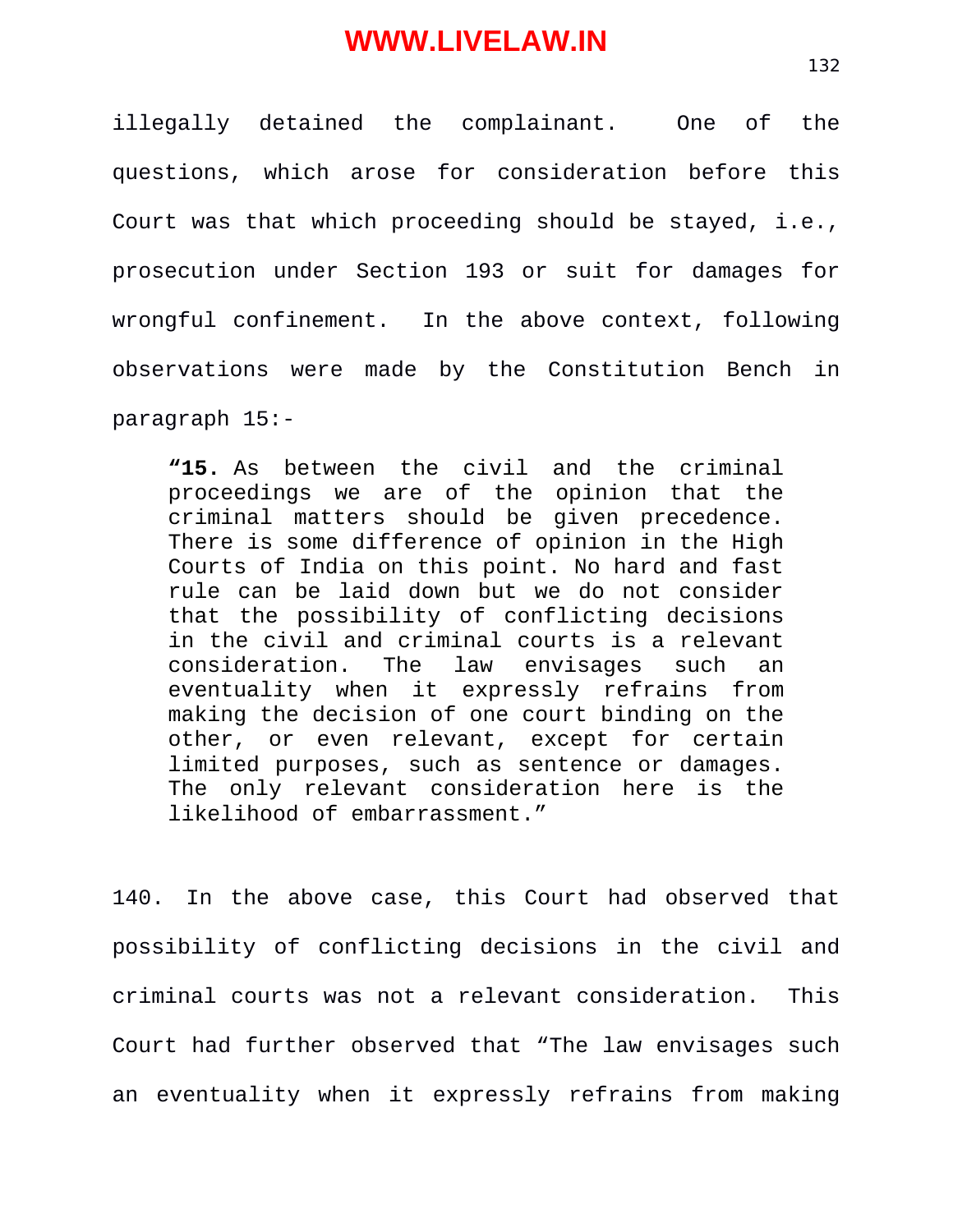illegally detained the complainant. One of the questions, which arose for consideration before this Court was that which proceeding should be stayed, i.e., prosecution under Section 193 or suit for damages for wrongful confinement. In the above context, following observations were made by the Constitution Bench in paragraph 15:-

> **"15.** As between the civil and the criminal proceedings we are of the opinion that the criminal matters should be given precedence. There is some difference of opinion in the High Courts of India on this point. No hard and fast rule can be laid down but we do not consider that the possibility of conflicting decisions in the civil and criminal courts is a relevant consideration. The law envisages such an eventuality when it expressly refrains from making the decision of one court binding on the other, or even relevant, except for certain limited purposes, such as sentence or damages. The only relevant consideration here is the likelihood of embarrassment."

140. In the above case, this Court had observed that possibility of conflicting decisions in the civil and criminal courts was not a relevant consideration. This Court had further observed that "The law envisages such an eventuality when it expressly refrains from making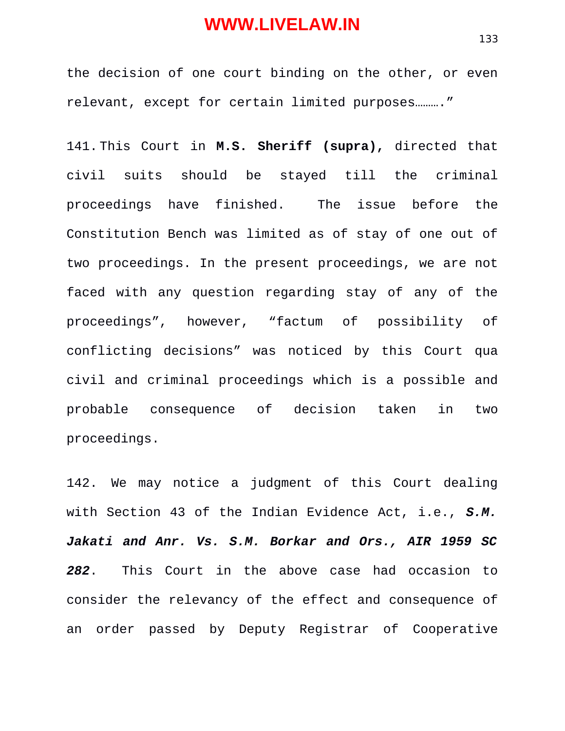the decision of one court binding on the other, or even relevant, except for certain limited purposes……….”

141. This Court in **M.S. Sheriff (supra),** directed that civil suits should be stayed till the criminal proceedings have finished. The issue before the Constitution Bench was limited as of stay of one out of two proceedings. In the present proceedings, we are not faced with any question regarding stay of any of the proceedings”, however, “factum of possibility of conflicting decisions” was noticed by this Court qua civil and criminal proceedings which is a possible and probable consequence of decision taken in two proceedings.

142. We may notice a judgment of this Court dealing with Section 43 of the Indian Evidence Act, i.e., ***S.M. Jakati and Anr. Vs. S.M. Borkar and Ors., AIR 1959 SC 282***. This Court in the above case had occasion to consider the relevancy of the effect and consequence of an order passed by Deputy Registrar of Cooperative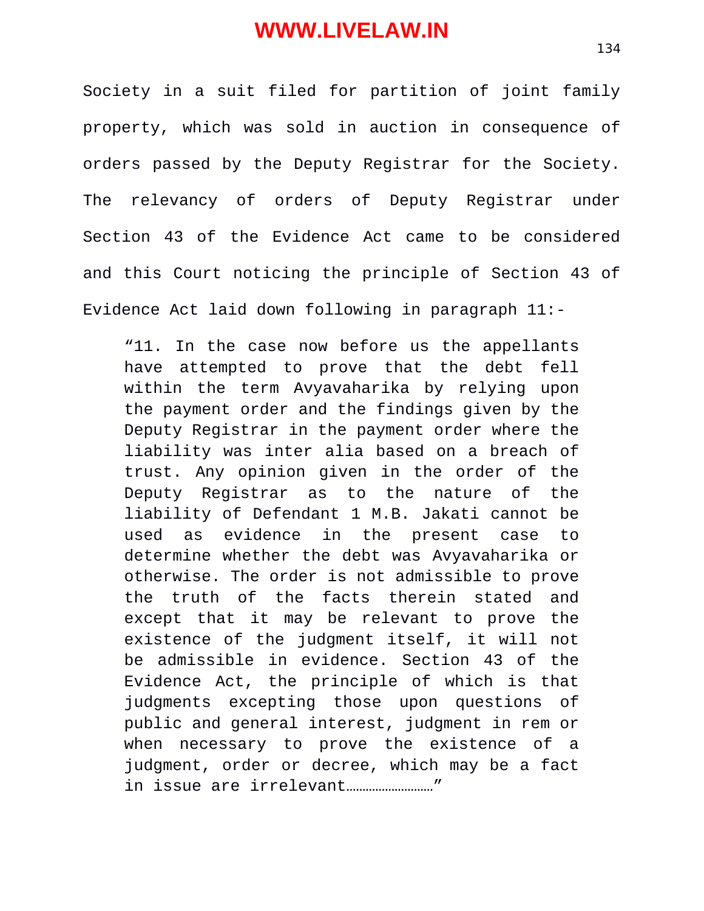Society in a suit filed for partition of joint family property, which was sold in auction in consequence of orders passed by the Deputy Registrar for the Society. The relevancy of orders of Deputy Registrar under Section 43 of the Evidence Act came to be considered and this Court noticing the principle of Section 43 of Evidence Act laid down following in paragraph 11:-

> "11. In the case now before us the appellants have attempted to prove that the debt fell within the term Avyavaharika by relying upon the payment order and the findings given by the Deputy Registrar in the payment order where the liability was inter alia based on a breach of trust. Any opinion given in the order of the Deputy Registrar as to the nature of the liability of Defendant 1 M.B. Jakati cannot be used as evidence in the present case to determine whether the debt was Avyavaharika or otherwise. The order is not admissible to prove the truth of the facts therein stated and except that it may be relevant to prove the existence of the judgment itself, it will not be admissible in evidence. Section 43 of the Evidence Act, the principle of which is that judgments excepting those upon questions of public and general interest, judgment in rem or when necessary to prove the existence of a judgment, order or decree, which may be a fact in issue are irrelevant………………………"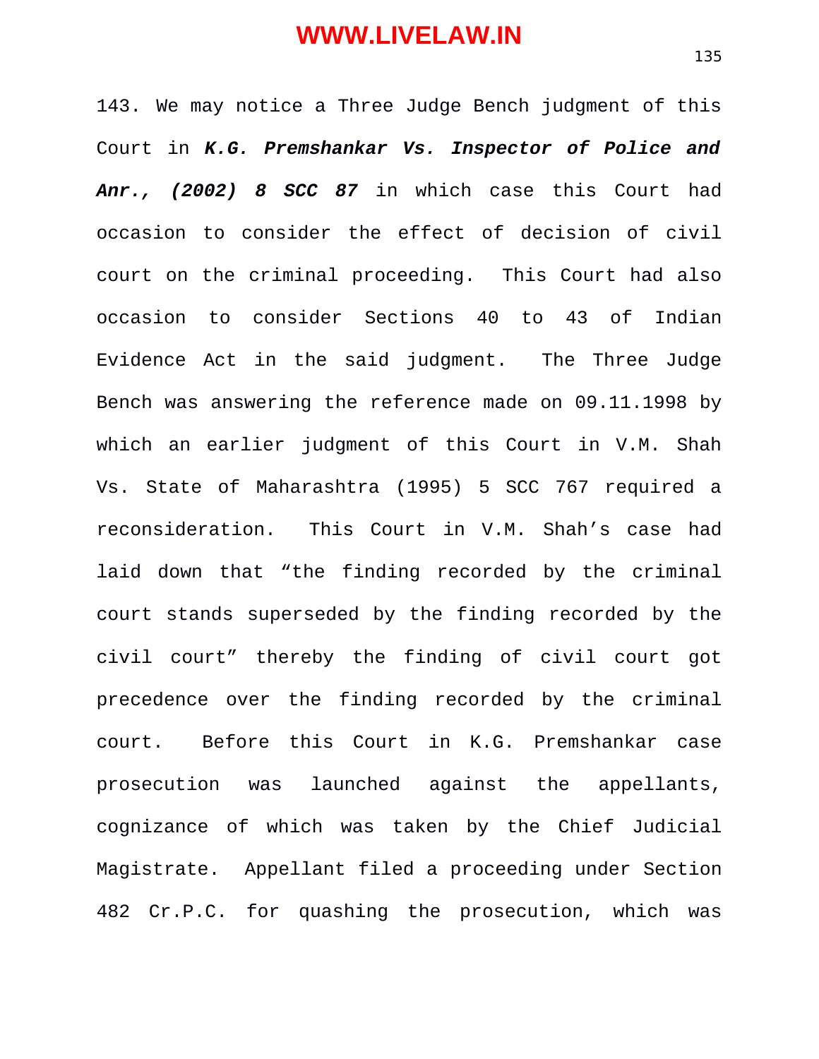143. We may notice a Three Judge Bench judgment of this Court in ***K.G. Premshankar Vs. Inspector of Police and Anr., (2002) 8 SCC 87*** in which case this Court had occasion to consider the effect of decision of civil court on the criminal proceeding. This Court had also occasion to consider Sections 40 to 43 of Indian Evidence Act in the said judgment. The Three Judge Bench was answering the reference made on 09.11.1998 by which an earlier judgment of this Court in V.M. Shah Vs. State of Maharashtra (1995) 5 SCC 767 required a reconsideration. This Court in V.M. Shah's case had laid down that "the finding recorded by the criminal court stands superseded by the finding recorded by the civil court" thereby the finding of civil court got precedence over the finding recorded by the criminal court. Before this Court in K.G. Premshankar case prosecution was launched against the appellants, cognizance of which was taken by the Chief Judicial Magistrate. Appellant filed a proceeding under Section 482 Cr.P.C. for quashing the prosecution, which was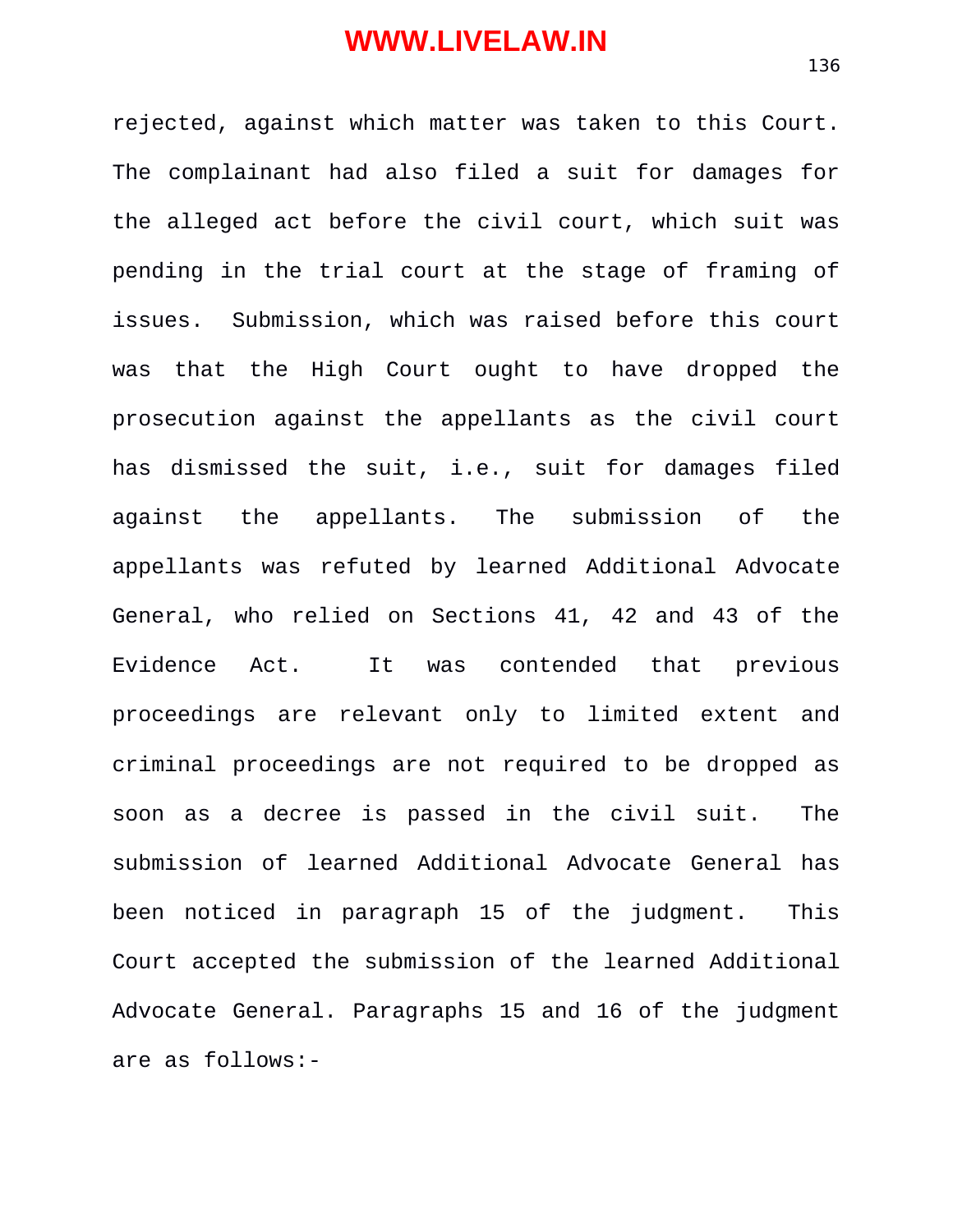rejected, against which matter was taken to this Court. The complainant had also filed a suit for damages for the alleged act before the civil court, which suit was pending in the trial court at the stage of framing of issues. Submission, which was raised before this court was that the High Court ought to have dropped the prosecution against the appellants as the civil court has dismissed the suit, i.e., suit for damages filed against the appellants. The submission of the appellants was refuted by learned Additional Advocate General, who relied on Sections 41, 42 and 43 of the Evidence Act. It was contended that previous proceedings are relevant only to limited extent and criminal proceedings are not required to be dropped as soon as a decree is passed in the civil suit. The submission of learned Additional Advocate General has been noticed in paragraph 15 of the judgment. This Court accepted the submission of the learned Additional Advocate General. Paragraphs 15 and 16 of the judgment are as follows:-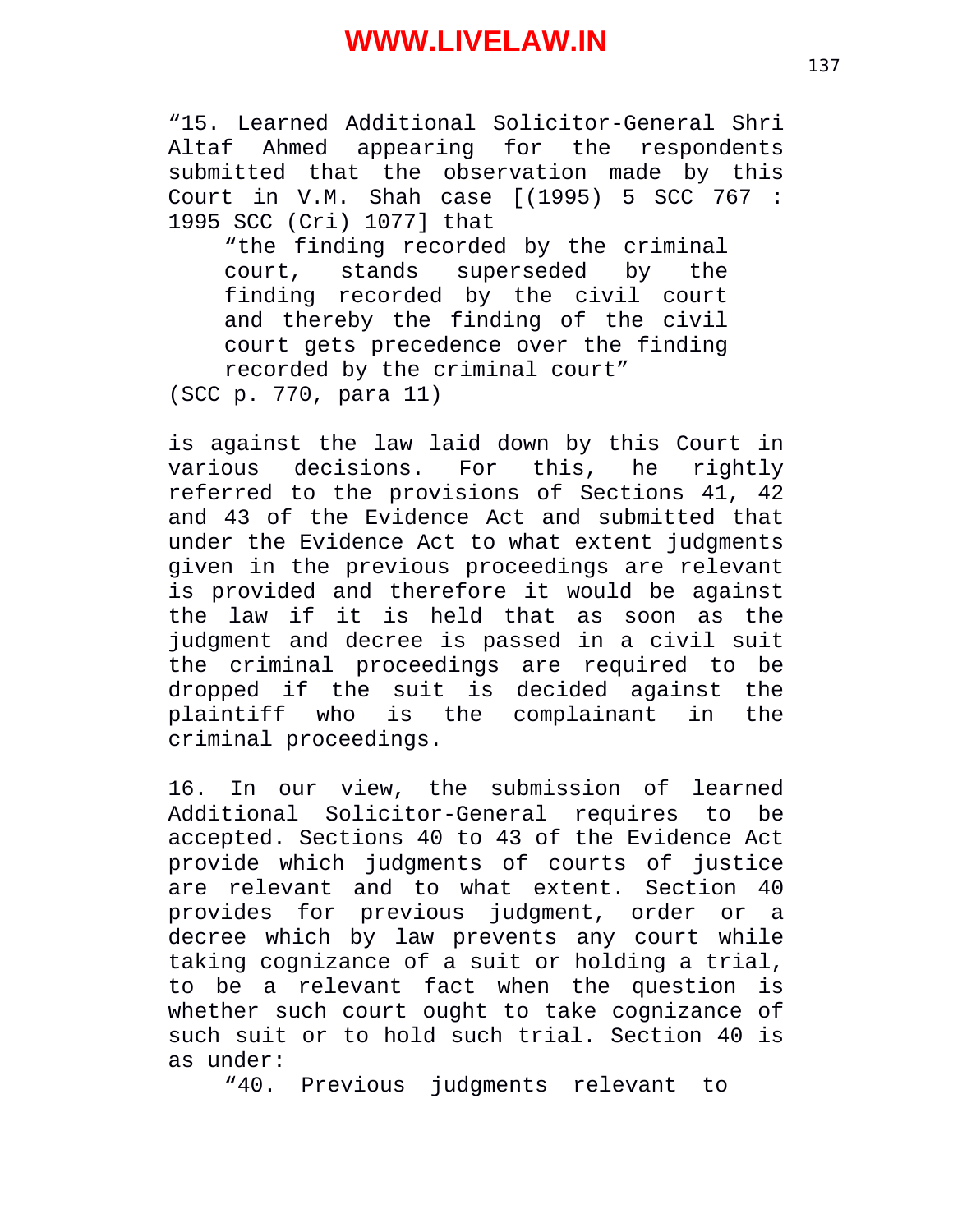"15. Learned Additional Solicitor-General Shri Altaf Ahmed appearing for the respondents submitted that the observation made by this Court in V.M. Shah case [(1995) 5 SCC 767 : 1995 SCC (Cri) 1077] that

> "the finding recorded by the criminal court, stands superseded by the finding recorded by the civil court and thereby the finding of the civil court gets precedence over the finding recorded by the criminal court"

(SCC p. 770, para 11)

is against the law laid down by this Court in various decisions. For this, he rightly referred to the provisions of Sections 41, 42 and 43 of the Evidence Act and submitted that under the Evidence Act to what extent judgments given in the previous proceedings are relevant is provided and therefore it would be against the law if it is held that as soon as the judgment and decree is passed in a civil suit the criminal proceedings are required to be dropped if the suit is decided against the plaintiff who is the complainant in the criminal proceedings.

16. In our view, the submission of learned Additional Solicitor-General requires to be accepted. Sections 40 to 43 of the Evidence Act provide which judgments of courts of justice are relevant and to what extent. Section 40 provides for previous judgment, order or a decree which by law prevents any court while taking cognizance of a suit or holding a trial, to be a relevant fact when the question is whether such court ought to take cognizance of such suit or to hold such trial. Section 40 is as under:

> "40. Previous judgments relevant to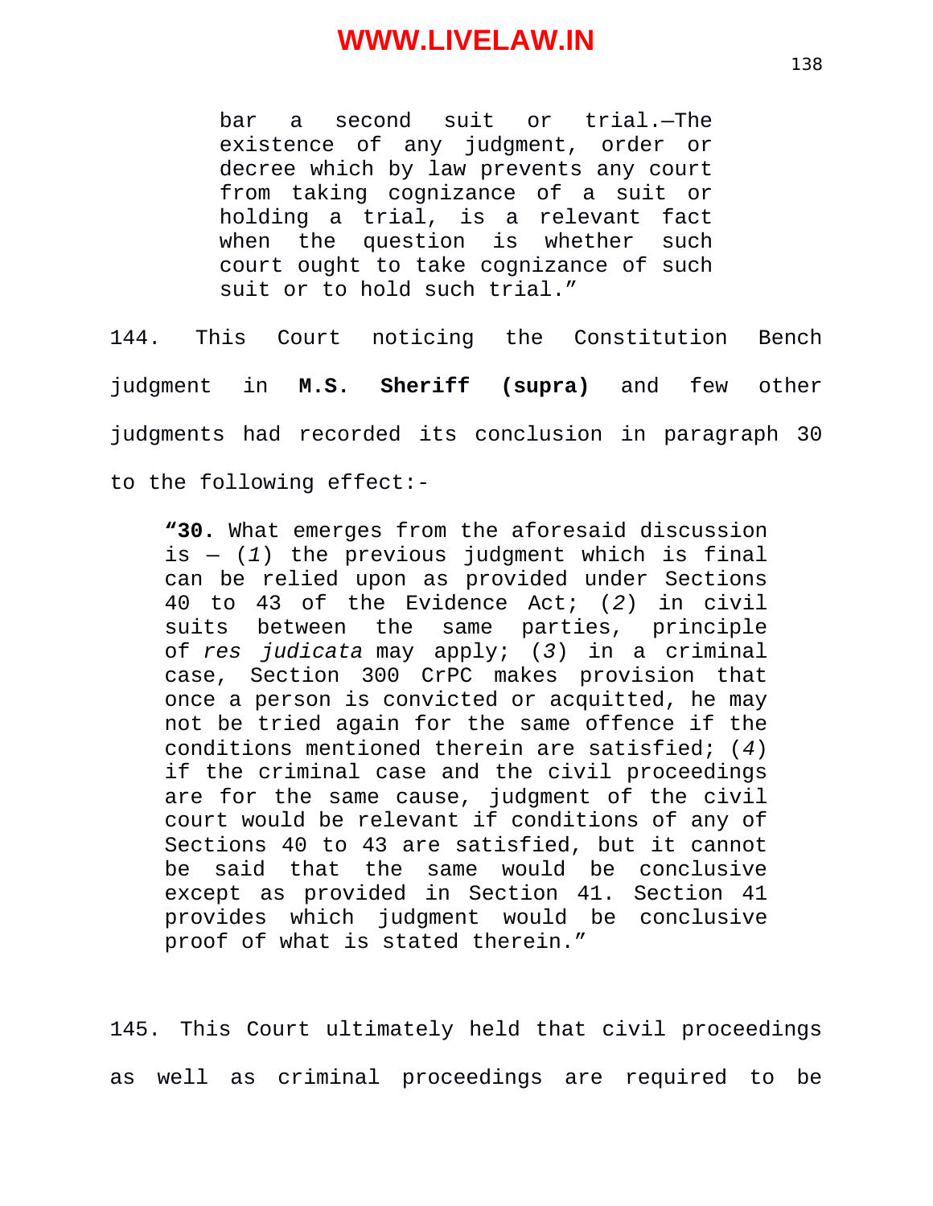> bar a second suit or trial.—The existence of any judgment, order or decree which by law prevents any court from taking cognizance of a suit or holding a trial, is a relevant fact when the question is whether such court ought to take cognizance of such suit or to hold such trial."

144. This Court noticing the Constitution Bench judgment in **M.S. Sheriff (supra)** and few other judgments had recorded its conclusion in paragraph 30 to the following effect:-

> **"30.** What emerges from the aforesaid discussion is — (*1*) the previous judgment which is final can be relied upon as provided under Sections 40 to 43 of the Evidence Act; (*2*) in civil suits between the same parties, principle of *res judicata* may apply; (*3*) in a criminal case, Section 300 CrPC makes provision that once a person is convicted or acquitted, he may not be tried again for the same offence if the conditions mentioned therein are satisfied; (*4*) if the criminal case and the civil proceedings are for the same cause, judgment of the civil court would be relevant if conditions of any of Sections 40 to 43 are satisfied, but it cannot be said that the same would be conclusive except as provided in Section 41. Section 41 provides which judgment would be conclusive proof of what is stated therein."

145. This Court ultimately held that civil proceedings as well as criminal proceedings are required to be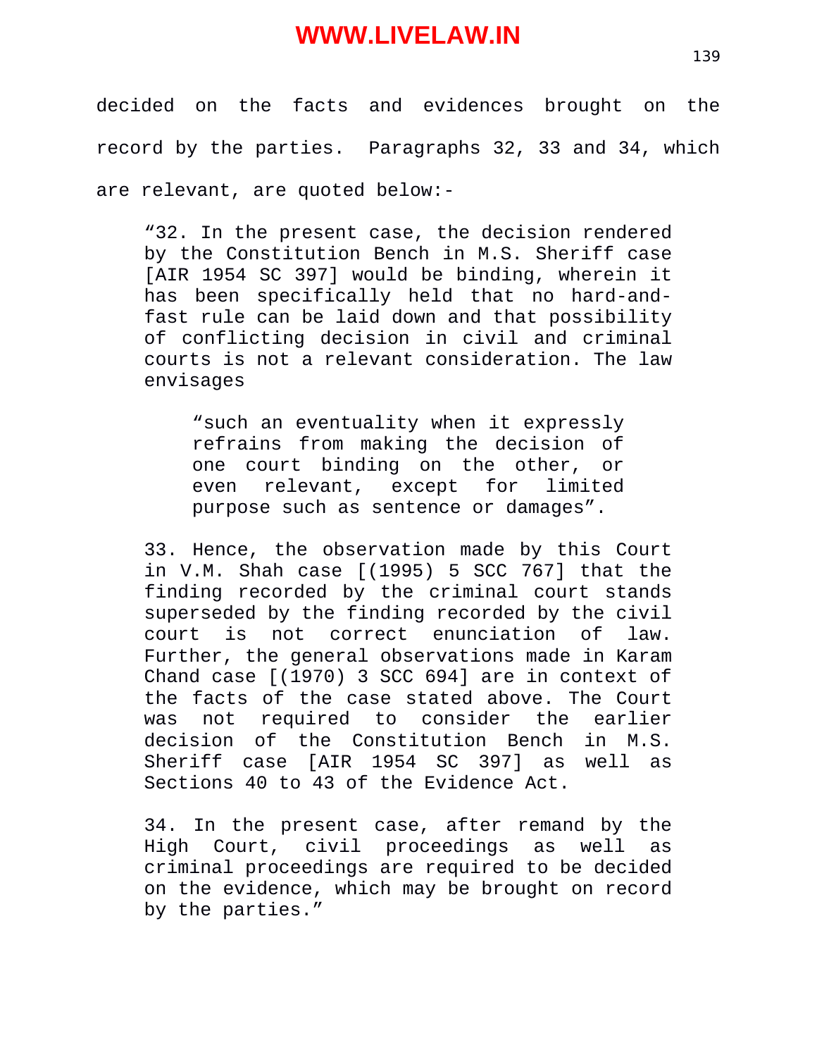decided on the facts and evidences brought on the record by the parties. Paragraphs 32, 33 and 34, which are relevant, are quoted below:-

> "32. In the present case, the decision rendered by the Constitution Bench in M.S. Sheriff case [AIR 1954 SC 397] would be binding, wherein it has been specifically held that no hard-and-fast rule can be laid down and that possibility of conflicting decision in civil and criminal courts is not a relevant consideration. The law envisages
>
> > "such an eventuality when it expressly refrains from making the decision of one court binding on the other, or even relevant, except for limited purpose such as sentence or damages".
>
> 33. Hence, the observation made by this Court in V.M. Shah case [(1995) 5 SCC 767] that the finding recorded by the criminal court stands superseded by the finding recorded by the civil court is not correct enunciation of law. Further, the general observations made in Karam Chand case [(1970) 3 SCC 694] are in context of the facts of the case stated above. The Court was not required to consider the earlier decision of the Constitution Bench in M.S. Sheriff case [AIR 1954 SC 397] as well as Sections 40 to 43 of the Evidence Act.
>
> 34. In the present case, after remand by the High Court, civil proceedings as well as criminal proceedings are required to be decided on the evidence, which may be brought on record by the parties."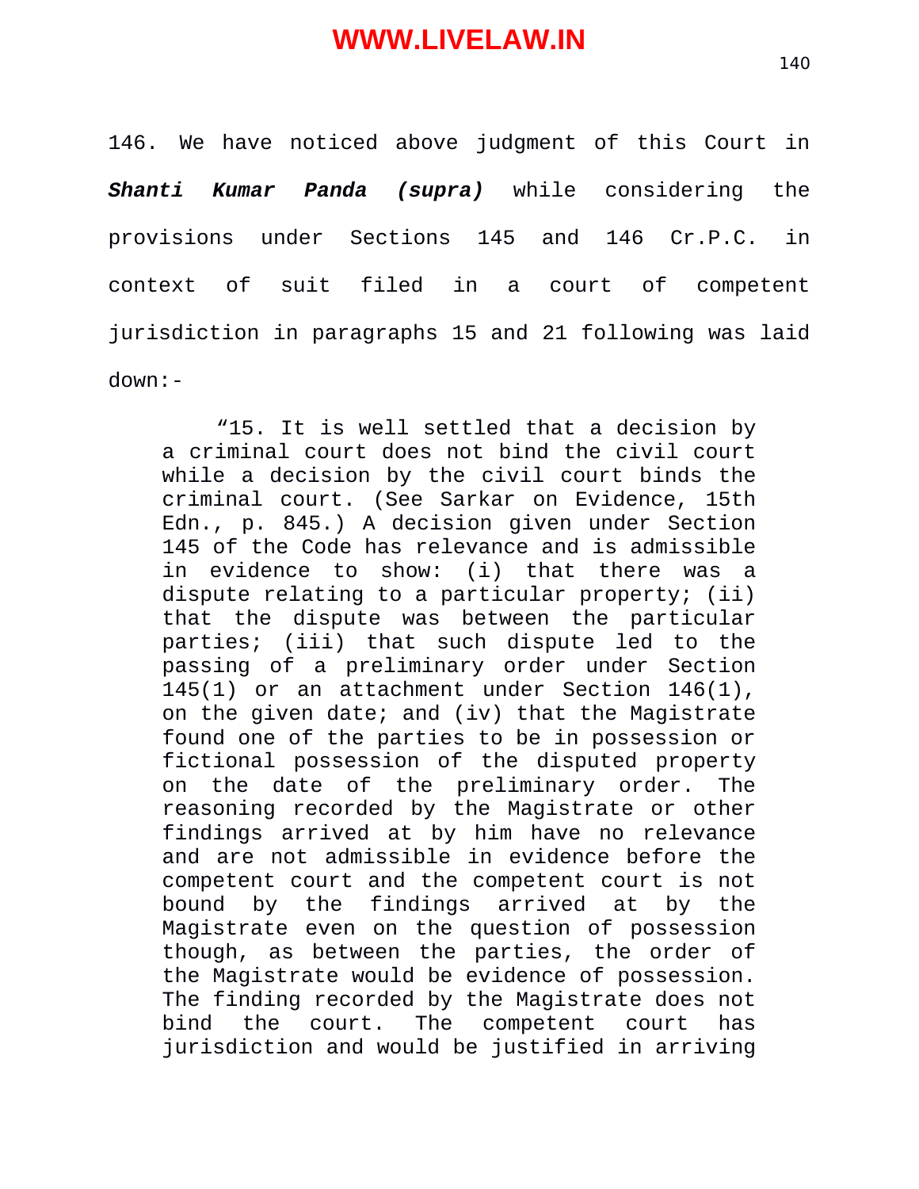146. We have noticed above judgment of this Court in ***Shanti Kumar Panda (supra)*** while considering the provisions under Sections 145 and 146 Cr.P.C. in context of suit filed in a court of competent jurisdiction in paragraphs 15 and 21 following was laid down:-

> "15. It is well settled that a decision by a criminal court does not bind the civil court while a decision by the civil court binds the criminal court. (See Sarkar on Evidence, 15th Edn., p. 845.) A decision given under Section 145 of the Code has relevance and is admissible in evidence to show: (i) that there was a dispute relating to a particular property; (ii) that the dispute was between the particular parties; (iii) that such dispute led to the passing of a preliminary order under Section 145(1) or an attachment under Section 146(1), on the given date; and (iv) that the Magistrate found one of the parties to be in possession or fictional possession of the disputed property on the date of the preliminary order. The reasoning recorded by the Magistrate or other findings arrived at by him have no relevance and are not admissible in evidence before the competent court and the competent court is not bound by the findings arrived at by the Magistrate even on the question of possession though, as between the parties, the order of the Magistrate would be evidence of possession. The finding recorded by the Magistrate does not bind the court. The competent court has jurisdiction and would be justified in arriving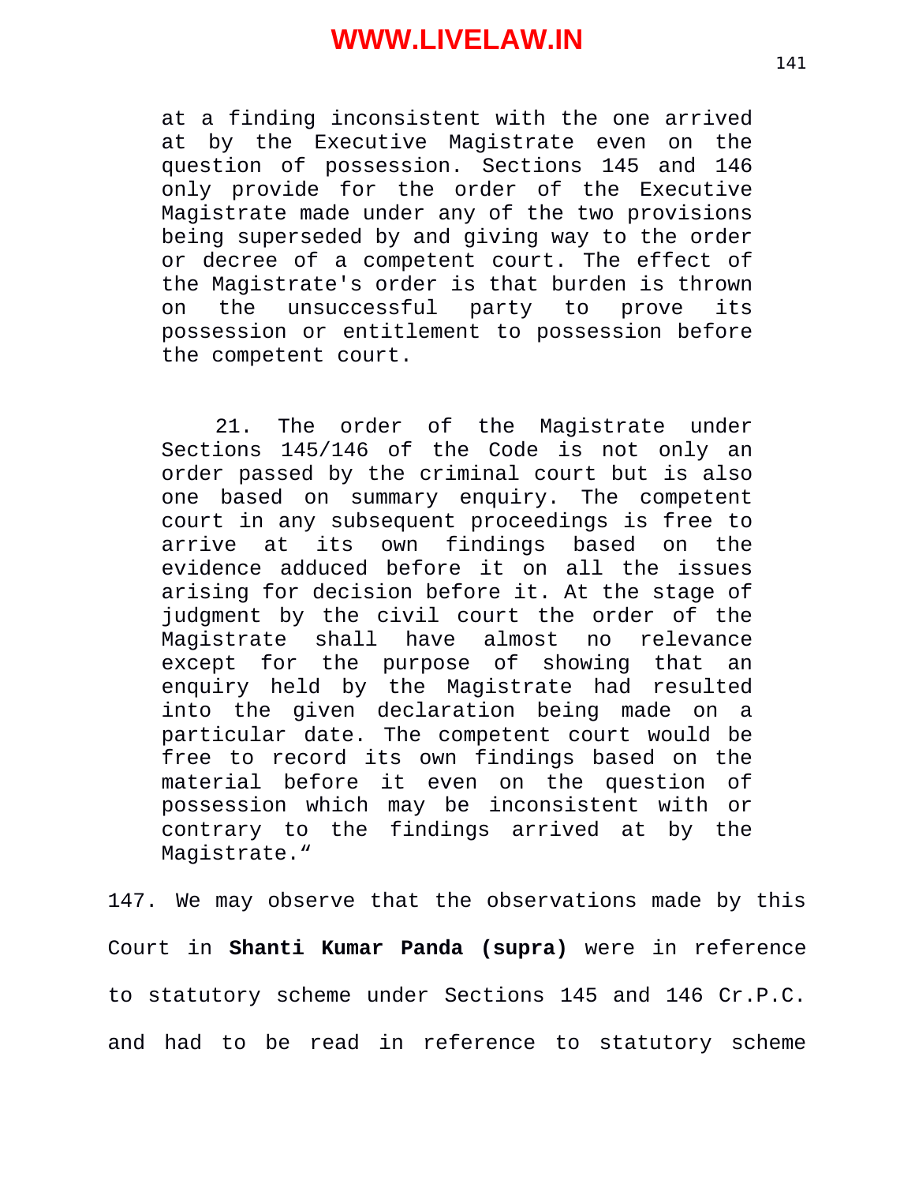at a finding inconsistent with the one arrived at by the Executive Magistrate even on the question of possession. Sections 145 and 146 only provide for the order of the Executive Magistrate made under any of the two provisions being superseded by and giving way to the order or decree of a competent court. The effect of the Magistrate's order is that burden is thrown on the unsuccessful party to prove its possession or entitlement to possession before the competent court.

21. The order of the Magistrate under Sections 145/146 of the Code is not only an order passed by the criminal court but is also one based on summary enquiry. The competent court in any subsequent proceedings is free to arrive at its own findings based on the evidence adduced before it on all the issues arising for decision before it. At the stage of judgment by the civil court the order of the Magistrate shall have almost no relevance except for the purpose of showing that an enquiry held by the Magistrate had resulted into the given declaration being made on a particular date. The competent court would be free to record its own findings based on the material before it even on the question of possession which may be inconsistent with or contrary to the findings arrived at by the Magistrate."

147. We may observe that the observations made by this Court in **Shanti Kumar Panda (supra)** were in reference to statutory scheme under Sections 145 and 146 Cr.P.C. and had to be read in reference to statutory scheme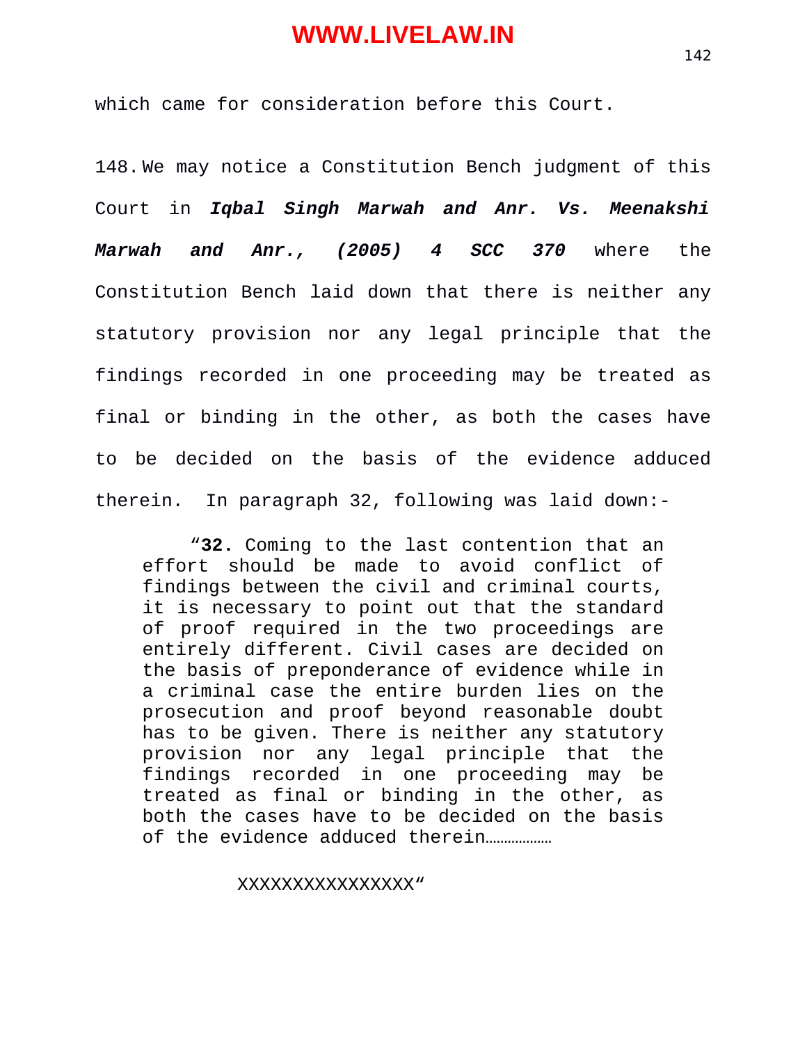which came for consideration before this Court.

148. We may notice a Constitution Bench judgment of this Court in ***Iqbal Singh Marwah and Anr. Vs. Meenakshi Marwah and Anr., (2005) 4 SCC 370*** where the Constitution Bench laid down that there is neither any statutory provision nor any legal principle that the findings recorded in one proceeding may be treated as final or binding in the other, as both the cases have to be decided on the basis of the evidence adduced therein. In paragraph 32, following was laid down:-

> "**32.** Coming to the last contention that an effort should be made to avoid conflict of findings between the civil and criminal courts, it is necessary to point out that the standard of proof required in the two proceedings are entirely different. Civil cases are decided on the basis of preponderance of evidence while in a criminal case the entire burden lies on the prosecution and proof beyond reasonable doubt has to be given. There is neither any statutory provision nor any legal principle that the findings recorded in one proceeding may be treated as final or binding in the other, as both the cases have to be decided on the basis of the evidence adduced therein………………
>
> XXXXXXXXXXXXXXXX"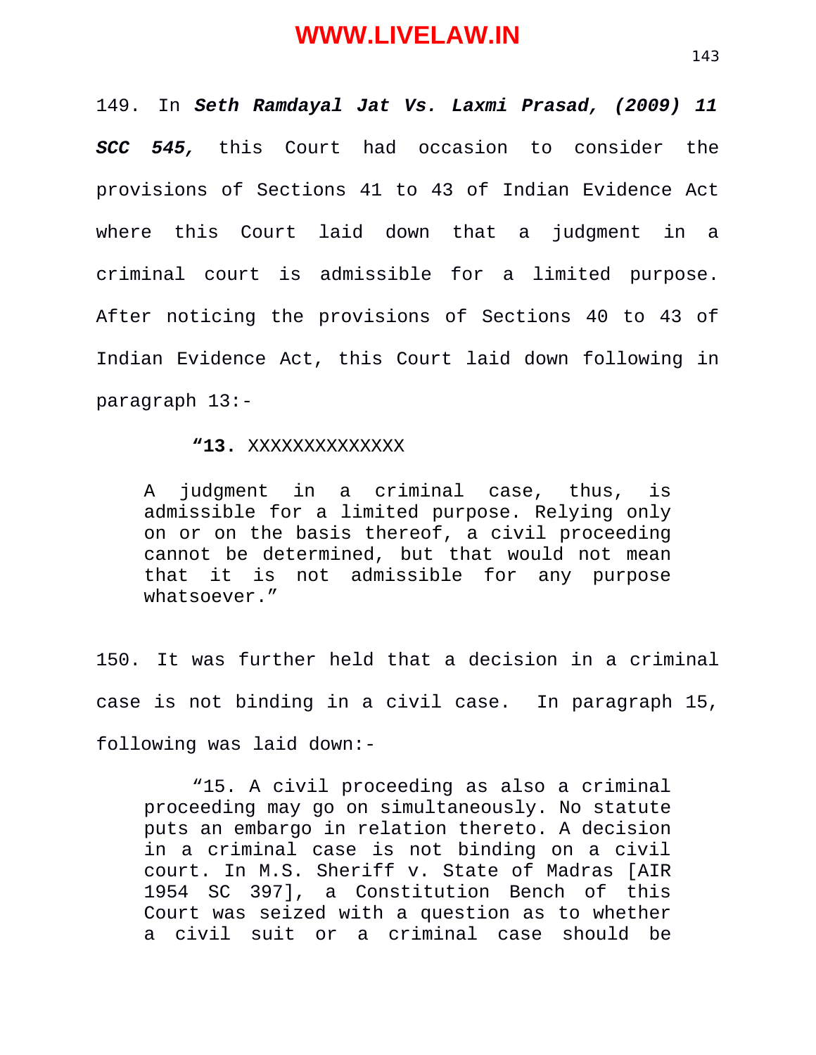149. In ***Seth Ramdayal Jat Vs. Laxmi Prasad, (2009) 11 SCC 545,*** this Court had occasion to consider the provisions of Sections 41 to 43 of Indian Evidence Act where this Court laid down that a judgment in a criminal court is admissible for a limited purpose. After noticing the provisions of Sections 40 to 43 of Indian Evidence Act, this Court laid down following in paragraph 13:-

> "**13.** XXXXXXXXXXXXXX
>
> A judgment in a criminal case, thus, is admissible for a limited purpose. Relying only on or on the basis thereof, a civil proceeding cannot be determined, but that would not mean that it is not admissible for any purpose whatsoever."

150. It was further held that a decision in a criminal case is not binding in a civil case. In paragraph 15, following was laid down:-

> "15. A civil proceeding as also a criminal proceeding may go on simultaneously. No statute puts an embargo in relation thereto. A decision in a criminal case is not binding on a civil court. In M.S. Sheriff v. State of Madras [AIR 1954 SC 397], a Constitution Bench of this Court was seized with a question as to whether a civil suit or a criminal case should be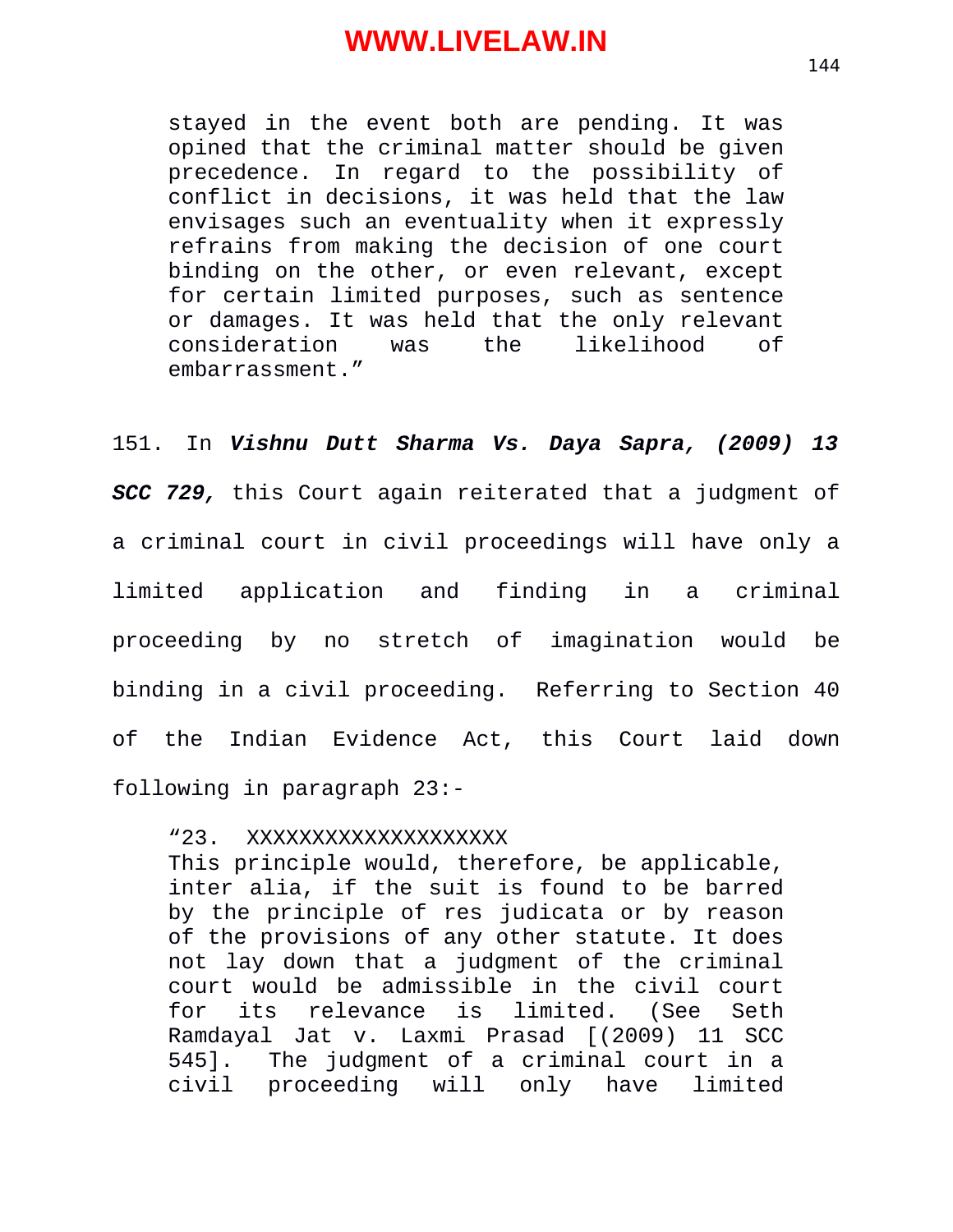> stayed in the event both are pending. It was opined that the criminal matter should be given precedence. In regard to the possibility of conflict in decisions, it was held that the law envisages such an eventuality when it expressly refrains from making the decision of one court binding on the other, or even relevant, except for certain limited purposes, such as sentence or damages. It was held that the only relevant consideration was the likelihood of embarrassment."

151. In ***Vishnu Dutt Sharma Vs. Daya Sapra, (2009) 13 SCC 729,*** this Court again reiterated that a judgment of a criminal court in civil proceedings will have only a limited application and finding in a criminal proceeding by no stretch of imagination would be binding in a civil proceeding. Referring to Section 40 of the Indian Evidence Act, this Court laid down following in paragraph 23:-

> "23. XXXXXXXXXXXXXXXXXXX
> This principle would, therefore, be applicable, inter alia, if the suit is found to be barred by the principle of res judicata or by reason of the provisions of any other statute. It does not lay down that a judgment of the criminal court would be admissible in the civil court for its relevance is limited. (See Seth Ramdayal Jat v. Laxmi Prasad [(2009) 11 SCC 545]. The judgment of a criminal court in a civil proceeding will only have limited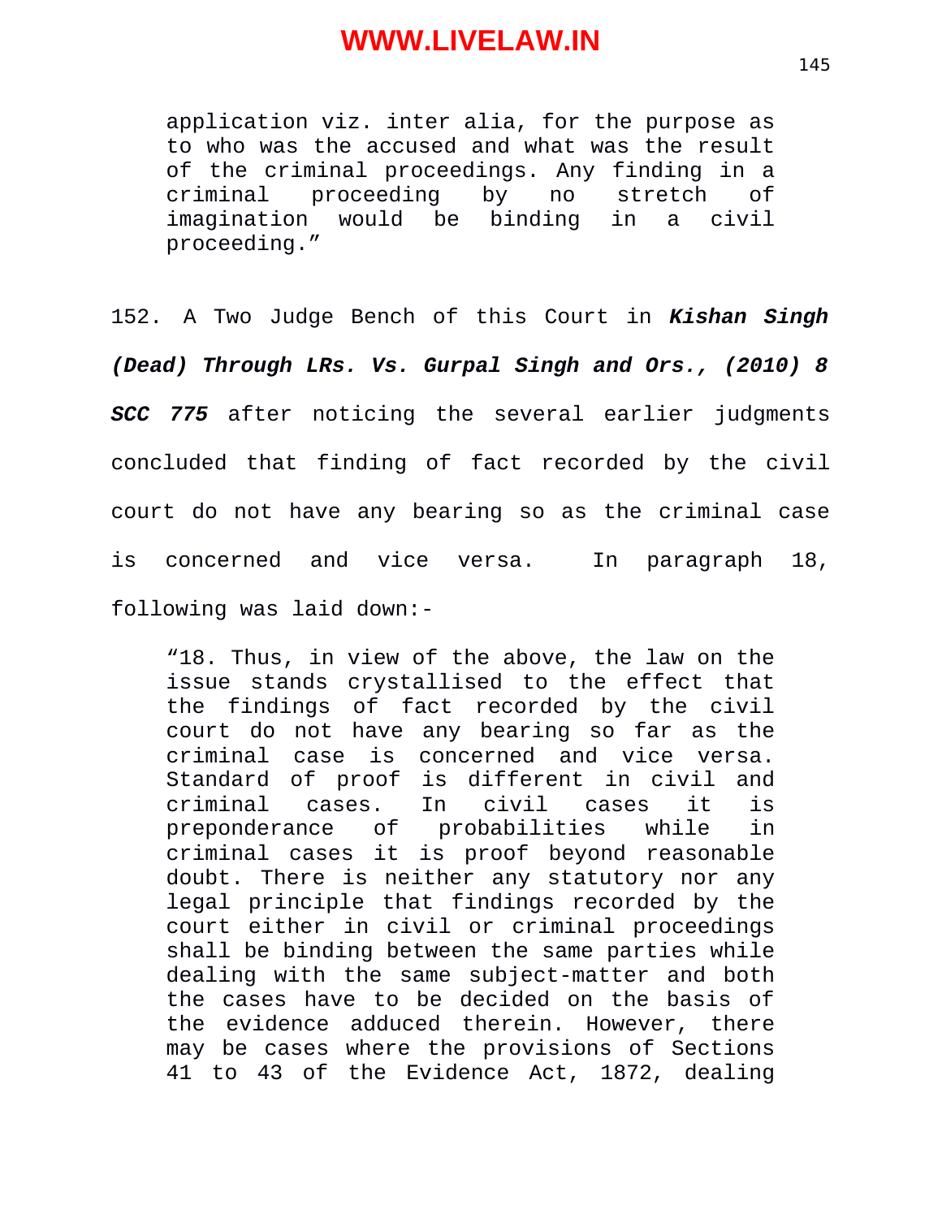application viz. inter alia, for the purpose as to who was the accused and what was the result of the criminal proceedings. Any finding in a criminal proceeding by no stretch of imagination would be binding in a civil proceeding."

152. A Two Judge Bench of this Court in ***Kishan Singh (Dead) Through LRs. Vs. Gurpal Singh and Ors., (2010) 8 SCC 775*** after noticing the several earlier judgments concluded that finding of fact recorded by the civil court do not have any bearing so as the criminal case is concerned and vice versa. In paragraph 18, following was laid down:-

> "18. Thus, in view of the above, the law on the issue stands crystallised to the effect that the findings of fact recorded by the civil court do not have any bearing so far as the criminal case is concerned and vice versa. Standard of proof is different in civil and criminal cases. In civil cases it is preponderance of probabilities while in criminal cases it is proof beyond reasonable doubt. There is neither any statutory nor any legal principle that findings recorded by the court either in civil or criminal proceedings shall be binding between the same parties while dealing with the same subject-matter and both the cases have to be decided on the basis of the evidence adduced therein. However, there may be cases where the provisions of Sections 41 to 43 of the Evidence Act, 1872, dealing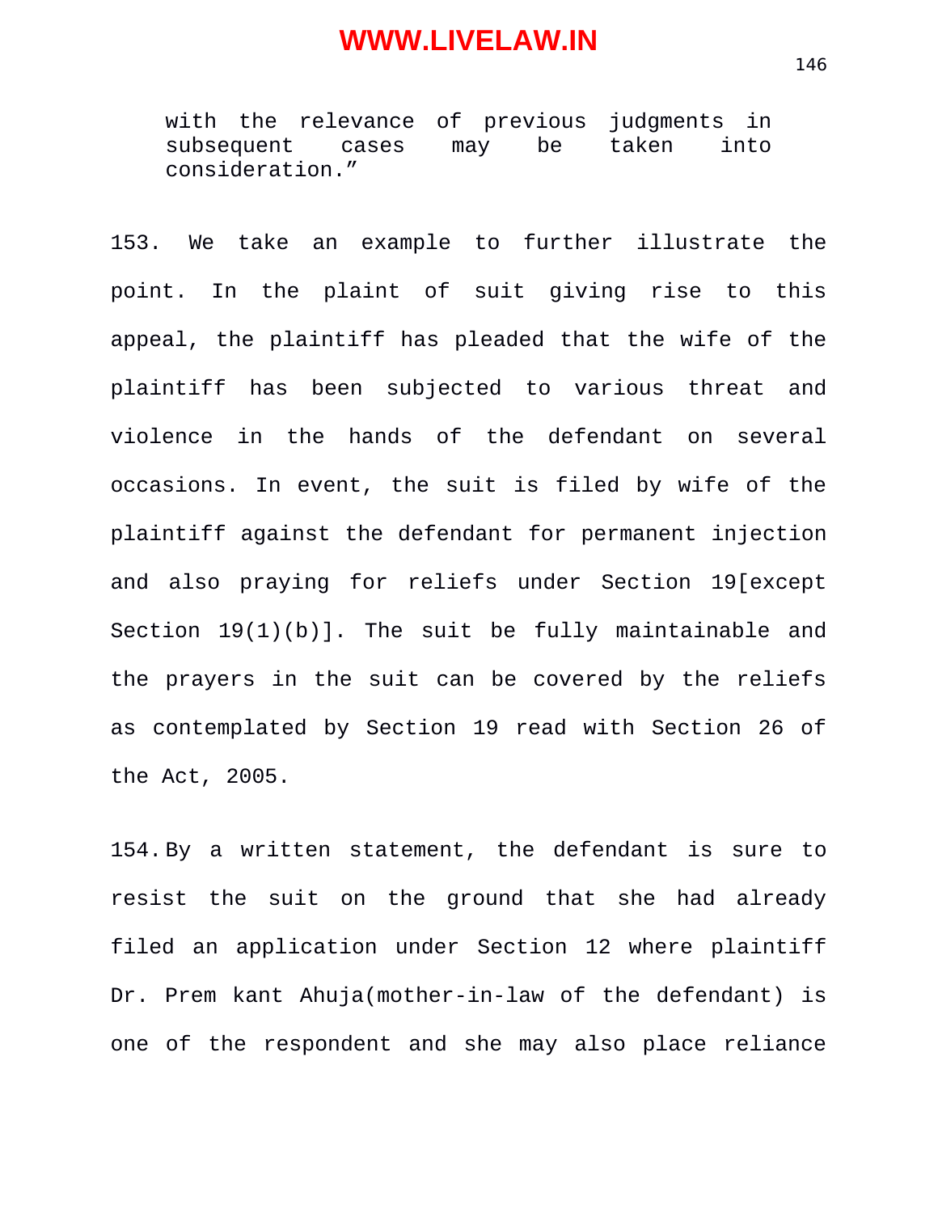> with the relevance of previous judgments in subsequent cases may be taken into consideration."

153. We take an example to further illustrate the point. In the plaint of suit giving rise to this appeal, the plaintiff has pleaded that the wife of the plaintiff has been subjected to various threat and violence in the hands of the defendant on several occasions. In event, the suit is filed by wife of the plaintiff against the defendant for permanent injection and also praying for reliefs under Section 19[except Section 19(1)(b)]. The suit be fully maintainable and the prayers in the suit can be covered by the reliefs as contemplated by Section 19 read with Section 26 of the Act, 2005.

154. By a written statement, the defendant is sure to resist the suit on the ground that she had already filed an application under Section 12 where plaintiff Dr. Prem kant Ahuja(mother-in-law of the defendant) is one of the respondent and she may also place reliance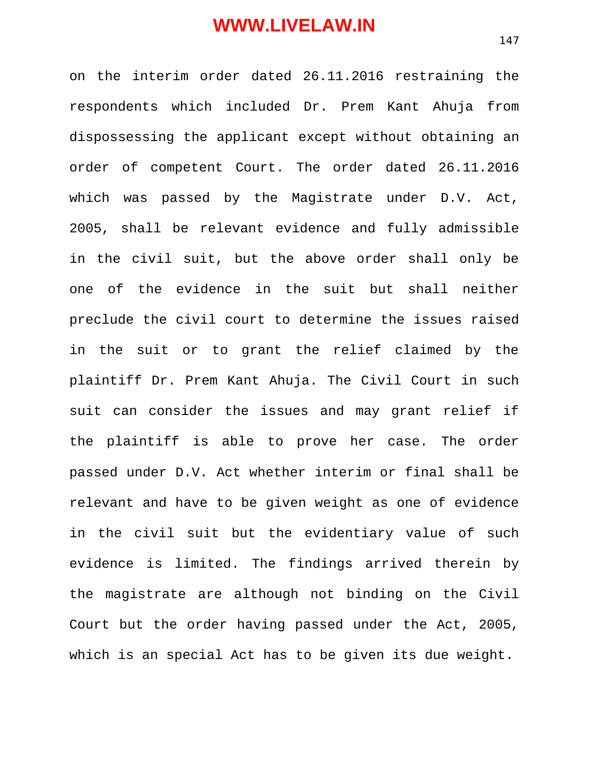on the interim order dated 26.11.2016 restraining the respondents which included Dr. Prem Kant Ahuja from dispossessing the applicant except without obtaining an order of competent Court. The order dated 26.11.2016 which was passed by the Magistrate under D.V. Act, 2005, shall be relevant evidence and fully admissible in the civil suit, but the above order shall only be one of the evidence in the suit but shall neither preclude the civil court to determine the issues raised in the suit or to grant the relief claimed by the plaintiff Dr. Prem Kant Ahuja. The Civil Court in such suit can consider the issues and may grant relief if the plaintiff is able to prove her case. The order passed under D.V. Act whether interim or final shall be relevant and have to be given weight as one of evidence in the civil suit but the evidentiary value of such evidence is limited. The findings arrived therein by the magistrate are although not binding on the Civil Court but the order having passed under the Act, 2005, which is an special Act has to be given its due weight.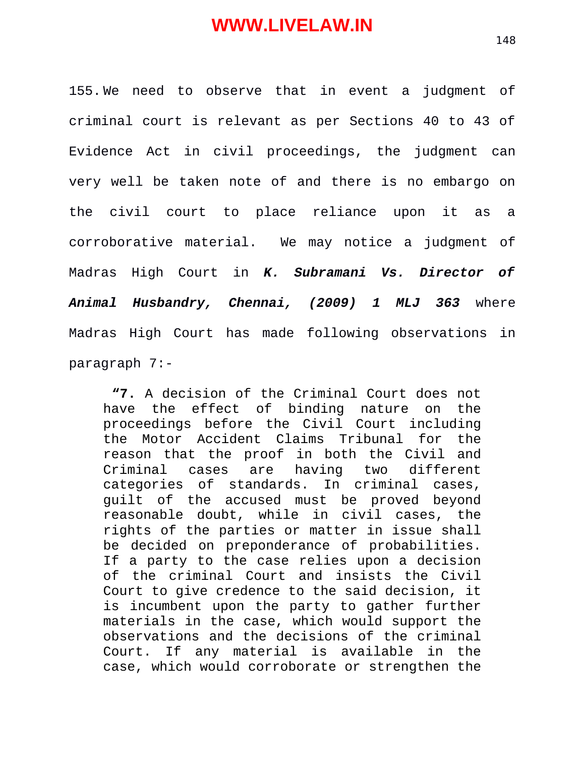155. We need to observe that in event a judgment of criminal court is relevant as per Sections 40 to 43 of Evidence Act in civil proceedings, the judgment can very well be taken note of and there is no embargo on the civil court to place reliance upon it as a corroborative material. We may notice a judgment of Madras High Court in ***K. Subramani Vs. Director of Animal Husbandry, Chennai, (2009) 1 MLJ 363*** where Madras High Court has made following observations in paragraph 7:-

> **"7.** A decision of the Criminal Court does not have the effect of binding nature on the proceedings before the Civil Court including the Motor Accident Claims Tribunal for the reason that the proof in both the Civil and Criminal cases are having two different categories of standards. In criminal cases, guilt of the accused must be proved beyond reasonable doubt, while in civil cases, the rights of the parties or matter in issue shall be decided on preponderance of probabilities. If a party to the case relies upon a decision of the criminal Court and insists the Civil Court to give credence to the said decision, it is incumbent upon the party to gather further materials in the case, which would support the observations and the decisions of the criminal Court. If any material is available in the case, which would corroborate or strengthen the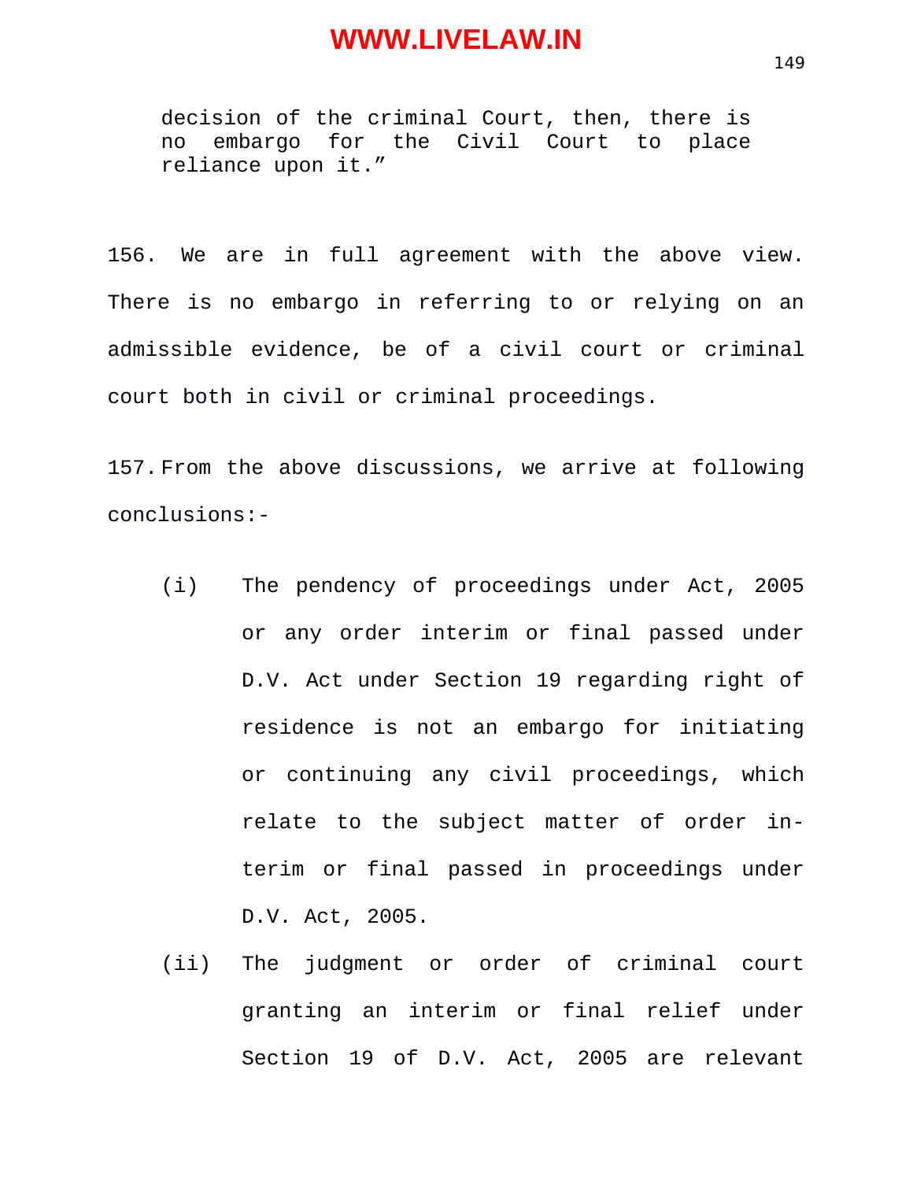> decision of the criminal Court, then, there is no embargo for the Civil Court to place reliance upon it."

156. We are in full agreement with the above view. There is no embargo in referring to or relying on an admissible evidence, be of a civil court or criminal court both in civil or criminal proceedings.

157. From the above discussions, we arrive at following conclusions:-

(i) The pendency of proceedings under Act, 2005 or any order interim or final passed under D.V. Act under Section 19 regarding right of residence is not an embargo for initiating or continuing any civil proceedings, which relate to the subject matter of order interim or final passed in proceedings under D.V. Act, 2005.

(ii) The judgment or order of criminal court granting an interim or final relief under Section 19 of D.V. Act, 2005 are relevant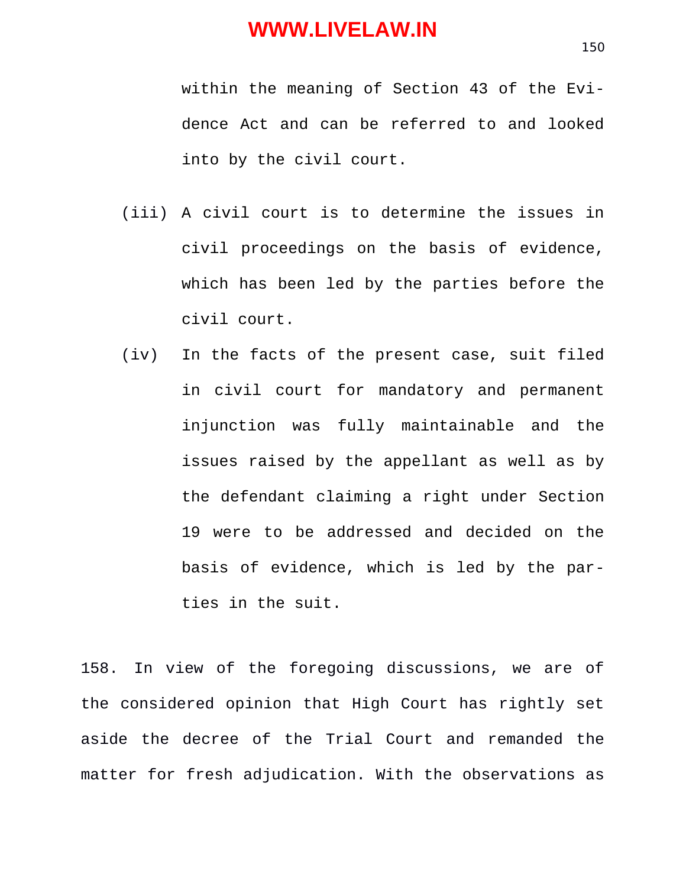within the meaning of Section 43 of the Evidence Act and can be referred to and looked into by the civil court.

(iii) A civil court is to determine the issues in civil proceedings on the basis of evidence, which has been led by the parties before the civil court.

(iv) In the facts of the present case, suit filed in civil court for mandatory and permanent injunction was fully maintainable and the issues raised by the appellant as well as by the defendant claiming a right under Section 19 were to be addressed and decided on the basis of evidence, which is led by the parties in the suit.

158. In view of the foregoing discussions, we are of the considered opinion that High Court has rightly set aside the decree of the Trial Court and remanded the matter for fresh adjudication. With the observations as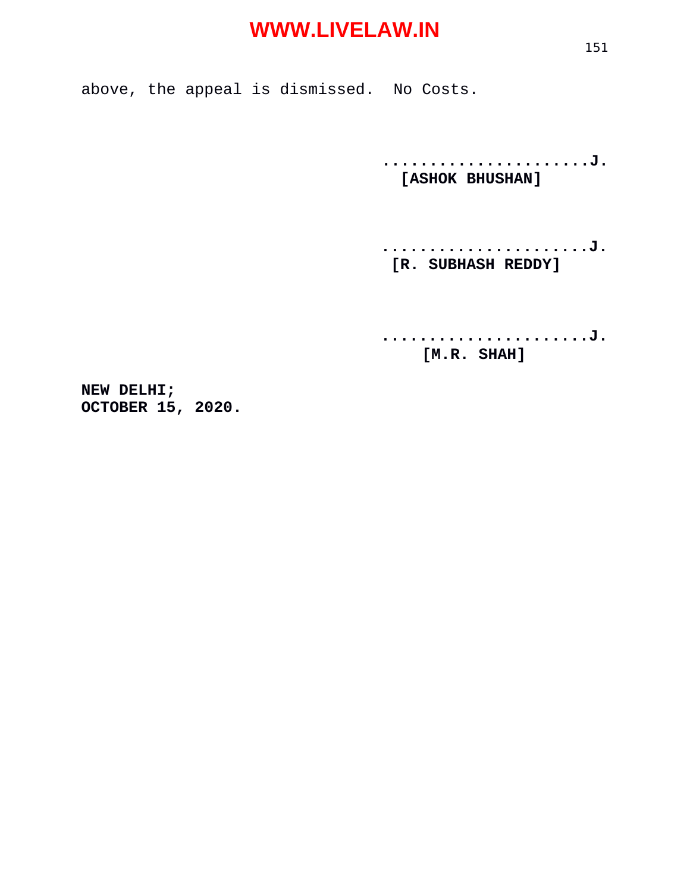above, the appeal is dismissed. No Costs.

**......................J.**
**[ASHOK BHUSHAN]**

**......................J.**
**[R. SUBHASH REDDY]**

**......................J.**
**[M.R. SHAH]**

**NEW DELHI;**
**OCTOBER 15, 2020.**